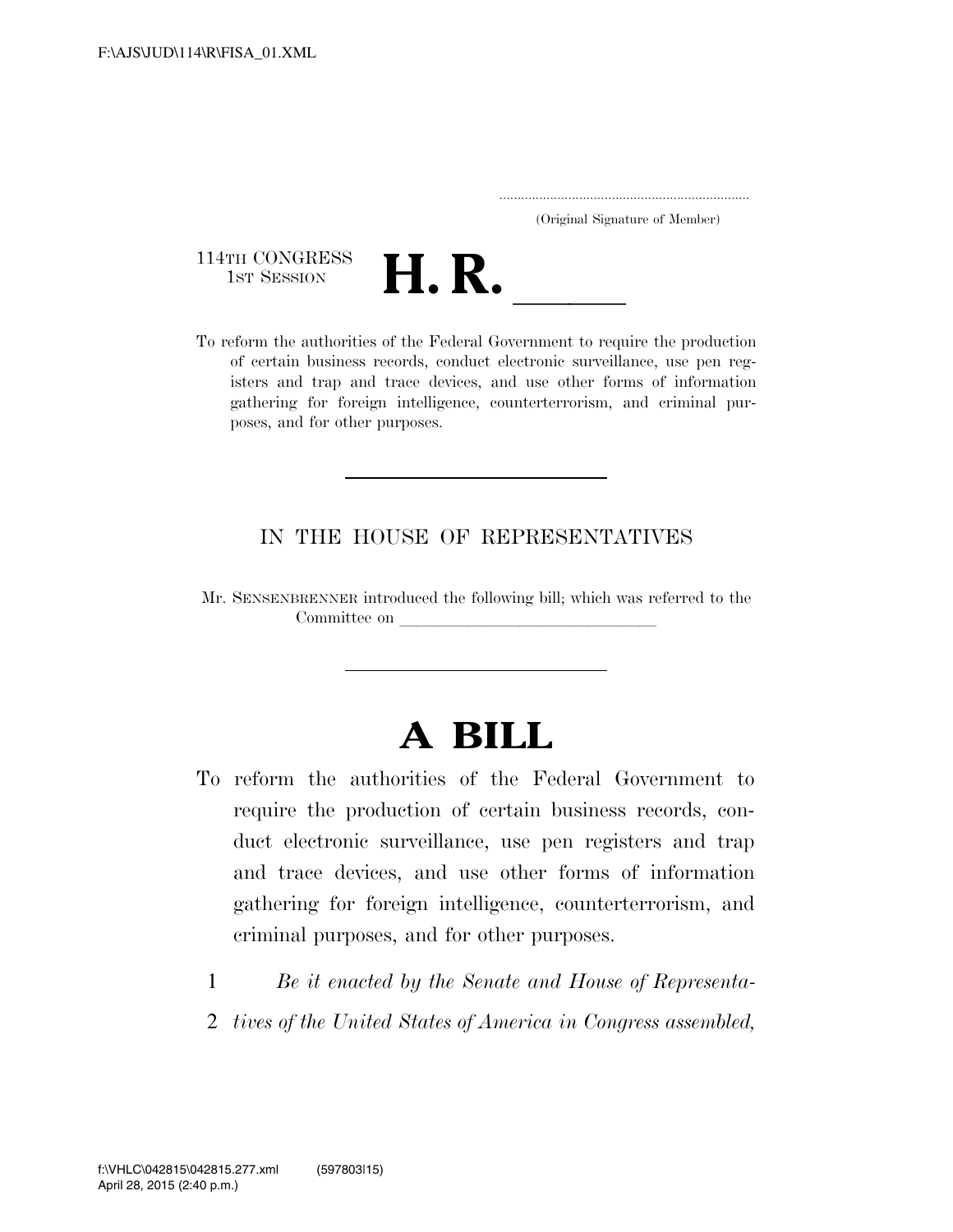F:\AJS\JUD\114\R\FISA_01.XML

.....................................................................
(Original Signature of Member)

114TH CONGRESS
1ST SESSION

# H. R. \_\_\_\_\_\_

To reform the authorities of the Federal Government to require the production of certain business records, conduct electronic surveillance, use pen registers and trap and trace devices, and use other forms of information gathering for foreign intelligence, counterterrorism, and criminal purposes, and for other purposes.

---

IN THE HOUSE OF REPRESENTATIVES

Mr. SENSENBRENNER introduced the following bill; which was referred to the Committee on \_\_\_\_\_\_\_\_\_\_\_\_\_\_\_\_\_\_\_\_\_\_\_\_\_\_\_\_\_\_

---

# A BILL

To reform the authorities of the Federal Government to require the production of certain business records, conduct electronic surveillance, use pen registers and trap and trace devices, and use other forms of information gathering for foreign intelligence, counterterrorism, and criminal purposes, and for other purposes.

1 *Be it enacted by the Senate and House of Representa-*
2 *tives of the United States of America in Congress assembled,*

f:\VHLC\042815\042815.277.xml (597803|15)
April 28, 2015 (2:40 p.m.)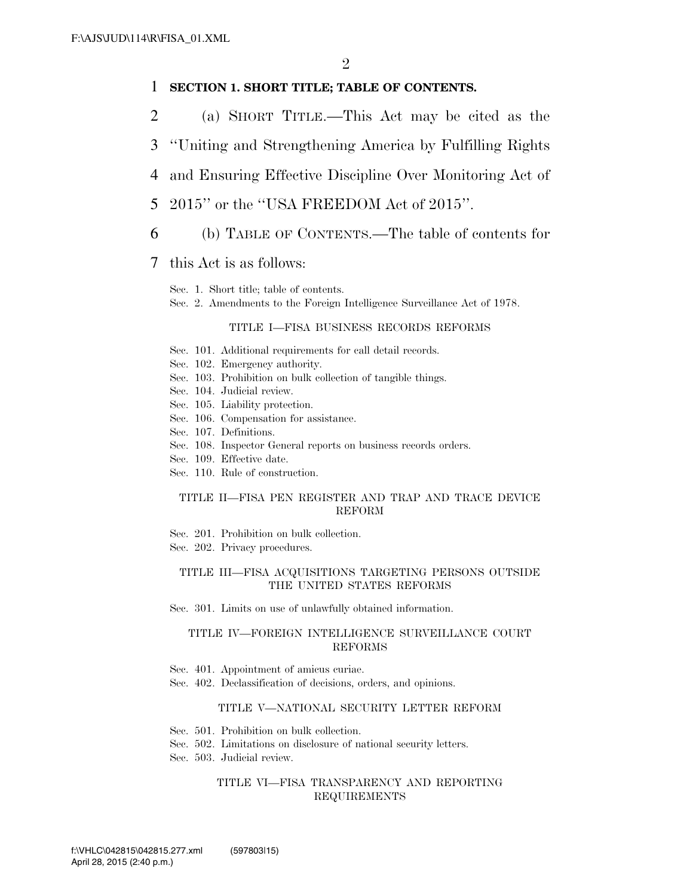**SECTION 1. SHORT TITLE; TABLE OF CONTENTS.**

(a) SHORT TITLE.—This Act may be cited as the ''Uniting and Strengthening America by Fulfilling Rights and Ensuring Effective Discipline Over Monitoring Act of 2015'' or the ''USA FREEDOM Act of 2015''.

(b) TABLE OF CONTENTS.—The table of contents for this Act is as follows:

Sec. 1. Short title; table of contents.
Sec. 2. Amendments to the Foreign Intelligence Surveillance Act of 1978.

TITLE I—FISA BUSINESS RECORDS REFORMS

Sec. 101. Additional requirements for call detail records.
Sec. 102. Emergency authority.
Sec. 103. Prohibition on bulk collection of tangible things.
Sec. 104. Judicial review.
Sec. 105. Liability protection.
Sec. 106. Compensation for assistance.
Sec. 107. Definitions.
Sec. 108. Inspector General reports on business records orders.
Sec. 109. Effective date.
Sec. 110. Rule of construction.

TITLE II—FISA PEN REGISTER AND TRAP AND TRACE DEVICE REFORM

Sec. 201. Prohibition on bulk collection.
Sec. 202. Privacy procedures.

TITLE III—FISA ACQUISITIONS TARGETING PERSONS OUTSIDE THE UNITED STATES REFORMS

Sec. 301. Limits on use of unlawfully obtained information.

TITLE IV—FOREIGN INTELLIGENCE SURVEILLANCE COURT REFORMS

Sec. 401. Appointment of amicus curiae.
Sec. 402. Declassification of decisions, orders, and opinions.

TITLE V—NATIONAL SECURITY LETTER REFORM

Sec. 501. Prohibition on bulk collection.
Sec. 502. Limitations on disclosure of national security letters.
Sec. 503. Judicial review.

TITLE VI—FISA TRANSPARENCY AND REPORTING REQUIREMENTS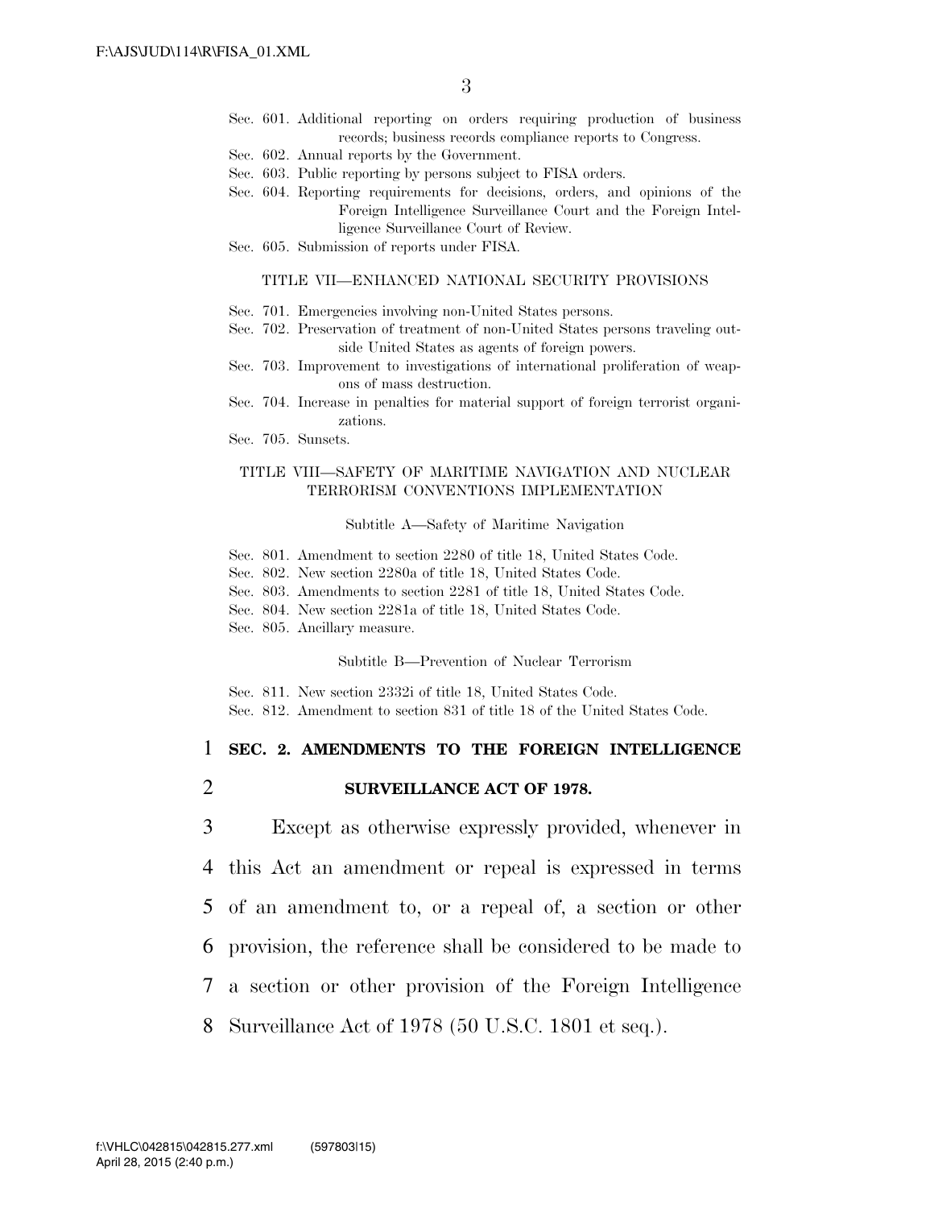Sec. 601. Additional reporting on orders requiring production of business records; business records compliance reports to Congress.
Sec. 602. Annual reports by the Government.
Sec. 603. Public reporting by persons subject to FISA orders.
Sec. 604. Reporting requirements for decisions, orders, and opinions of the Foreign Intelligence Surveillance Court and the Foreign Intelligence Surveillance Court of Review.
Sec. 605. Submission of reports under FISA.

TITLE VII—ENHANCED NATIONAL SECURITY PROVISIONS

Sec. 701. Emergencies involving non-United States persons.
Sec. 702. Preservation of treatment of non-United States persons traveling outside United States as agents of foreign powers.
Sec. 703. Improvement to investigations of international proliferation of weapons of mass destruction.
Sec. 704. Increase in penalties for material support of foreign terrorist organizations.
Sec. 705. Sunsets.

TITLE VIII—SAFETY OF MARITIME NAVIGATION AND NUCLEAR TERRORISM CONVENTIONS IMPLEMENTATION

Subtitle A—Safety of Maritime Navigation

Sec. 801. Amendment to section 2280 of title 18, United States Code.
Sec. 802. New section 2280a of title 18, United States Code.
Sec. 803. Amendments to section 2281 of title 18, United States Code.
Sec. 804. New section 2281a of title 18, United States Code.
Sec. 805. Ancillary measure.

Subtitle B—Prevention of Nuclear Terrorism

Sec. 811. New section 2332i of title 18, United States Code.
Sec. 812. Amendment to section 831 of title 18 of the United States Code.

**SEC. 2. AMENDMENTS TO THE FOREIGN INTELLIGENCE SURVEILLANCE ACT OF 1978.**

Except as otherwise expressly provided, whenever in this Act an amendment or repeal is expressed in terms of an amendment to, or a repeal of, a section or other provision, the reference shall be considered to be made to a section or other provision of the Foreign Intelligence Surveillance Act of 1978 (50 U.S.C. 1801 et seq.).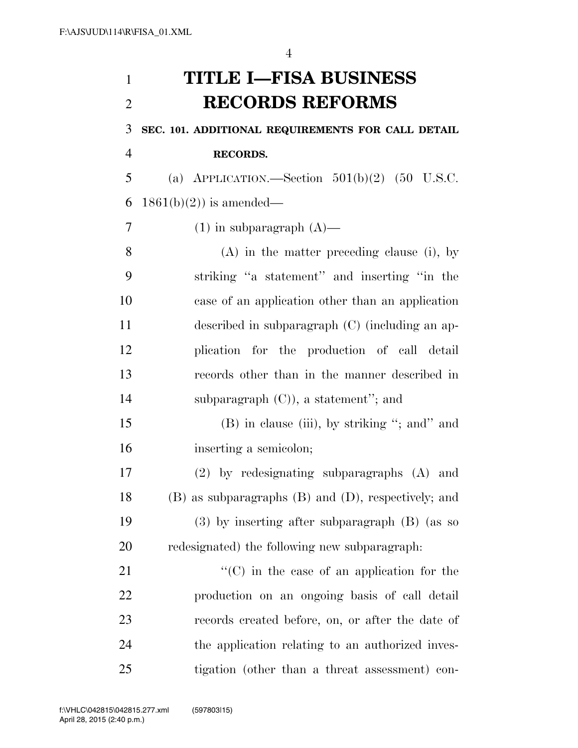# TITLE I—FISA BUSINESS RECORDS REFORMS

**SEC. 101. ADDITIONAL REQUIREMENTS FOR CALL DETAIL RECORDS.**

(a) APPLICATION.—Section 501(b)(2) (50 U.S.C. 1861(b)(2)) is amended—

(1) in subparagraph (A)—

(A) in the matter preceding clause (i), by striking "a statement" and inserting "in the case of an application other than an application described in subparagraph (C) (including an application for the production of call detail records other than in the manner described in subparagraph (C)), a statement"; and

(B) in clause (iii), by striking "; and" and inserting a semicolon;

(2) by redesignating subparagraphs (A) and (B) as subparagraphs (B) and (D), respectively; and

(3) by inserting after subparagraph (B) (as so redesignated) the following new subparagraph:

"(C) in the case of an application for the production on an ongoing basis of call detail records created before, on, or after the date of the application relating to an authorized investigation (other than a threat assessment) con-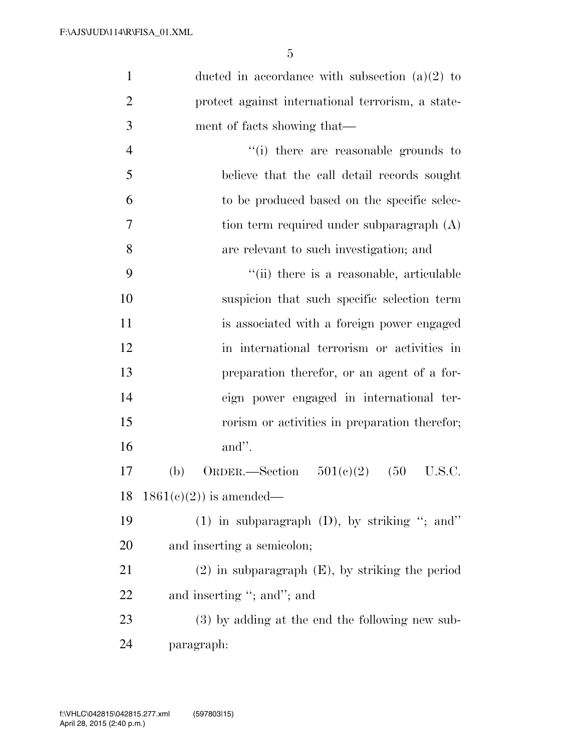ducted in accordance with subsection (a)(2) to protect against international terrorism, a statement of facts showing that—

"(i) there are reasonable grounds to believe that the call detail records sought to be produced based on the specific selection term required under subparagraph (A) are relevant to such investigation; and

"(ii) there is a reasonable, articulable suspicion that such specific selection term is associated with a foreign power engaged in international terrorism or activities in preparation therefor, or an agent of a foreign power engaged in international terrorism or activities in preparation therefor; and".

(b) ORDER.—Section 501(c)(2) (50 U.S.C. 1861(c)(2)) is amended—

(1) in subparagraph (D), by striking "; and" and inserting a semicolon;

(2) in subparagraph (E), by striking the period and inserting "; and"; and

(3) by adding at the end the following new subparagraph: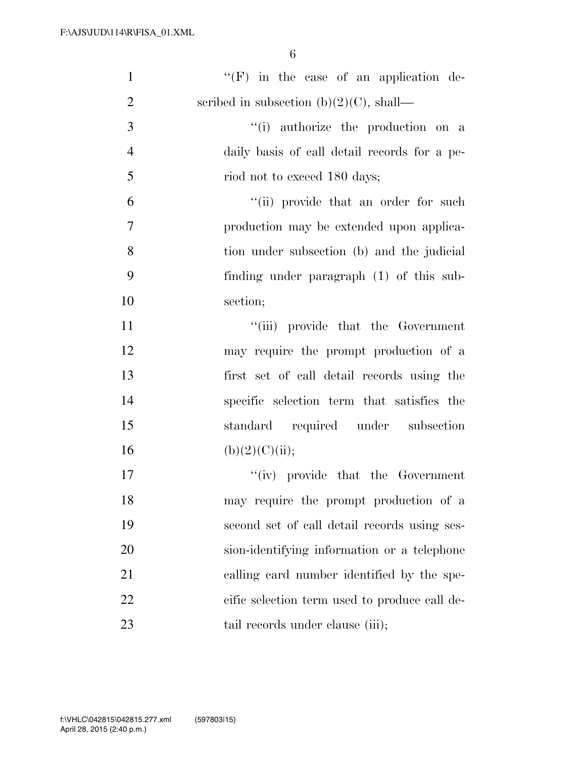''(F) in the case of an application described in subsection (b)(2)(C), shall—

''(i) authorize the production on a daily basis of call detail records for a period not to exceed 180 days;

''(ii) provide that an order for such production may be extended upon application under subsection (b) and the judicial finding under paragraph (1) of this subsection;

''(iii) provide that the Government may require the prompt production of a first set of call detail records using the specific selection term that satisfies the standard required under subsection (b)(2)(C)(ii);

''(iv) provide that the Government may require the prompt production of a second set of call detail records using session-identifying information or a telephone calling card number identified by the specific selection term used to produce call detail records under clause (iii);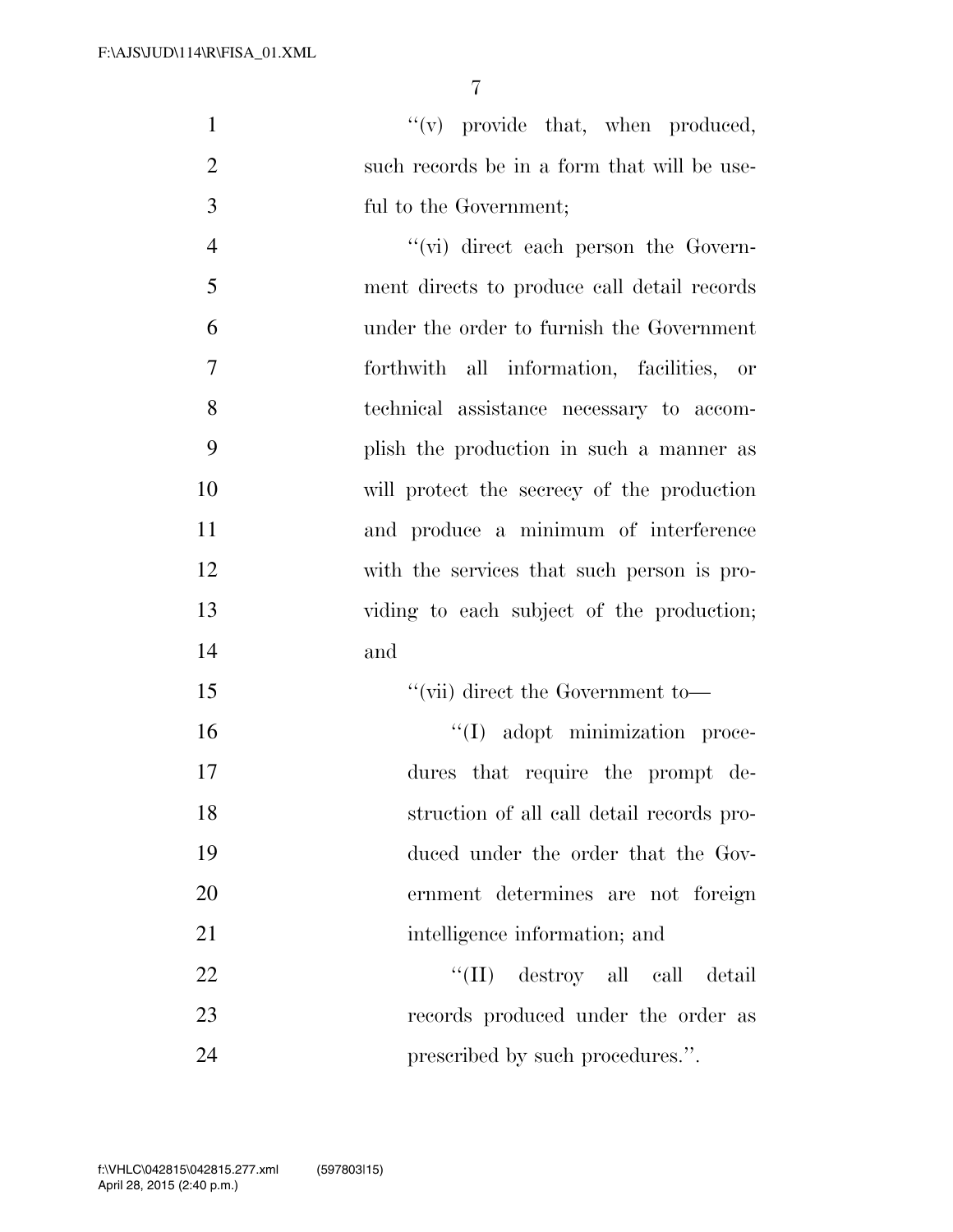''(v) provide that, when produced, such records be in a form that will be useful to the Government;

''(vi) direct each person the Government directs to produce call detail records under the order to furnish the Government forthwith all information, facilities, or technical assistance necessary to accomplish the production in such a manner as will protect the secrecy of the production and produce a minimum of interference with the services that such person is providing to each subject of the production; and

''(vii) direct the Government to—

''(I) adopt minimization procedures that require the prompt destruction of all call detail records produced under the order that the Government determines are not foreign intelligence information; and

''(II) destroy all call detail records produced under the order as prescribed by such procedures.''.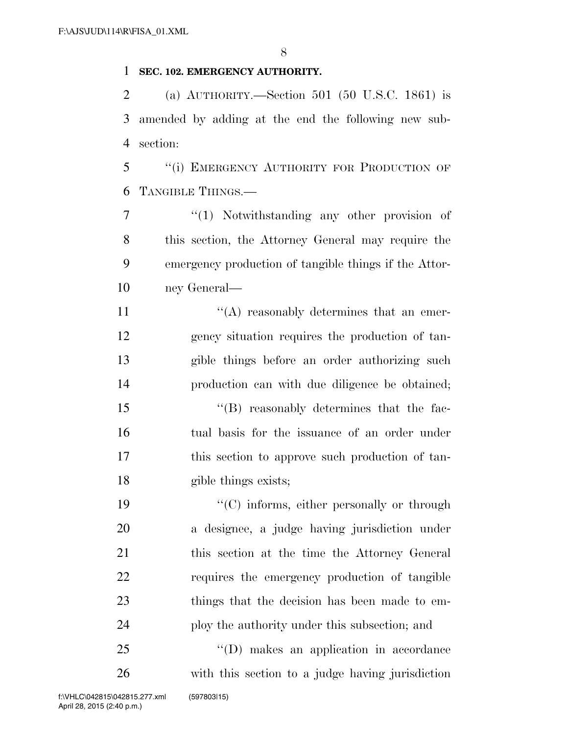**SEC. 102. EMERGENCY AUTHORITY.**

(a) AUTHORITY.—Section 501 (50 U.S.C. 1861) is amended by adding at the end the following new subsection:

"(i) EMERGENCY AUTHORITY FOR PRODUCTION OF TANGIBLE THINGS.—

"(1) Notwithstanding any other provision of this section, the Attorney General may require the emergency production of tangible things if the Attorney General—

"(A) reasonably determines that an emergency situation requires the production of tangible things before an order authorizing such production can with due diligence be obtained;

"(B) reasonably determines that the factual basis for the issuance of an order under this section to approve such production of tangible things exists;

"(C) informs, either personally or through a designee, a judge having jurisdiction under this section at the time the Attorney General requires the emergency production of tangible things that the decision has been made to employ the authority under this subsection; and

"(D) makes an application in accordance with this section to a judge having jurisdiction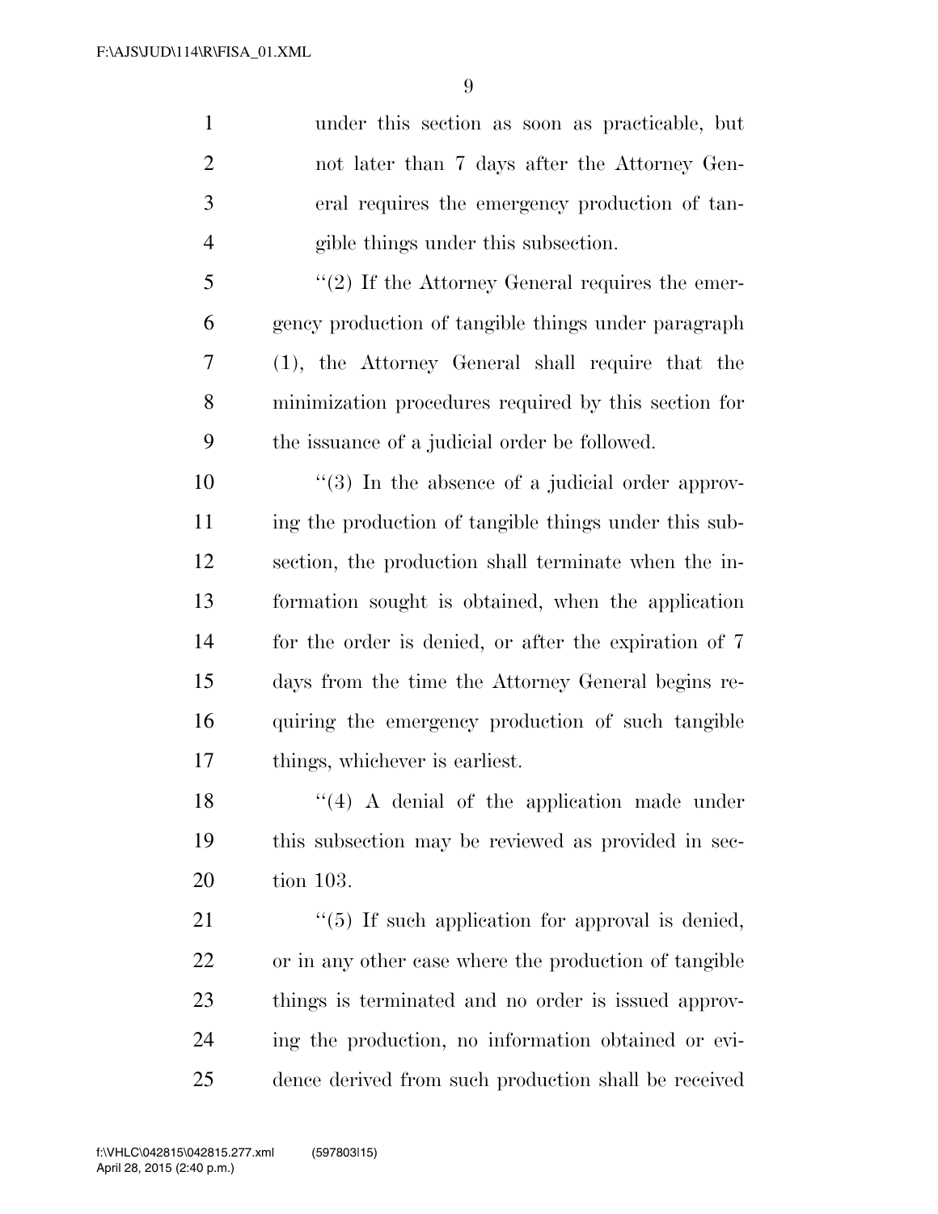under this section as soon as practicable, but not later than 7 days after the Attorney General requires the emergency production of tangible things under this subsection.

''(2) If the Attorney General requires the emergency production of tangible things under paragraph (1), the Attorney General shall require that the minimization procedures required by this section for the issuance of a judicial order be followed.

''(3) In the absence of a judicial order approving the production of tangible things under this subsection, the production shall terminate when the information sought is obtained, when the application for the order is denied, or after the expiration of 7 days from the time the Attorney General begins requiring the emergency production of such tangible things, whichever is earliest.

''(4) A denial of the application made under this subsection may be reviewed as provided in section 103.

''(5) If such application for approval is denied, or in any other case where the production of tangible things is terminated and no order is issued approving the production, no information obtained or evidence derived from such production shall be received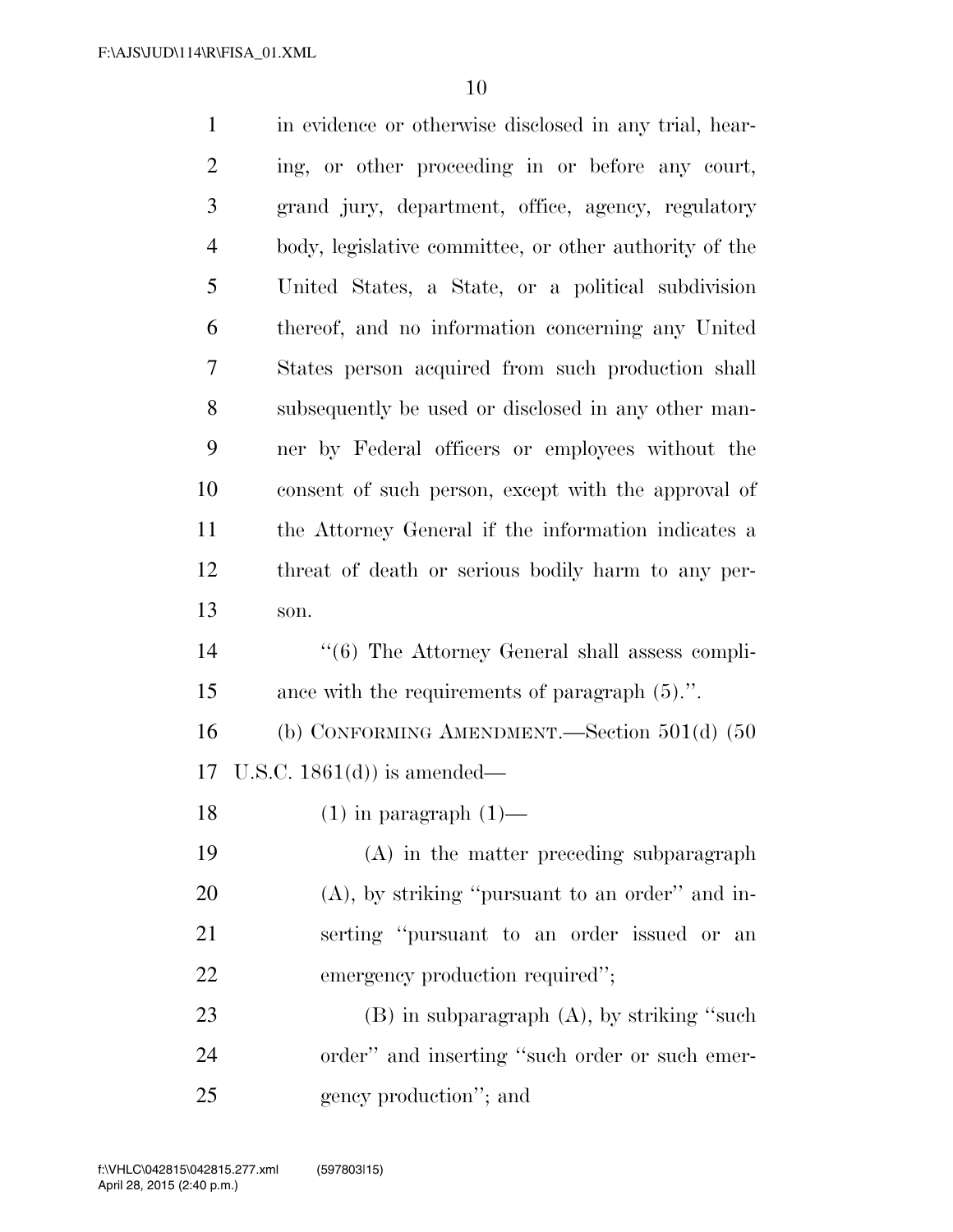in evidence or otherwise disclosed in any trial, hearing, or other proceeding in or before any court, grand jury, department, office, agency, regulatory body, legislative committee, or other authority of the United States, a State, or a political subdivision thereof, and no information concerning any United States person acquired from such production shall subsequently be used or disclosed in any other manner by Federal officers or employees without the consent of such person, except with the approval of the Attorney General if the information indicates a threat of death or serious bodily harm to any person.

''(6) The Attorney General shall assess compliance with the requirements of paragraph (5).''.

(b) CONFORMING AMENDMENT.—Section 501(d) (50 U.S.C. 1861(d)) is amended—

(1) in paragraph (1)—

(A) in the matter preceding subparagraph (A), by striking ''pursuant to an order'' and inserting ''pursuant to an order issued or an emergency production required'';

(B) in subparagraph (A), by striking ''such order'' and inserting ''such order or such emergency production''; and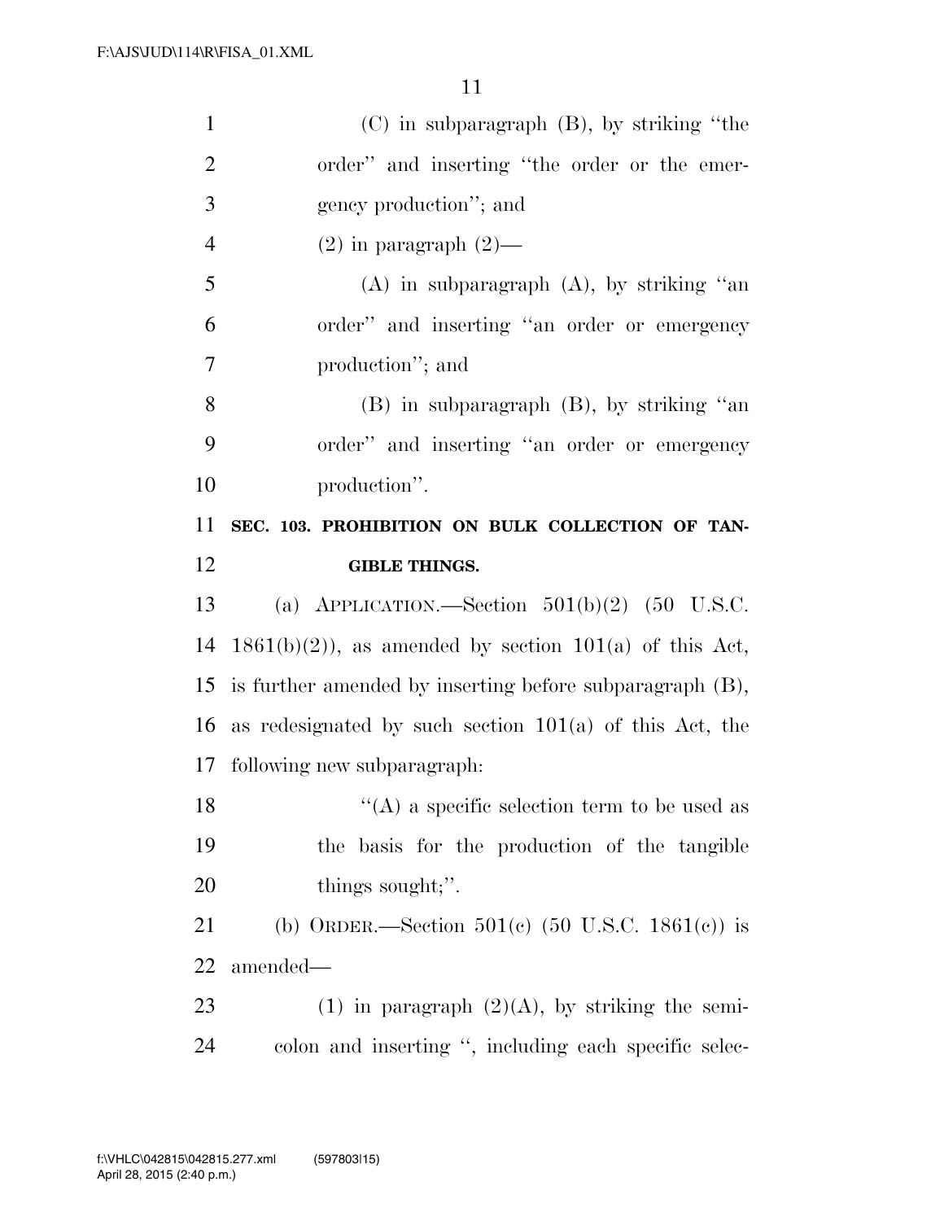(C) in subparagraph (B), by striking "the order" and inserting "the order or the emergency production"; and

(2) in paragraph (2)—

(A) in subparagraph (A), by striking "an order" and inserting "an order or emergency production"; and

(B) in subparagraph (B), by striking "an order" and inserting "an order or emergency production".

**SEC. 103. PROHIBITION ON BULK COLLECTION OF TANGIBLE THINGS.**

(a) APPLICATION.—Section 501(b)(2) (50 U.S.C. 1861(b)(2)), as amended by section 101(a) of this Act, is further amended by inserting before subparagraph (B), as redesignated by such section 101(a) of this Act, the following new subparagraph:

"(A) a specific selection term to be used as the basis for the production of the tangible things sought;".

(b) ORDER.—Section 501(c) (50 U.S.C. 1861(c)) is amended—

(1) in paragraph (2)(A), by striking the semicolon and inserting ", including each specific selec-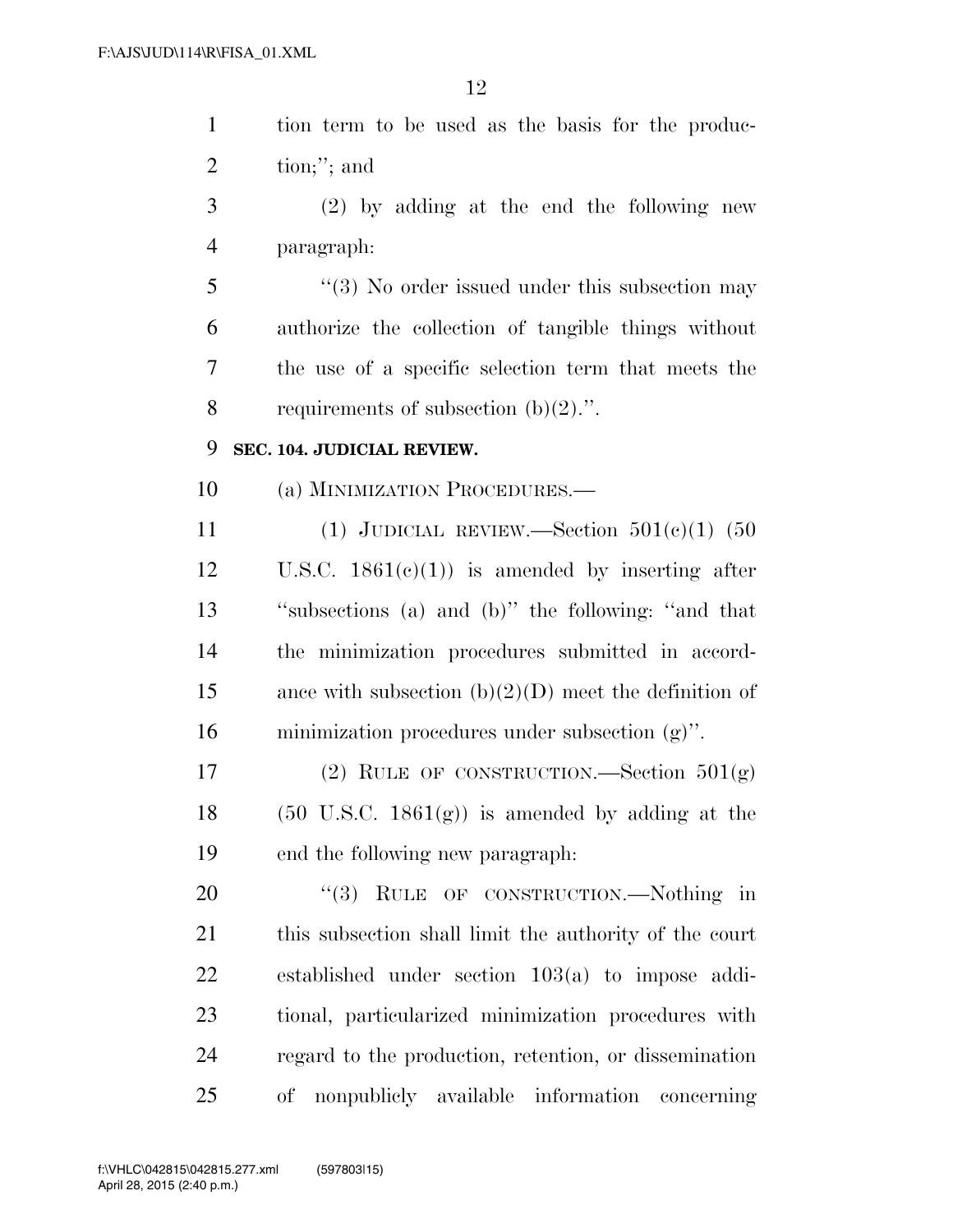tion term to be used as the basis for the production;''; and

(2) by adding at the end the following new paragraph:

''(3) No order issued under this subsection may authorize the collection of tangible things without the use of a specific selection term that meets the requirements of subsection (b)(2).''.

**SEC. 104. JUDICIAL REVIEW.**

(a) MINIMIZATION PROCEDURES.—

(1) JUDICIAL REVIEW.—Section 501(c)(1) (50 U.S.C. 1861(c)(1)) is amended by inserting after ''subsections (a) and (b)'' the following: ''and that the minimization procedures submitted in accordance with subsection (b)(2)(D) meet the definition of minimization procedures under subsection (g)''.

(2) RULE OF CONSTRUCTION.—Section 501(g) (50 U.S.C. 1861(g)) is amended by adding at the end the following new paragraph:

''(3) RULE OF CONSTRUCTION.—Nothing in this subsection shall limit the authority of the court established under section 103(a) to impose additional, particularized minimization procedures with regard to the production, retention, or dissemination of nonpublicly available information concerning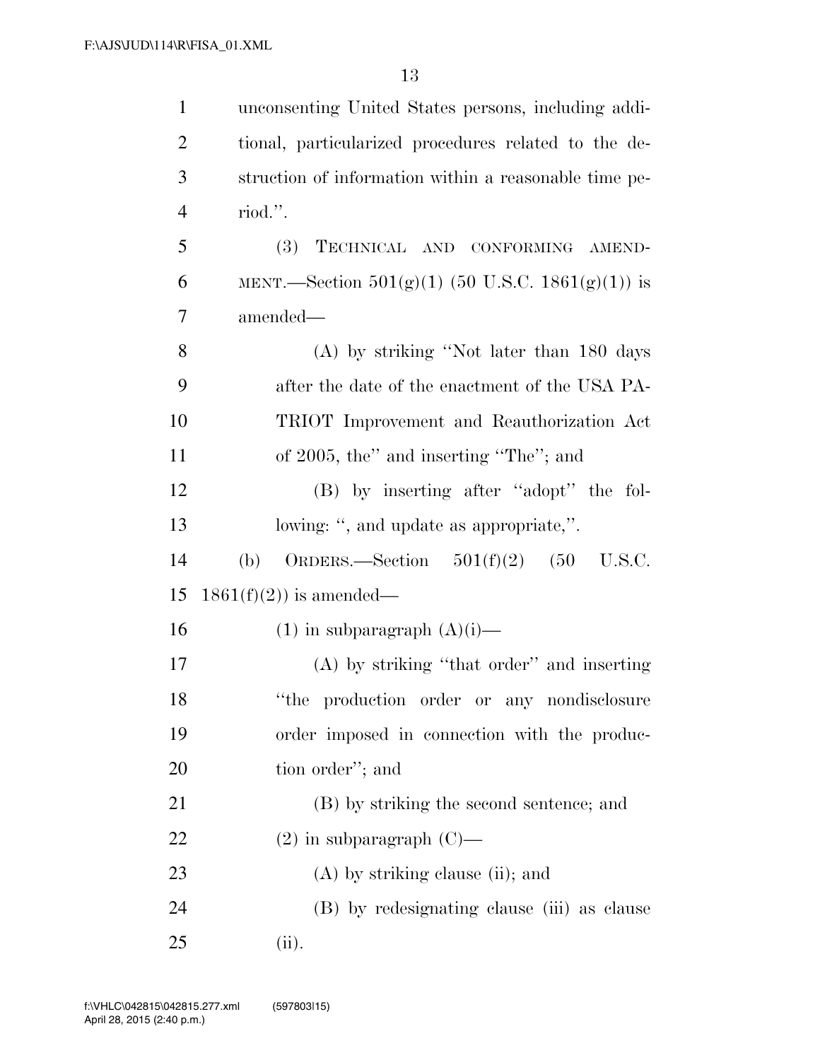unconsenting United States persons, including additional, particularized procedures related to the destruction of information within a reasonable time period.''.

(3) TECHNICAL AND CONFORMING AMENDMENT.—Section 501(g)(1) (50 U.S.C. 1861(g)(1)) is amended—

(A) by striking ''Not later than 180 days after the date of the enactment of the USA PATRIOT Improvement and Reauthorization Act of 2005, the'' and inserting ''The''; and

(B) by inserting after ''adopt'' the following: '', and update as appropriate,''.

(b) ORDERS.—Section 501(f)(2) (50 U.S.C. 1861(f)(2)) is amended—

(1) in subparagraph (A)(i)—

(A) by striking ''that order'' and inserting ''the production order or any nondisclosure order imposed in connection with the production order''; and

(B) by striking the second sentence; and

(2) in subparagraph (C)—

(A) by striking clause (ii); and

(B) by redesignating clause (iii) as clause (ii).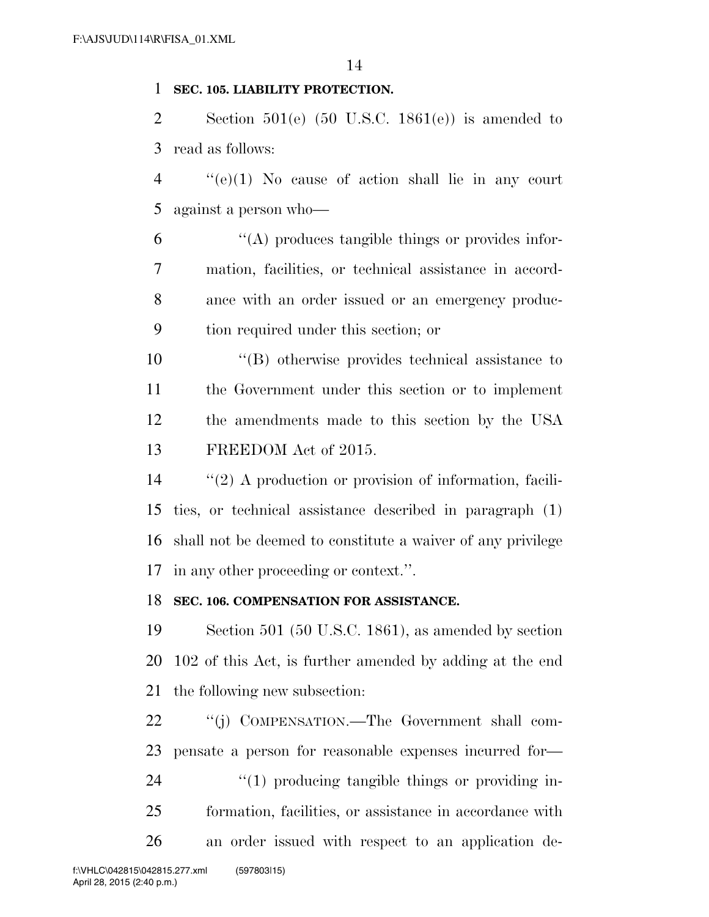**SEC. 105. LIABILITY PROTECTION.**

Section 501(e) (50 U.S.C. 1861(e)) is amended to read as follows:

"(e)(1) No cause of action shall lie in any court against a person who—

"(A) produces tangible things or provides information, facilities, or technical assistance in accordance with an order issued or an emergency production required under this section; or

"(B) otherwise provides technical assistance to the Government under this section or to implement the amendments made to this section by the USA FREEDOM Act of 2015.

"(2) A production or provision of information, facilities, or technical assistance described in paragraph (1) shall not be deemed to constitute a waiver of any privilege in any other proceeding or context.".

**SEC. 106. COMPENSATION FOR ASSISTANCE.**

Section 501 (50 U.S.C. 1861), as amended by section 102 of this Act, is further amended by adding at the end the following new subsection:

"(j) COMPENSATION.—The Government shall compensate a person for reasonable expenses incurred for—

"(1) producing tangible things or providing information, facilities, or assistance in accordance with an order issued with respect to an application de-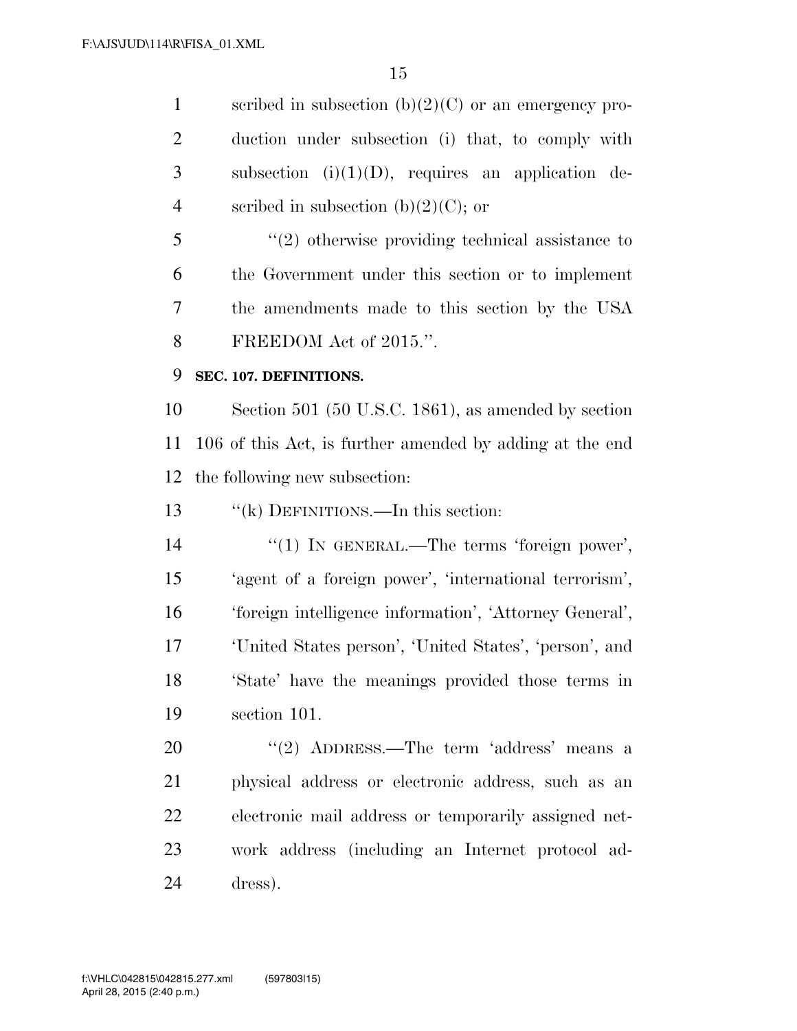scribed in subsection (b)(2)(C) or an emergency production under subsection (i) that, to comply with subsection (i)(1)(D), requires an application described in subsection (b)(2)(C); or

"(2) otherwise providing technical assistance to the Government under this section or to implement the amendments made to this section by the USA FREEDOM Act of 2015.".

**SEC. 107. DEFINITIONS.**

Section 501 (50 U.S.C. 1861), as amended by section 106 of this Act, is further amended by adding at the end the following new subsection:

"(k) DEFINITIONS.—In this section:

"(1) IN GENERAL.—The terms 'foreign power', 'agent of a foreign power', 'international terrorism', 'foreign intelligence information', 'Attorney General', 'United States person', 'United States', 'person', and 'State' have the meanings provided those terms in section 101.

"(2) ADDRESS.—The term 'address' means a physical address or electronic address, such as an electronic mail address or temporarily assigned network address (including an Internet protocol address).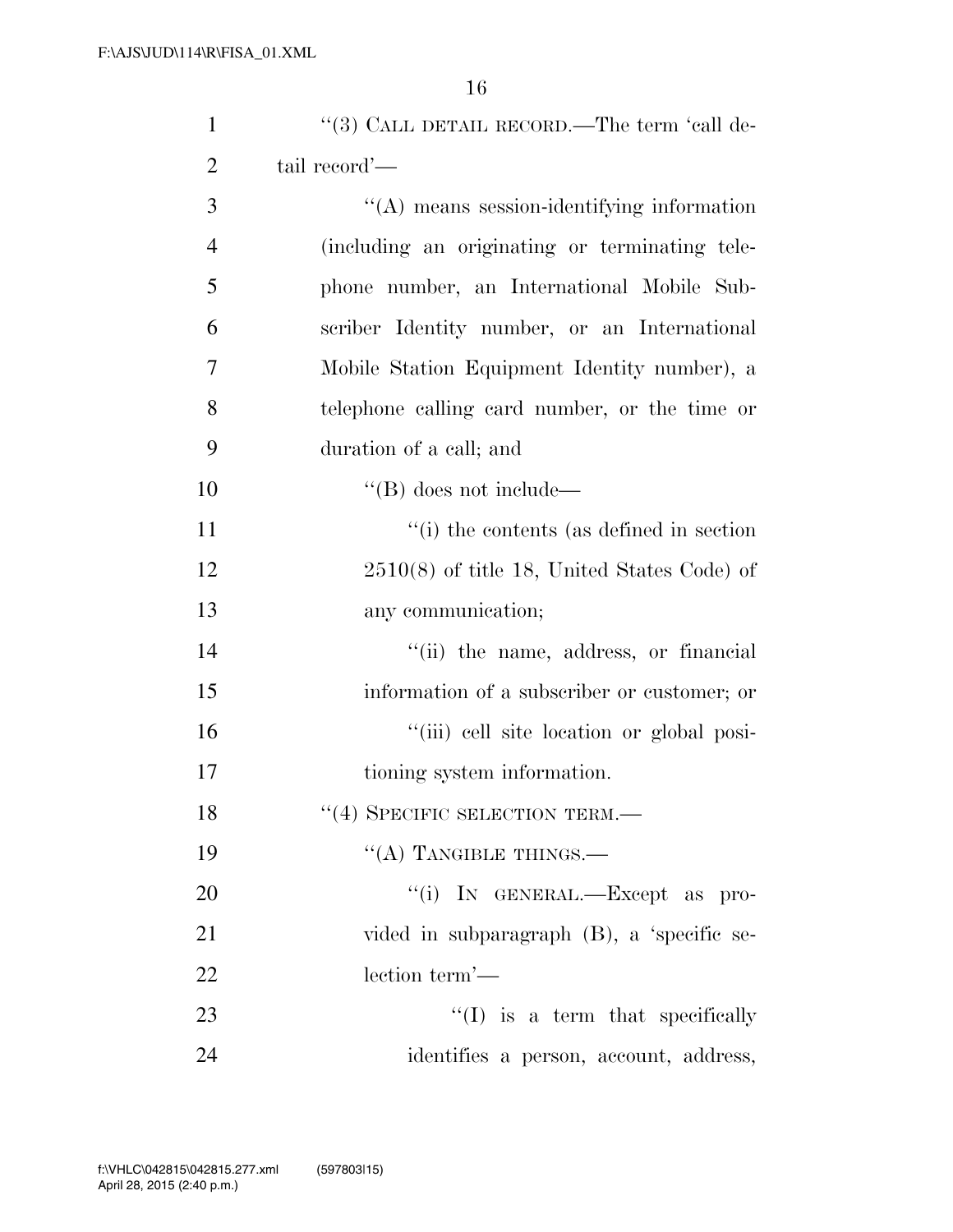''(3) CALL DETAIL RECORD.—The term 'call detail record'—

''(A) means session-identifying information (including an originating or terminating telephone number, an International Mobile Subscriber Identity number, or an International Mobile Station Equipment Identity number), a telephone calling card number, or the time or duration of a call; and

''(B) does not include—

''(i) the contents (as defined in section 2510(8) of title 18, United States Code) of any communication;

''(ii) the name, address, or financial information of a subscriber or customer; or

''(iii) cell site location or global positioning system information.

''(4) SPECIFIC SELECTION TERM.—

''(A) TANGIBLE THINGS.—

''(i) IN GENERAL.—Except as provided in subparagraph (B), a 'specific selection term'—

''(I) is a term that specifically identifies a person, account, address,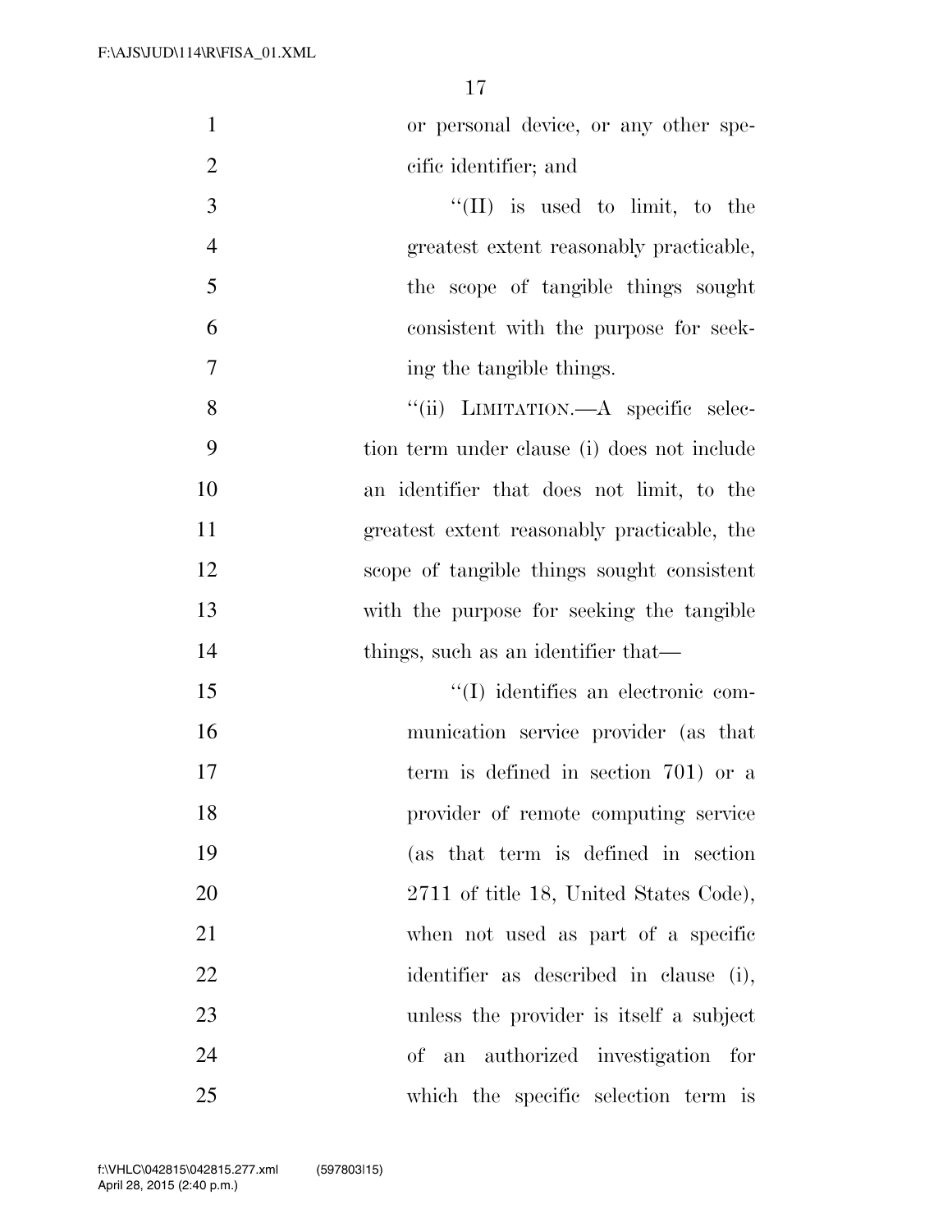or personal device, or any other specific identifier; and

''(II) is used to limit, to the greatest extent reasonably practicable, the scope of tangible things sought consistent with the purpose for seeking the tangible things.

''(ii) LIMITATION.—A specific selection term under clause (i) does not include an identifier that does not limit, to the greatest extent reasonably practicable, the scope of tangible things sought consistent with the purpose for seeking the tangible things, such as an identifier that—

''(I) identifies an electronic communication service provider (as that term is defined in section 701) or a provider of remote computing service (as that term is defined in section 2711 of title 18, United States Code), when not used as part of a specific identifier as described in clause (i), unless the provider is itself a subject of an authorized investigation for which the specific selection term is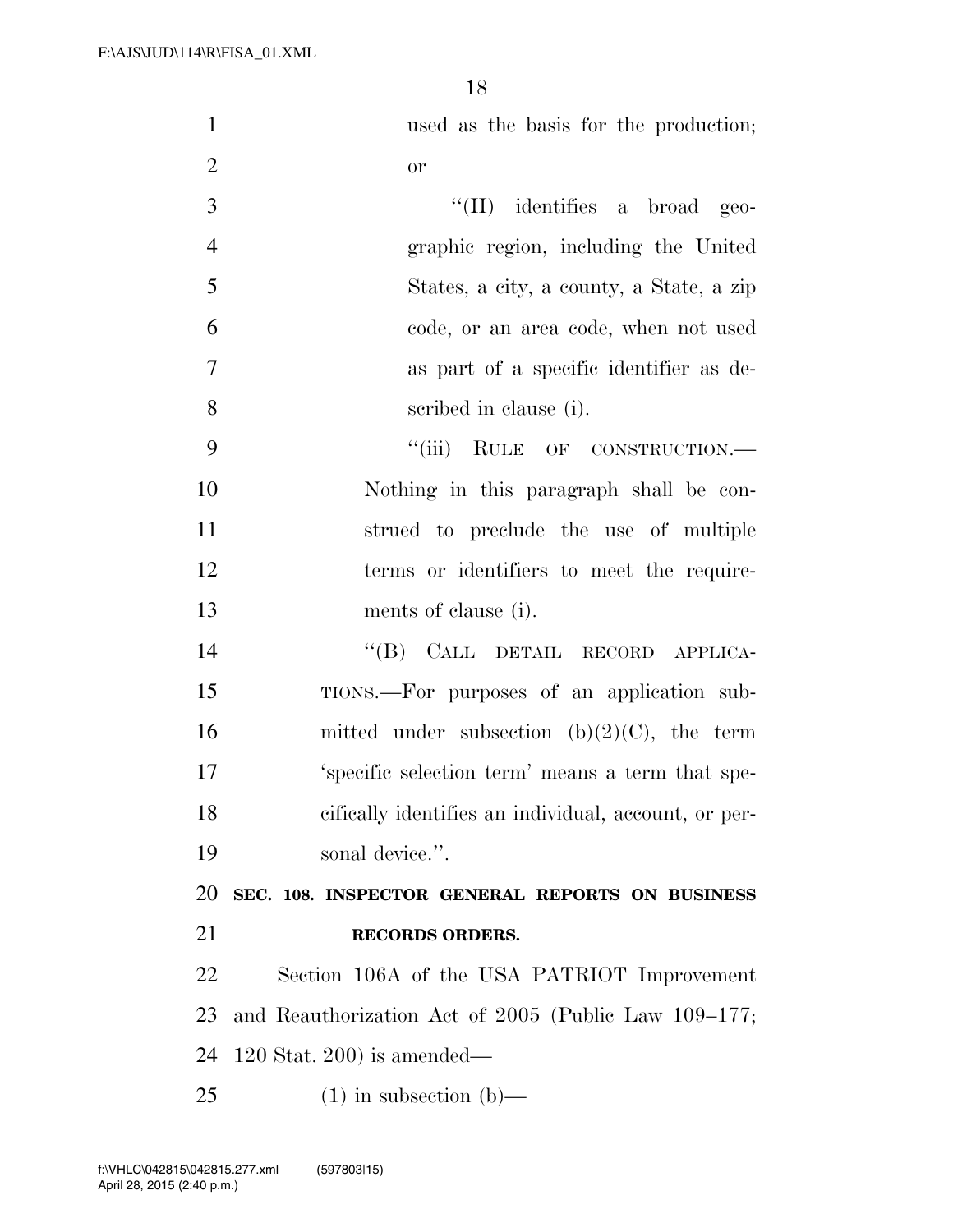used as the basis for the production; or

"(II) identifies a broad geographic region, including the United States, a city, a county, a State, a zip code, or an area code, when not used as part of a specific identifier as described in clause (i).

"(iii) RULE OF CONSTRUCTION.—Nothing in this paragraph shall be construed to preclude the use of multiple terms or identifiers to meet the requirements of clause (i).

"(B) CALL DETAIL RECORD APPLICATIONS.—For purposes of an application submitted under subsection (b)(2)(C), the term 'specific selection term' means a term that specifically identifies an individual, account, or personal device.".

**SEC. 108. INSPECTOR GENERAL REPORTS ON BUSINESS RECORDS ORDERS.**

Section 106A of the USA PATRIOT Improvement and Reauthorization Act of 2005 (Public Law 109–177; 120 Stat. 200) is amended—

(1) in subsection (b)—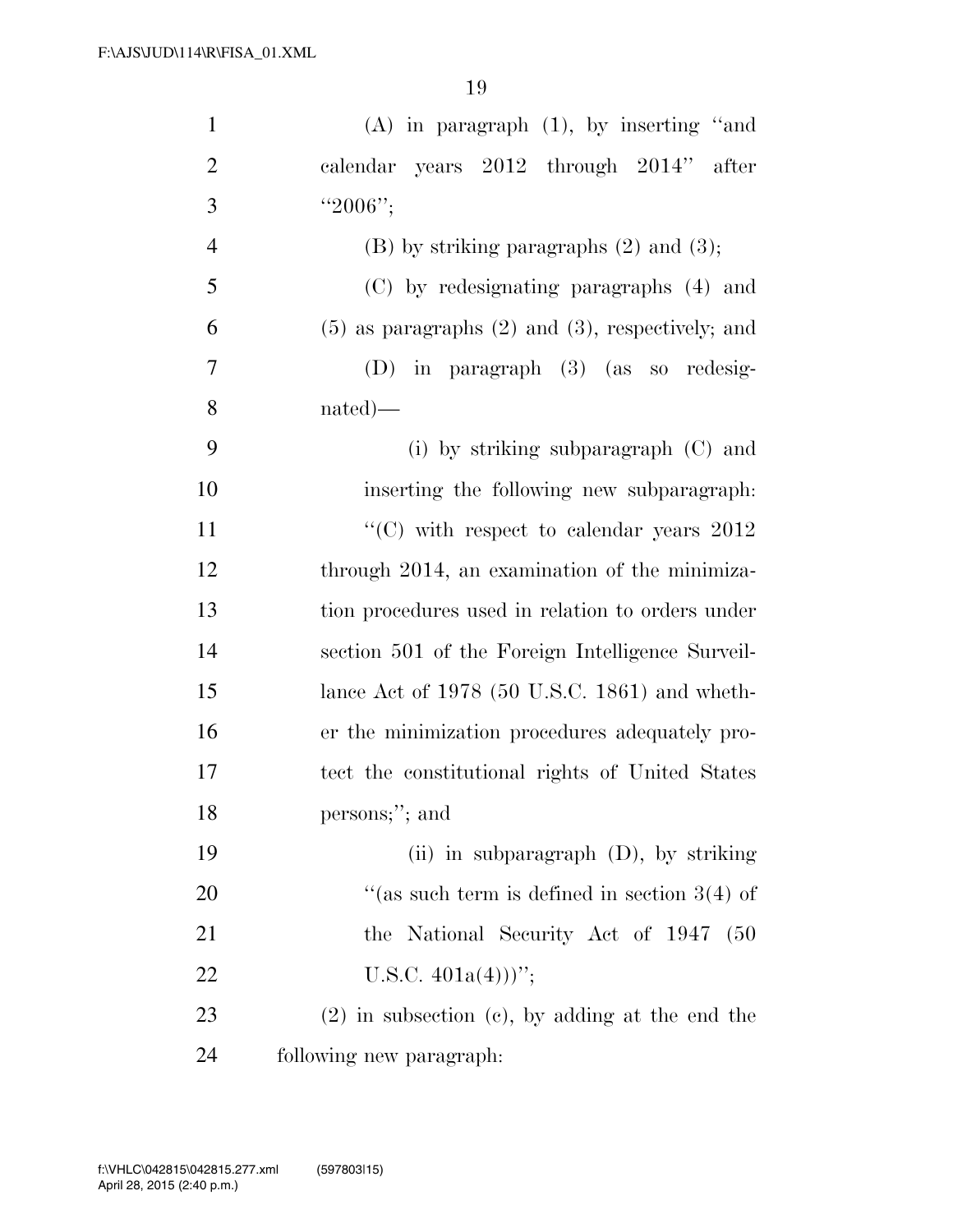(A) in paragraph (1), by inserting "and calendar years 2012 through 2014" after "2006";

(B) by striking paragraphs (2) and (3);

(C) by redesignating paragraphs (4) and (5) as paragraphs (2) and (3), respectively; and

(D) in paragraph (3) (as so redesignated)—

(i) by striking subparagraph (C) and inserting the following new subparagraph:

"(C) with respect to calendar years 2012 through 2014, an examination of the minimization procedures used in relation to orders under section 501 of the Foreign Intelligence Surveillance Act of 1978 (50 U.S.C. 1861) and whether the minimization procedures adequately protect the constitutional rights of United States persons;"; and

(ii) in subparagraph (D), by striking "(as such term is defined in section 3(4) of the National Security Act of 1947 (50 U.S.C. 401a(4)))";

(2) in subsection (c), by adding at the end the following new paragraph: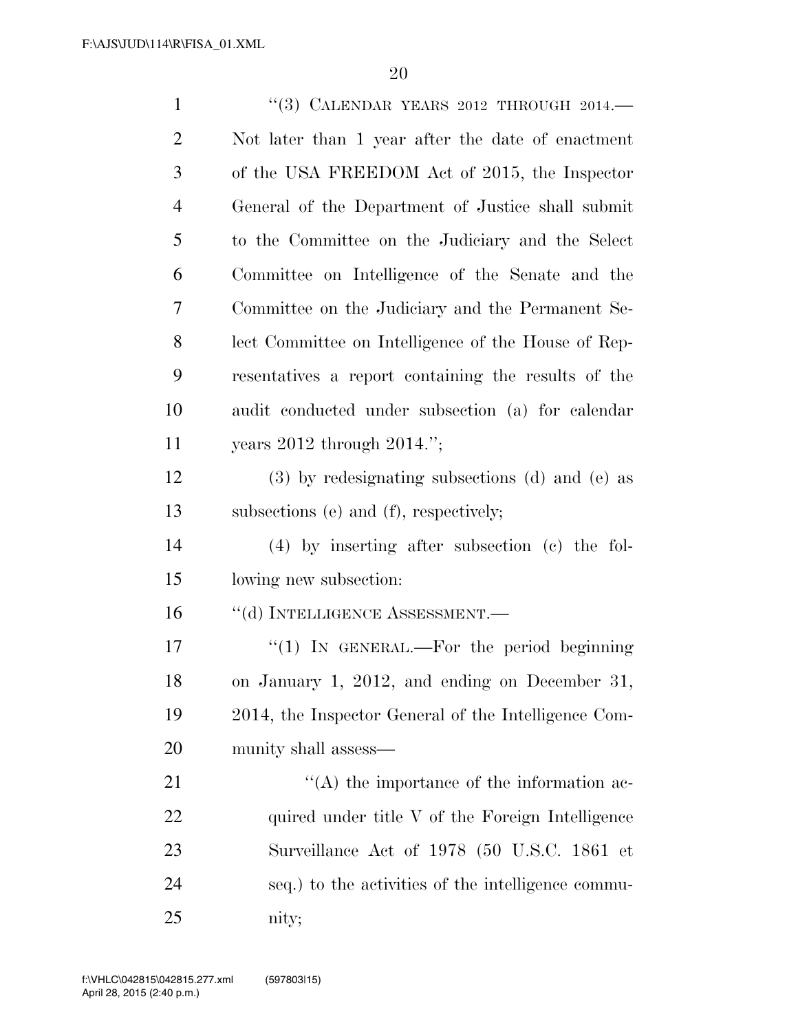"(3) CALENDAR YEARS 2012 THROUGH 2014.—Not later than 1 year after the date of enactment of the USA FREEDOM Act of 2015, the Inspector General of the Department of Justice shall submit to the Committee on the Judiciary and the Select Committee on Intelligence of the Senate and the Committee on the Judiciary and the Permanent Select Committee on Intelligence of the House of Representatives a report containing the results of the audit conducted under subsection (a) for calendar years 2012 through 2014.";

(3) by redesignating subsections (d) and (e) as subsections (e) and (f), respectively;

(4) by inserting after subsection (c) the following new subsection:

"(d) INTELLIGENCE ASSESSMENT.—

"(1) IN GENERAL.—For the period beginning on January 1, 2012, and ending on December 31, 2014, the Inspector General of the Intelligence Community shall assess—

"(A) the importance of the information acquired under title V of the Foreign Intelligence Surveillance Act of 1978 (50 U.S.C. 1861 et seq.) to the activities of the intelligence community;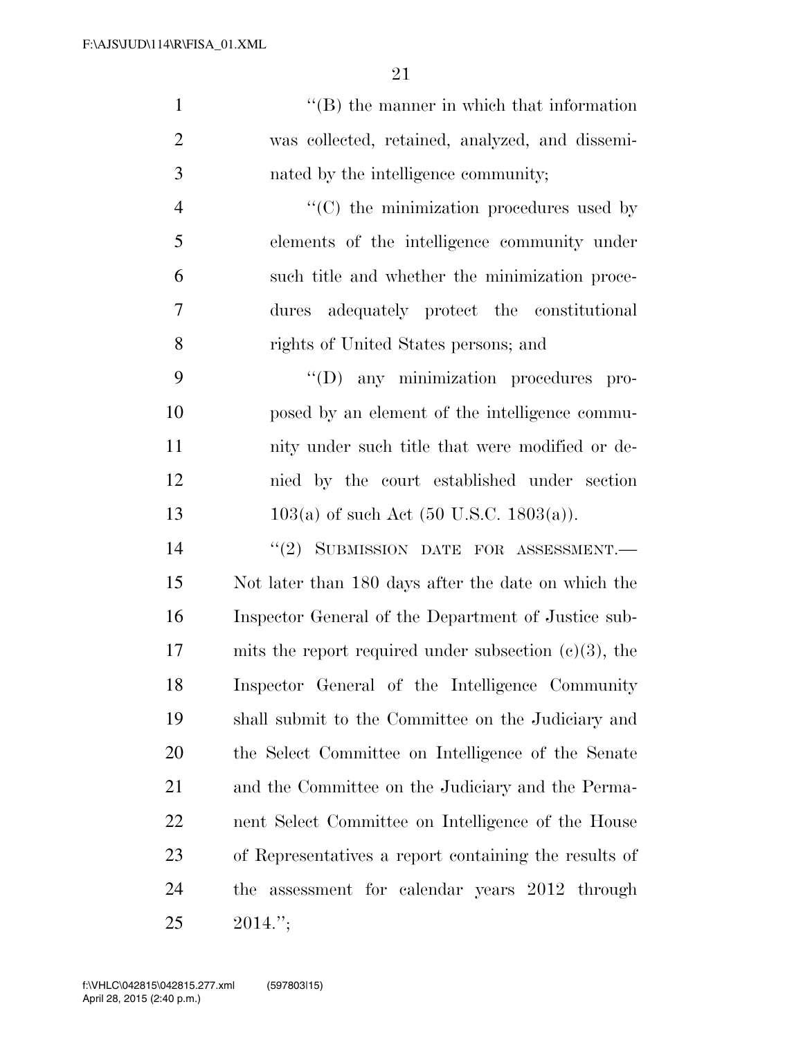"(B) the manner in which that information was collected, retained, analyzed, and disseminated by the intelligence community;

"(C) the minimization procedures used by elements of the intelligence community under such title and whether the minimization procedures adequately protect the constitutional rights of United States persons; and

"(D) any minimization procedures proposed by an element of the intelligence community under such title that were modified or denied by the court established under section 103(a) of such Act (50 U.S.C. 1803(a)).

"(2) SUBMISSION DATE FOR ASSESSMENT.—Not later than 180 days after the date on which the Inspector General of the Department of Justice submits the report required under subsection (c)(3), the Inspector General of the Intelligence Community shall submit to the Committee on the Judiciary and the Select Committee on Intelligence of the Senate and the Committee on the Judiciary and the Permanent Select Committee on Intelligence of the House of Representatives a report containing the results of the assessment for calendar years 2012 through 2014.";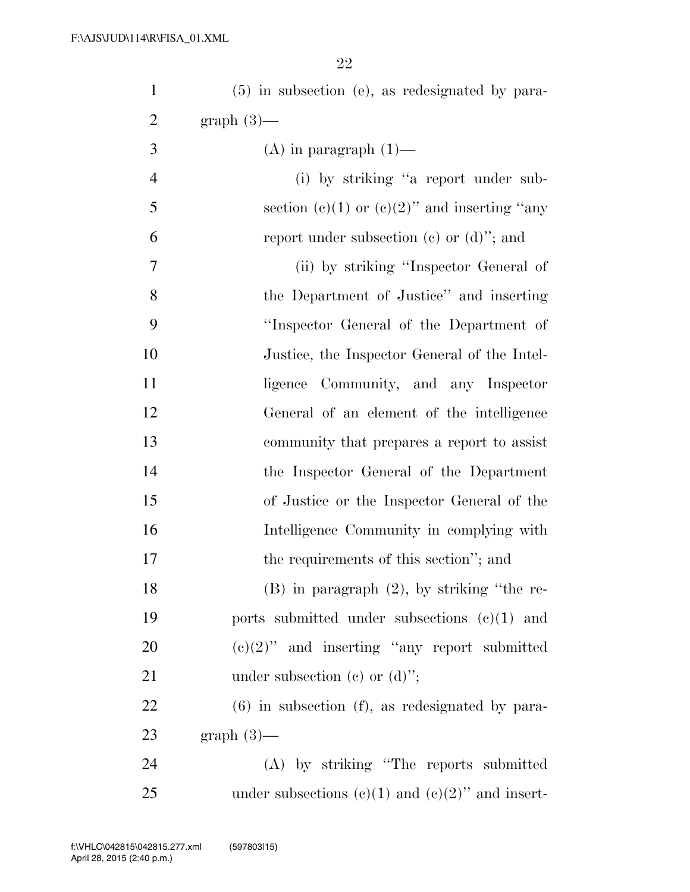(5) in subsection (e), as redesignated by paragraph (3)—

(A) in paragraph (1)—

(i) by striking "a report under subsection (c)(1) or (c)(2)" and inserting "any report under subsection (c) or (d)"; and

(ii) by striking "Inspector General of the Department of Justice" and inserting "Inspector General of the Department of Justice, the Inspector General of the Intelligence Community, and any Inspector General of an element of the intelligence community that prepares a report to assist the Inspector General of the Department of Justice or the Inspector General of the Intelligence Community in complying with the requirements of this section"; and

(B) in paragraph (2), by striking "the reports submitted under subsections (c)(1) and (c)(2)" and inserting "any report submitted under subsection (c) or (d)";

(6) in subsection (f), as redesignated by paragraph (3)—

(A) by striking "The reports submitted under subsections (c)(1) and (c)(2)" and insert-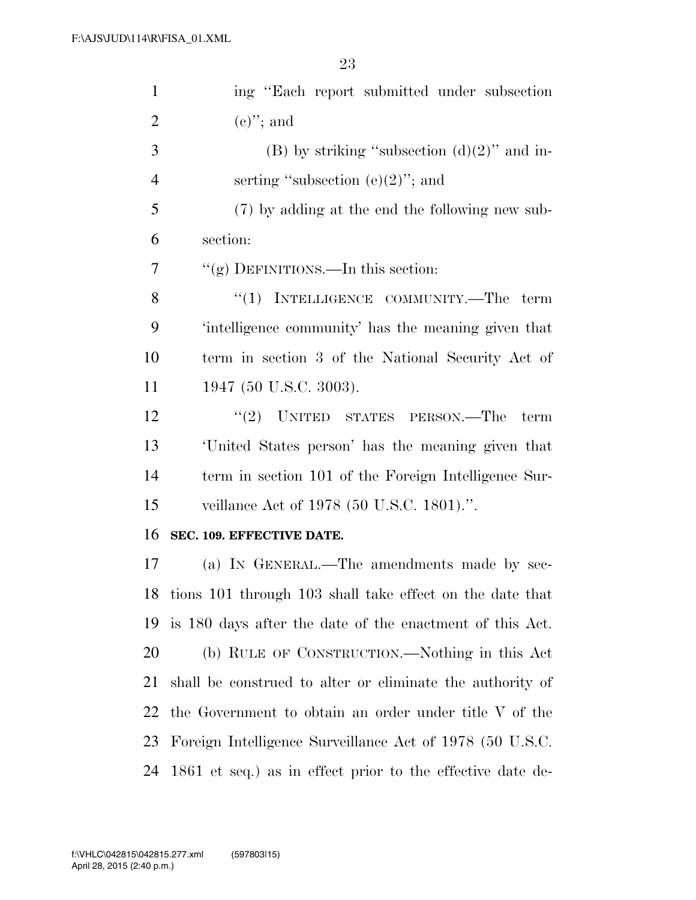ing "Each report submitted under subsection (c)"; and

(B) by striking "subsection (d)(2)" and inserting "subsection (e)(2)"; and

(7) by adding at the end the following new subsection:

"(g) DEFINITIONS.—In this section:

"(1) INTELLIGENCE COMMUNITY.—The term 'intelligence community' has the meaning given that term in section 3 of the National Security Act of 1947 (50 U.S.C. 3003).

"(2) UNITED STATES PERSON.—The term 'United States person' has the meaning given that term in section 101 of the Foreign Intelligence Surveillance Act of 1978 (50 U.S.C. 1801).".

**SEC. 109. EFFECTIVE DATE.**

(a) IN GENERAL.—The amendments made by sections 101 through 103 shall take effect on the date that is 180 days after the date of the enactment of this Act.

(b) RULE OF CONSTRUCTION.—Nothing in this Act shall be construed to alter or eliminate the authority of the Government to obtain an order under title V of the Foreign Intelligence Surveillance Act of 1978 (50 U.S.C. 1861 et seq.) as in effect prior to the effective date de-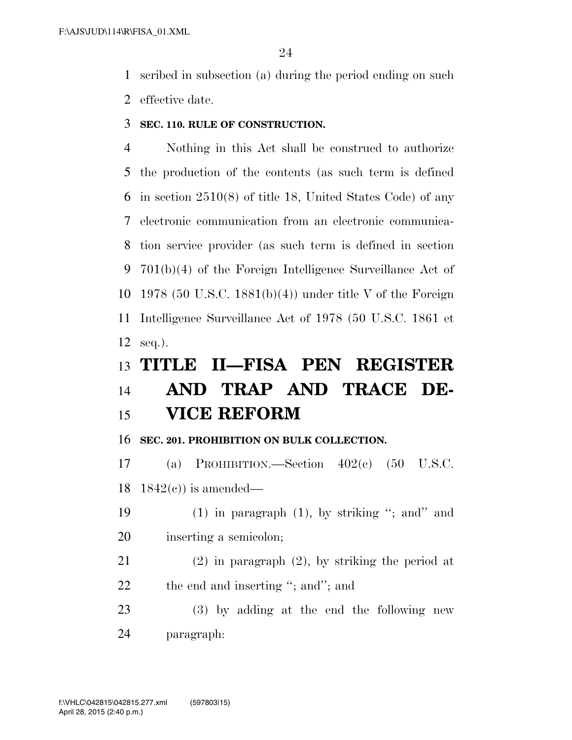scribed in subsection (a) during the period ending on such effective date.

**SEC. 110. RULE OF CONSTRUCTION.**

Nothing in this Act shall be construed to authorize the production of the contents (as such term is defined in section 2510(8) of title 18, United States Code) of any electronic communication from an electronic communication service provider (as such term is defined in section 701(b)(4) of the Foreign Intelligence Surveillance Act of 1978 (50 U.S.C. 1881(b)(4)) under title V of the Foreign Intelligence Surveillance Act of 1978 (50 U.S.C. 1861 et seq.).

# TITLE II—FISA PEN REGISTER AND TRAP AND TRACE DEVICE REFORM

**SEC. 201. PROHIBITION ON BULK COLLECTION.**

(a) PROHIBITION.—Section 402(c) (50 U.S.C. 1842(c)) is amended—

(1) in paragraph (1), by striking "; and" and inserting a semicolon;

(2) in paragraph (2), by striking the period at the end and inserting "; and"; and

(3) by adding at the end the following new paragraph: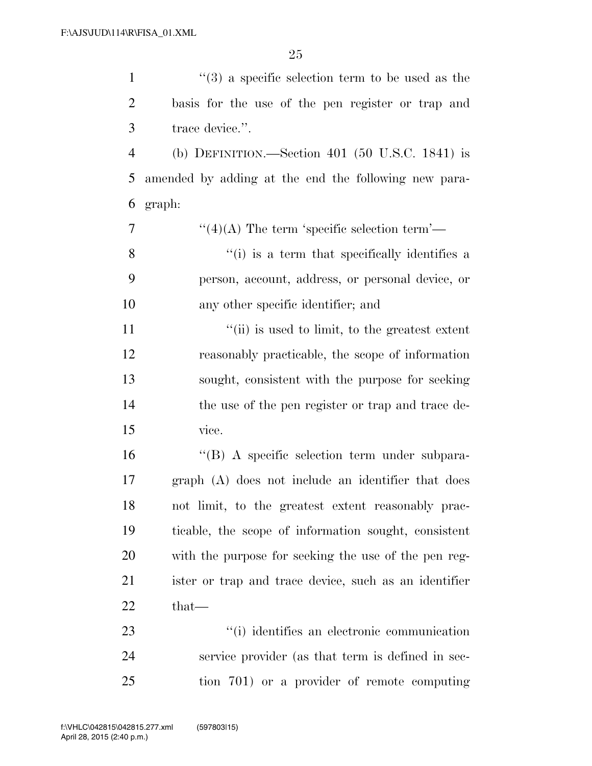''(3) a specific selection term to be used as the basis for the use of the pen register or trap and trace device.''.

(b) DEFINITION.—Section 401 (50 U.S.C. 1841) is amended by adding at the end the following new paragraph:

''(4)(A) The term 'specific selection term'—

''(i) is a term that specifically identifies a person, account, address, or personal device, or any other specific identifier; and

''(ii) is used to limit, to the greatest extent reasonably practicable, the scope of information sought, consistent with the purpose for seeking the use of the pen register or trap and trace device.

''(B) A specific selection term under subparagraph (A) does not include an identifier that does not limit, to the greatest extent reasonably practicable, the scope of information sought, consistent with the purpose for seeking the use of the pen register or trap and trace device, such as an identifier that—

''(i) identifies an electronic communication service provider (as that term is defined in section 701) or a provider of remote computing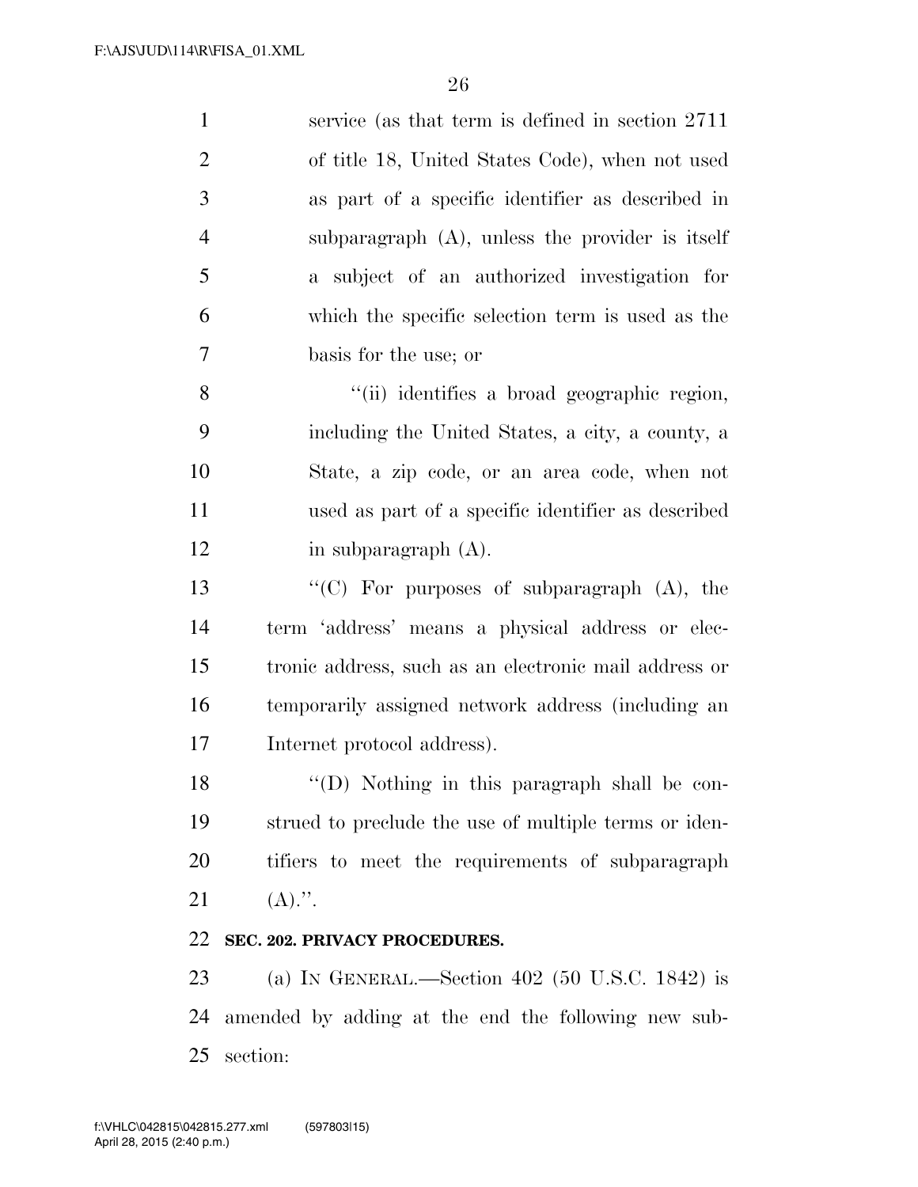service (as that term is defined in section 2711 of title 18, United States Code), when not used as part of a specific identifier as described in subparagraph (A), unless the provider is itself a subject of an authorized investigation for which the specific selection term is used as the basis for the use; or

"(ii) identifies a broad geographic region, including the United States, a city, a county, a State, a zip code, or an area code, when not used as part of a specific identifier as described in subparagraph (A).

"(C) For purposes of subparagraph (A), the term 'address' means a physical address or electronic address, such as an electronic mail address or temporarily assigned network address (including an Internet protocol address).

"(D) Nothing in this paragraph shall be construed to preclude the use of multiple terms or identifiers to meet the requirements of subparagraph (A).".

**SEC. 202. PRIVACY PROCEDURES.**

(a) IN GENERAL.—Section 402 (50 U.S.C. 1842) is amended by adding at the end the following new subsection: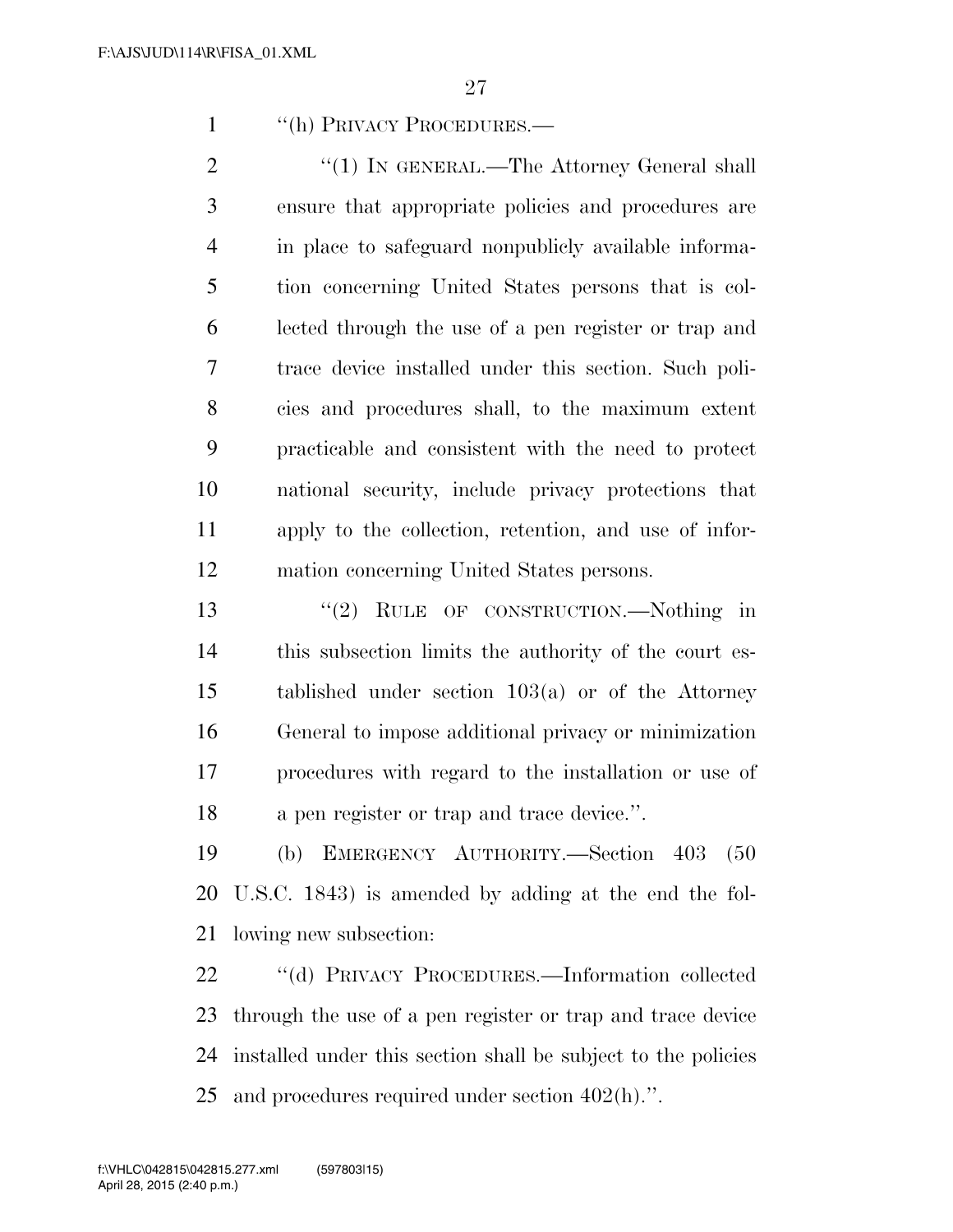"(h) PRIVACY PROCEDURES.—

"(1) IN GENERAL.—The Attorney General shall ensure that appropriate policies and procedures are in place to safeguard nonpublicly available information concerning United States persons that is collected through the use of a pen register or trap and trace device installed under this section. Such policies and procedures shall, to the maximum extent practicable and consistent with the need to protect national security, include privacy protections that apply to the collection, retention, and use of information concerning United States persons.

"(2) RULE OF CONSTRUCTION.—Nothing in this subsection limits the authority of the court established under section 103(a) or of the Attorney General to impose additional privacy or minimization procedures with regard to the installation or use of a pen register or trap and trace device.".

(b) EMERGENCY AUTHORITY.—Section 403 (50 U.S.C. 1843) is amended by adding at the end the following new subsection:

"(d) PRIVACY PROCEDURES.—Information collected through the use of a pen register or trap and trace device installed under this section shall be subject to the policies and procedures required under section 402(h).".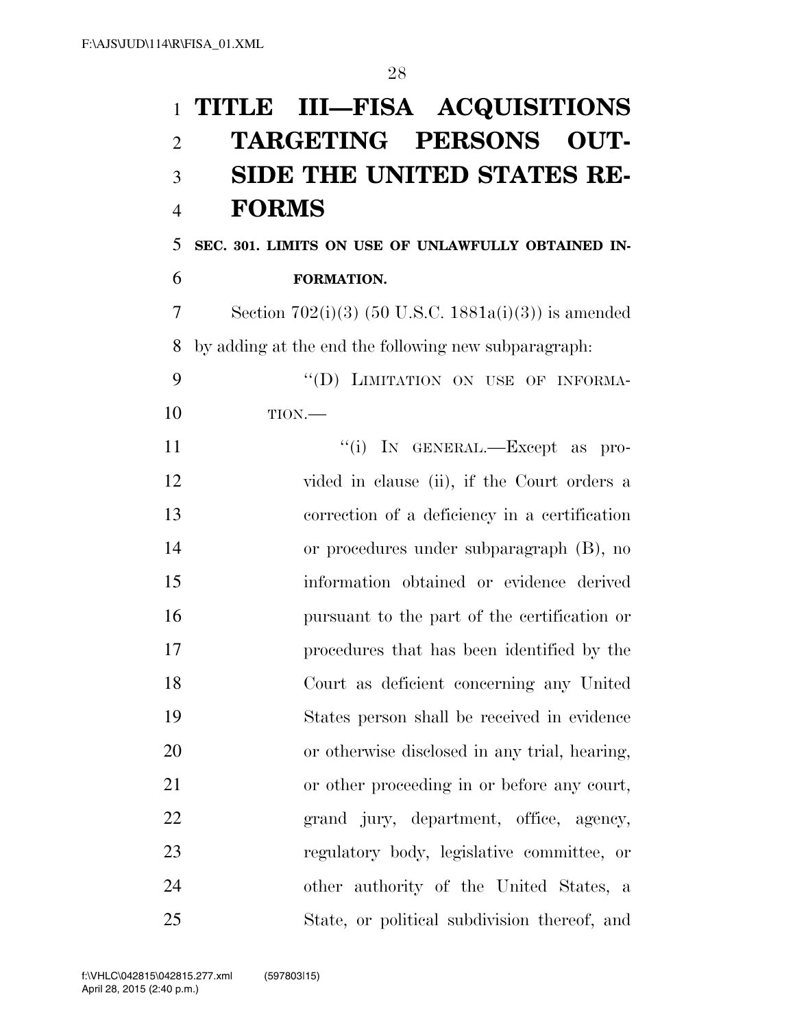# TITLE III—FISA ACQUISITIONS TARGETING PERSONS OUTSIDE THE UNITED STATES REFORMS

**SEC. 301. LIMITS ON USE OF UNLAWFULLY OBTAINED INFORMATION.**

Section 702(i)(3) (50 U.S.C. 1881a(i)(3)) is amended by adding at the end the following new subparagraph:

"(D) LIMITATION ON USE OF INFORMATION.—

"(i) IN GENERAL.—Except as provided in clause (ii), if the Court orders a correction of a deficiency in a certification or procedures under subparagraph (B), no information obtained or evidence derived pursuant to the part of the certification or procedures that has been identified by the Court as deficient concerning any United States person shall be received in evidence or otherwise disclosed in any trial, hearing, or other proceeding in or before any court, grand jury, department, office, agency, regulatory body, legislative committee, or other authority of the United States, a State, or political subdivision thereof, and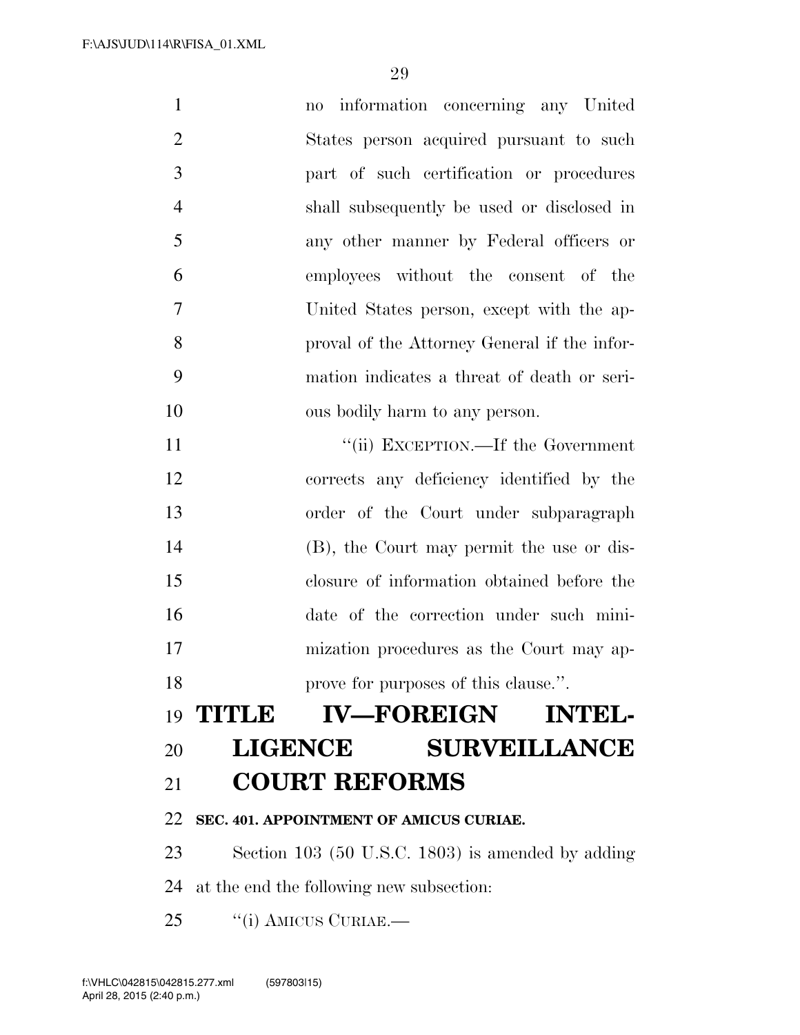no information concerning any United States person acquired pursuant to such part of such certification or procedures shall subsequently be used or disclosed in any other manner by Federal officers or employees without the consent of the United States person, except with the approval of the Attorney General if the information indicates a threat of death or serious bodily harm to any person.

"(ii) EXCEPTION.—If the Government corrects any deficiency identified by the order of the Court under subparagraph (B), the Court may permit the use or disclosure of information obtained before the date of the correction under such minimization procedures as the Court may approve for purposes of this clause.".

# TITLE IV—FOREIGN INTELLIGENCE SURVEILLANCE COURT REFORMS

**SEC. 401. APPOINTMENT OF AMICUS CURIAE.**

Section 103 (50 U.S.C. 1803) is amended by adding at the end the following new subsection:

"(i) AMICUS CURIAE.—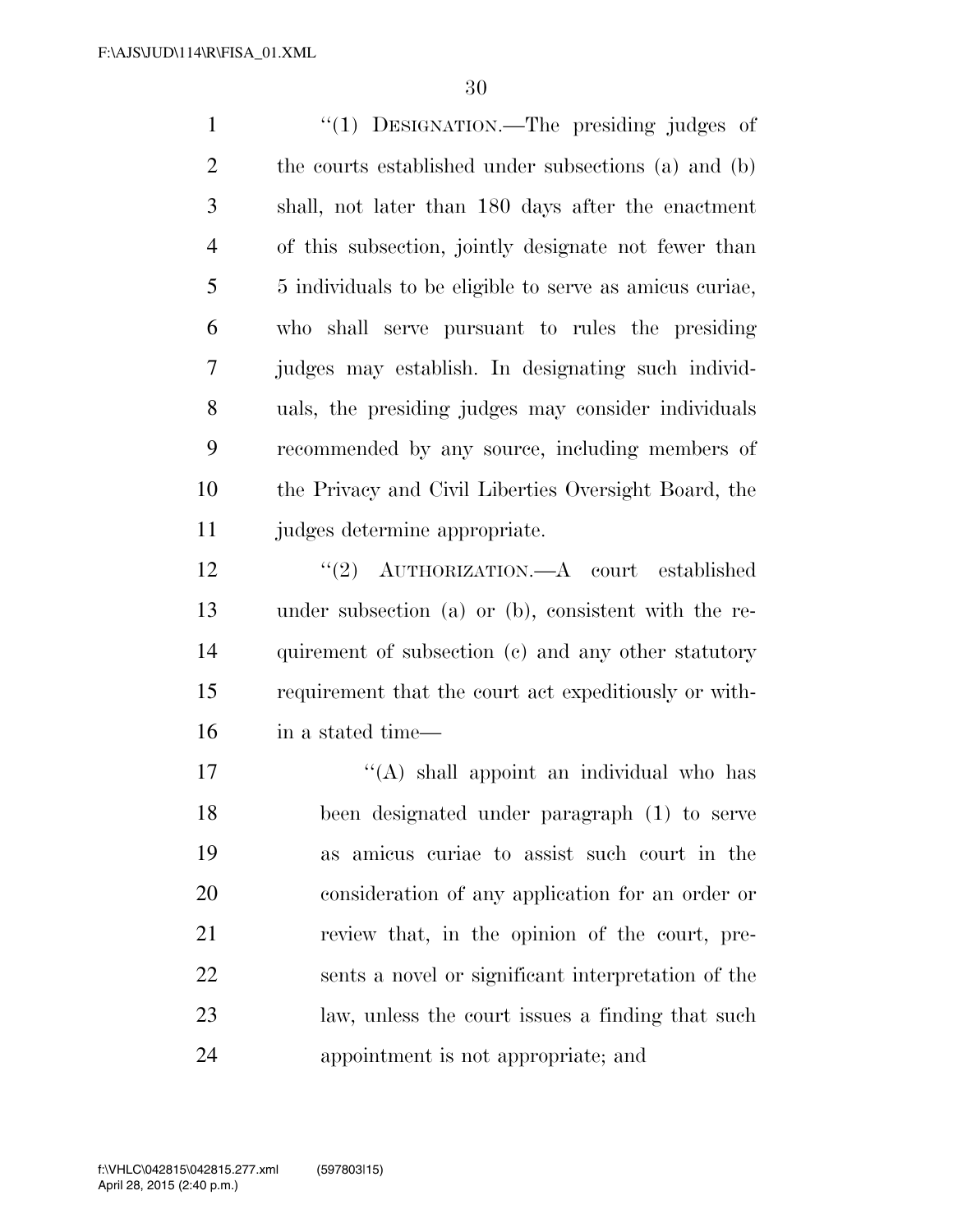"(1) DESIGNATION.—The presiding judges of the courts established under subsections (a) and (b) shall, not later than 180 days after the enactment of this subsection, jointly designate not fewer than 5 individuals to be eligible to serve as amicus curiae, who shall serve pursuant to rules the presiding judges may establish. In designating such individuals, the presiding judges may consider individuals recommended by any source, including members of the Privacy and Civil Liberties Oversight Board, the judges determine appropriate.

"(2) AUTHORIZATION.—A court established under subsection (a) or (b), consistent with the requirement of subsection (c) and any other statutory requirement that the court act expeditiously or within a stated time—

"(A) shall appoint an individual who has been designated under paragraph (1) to serve as amicus curiae to assist such court in the consideration of any application for an order or review that, in the opinion of the court, presents a novel or significant interpretation of the law, unless the court issues a finding that such appointment is not appropriate; and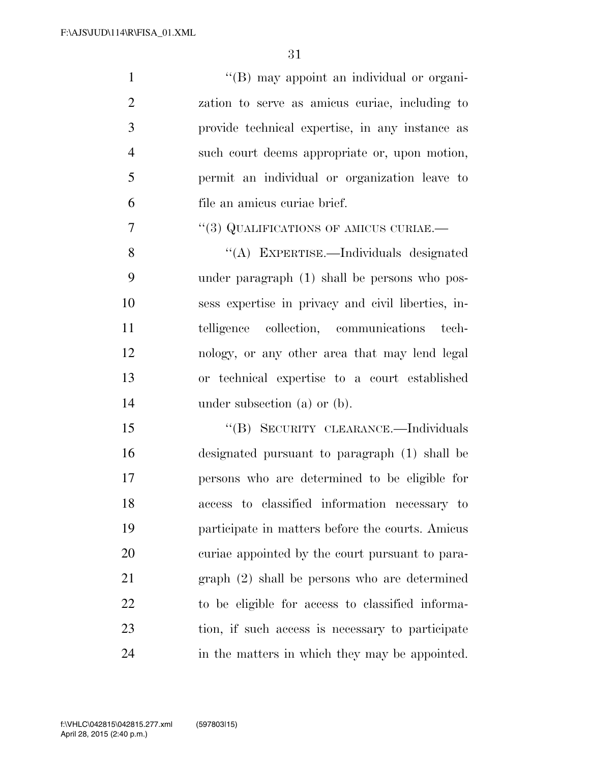"(B) may appoint an individual or organization to serve as amicus curiae, including to provide technical expertise, in any instance as such court deems appropriate or, upon motion, permit an individual or organization leave to file an amicus curiae brief.

"(3) QUALIFICATIONS OF AMICUS CURIAE.—

"(A) EXPERTISE.—Individuals designated under paragraph (1) shall be persons who possess expertise in privacy and civil liberties, intelligence collection, communications technology, or any other area that may lend legal or technical expertise to a court established under subsection (a) or (b).

"(B) SECURITY CLEARANCE.—Individuals designated pursuant to paragraph (1) shall be persons who are determined to be eligible for access to classified information necessary to participate in matters before the courts. Amicus curiae appointed by the court pursuant to paragraph (2) shall be persons who are determined to be eligible for access to classified information, if such access is necessary to participate in the matters in which they may be appointed.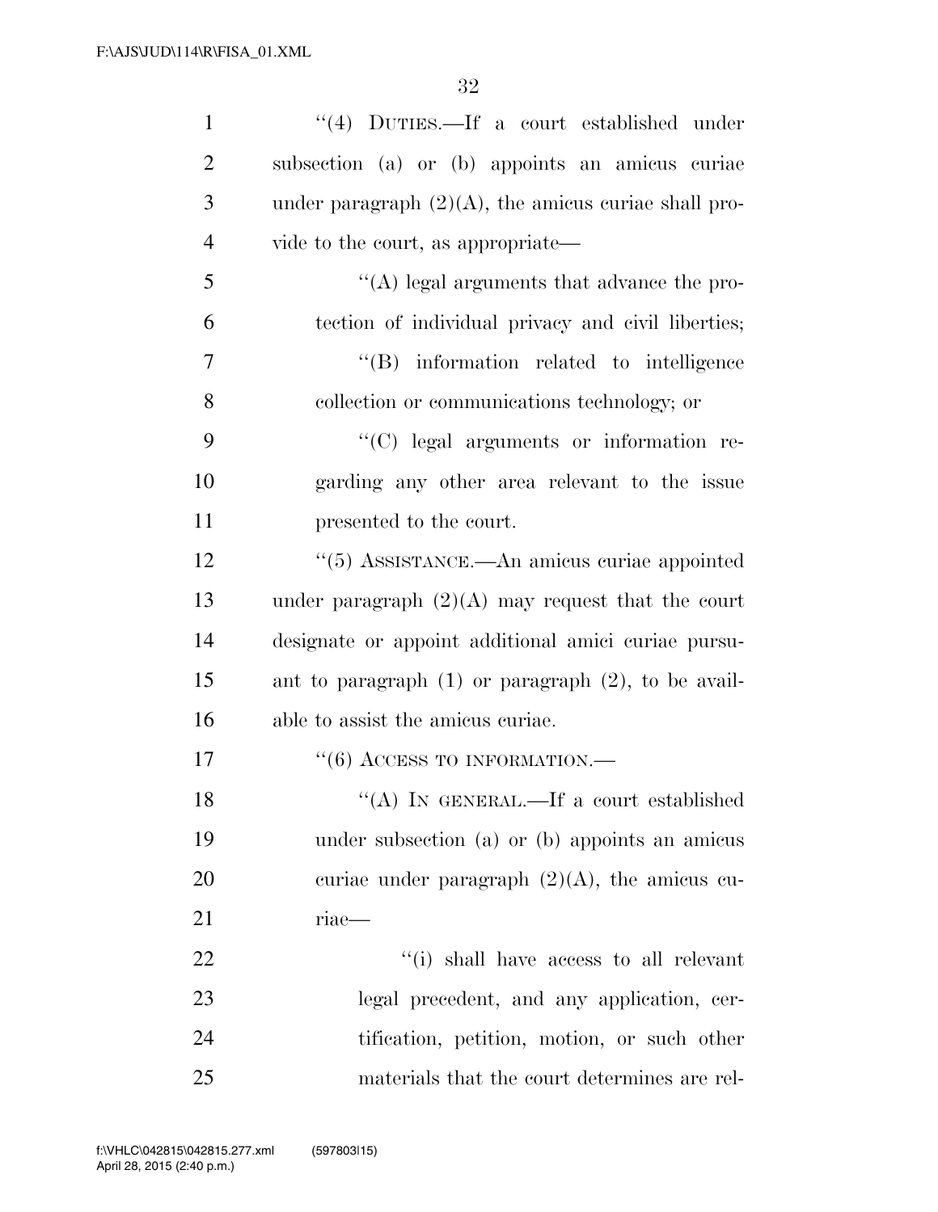''(4) DUTIES.—If a court established under subsection (a) or (b) appoints an amicus curiae under paragraph (2)(A), the amicus curiae shall provide to the court, as appropriate—

''(A) legal arguments that advance the protection of individual privacy and civil liberties;

''(B) information related to intelligence collection or communications technology; or

''(C) legal arguments or information regarding any other area relevant to the issue presented to the court.

''(5) ASSISTANCE.—An amicus curiae appointed under paragraph (2)(A) may request that the court designate or appoint additional amici curiae pursuant to paragraph (1) or paragraph (2), to be available to assist the amicus curiae.

''(6) ACCESS TO INFORMATION.—

''(A) IN GENERAL.—If a court established under subsection (a) or (b) appoints an amicus curiae under paragraph (2)(A), the amicus curiae—

''(i) shall have access to all relevant legal precedent, and any application, certification, petition, motion, or such other materials that the court determines are rel-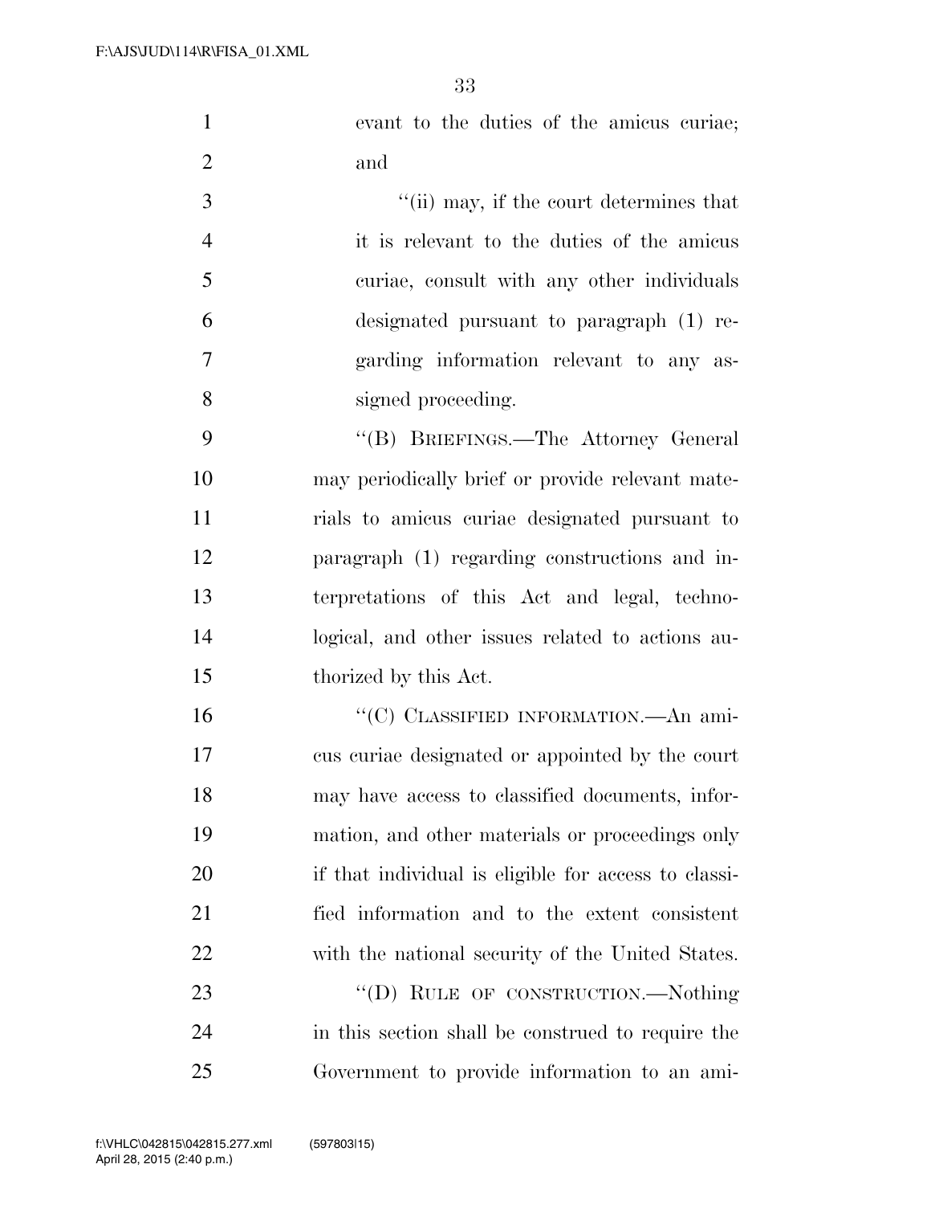evant to the duties of the amicus curiae; and

"(ii) may, if the court determines that it is relevant to the duties of the amicus curiae, consult with any other individuals designated pursuant to paragraph (1) regarding information relevant to any assigned proceeding.

"(B) BRIEFINGS.—The Attorney General may periodically brief or provide relevant materials to amicus curiae designated pursuant to paragraph (1) regarding constructions and interpretations of this Act and legal, technological, and other issues related to actions authorized by this Act.

"(C) CLASSIFIED INFORMATION.—An amicus curiae designated or appointed by the court may have access to classified documents, information, and other materials or proceedings only if that individual is eligible for access to classified information and to the extent consistent with the national security of the United States.

"(D) RULE OF CONSTRUCTION.—Nothing in this section shall be construed to require the Government to provide information to an ami-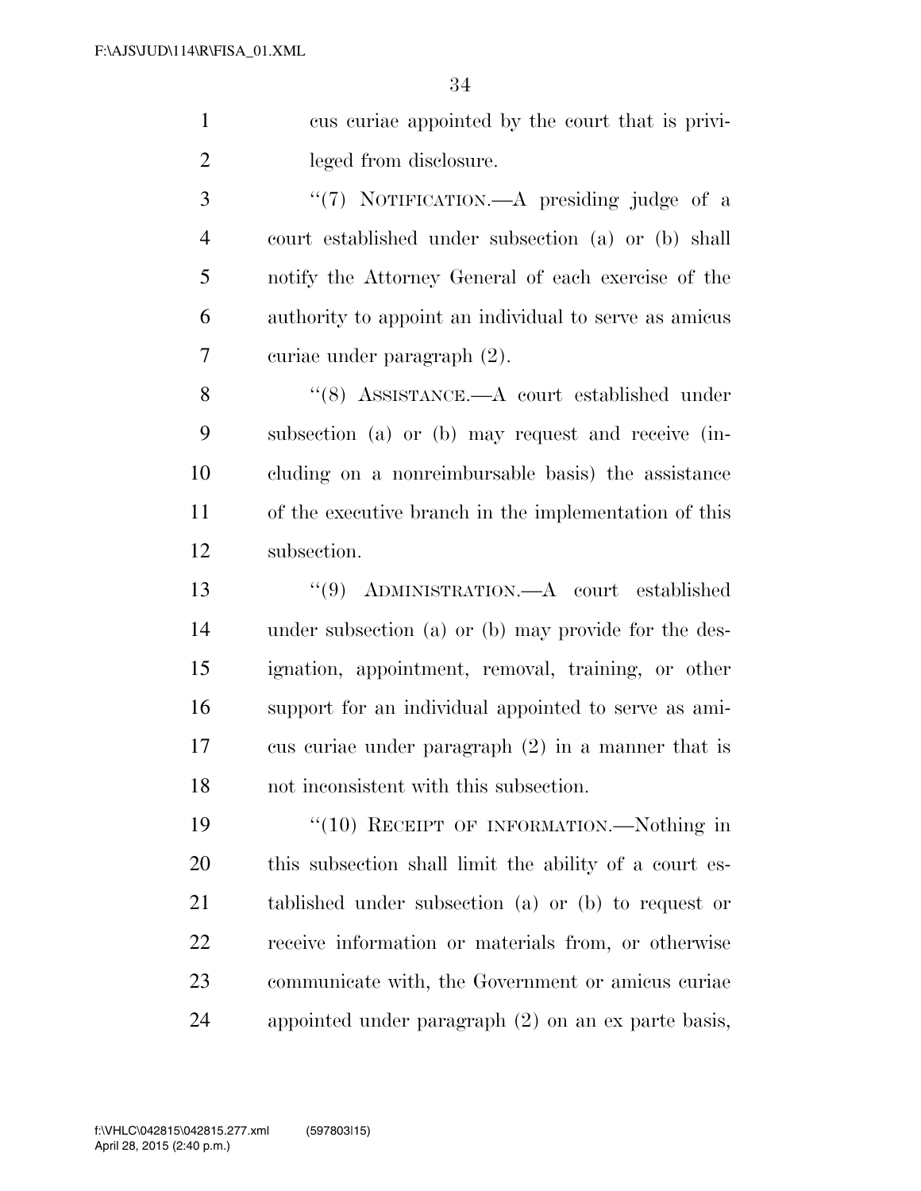cus curiae appointed by the court that is privileged from disclosure.

"(7) NOTIFICATION.—A presiding judge of a court established under subsection (a) or (b) shall notify the Attorney General of each exercise of the authority to appoint an individual to serve as amicus curiae under paragraph (2).

"(8) ASSISTANCE.—A court established under subsection (a) or (b) may request and receive (including on a nonreimbursable basis) the assistance of the executive branch in the implementation of this subsection.

"(9) ADMINISTRATION.—A court established under subsection (a) or (b) may provide for the designation, appointment, removal, training, or other support for an individual appointed to serve as amicus curiae under paragraph (2) in a manner that is not inconsistent with this subsection.

"(10) RECEIPT OF INFORMATION.—Nothing in this subsection shall limit the ability of a court established under subsection (a) or (b) to request or receive information or materials from, or otherwise communicate with, the Government or amicus curiae appointed under paragraph (2) on an ex parte basis,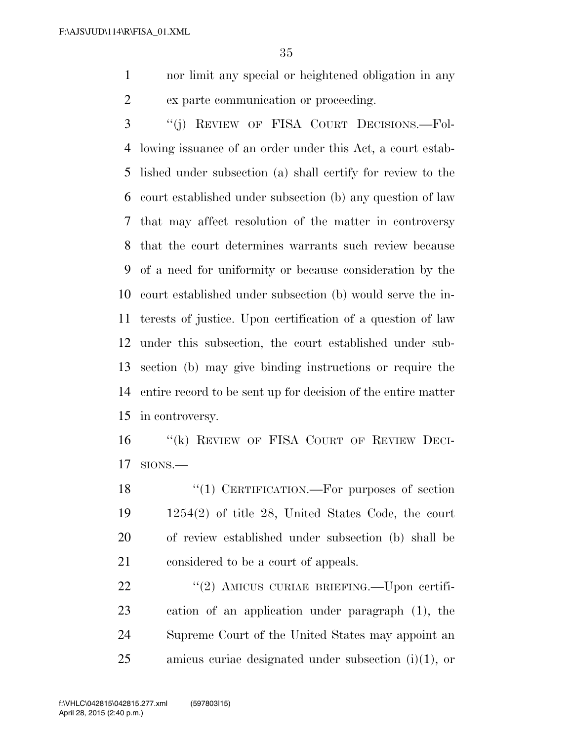nor limit any special or heightened obligation in any ex parte communication or proceeding.

"(j) REVIEW OF FISA COURT DECISIONS.—Following issuance of an order under this Act, a court established under subsection (a) shall certify for review to the court established under subsection (b) any question of law that may affect resolution of the matter in controversy that the court determines warrants such review because of a need for uniformity or because consideration by the court established under subsection (b) would serve the interests of justice. Upon certification of a question of law under this subsection, the court established under subsection (b) may give binding instructions or require the entire record to be sent up for decision of the entire matter in controversy.

"(k) REVIEW OF FISA COURT OF REVIEW DECISIONS.—

"(1) CERTIFICATION.—For purposes of section 1254(2) of title 28, United States Code, the court of review established under subsection (b) shall be considered to be a court of appeals.

"(2) AMICUS CURIAE BRIEFING.—Upon certification of an application under paragraph (1), the Supreme Court of the United States may appoint an amicus curiae designated under subsection (i)(1), or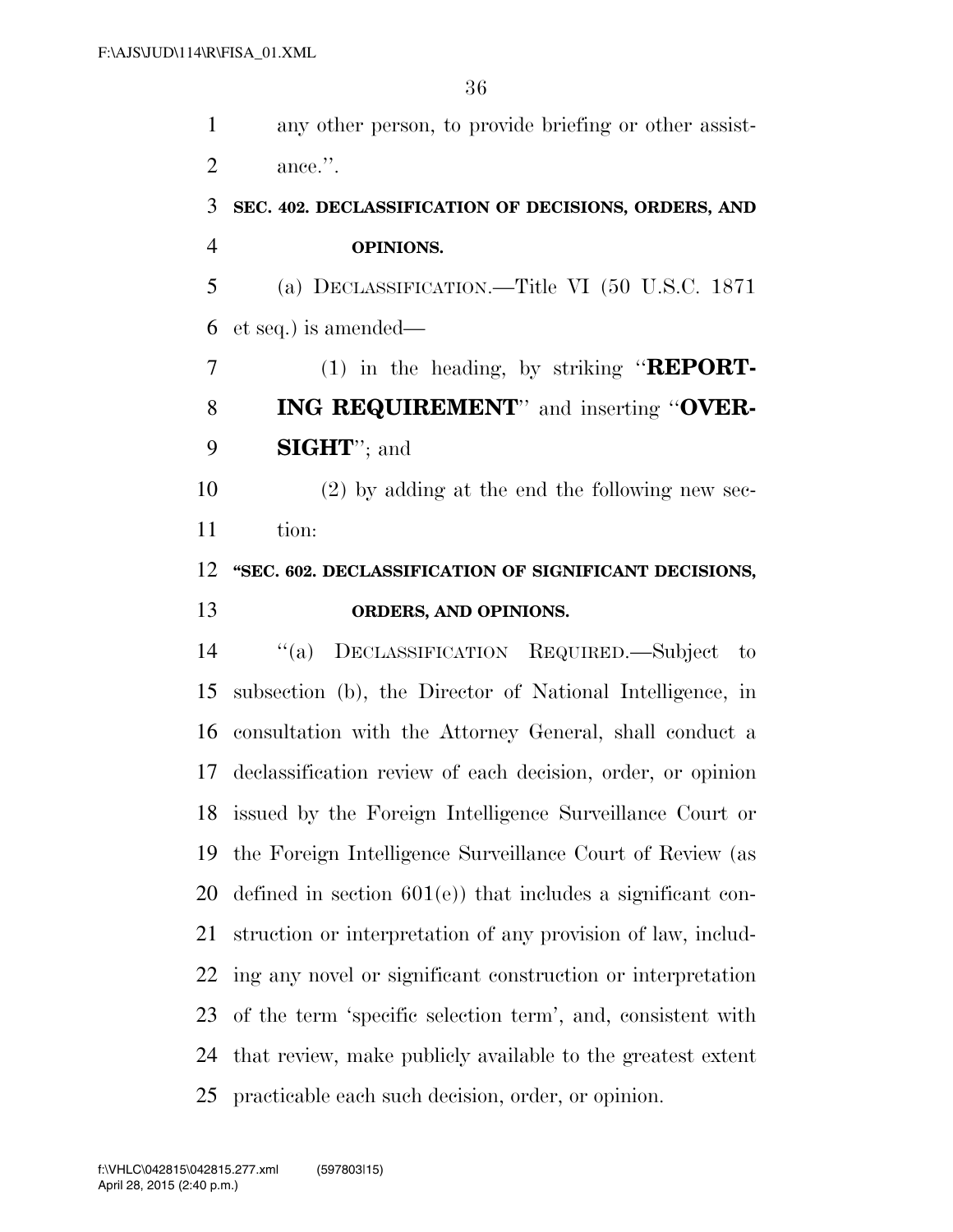any other person, to provide briefing or other assistance.''.

**SEC. 402. DECLASSIFICATION OF DECISIONS, ORDERS, AND OPINIONS.**

(a) DECLASSIFICATION.—Title VI (50 U.S.C. 1871 et seq.) is amended—

(1) in the heading, by striking ''**REPORTING REQUIREMENT**'' and inserting ''**OVERSIGHT**''; and

(2) by adding at the end the following new section:

**''SEC. 602. DECLASSIFICATION OF SIGNIFICANT DECISIONS, ORDERS, AND OPINIONS.**

''(a) DECLASSIFICATION REQUIRED.—Subject to subsection (b), the Director of National Intelligence, in consultation with the Attorney General, shall conduct a declassification review of each decision, order, or opinion issued by the Foreign Intelligence Surveillance Court or the Foreign Intelligence Surveillance Court of Review (as defined in section 601(e)) that includes a significant construction or interpretation of any provision of law, including any novel or significant construction or interpretation of the term 'specific selection term', and, consistent with that review, make publicly available to the greatest extent practicable each such decision, order, or opinion.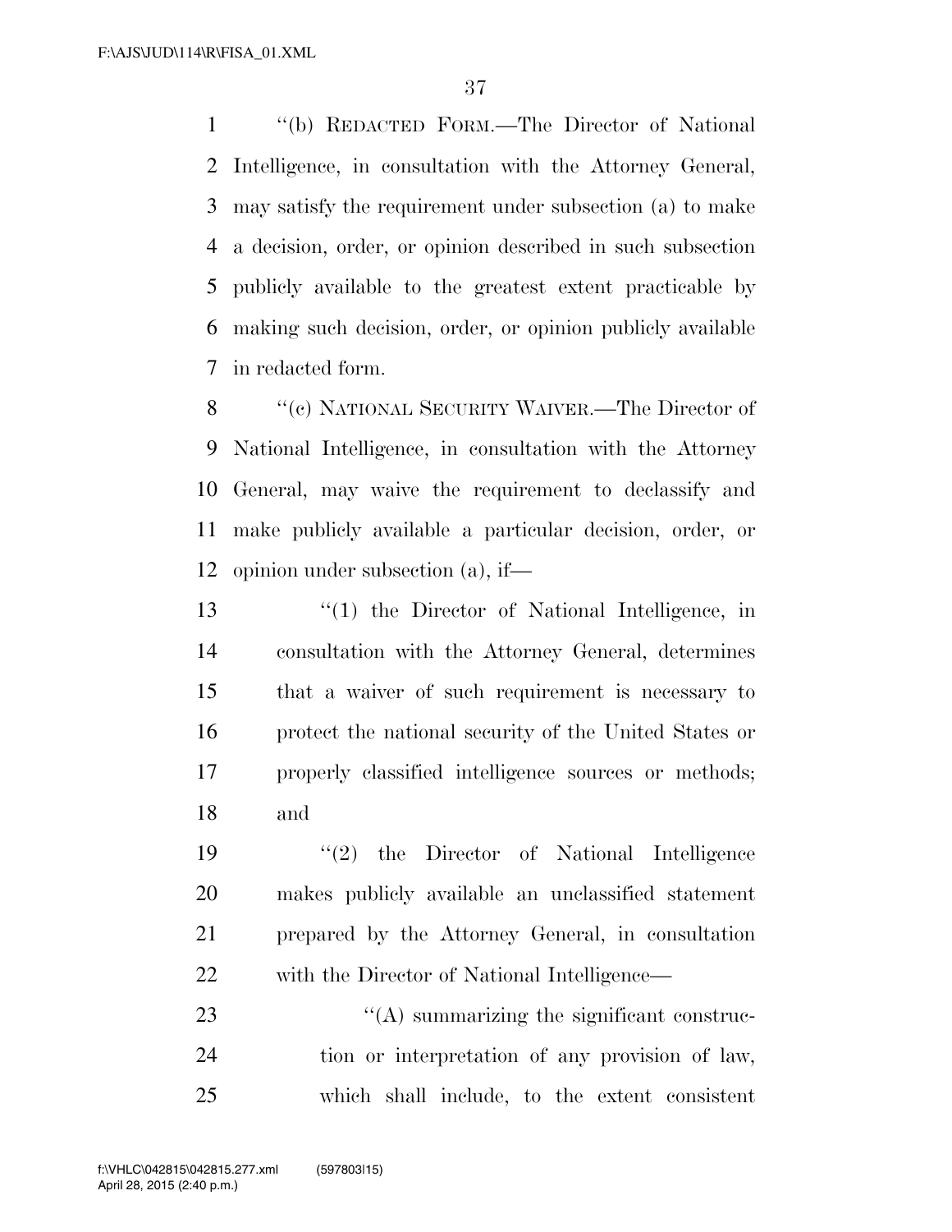"(b) REDACTED FORM.—The Director of National Intelligence, in consultation with the Attorney General, may satisfy the requirement under subsection (a) to make a decision, order, or opinion described in such subsection publicly available to the greatest extent practicable by making such decision, order, or opinion publicly available in redacted form.

"(c) NATIONAL SECURITY WAIVER.—The Director of National Intelligence, in consultation with the Attorney General, may waive the requirement to declassify and make publicly available a particular decision, order, or opinion under subsection (a), if—

"(1) the Director of National Intelligence, in consultation with the Attorney General, determines that a waiver of such requirement is necessary to protect the national security of the United States or properly classified intelligence sources or methods; and

"(2) the Director of National Intelligence makes publicly available an unclassified statement prepared by the Attorney General, in consultation with the Director of National Intelligence—

"(A) summarizing the significant construction or interpretation of any provision of law, which shall include, to the extent consistent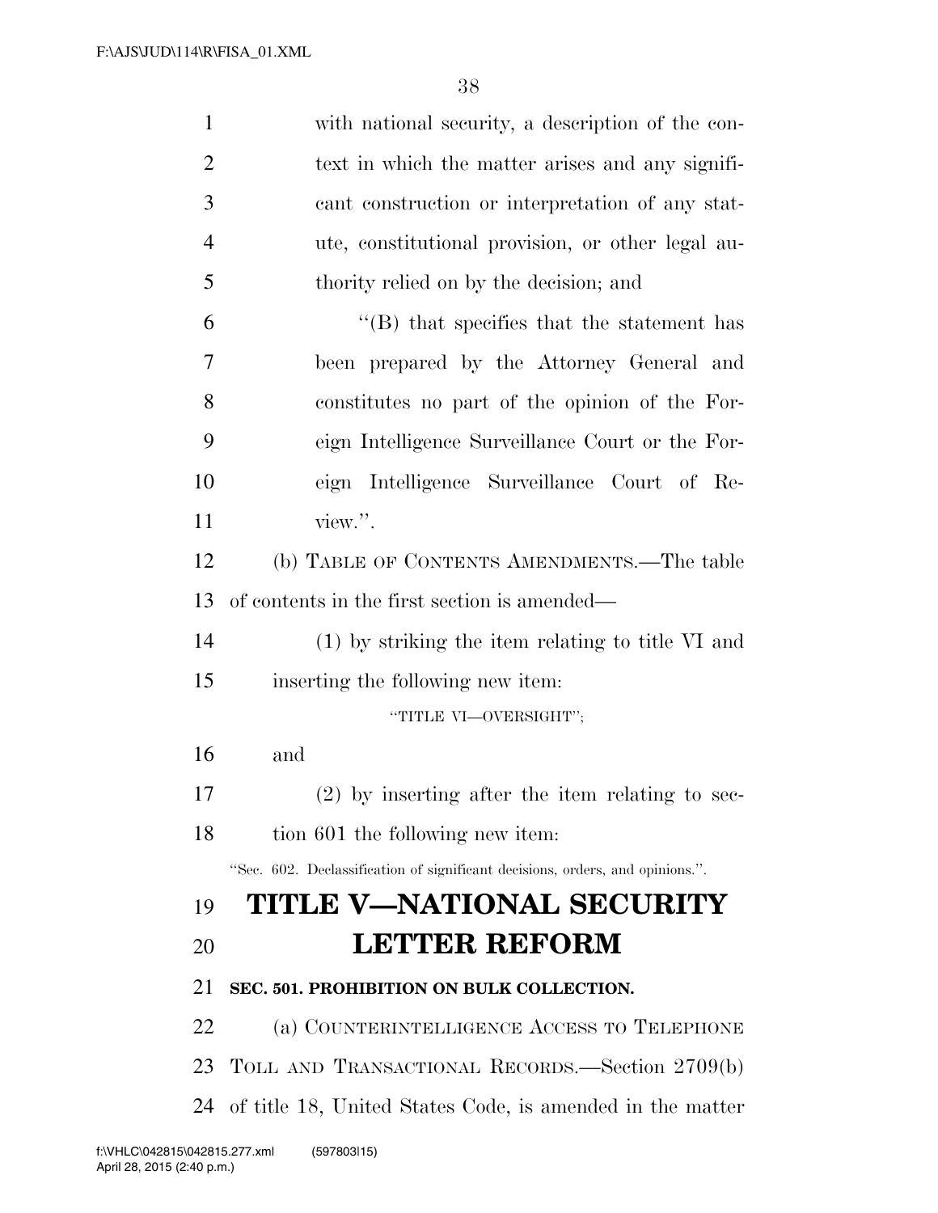with national security, a description of the context in which the matter arises and any significant construction or interpretation of any statute, constitutional provision, or other legal authority relied on by the decision; and

"(B) that specifies that the statement has been prepared by the Attorney General and constitutes no part of the opinion of the Foreign Intelligence Surveillance Court or the Foreign Intelligence Surveillance Court of Review.".

(b) TABLE OF CONTENTS AMENDMENTS.—The table of contents in the first section is amended—

(1) by striking the item relating to title VI and inserting the following new item:

"TITLE VI—OVERSIGHT";

and

(2) by inserting after the item relating to section 601 the following new item:

"Sec. 602. Declassification of significant decisions, orders, and opinions.".

# TITLE V—NATIONAL SECURITY LETTER REFORM

### SEC. 501. PROHIBITION ON BULK COLLECTION.

(a) COUNTERINTELLIGENCE ACCESS TO TELEPHONE TOLL AND TRANSACTIONAL RECORDS.—Section 2709(b) of title 18, United States Code, is amended in the matter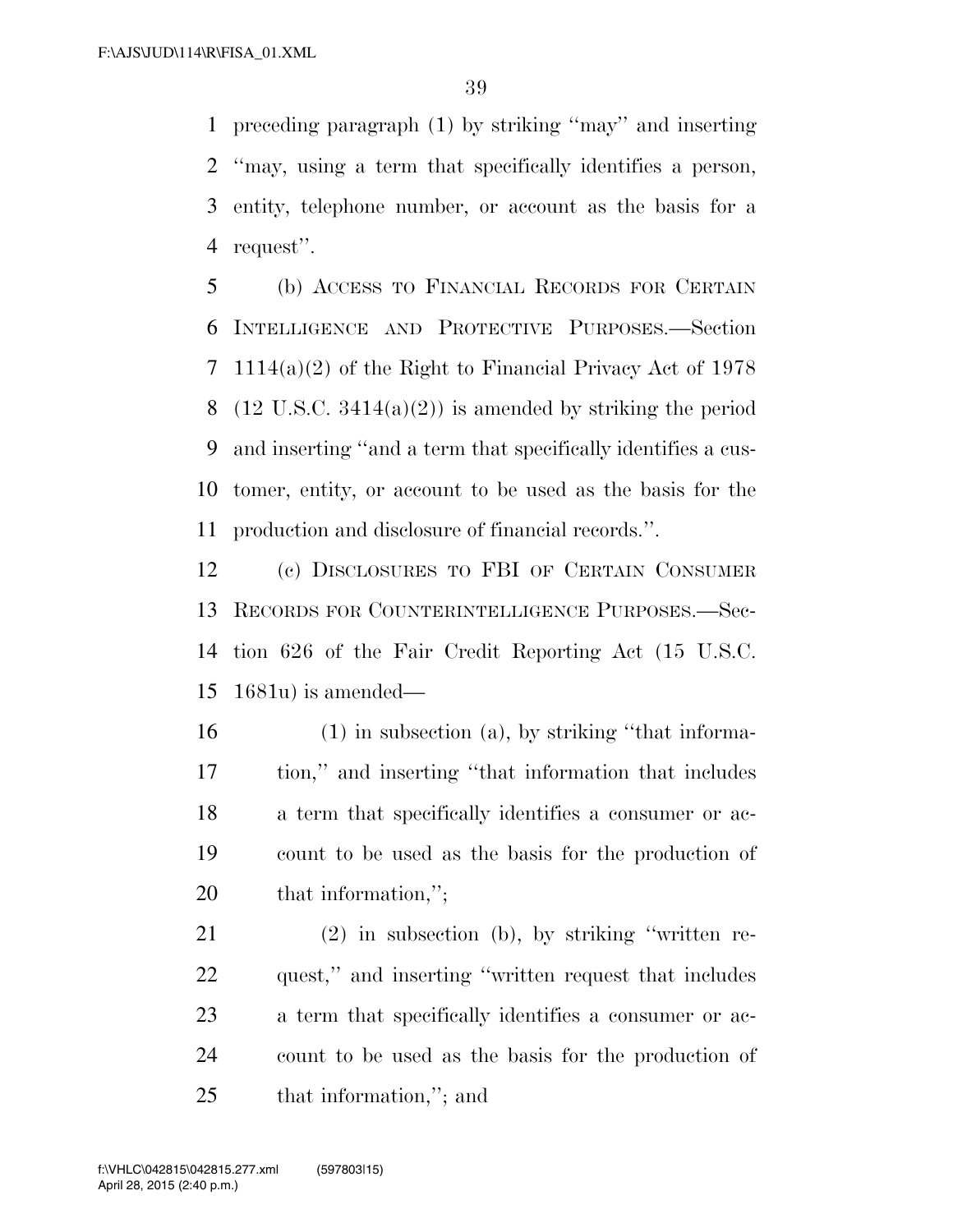preceding paragraph (1) by striking "may" and inserting "may, using a term that specifically identifies a person, entity, telephone number, or account as the basis for a request".

(b) ACCESS TO FINANCIAL RECORDS FOR CERTAIN INTELLIGENCE AND PROTECTIVE PURPOSES.—Section 1114(a)(2) of the Right to Financial Privacy Act of 1978 (12 U.S.C. 3414(a)(2)) is amended by striking the period and inserting "and a term that specifically identifies a customer, entity, or account to be used as the basis for the production and disclosure of financial records.".

(c) DISCLOSURES TO FBI OF CERTAIN CONSUMER RECORDS FOR COUNTERINTELLIGENCE PURPOSES.—Section 626 of the Fair Credit Reporting Act (15 U.S.C. 1681u) is amended—

(1) in subsection (a), by striking "that information," and inserting "that information that includes a term that specifically identifies a consumer or account to be used as the basis for the production of that information,";

(2) in subsection (b), by striking "written request," and inserting "written request that includes a term that specifically identifies a consumer or account to be used as the basis for the production of that information,"; and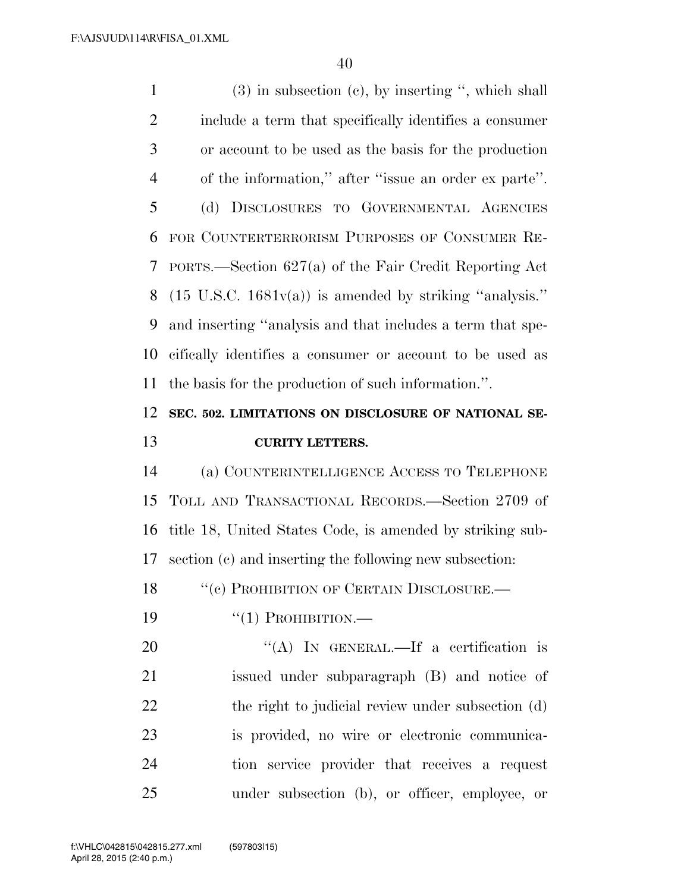(3) in subsection (c), by inserting ", which shall include a term that specifically identifies a consumer or account to be used as the basis for the production of the information," after "issue an order ex parte".

(d) DISCLOSURES TO GOVERNMENTAL AGENCIES FOR COUNTERTERRORISM PURPOSES OF CONSUMER REPORTS.—Section 627(a) of the Fair Credit Reporting Act (15 U.S.C. 1681v(a)) is amended by striking "analysis." and inserting "analysis and that includes a term that specifically identifies a consumer or account to be used as the basis for the production of such information.".

**SEC. 502. LIMITATIONS ON DISCLOSURE OF NATIONAL SECURITY LETTERS.**

(a) COUNTERINTELLIGENCE ACCESS TO TELEPHONE TOLL AND TRANSACTIONAL RECORDS.—Section 2709 of title 18, United States Code, is amended by striking subsection (c) and inserting the following new subsection:

"(c) PROHIBITION OF CERTAIN DISCLOSURE.—

"(1) PROHIBITION.—

"(A) IN GENERAL.—If a certification is issued under subparagraph (B) and notice of the right to judicial review under subsection (d) is provided, no wire or electronic communication service provider that receives a request under subsection (b), or officer, employee, or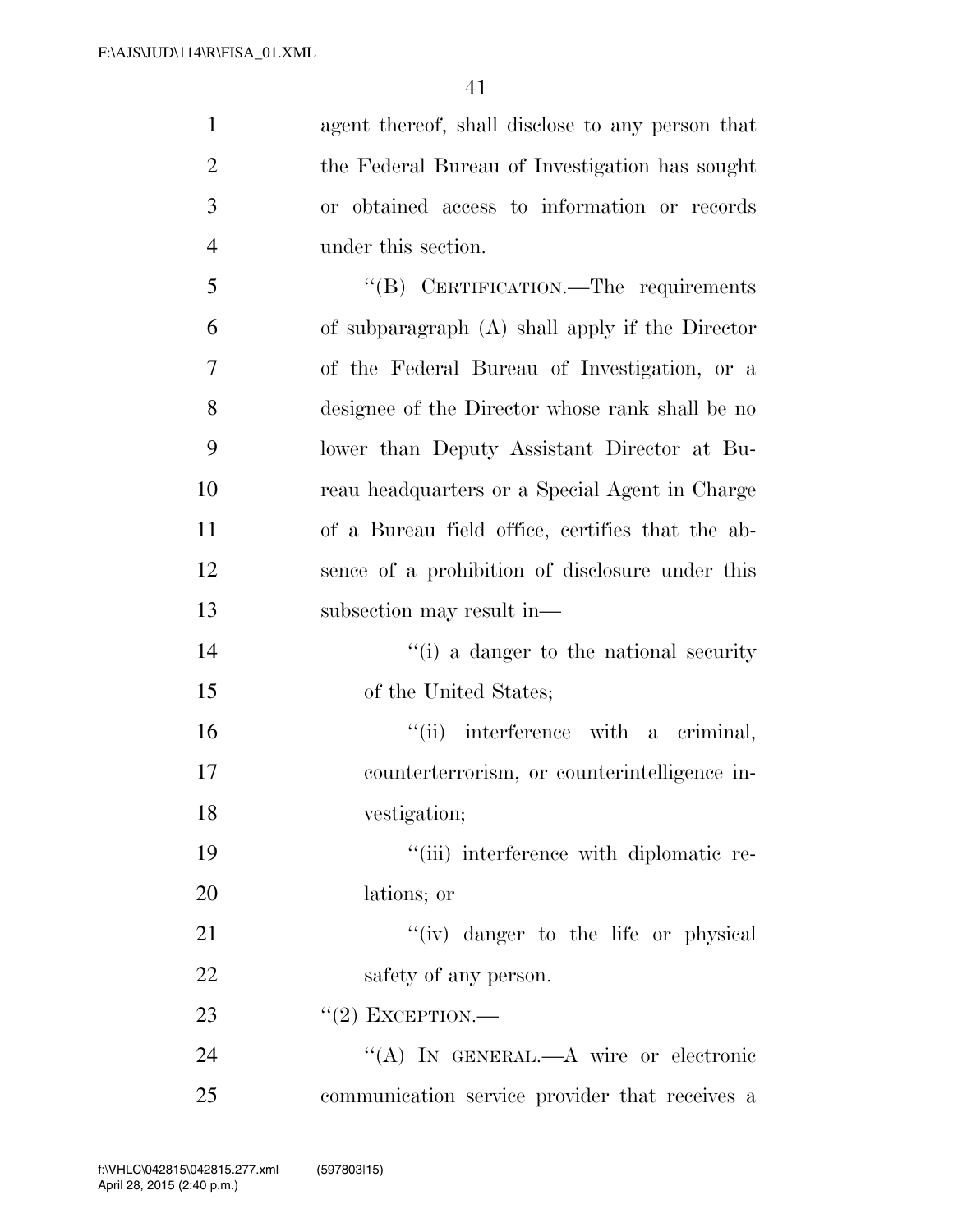agent thereof, shall disclose to any person that the Federal Bureau of Investigation has sought or obtained access to information or records under this section.

"(B) CERTIFICATION.—The requirements of subparagraph (A) shall apply if the Director of the Federal Bureau of Investigation, or a designee of the Director whose rank shall be no lower than Deputy Assistant Director at Bureau headquarters or a Special Agent in Charge of a Bureau field office, certifies that the absence of a prohibition of disclosure under this subsection may result in—

"(i) a danger to the national security of the United States;

"(ii) interference with a criminal, counterterrorism, or counterintelligence investigation;

"(iii) interference with diplomatic relations; or

"(iv) danger to the life or physical safety of any person.

"(2) EXCEPTION.—

"(A) IN GENERAL.—A wire or electronic communication service provider that receives a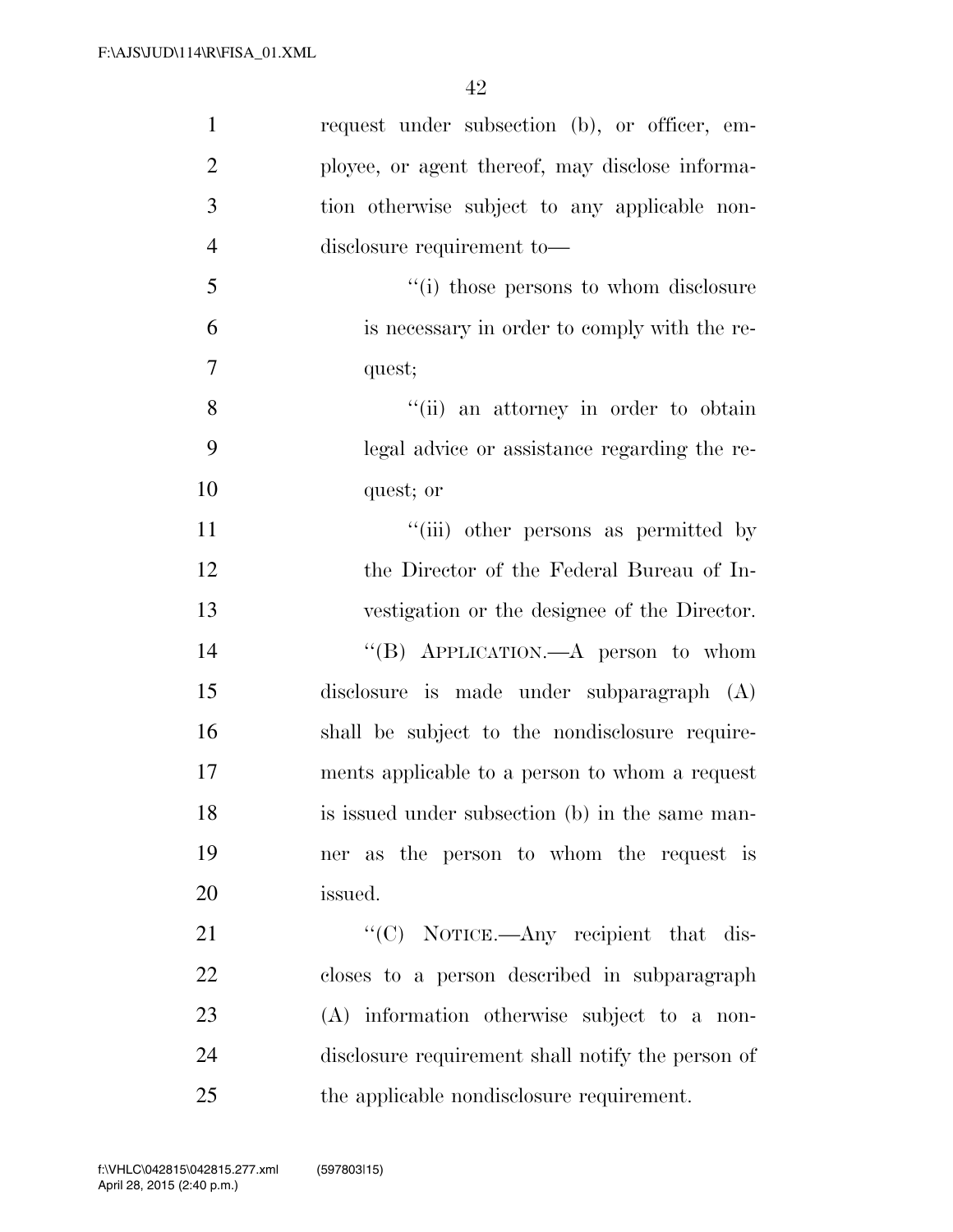request under subsection (b), or officer, employee, or agent thereof, may disclose information otherwise subject to any applicable nondisclosure requirement to—

"(i) those persons to whom disclosure is necessary in order to comply with the request;

"(ii) an attorney in order to obtain legal advice or assistance regarding the request; or

"(iii) other persons as permitted by the Director of the Federal Bureau of Investigation or the designee of the Director.

"(B) APPLICATION.—A person to whom disclosure is made under subparagraph (A) shall be subject to the nondisclosure requirements applicable to a person to whom a request is issued under subsection (b) in the same manner as the person to whom the request is issued.

"(C) NOTICE.—Any recipient that discloses to a person described in subparagraph (A) information otherwise subject to a nondisclosure requirement shall notify the person of the applicable nondisclosure requirement.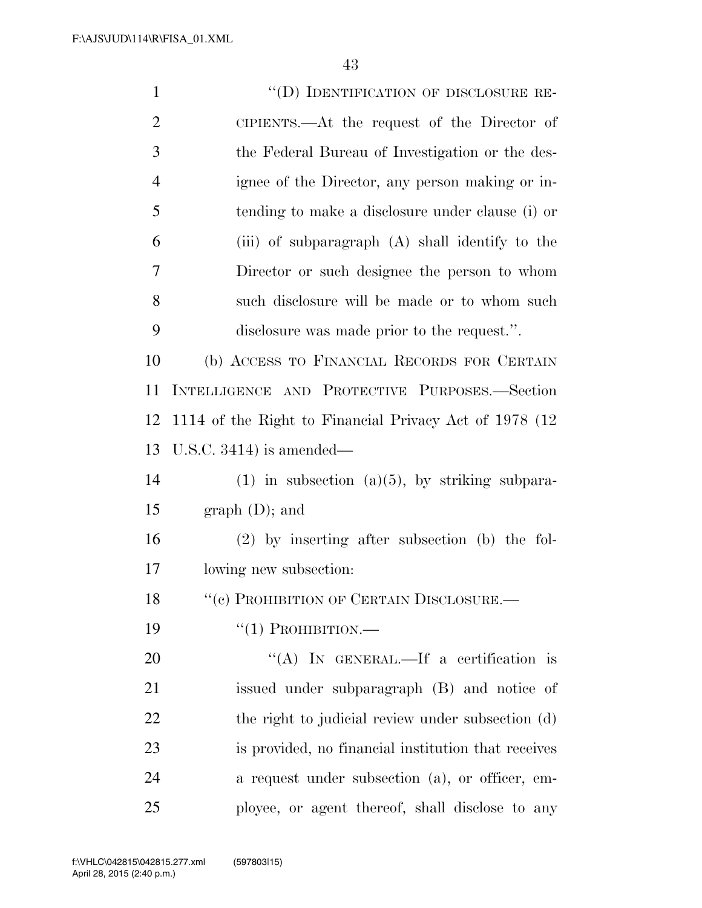"(D) IDENTIFICATION OF DISCLOSURE RECIPIENTS.—At the request of the Director of the Federal Bureau of Investigation or the designee of the Director, any person making or intending to make a disclosure under clause (i) or (iii) of subparagraph (A) shall identify to the Director or such designee the person to whom such disclosure will be made or to whom such disclosure was made prior to the request.".

(b) ACCESS TO FINANCIAL RECORDS FOR CERTAIN INTELLIGENCE AND PROTECTIVE PURPOSES.—Section 1114 of the Right to Financial Privacy Act of 1978 (12 U.S.C. 3414) is amended—

(1) in subsection (a)(5), by striking subparagraph (D); and

(2) by inserting after subsection (b) the following new subsection:

"(c) PROHIBITION OF CERTAIN DISCLOSURE.—

"(1) PROHIBITION.—

"(A) IN GENERAL.—If a certification is issued under subparagraph (B) and notice of the right to judicial review under subsection (d) is provided, no financial institution that receives a request under subsection (a), or officer, employee, or agent thereof, shall disclose to any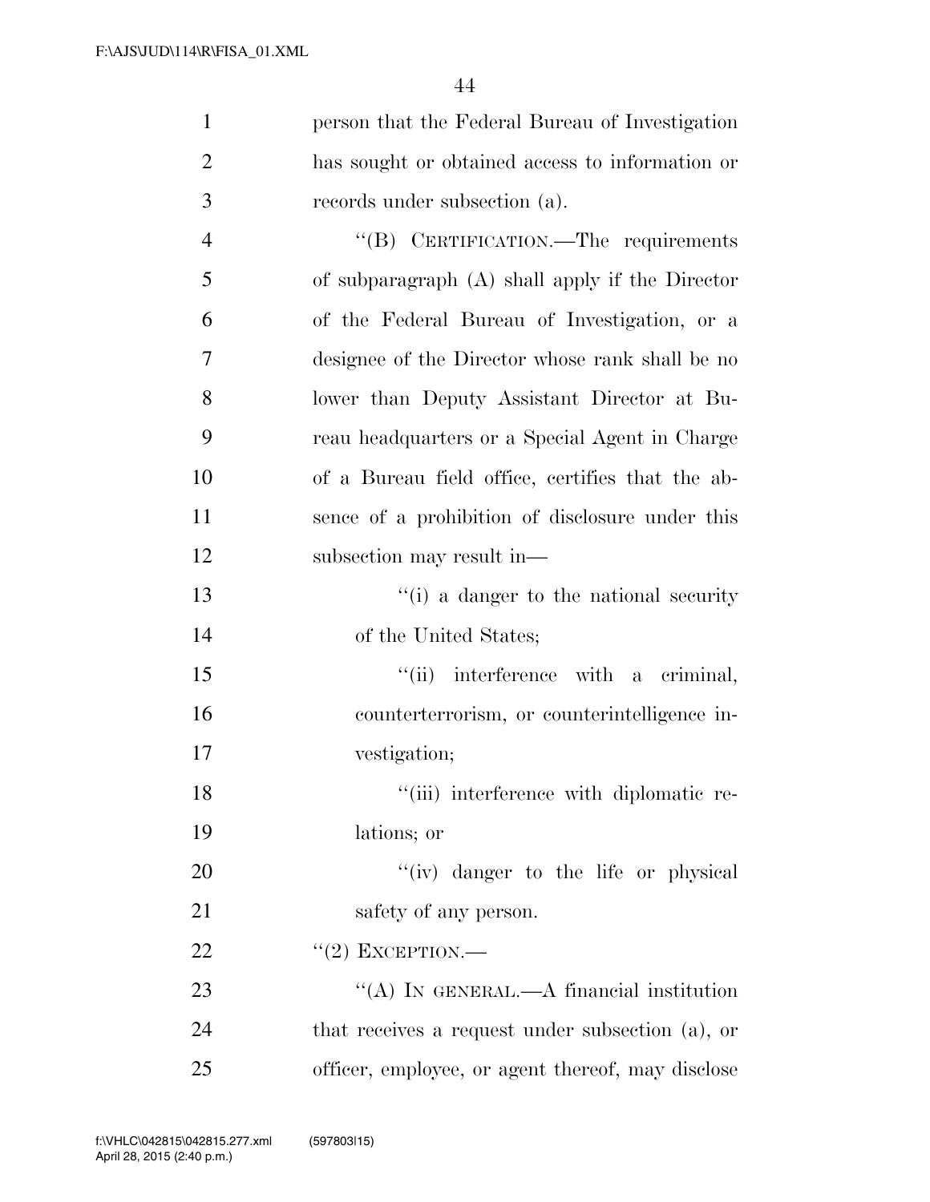person that the Federal Bureau of Investigation has sought or obtained access to information or records under subsection (a).

"(B) CERTIFICATION.—The requirements of subparagraph (A) shall apply if the Director of the Federal Bureau of Investigation, or a designee of the Director whose rank shall be no lower than Deputy Assistant Director at Bureau headquarters or a Special Agent in Charge of a Bureau field office, certifies that the absence of a prohibition of disclosure under this subsection may result in—

"(i) a danger to the national security of the United States;

"(ii) interference with a criminal, counterterrorism, or counterintelligence investigation;

"(iii) interference with diplomatic relations; or

"(iv) danger to the life or physical safety of any person.

"(2) EXCEPTION.—

"(A) IN GENERAL.—A financial institution that receives a request under subsection (a), or officer, employee, or agent thereof, may disclose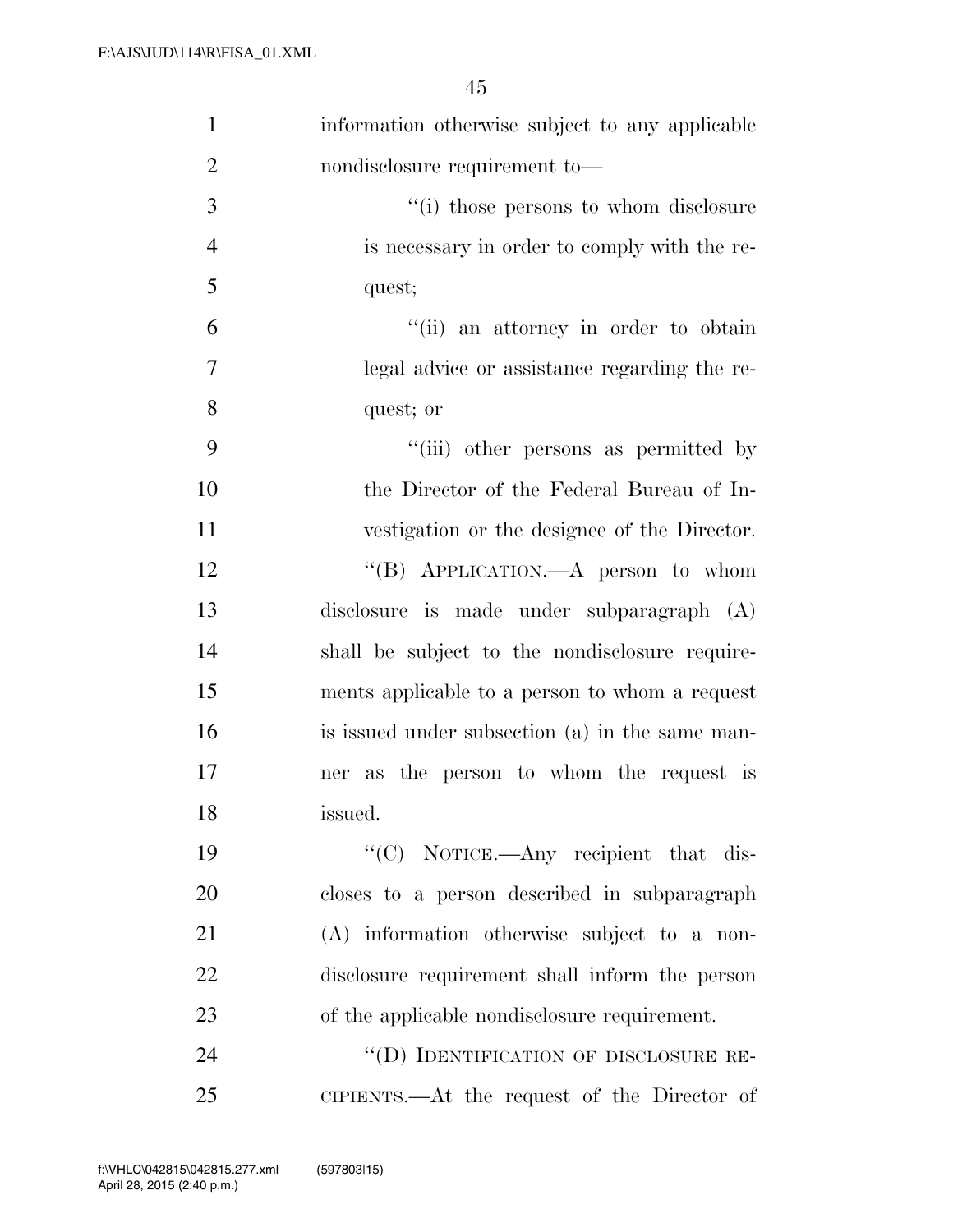information otherwise subject to any applicable nondisclosure requirement to—

"(i) those persons to whom disclosure is necessary in order to comply with the request;

"(ii) an attorney in order to obtain legal advice or assistance regarding the request; or

"(iii) other persons as permitted by the Director of the Federal Bureau of Investigation or the designee of the Director.

"(B) APPLICATION.—A person to whom disclosure is made under subparagraph (A) shall be subject to the nondisclosure requirements applicable to a person to whom a request is issued under subsection (a) in the same manner as the person to whom the request is issued.

"(C) NOTICE.—Any recipient that discloses to a person described in subparagraph (A) information otherwise subject to a nondisclosure requirement shall inform the person of the applicable nondisclosure requirement.

"(D) IDENTIFICATION OF DISCLOSURE RECIPIENTS.—At the request of the Director of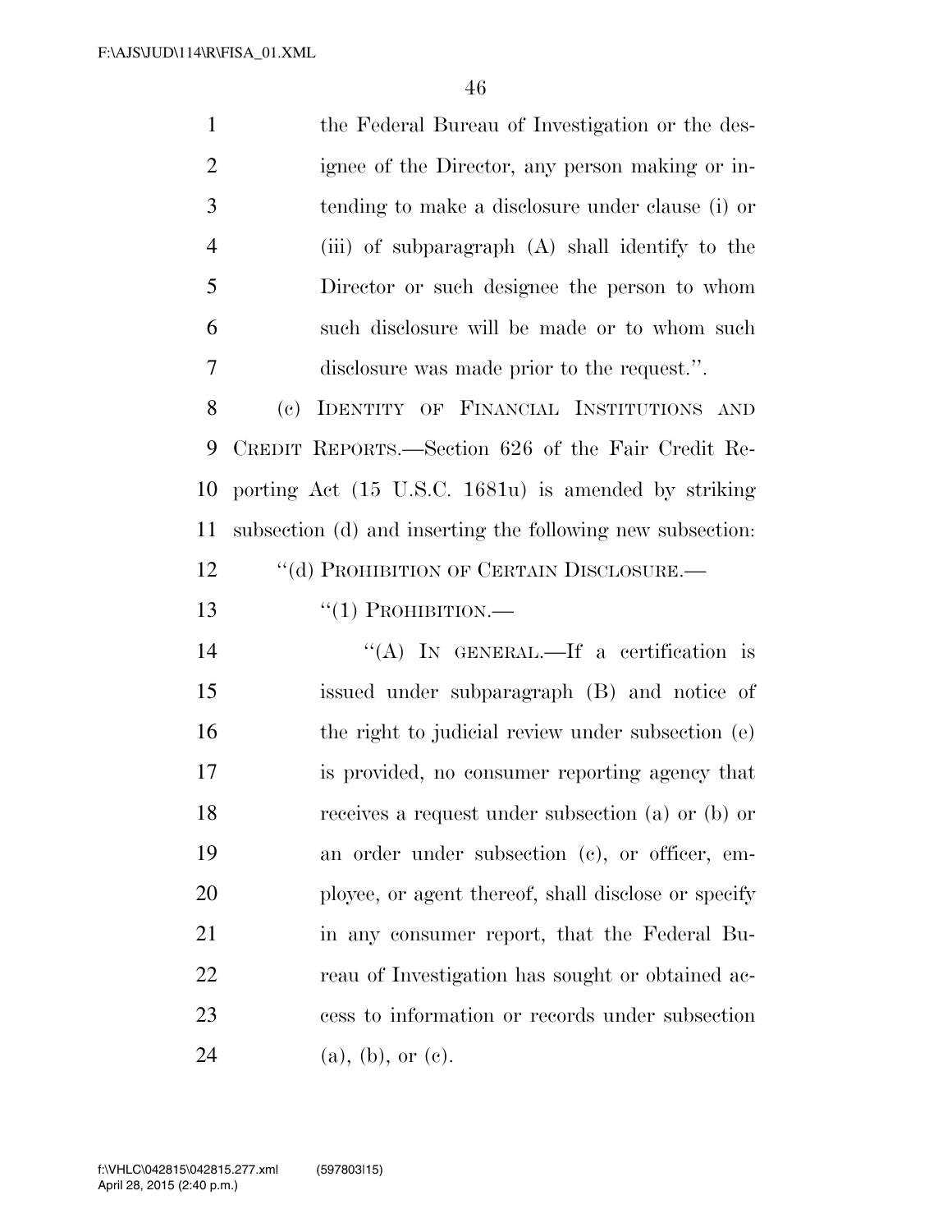the Federal Bureau of Investigation or the designee of the Director, any person making or intending to make a disclosure under clause (i) or (iii) of subparagraph (A) shall identify to the Director or such designee the person to whom such disclosure will be made or to whom such disclosure was made prior to the request.''.

(c) IDENTITY OF FINANCIAL INSTITUTIONS AND CREDIT REPORTS.—Section 626 of the Fair Credit Reporting Act (15 U.S.C. 1681u) is amended by striking subsection (d) and inserting the following new subsection:

''(d) PROHIBITION OF CERTAIN DISCLOSURE.—

''(1) PROHIBITION.—

''(A) IN GENERAL.—If a certification is issued under subparagraph (B) and notice of the right to judicial review under subsection (e) is provided, no consumer reporting agency that receives a request under subsection (a) or (b) or an order under subsection (c), or officer, employee, or agent thereof, shall disclose or specify in any consumer report, that the Federal Bureau of Investigation has sought or obtained access to information or records under subsection (a), (b), or (c).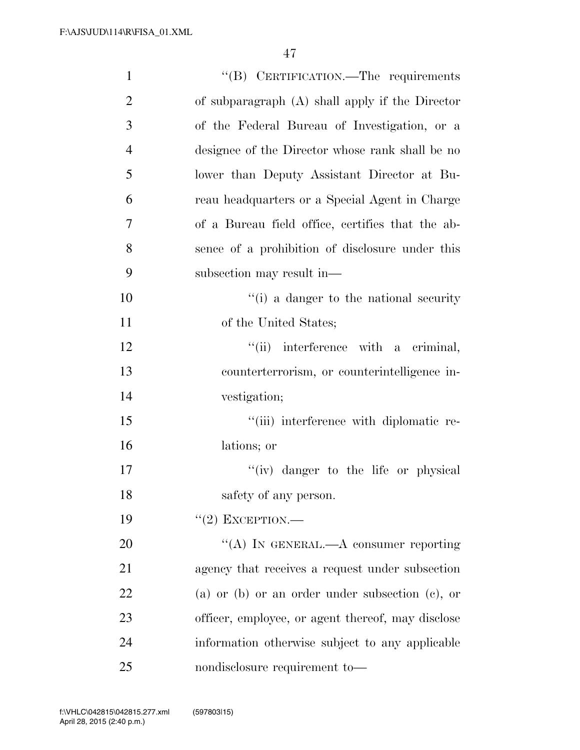"(B) CERTIFICATION.—The requirements of subparagraph (A) shall apply if the Director of the Federal Bureau of Investigation, or a designee of the Director whose rank shall be no lower than Deputy Assistant Director at Bureau headquarters or a Special Agent in Charge of a Bureau field office, certifies that the absence of a prohibition of disclosure under this subsection may result in—

"(i) a danger to the national security of the United States;

"(ii) interference with a criminal, counterterrorism, or counterintelligence investigation;

"(iii) interference with diplomatic relations; or

"(iv) danger to the life or physical safety of any person.

"(2) EXCEPTION.—

"(A) IN GENERAL.—A consumer reporting agency that receives a request under subsection (a) or (b) or an order under subsection (c), or officer, employee, or agent thereof, may disclose information otherwise subject to any applicable nondisclosure requirement to—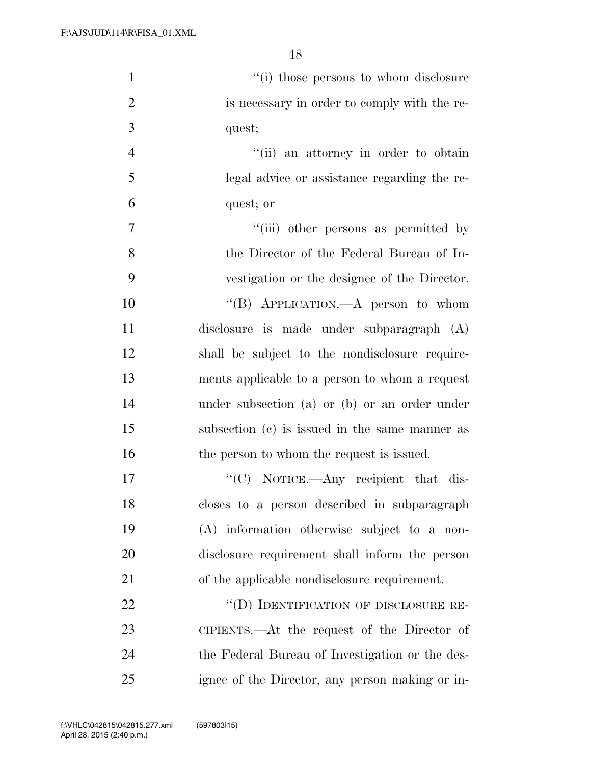''(i) those persons to whom disclosure is necessary in order to comply with the request;

''(ii) an attorney in order to obtain legal advice or assistance regarding the request; or

''(iii) other persons as permitted by the Director of the Federal Bureau of Investigation or the designee of the Director.

''(B) APPLICATION.—A person to whom disclosure is made under subparagraph (A) shall be subject to the nondisclosure requirements applicable to a person to whom a request under subsection (a) or (b) or an order under subsection (c) is issued in the same manner as the person to whom the request is issued.

''(C) NOTICE.—Any recipient that discloses to a person described in subparagraph (A) information otherwise subject to a nondisclosure requirement shall inform the person of the applicable nondisclosure requirement.

''(D) IDENTIFICATION OF DISCLOSURE RECIPIENTS.—At the request of the Director of the Federal Bureau of Investigation or the designee of the Director, any person making or in-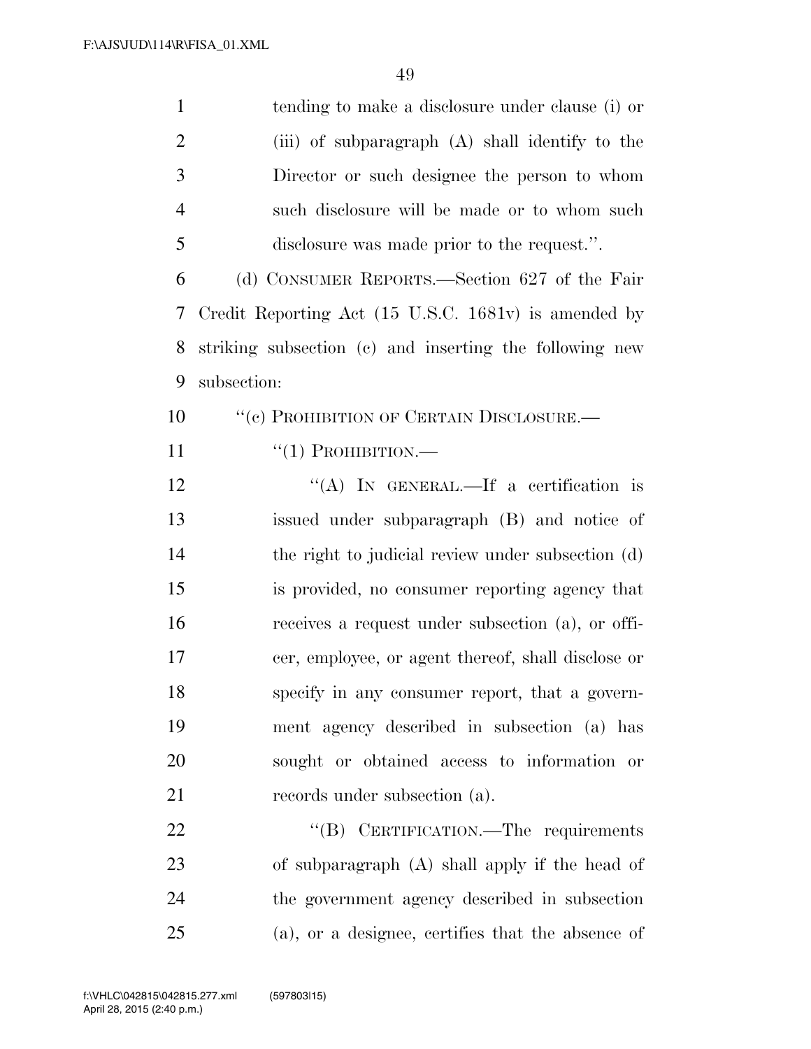tending to make a disclosure under clause (i) or (iii) of subparagraph (A) shall identify to the Director or such designee the person to whom such disclosure will be made or to whom such disclosure was made prior to the request.''.

(d) CONSUMER REPORTS.—Section 627 of the Fair Credit Reporting Act (15 U.S.C. 1681v) is amended by striking subsection (c) and inserting the following new subsection:

''(c) PROHIBITION OF CERTAIN DISCLOSURE.—

''(1) PROHIBITION.—

''(A) IN GENERAL.—If a certification is issued under subparagraph (B) and notice of the right to judicial review under subsection (d) is provided, no consumer reporting agency that receives a request under subsection (a), or officer, employee, or agent thereof, shall disclose or specify in any consumer report, that a government agency described in subsection (a) has sought or obtained access to information or records under subsection (a).

''(B) CERTIFICATION.—The requirements of subparagraph (A) shall apply if the head of the government agency described in subsection (a), or a designee, certifies that the absence of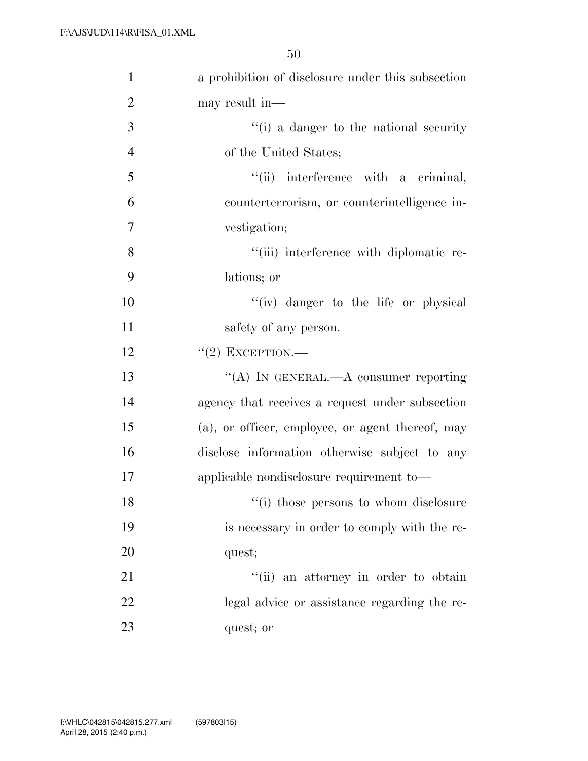a prohibition of disclosure under this subsection may result in—

''(i) a danger to the national security of the United States;

''(ii) interference with a criminal, counterterrorism, or counterintelligence investigation;

''(iii) interference with diplomatic relations; or

''(iv) danger to the life or physical safety of any person.

''(2) EXCEPTION.—

''(A) IN GENERAL.—A consumer reporting agency that receives a request under subsection (a), or officer, employee, or agent thereof, may disclose information otherwise subject to any applicable nondisclosure requirement to—

''(i) those persons to whom disclosure is necessary in order to comply with the request;

''(ii) an attorney in order to obtain legal advice or assistance regarding the request; or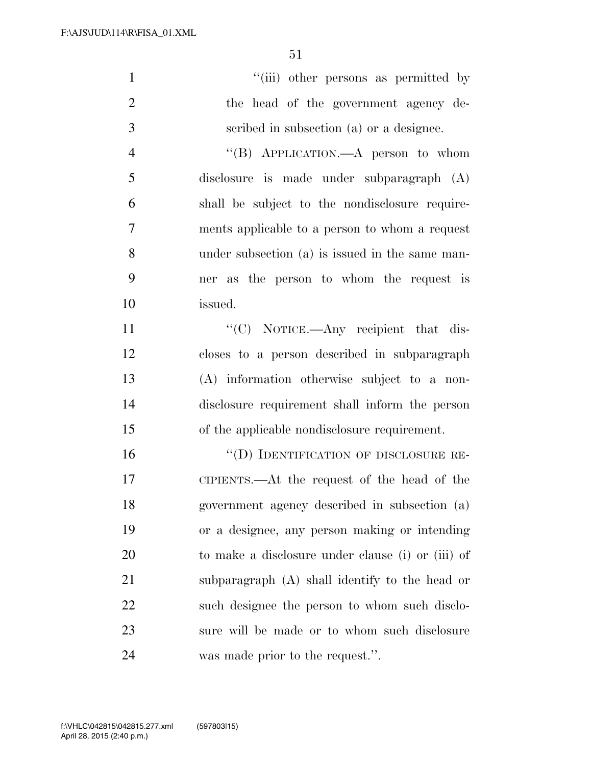''(iii) other persons as permitted by the head of the government agency described in subsection (a) or a designee.

''(B) APPLICATION.—A person to whom disclosure is made under subparagraph (A) shall be subject to the nondisclosure requirements applicable to a person to whom a request under subsection (a) is issued in the same manner as the person to whom the request is issued.

''(C) NOTICE.—Any recipient that discloses to a person described in subparagraph (A) information otherwise subject to a nondisclosure requirement shall inform the person of the applicable nondisclosure requirement.

''(D) IDENTIFICATION OF DISCLOSURE RECIPIENTS.—At the request of the head of the government agency described in subsection (a) or a designee, any person making or intending to make a disclosure under clause (i) or (iii) of subparagraph (A) shall identify to the head or such designee the person to whom such disclosure will be made or to whom such disclosure was made prior to the request.''.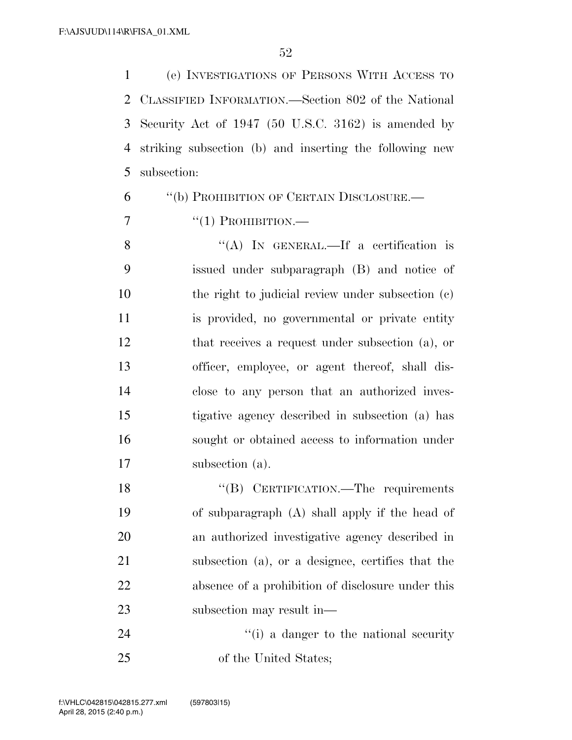(e) INVESTIGATIONS OF PERSONS WITH ACCESS TO CLASSIFIED INFORMATION.—Section 802 of the National Security Act of 1947 (50 U.S.C. 3162) is amended by striking subsection (b) and inserting the following new subsection:

"(b) PROHIBITION OF CERTAIN DISCLOSURE.—

"(1) PROHIBITION.—

"(A) IN GENERAL.—If a certification is issued under subparagraph (B) and notice of the right to judicial review under subsection (c) is provided, no governmental or private entity that receives a request under subsection (a), or officer, employee, or agent thereof, shall disclose to any person that an authorized investigative agency described in subsection (a) has sought or obtained access to information under subsection (a).

"(B) CERTIFICATION.—The requirements of subparagraph (A) shall apply if the head of an authorized investigative agency described in subsection (a), or a designee, certifies that the absence of a prohibition of disclosure under this subsection may result in—

"(i) a danger to the national security of the United States;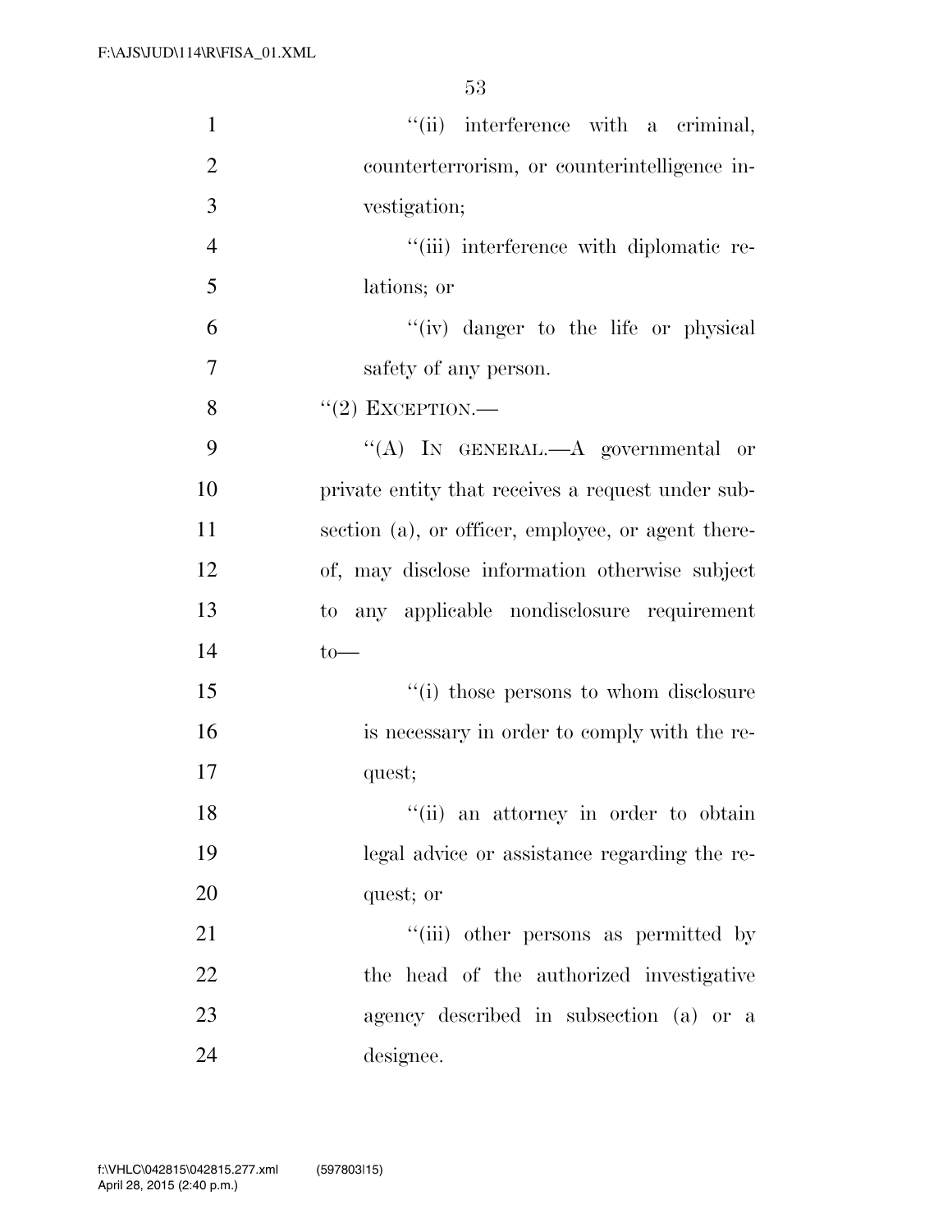"(ii) interference with a criminal, counterterrorism, or counterintelligence investigation;

"(iii) interference with diplomatic relations; or

"(iv) danger to the life or physical safety of any person.

"(2) EXCEPTION.—

"(A) IN GENERAL.—A governmental or private entity that receives a request under subsection (a), or officer, employee, or agent thereof, may disclose information otherwise subject to any applicable nondisclosure requirement to—

"(i) those persons to whom disclosure is necessary in order to comply with the request;

"(ii) an attorney in order to obtain legal advice or assistance regarding the request; or

"(iii) other persons as permitted by the head of the authorized investigative agency described in subsection (a) or a designee.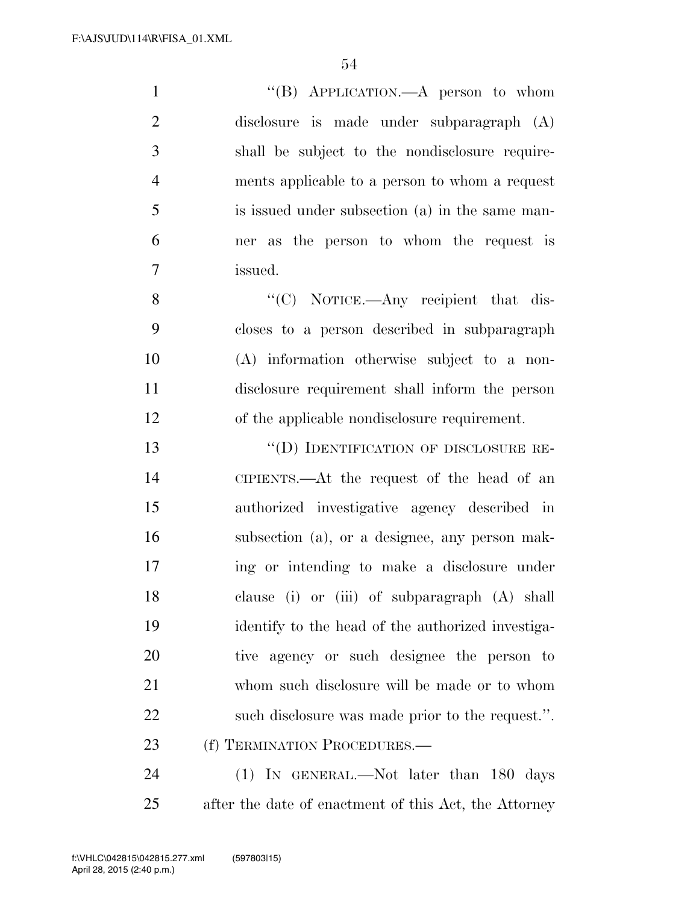"(B) APPLICATION.—A person to whom disclosure is made under subparagraph (A) shall be subject to the nondisclosure requirements applicable to a person to whom a request is issued under subsection (a) in the same manner as the person to whom the request is issued.

"(C) NOTICE.—Any recipient that discloses to a person described in subparagraph (A) information otherwise subject to a nondisclosure requirement shall inform the person of the applicable nondisclosure requirement.

"(D) IDENTIFICATION OF DISCLOSURE RECIPIENTS.—At the request of the head of an authorized investigative agency described in subsection (a), or a designee, any person making or intending to make a disclosure under clause (i) or (iii) of subparagraph (A) shall identify to the head of the authorized investigative agency or such designee the person to whom such disclosure will be made or to whom such disclosure was made prior to the request.".

(f) TERMINATION PROCEDURES.—

(1) IN GENERAL.—Not later than 180 days after the date of enactment of this Act, the Attorney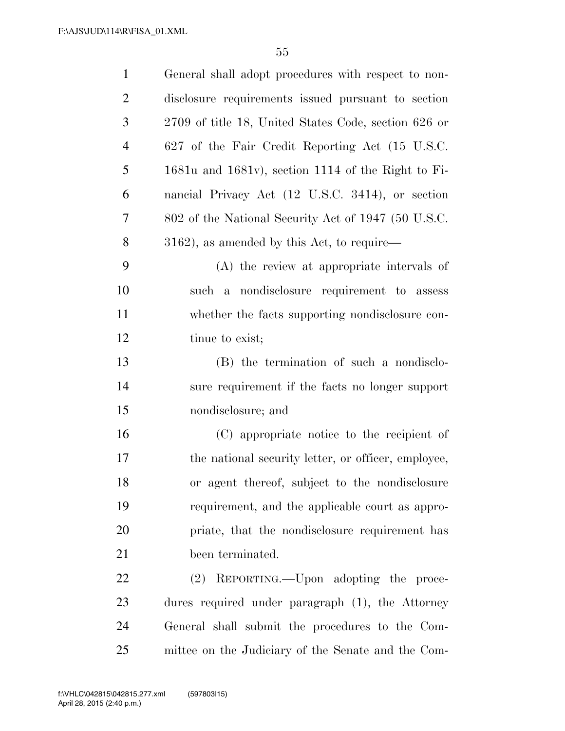General shall adopt procedures with respect to nondisclosure requirements issued pursuant to section 2709 of title 18, United States Code, section 626 or 627 of the Fair Credit Reporting Act (15 U.S.C. 1681u and 1681v), section 1114 of the Right to Financial Privacy Act (12 U.S.C. 3414), or section 802 of the National Security Act of 1947 (50 U.S.C. 3162), as amended by this Act, to require—

(A) the review at appropriate intervals of such a nondisclosure requirement to assess whether the facts supporting nondisclosure continue to exist;

(B) the termination of such a nondisclosure requirement if the facts no longer support nondisclosure; and

(C) appropriate notice to the recipient of the national security letter, or officer, employee, or agent thereof, subject to the nondisclosure requirement, and the applicable court as appropriate, that the nondisclosure requirement has been terminated.

(2) REPORTING.—Upon adopting the procedures required under paragraph (1), the Attorney General shall submit the procedures to the Committee on the Judiciary of the Senate and the Com-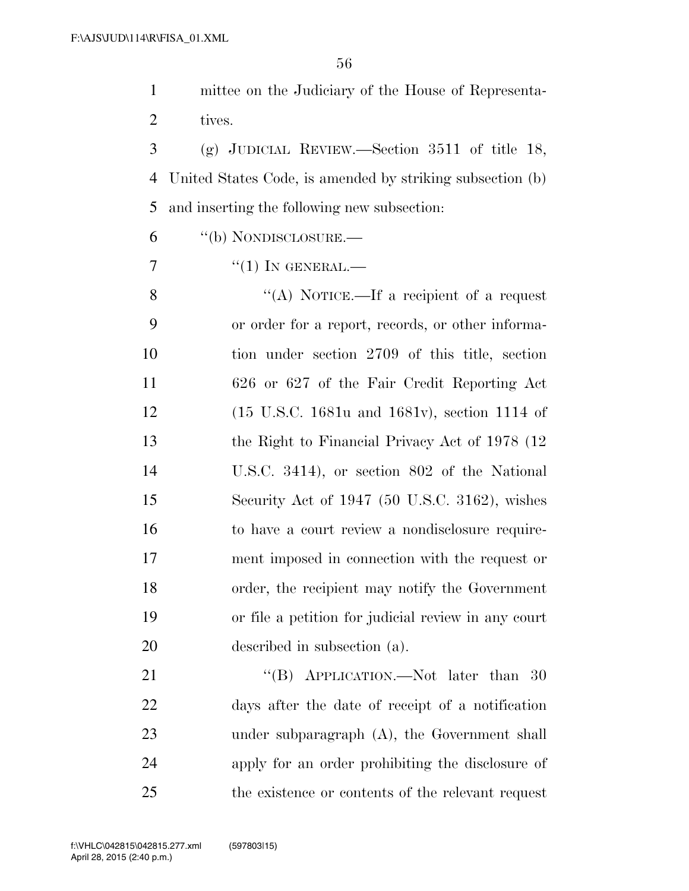mittee on the Judiciary of the House of Representatives.

(g) JUDICIAL REVIEW.—Section 3511 of title 18, United States Code, is amended by striking subsection (b) and inserting the following new subsection:

"(b) NONDISCLOSURE.—

"(1) IN GENERAL.—

"(A) NOTICE.—If a recipient of a request or order for a report, records, or other information under section 2709 of this title, section 626 or 627 of the Fair Credit Reporting Act (15 U.S.C. 1681u and 1681v), section 1114 of the Right to Financial Privacy Act of 1978 (12 U.S.C. 3414), or section 802 of the National Security Act of 1947 (50 U.S.C. 3162), wishes to have a court review a nondisclosure requirement imposed in connection with the request or order, the recipient may notify the Government or file a petition for judicial review in any court described in subsection (a).

"(B) APPLICATION.—Not later than 30 days after the date of receipt of a notification under subparagraph (A), the Government shall apply for an order prohibiting the disclosure of the existence or contents of the relevant request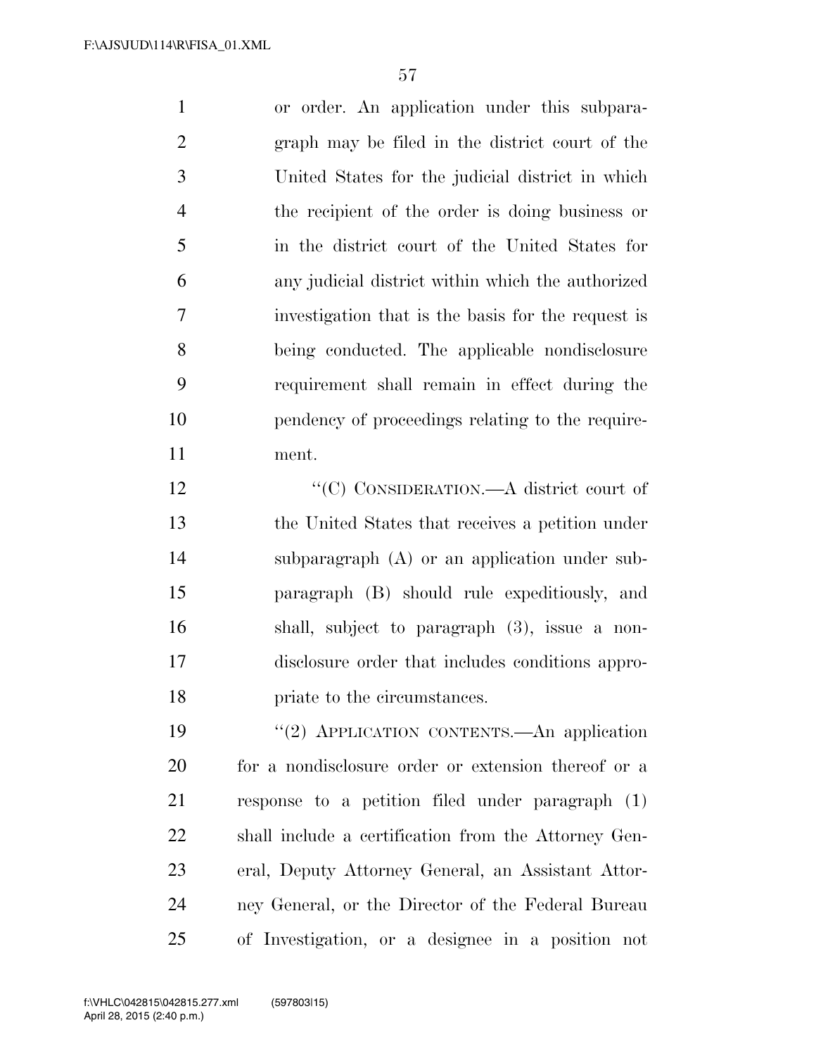or order. An application under this subparagraph may be filed in the district court of the United States for the judicial district in which the recipient of the order is doing business or in the district court of the United States for any judicial district within which the authorized investigation that is the basis for the request is being conducted. The applicable nondisclosure requirement shall remain in effect during the pendency of proceedings relating to the requirement.

"(C) CONSIDERATION.—A district court of the United States that receives a petition under subparagraph (A) or an application under subparagraph (B) should rule expeditiously, and shall, subject to paragraph (3), issue a nondisclosure order that includes conditions appropriate to the circumstances.

"(2) APPLICATION CONTENTS.—An application for a nondisclosure order or extension thereof or a response to a petition filed under paragraph (1) shall include a certification from the Attorney General, Deputy Attorney General, an Assistant Attorney General, or the Director of the Federal Bureau of Investigation, or a designee in a position not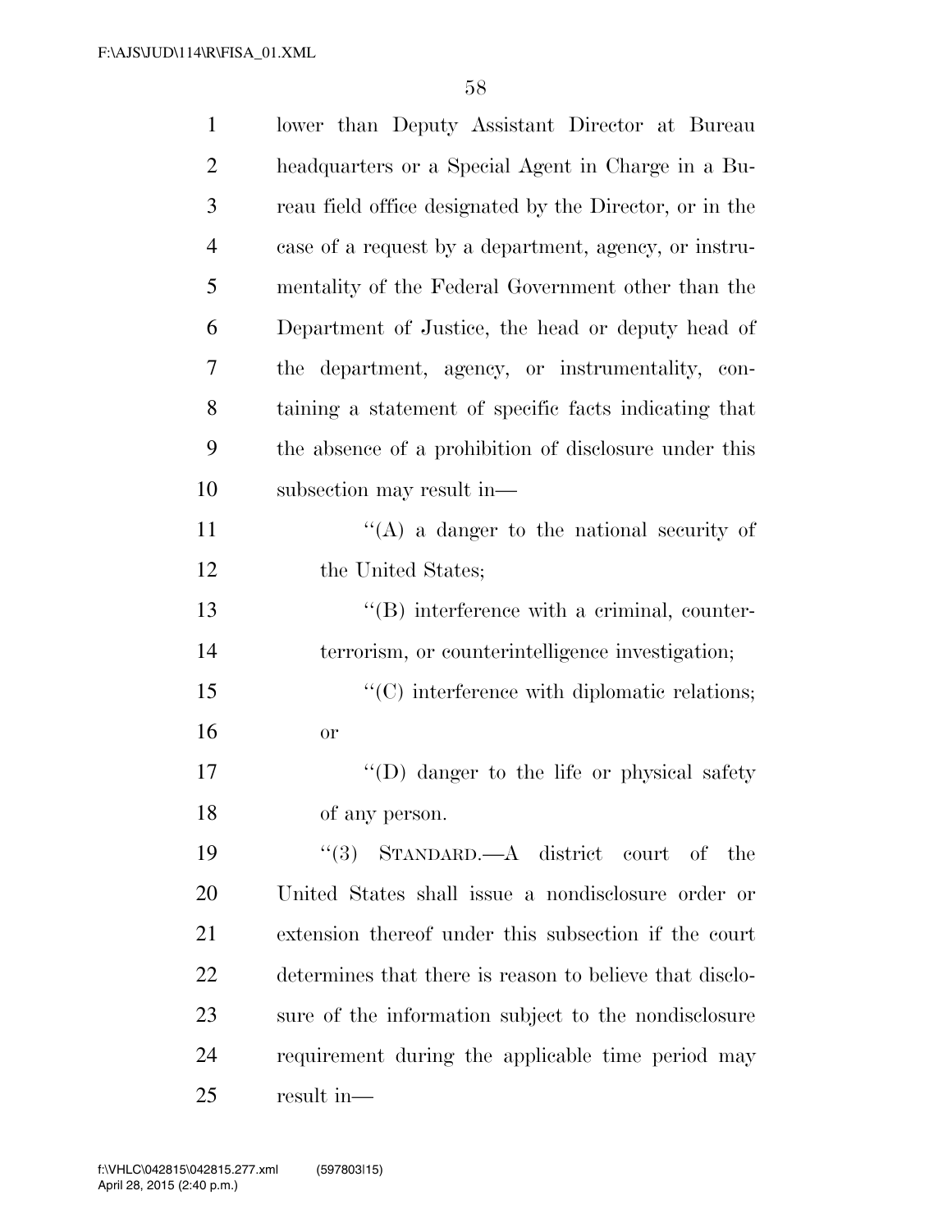lower than Deputy Assistant Director at Bureau headquarters or a Special Agent in Charge in a Bureau field office designated by the Director, or in the case of a request by a department, agency, or instrumentality of the Federal Government other than the Department of Justice, the head or deputy head of the department, agency, or instrumentality, containing a statement of specific facts indicating that the absence of a prohibition of disclosure under this subsection may result in—

''(A) a danger to the national security of the United States;

''(B) interference with a criminal, counterterrorism, or counterintelligence investigation;

''(C) interference with diplomatic relations; or

''(D) danger to the life or physical safety of any person.

''(3) STANDARD.—A district court of the United States shall issue a nondisclosure order or extension thereof under this subsection if the court determines that there is reason to believe that disclosure of the information subject to the nondisclosure requirement during the applicable time period may result in—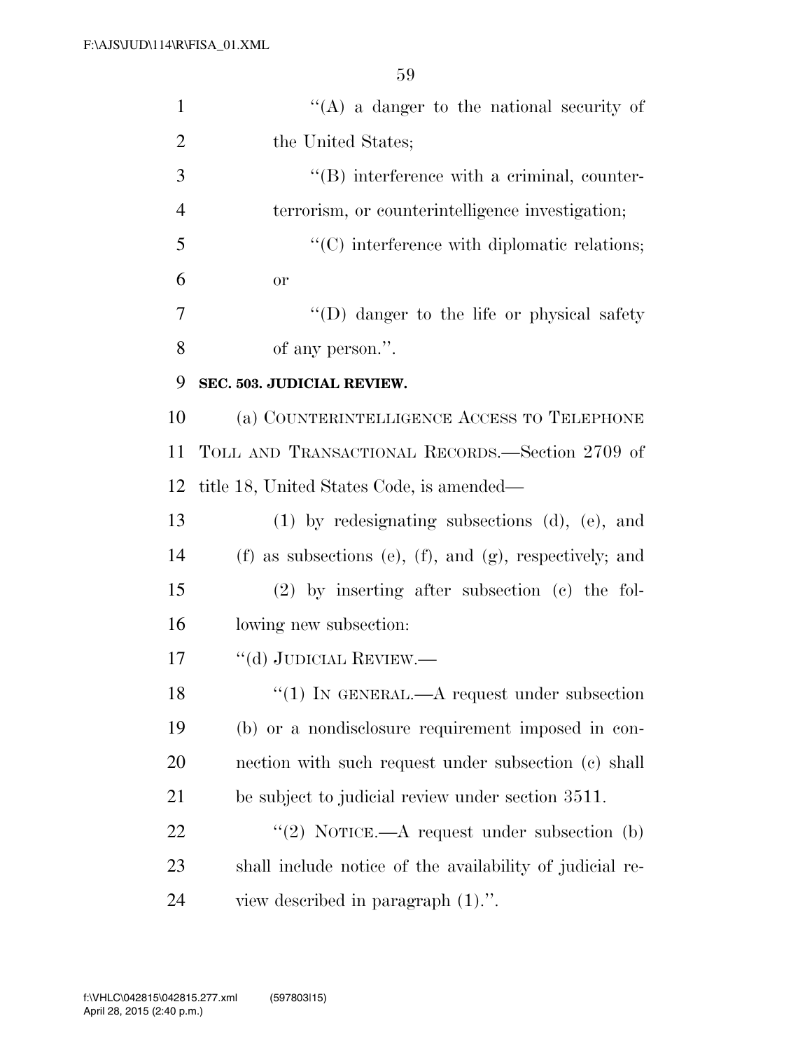''(A) a danger to the national security of the United States;

''(B) interference with a criminal, counterterrorism, or counterintelligence investigation;

''(C) interference with diplomatic relations; or

''(D) danger to the life or physical safety of any person.''.

**SEC. 503. JUDICIAL REVIEW.**

(a) COUNTERINTELLIGENCE ACCESS TO TELEPHONE TOLL AND TRANSACTIONAL RECORDS.—Section 2709 of title 18, United States Code, is amended—

(1) by redesignating subsections (d), (e), and (f) as subsections (e), (f), and (g), respectively; and

(2) by inserting after subsection (c) the following new subsection:

''(d) JUDICIAL REVIEW.—

''(1) IN GENERAL.—A request under subsection (b) or a nondisclosure requirement imposed in connection with such request under subsection (c) shall be subject to judicial review under section 3511.

''(2) NOTICE.—A request under subsection (b) shall include notice of the availability of judicial review described in paragraph (1).''.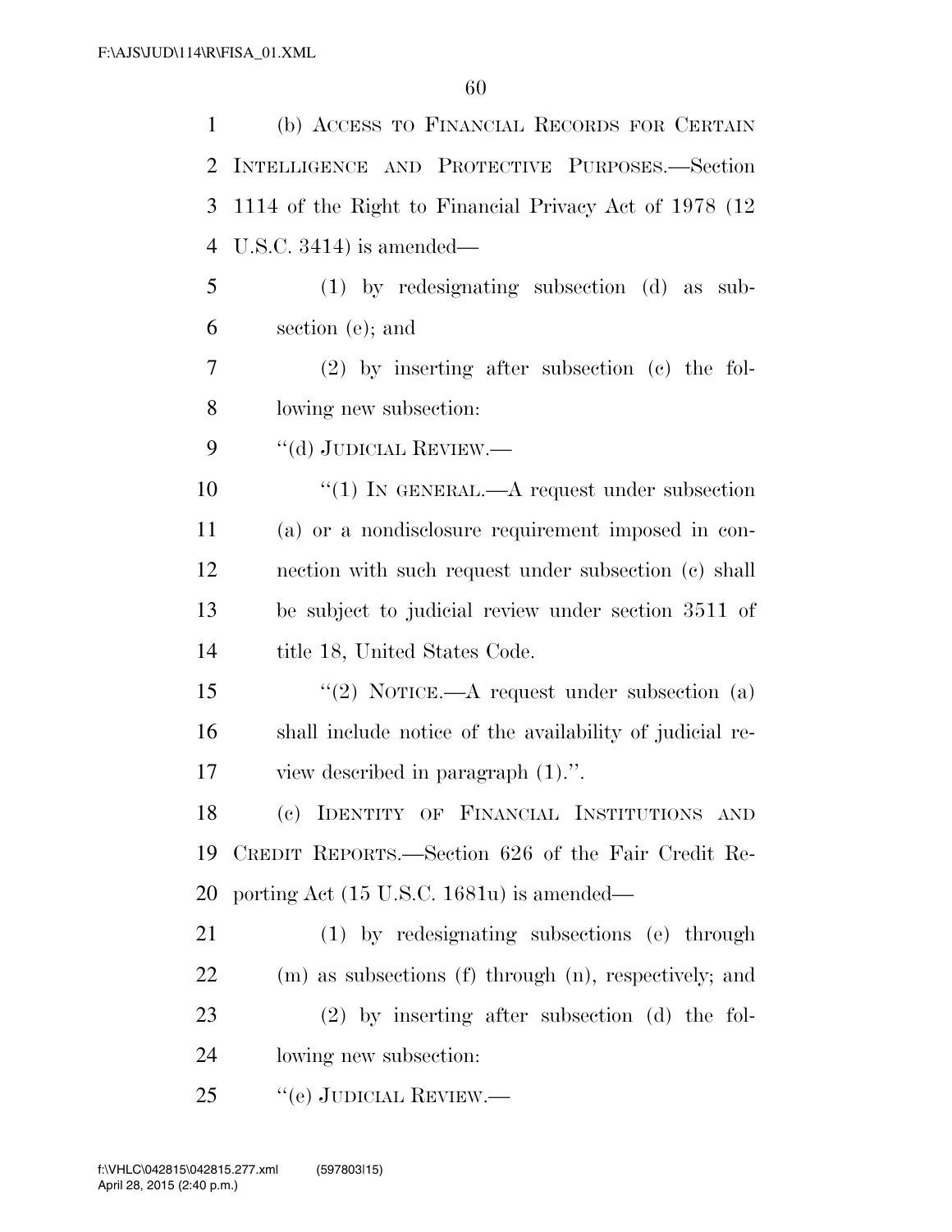(b) ACCESS TO FINANCIAL RECORDS FOR CERTAIN INTELLIGENCE AND PROTECTIVE PURPOSES.—Section 1114 of the Right to Financial Privacy Act of 1978 (12 U.S.C. 3414) is amended—

(1) by redesignating subsection (d) as subsection (e); and

(2) by inserting after subsection (c) the following new subsection:

"(d) JUDICIAL REVIEW.—

"(1) IN GENERAL.—A request under subsection (a) or a nondisclosure requirement imposed in connection with such request under subsection (c) shall be subject to judicial review under section 3511 of title 18, United States Code.

"(2) NOTICE.—A request under subsection (a) shall include notice of the availability of judicial review described in paragraph (1).".

(c) IDENTITY OF FINANCIAL INSTITUTIONS AND CREDIT REPORTS.—Section 626 of the Fair Credit Reporting Act (15 U.S.C. 1681u) is amended—

(1) by redesignating subsections (e) through (m) as subsections (f) through (n), respectively; and

(2) by inserting after subsection (d) the following new subsection:

"(e) JUDICIAL REVIEW.—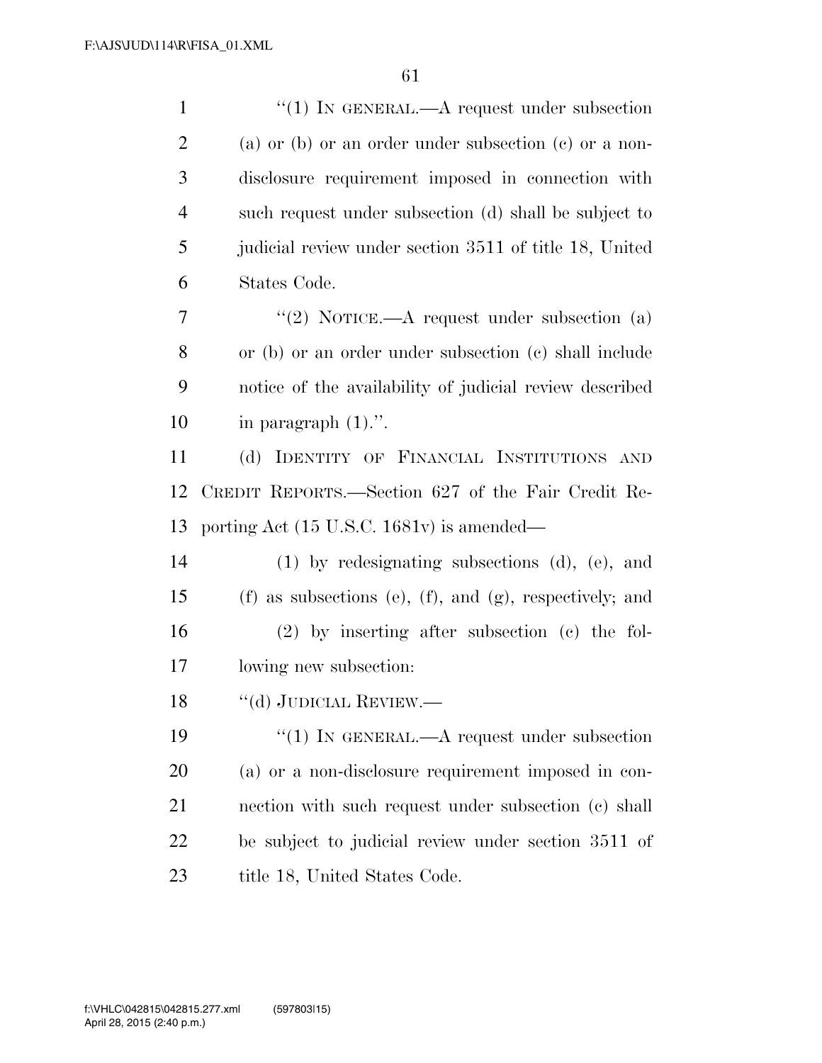''(1) IN GENERAL.—A request under subsection (a) or (b) or an order under subsection (c) or a non-disclosure requirement imposed in connection with such request under subsection (d) shall be subject to judicial review under section 3511 of title 18, United States Code.

''(2) NOTICE.—A request under subsection (a) or (b) or an order under subsection (c) shall include notice of the availability of judicial review described in paragraph (1).''.

(d) IDENTITY OF FINANCIAL INSTITUTIONS AND CREDIT REPORTS.—Section 627 of the Fair Credit Reporting Act (15 U.S.C. 1681v) is amended—

(1) by redesignating subsections (d), (e), and (f) as subsections (e), (f), and (g), respectively; and

(2) by inserting after subsection (c) the following new subsection:

''(d) JUDICIAL REVIEW.—

''(1) IN GENERAL.—A request under subsection (a) or a non-disclosure requirement imposed in connection with such request under subsection (c) shall be subject to judicial review under section 3511 of title 18, United States Code.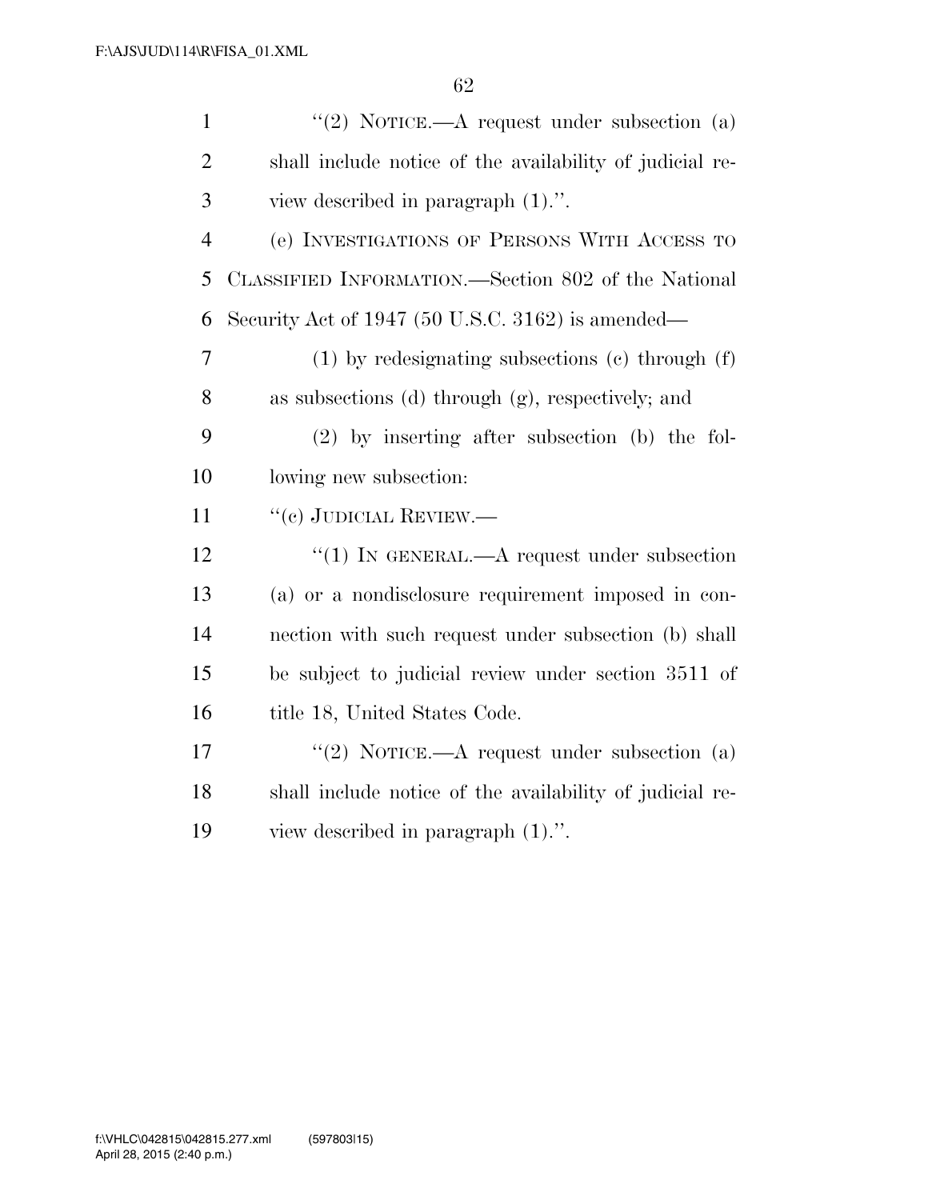''(2) NOTICE.—A request under subsection (a) shall include notice of the availability of judicial review described in paragraph (1).''.

(e) INVESTIGATIONS OF PERSONS WITH ACCESS TO CLASSIFIED INFORMATION.—Section 802 of the National Security Act of 1947 (50 U.S.C. 3162) is amended—

(1) by redesignating subsections (c) through (f) as subsections (d) through (g), respectively; and

(2) by inserting after subsection (b) the following new subsection:

''(c) JUDICIAL REVIEW.—

''(1) IN GENERAL.—A request under subsection (a) or a nondisclosure requirement imposed in connection with such request under subsection (b) shall be subject to judicial review under section 3511 of title 18, United States Code.

''(2) NOTICE.—A request under subsection (a) shall include notice of the availability of judicial review described in paragraph (1).''.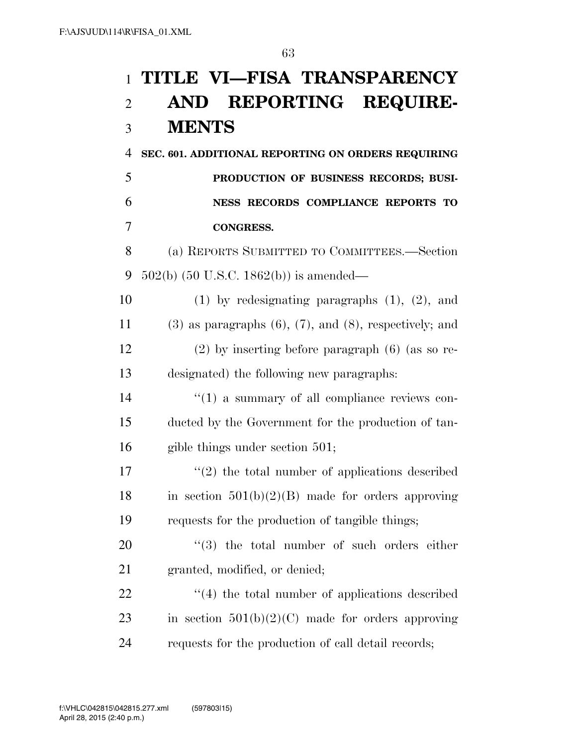# TITLE VI—FISA TRANSPARENCY AND REPORTING REQUIREMENTS

**SEC. 601. ADDITIONAL REPORTING ON ORDERS REQUIRING PRODUCTION OF BUSINESS RECORDS; BUSINESS RECORDS COMPLIANCE REPORTS TO CONGRESS.**

(a) REPORTS SUBMITTED TO COMMITTEES.—Section 502(b) (50 U.S.C. 1862(b)) is amended—

(1) by redesignating paragraphs (1), (2), and (3) as paragraphs (6), (7), and (8), respectively; and

(2) by inserting before paragraph (6) (as so redesignated) the following new paragraphs:

"(1) a summary of all compliance reviews conducted by the Government for the production of tangible things under section 501;

"(2) the total number of applications described in section 501(b)(2)(B) made for orders approving requests for the production of tangible things;

"(3) the total number of such orders either granted, modified, or denied;

"(4) the total number of applications described in section 501(b)(2)(C) made for orders approving requests for the production of call detail records;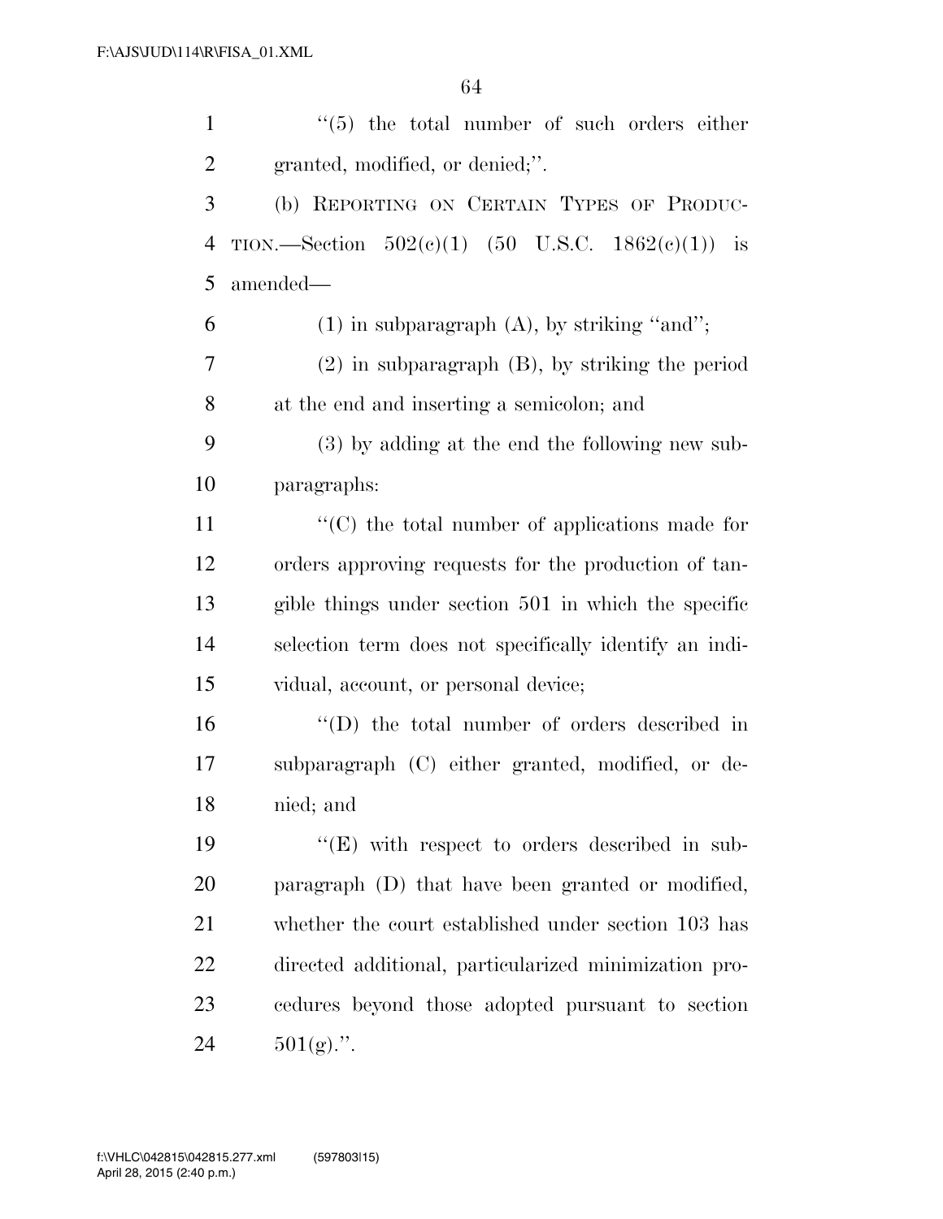''(5) the total number of such orders either granted, modified, or denied;''.

(b) REPORTING ON CERTAIN TYPES OF PRODUCTION.—Section 502(c)(1) (50 U.S.C. 1862(c)(1)) is amended—

(1) in subparagraph (A), by striking ''and'';

(2) in subparagraph (B), by striking the period at the end and inserting a semicolon; and

(3) by adding at the end the following new subparagraphs:

''(C) the total number of applications made for orders approving requests for the production of tangible things under section 501 in which the specific selection term does not specifically identify an individual, account, or personal device;

''(D) the total number of orders described in subparagraph (C) either granted, modified, or denied; and

''(E) with respect to orders described in subparagraph (D) that have been granted or modified, whether the court established under section 103 has directed additional, particularized minimization procedures beyond those adopted pursuant to section 501(g).''.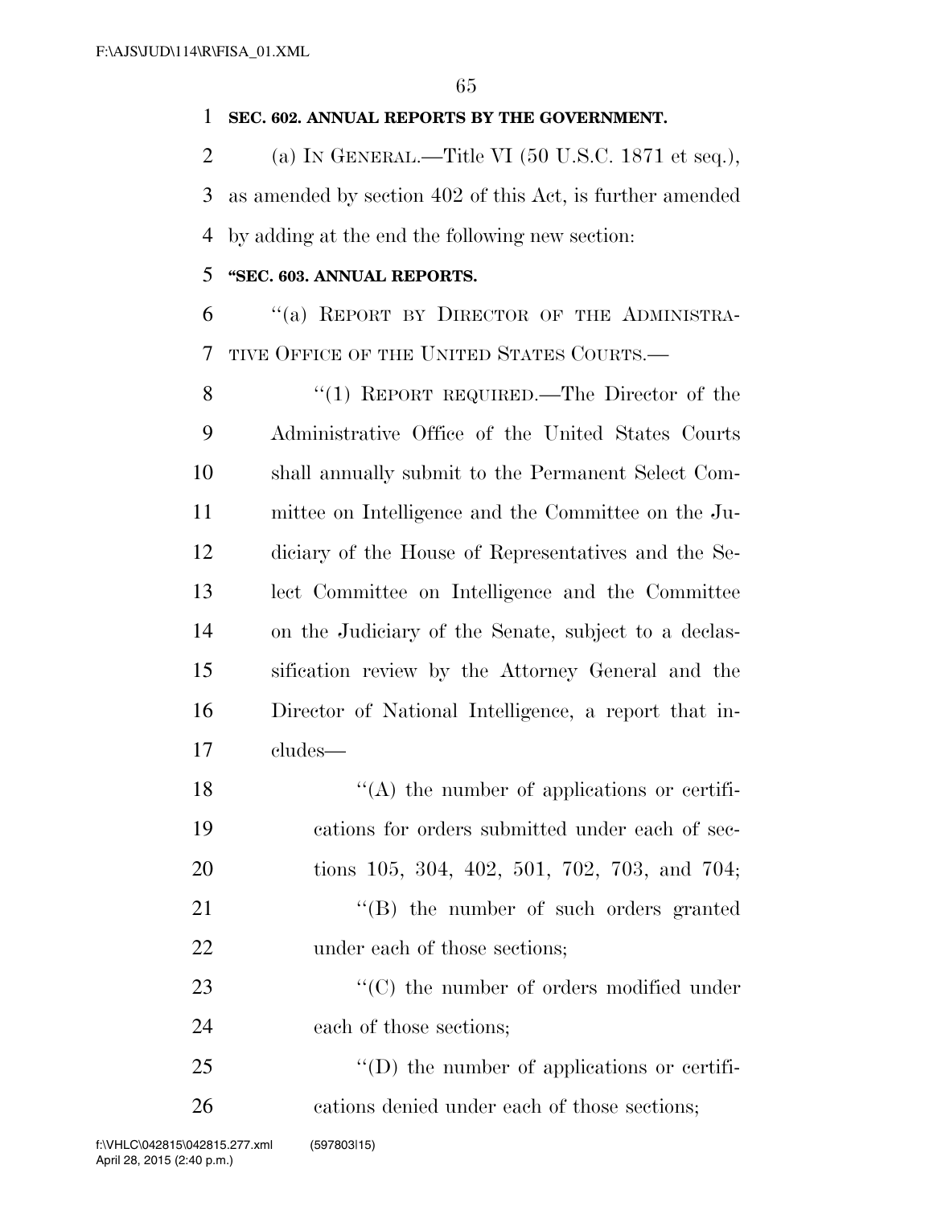**SEC. 602. ANNUAL REPORTS BY THE GOVERNMENT.**

(a) IN GENERAL.—Title VI (50 U.S.C. 1871 et seq.), as amended by section 402 of this Act, is further amended by adding at the end the following new section:

**"SEC. 603. ANNUAL REPORTS.**

"(a) REPORT BY DIRECTOR OF THE ADMINISTRATIVE OFFICE OF THE UNITED STATES COURTS.—

"(1) REPORT REQUIRED.—The Director of the Administrative Office of the United States Courts shall annually submit to the Permanent Select Committee on Intelligence and the Committee on the Judiciary of the House of Representatives and the Select Committee on Intelligence and the Committee on the Judiciary of the Senate, subject to a declassification review by the Attorney General and the Director of National Intelligence, a report that includes—

"(A) the number of applications or certifications for orders submitted under each of sections 105, 304, 402, 501, 702, 703, and 704;

"(B) the number of such orders granted under each of those sections;

"(C) the number of orders modified under each of those sections;

"(D) the number of applications or certifications denied under each of those sections;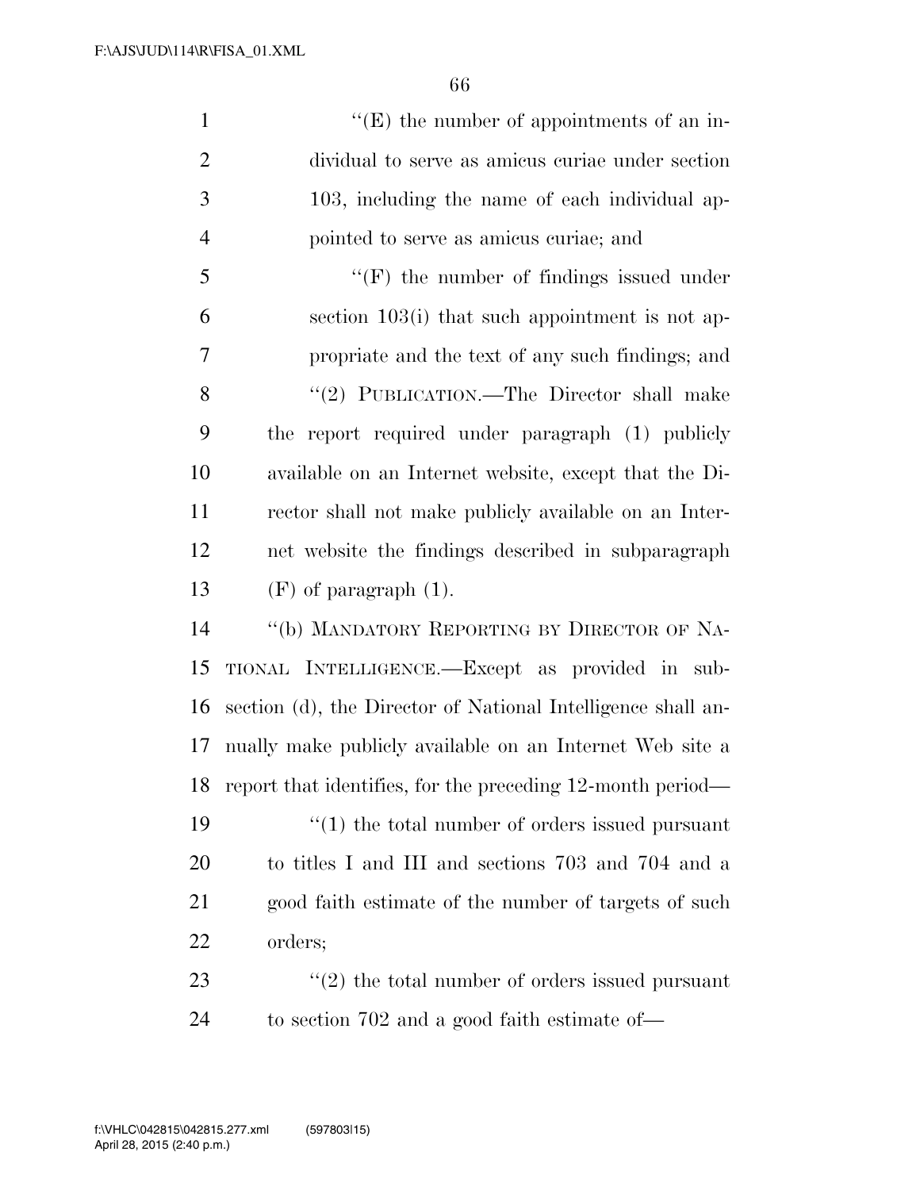"(E) the number of appointments of an individual to serve as amicus curiae under section 103, including the name of each individual appointed to serve as amicus curiae; and

"(F) the number of findings issued under section 103(i) that such appointment is not appropriate and the text of any such findings; and

"(2) PUBLICATION.—The Director shall make the report required under paragraph (1) publicly available on an Internet website, except that the Director shall not make publicly available on an Internet website the findings described in subparagraph (F) of paragraph (1).

"(b) MANDATORY REPORTING BY DIRECTOR OF NATIONAL INTELLIGENCE.—Except as provided in subsection (d), the Director of National Intelligence shall annually make publicly available on an Internet Web site a report that identifies, for the preceding 12-month period—

"(1) the total number of orders issued pursuant to titles I and III and sections 703 and 704 and a good faith estimate of the number of targets of such orders;

"(2) the total number of orders issued pursuant to section 702 and a good faith estimate of—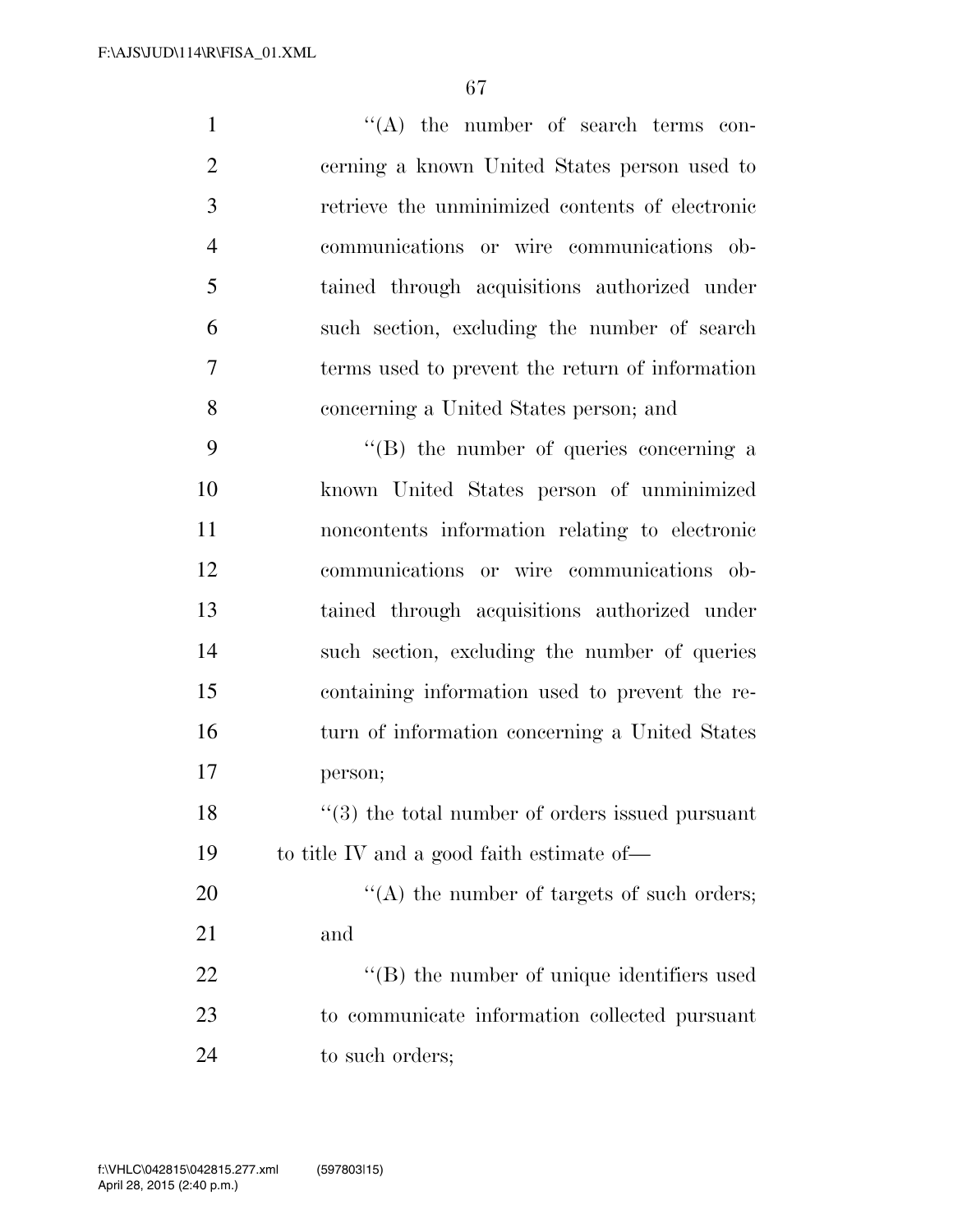''(A) the number of search terms concerning a known United States person used to retrieve the unminimized contents of electronic communications or wire communications obtained through acquisitions authorized under such section, excluding the number of search terms used to prevent the return of information concerning a United States person; and

''(B) the number of queries concerning a known United States person of unminimized noncontents information relating to electronic communications or wire communications obtained through acquisitions authorized under such section, excluding the number of queries containing information used to prevent the return of information concerning a United States person;

''(3) the total number of orders issued pursuant to title IV and a good faith estimate of—

''(A) the number of targets of such orders; and

''(B) the number of unique identifiers used to communicate information collected pursuant to such orders;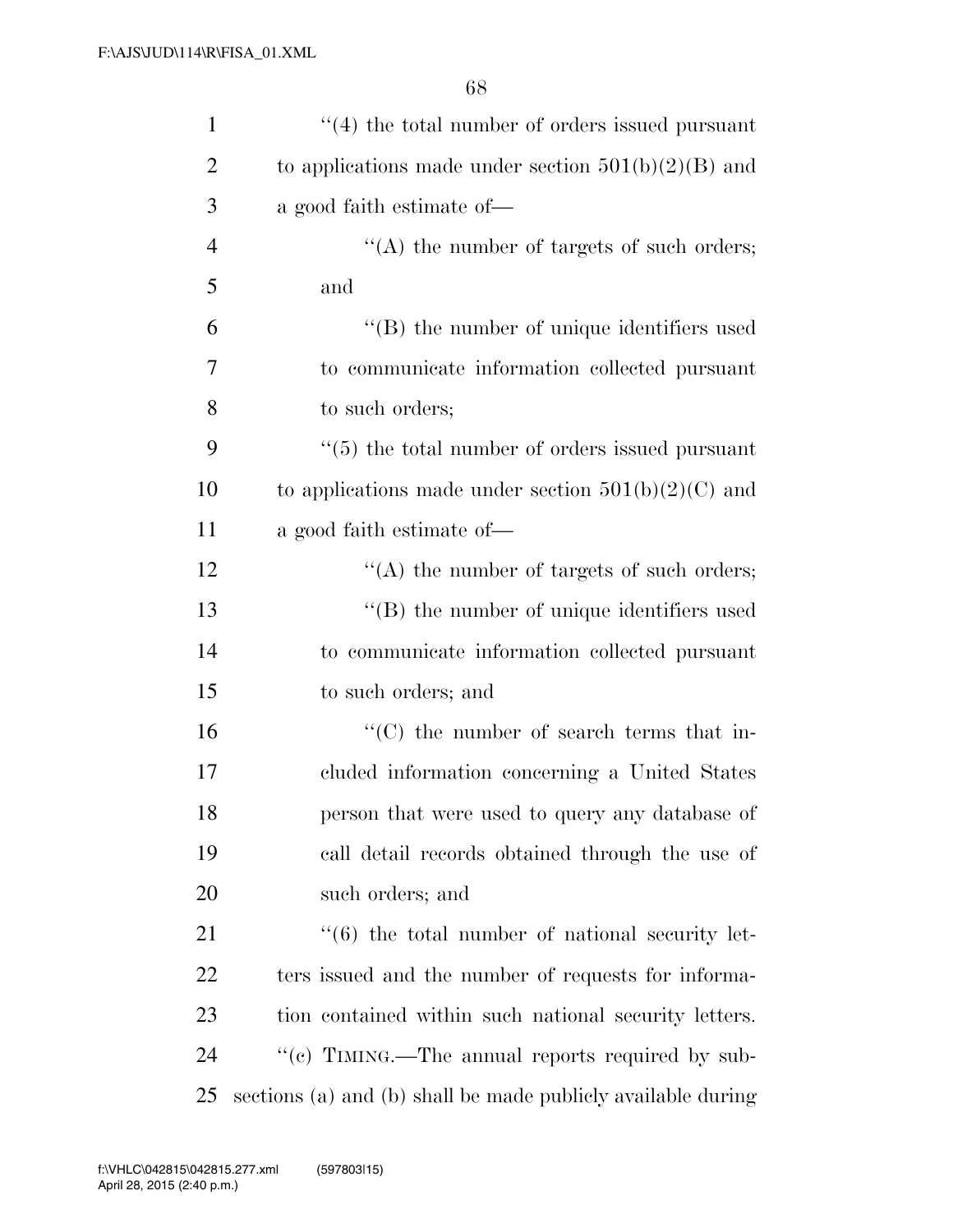''(4) the total number of orders issued pursuant to applications made under section 501(b)(2)(B) and a good faith estimate of—

''(A) the number of targets of such orders; and

''(B) the number of unique identifiers used to communicate information collected pursuant to such orders;

''(5) the total number of orders issued pursuant to applications made under section 501(b)(2)(C) and a good faith estimate of—

''(A) the number of targets of such orders;

''(B) the number of unique identifiers used to communicate information collected pursuant to such orders; and

''(C) the number of search terms that included information concerning a United States person that were used to query any database of call detail records obtained through the use of such orders; and

''(6) the total number of national security letters issued and the number of requests for information contained within such national security letters.

''(c) TIMING.—The annual reports required by subsections (a) and (b) shall be made publicly available during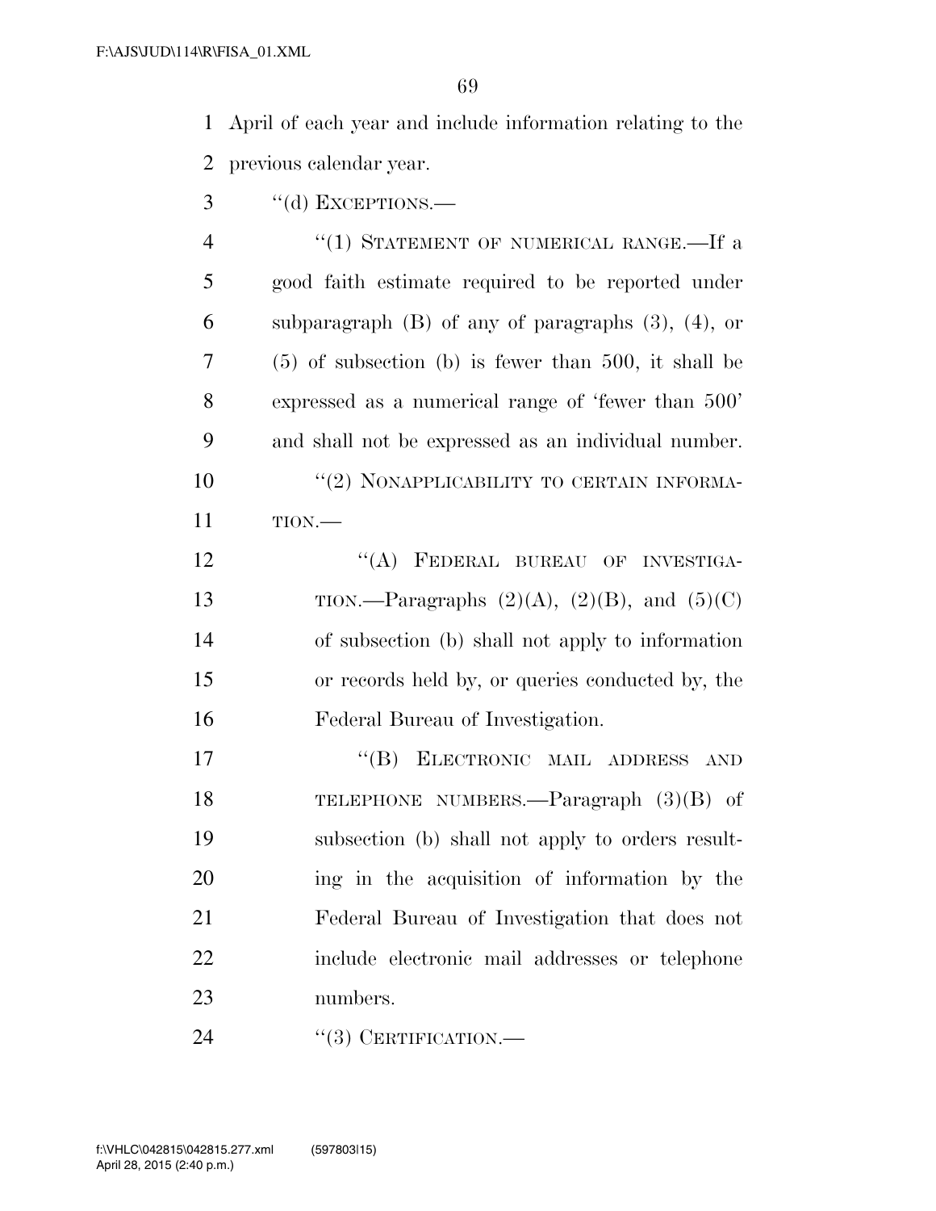April of each year and include information relating to the previous calendar year.

''(d) EXCEPTIONS.—

''(1) STATEMENT OF NUMERICAL RANGE.—If a good faith estimate required to be reported under subparagraph (B) of any of paragraphs (3), (4), or (5) of subsection (b) is fewer than 500, it shall be expressed as a numerical range of 'fewer than 500' and shall not be expressed as an individual number.

''(2) NONAPPLICABILITY TO CERTAIN INFORMATION.—

''(A) FEDERAL BUREAU OF INVESTIGATION.—Paragraphs (2)(A), (2)(B), and (5)(C) of subsection (b) shall not apply to information or records held by, or queries conducted by, the Federal Bureau of Investigation.

''(B) ELECTRONIC MAIL ADDRESS AND TELEPHONE NUMBERS.—Paragraph (3)(B) of subsection (b) shall not apply to orders resulting in the acquisition of information by the Federal Bureau of Investigation that does not include electronic mail addresses or telephone numbers.

''(3) CERTIFICATION.—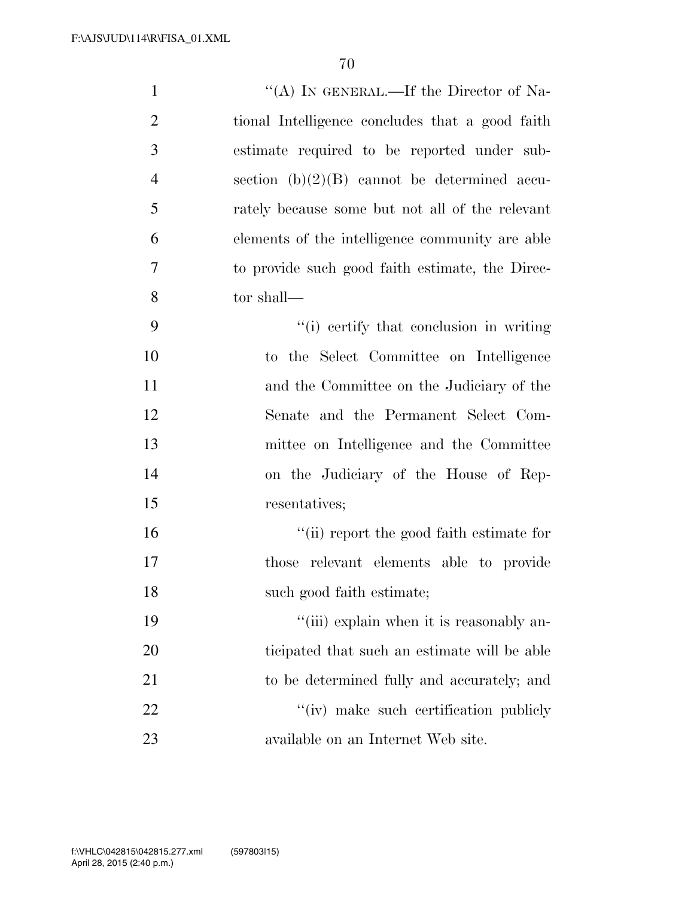''(A) IN GENERAL.—If the Director of National Intelligence concludes that a good faith estimate required to be reported under subsection (b)(2)(B) cannot be determined accurately because some but not all of the relevant elements of the intelligence community are able to provide such good faith estimate, the Director shall—

''(i) certify that conclusion in writing to the Select Committee on Intelligence and the Committee on the Judiciary of the Senate and the Permanent Select Committee on Intelligence and the Committee on the Judiciary of the House of Representatives;

''(ii) report the good faith estimate for those relevant elements able to provide such good faith estimate;

''(iii) explain when it is reasonably anticipated that such an estimate will be able to be determined fully and accurately; and

''(iv) make such certification publicly available on an Internet Web site.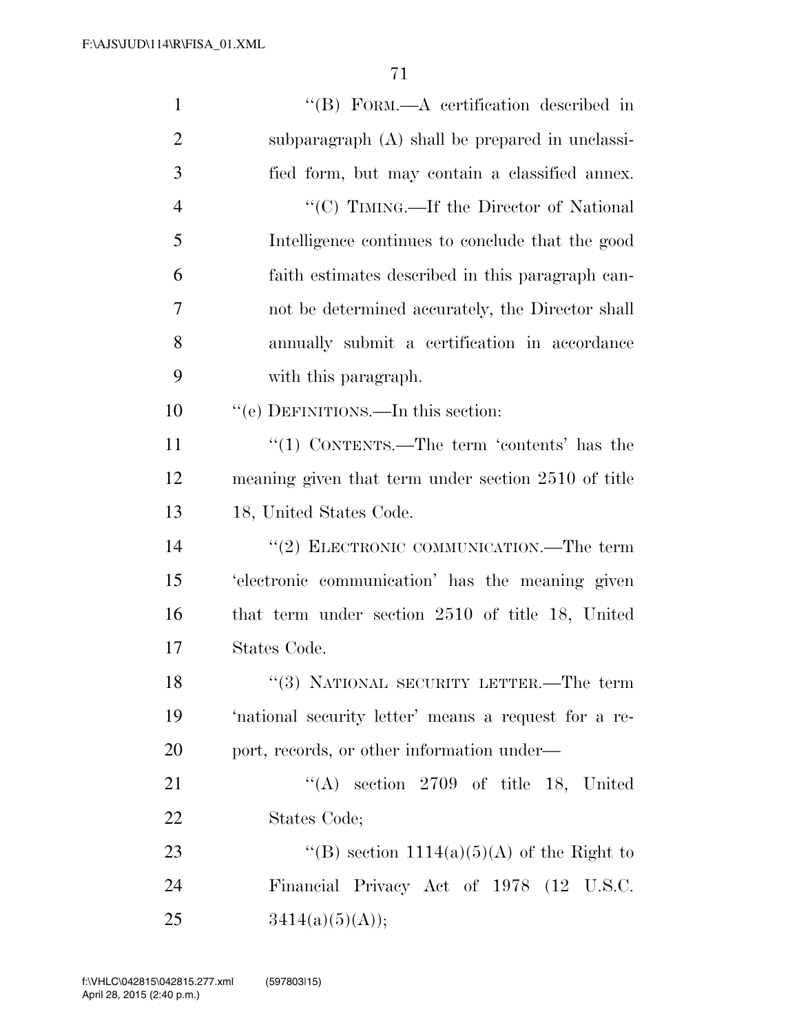''(B) FORM.—A certification described in subparagraph (A) shall be prepared in unclassified form, but may contain a classified annex.

''(C) TIMING.—If the Director of National Intelligence continues to conclude that the good faith estimates described in this paragraph cannot be determined accurately, the Director shall annually submit a certification in accordance with this paragraph.

''(e) DEFINITIONS.—In this section:

''(1) CONTENTS.—The term 'contents' has the meaning given that term under section 2510 of title 18, United States Code.

''(2) ELECTRONIC COMMUNICATION.—The term 'electronic communication' has the meaning given that term under section 2510 of title 18, United States Code.

''(3) NATIONAL SECURITY LETTER.—The term 'national security letter' means a request for a report, records, or other information under—

''(A) section 2709 of title 18, United States Code;

''(B) section 1114(a)(5)(A) of the Right to Financial Privacy Act of 1978 (12 U.S.C. 3414(a)(5)(A));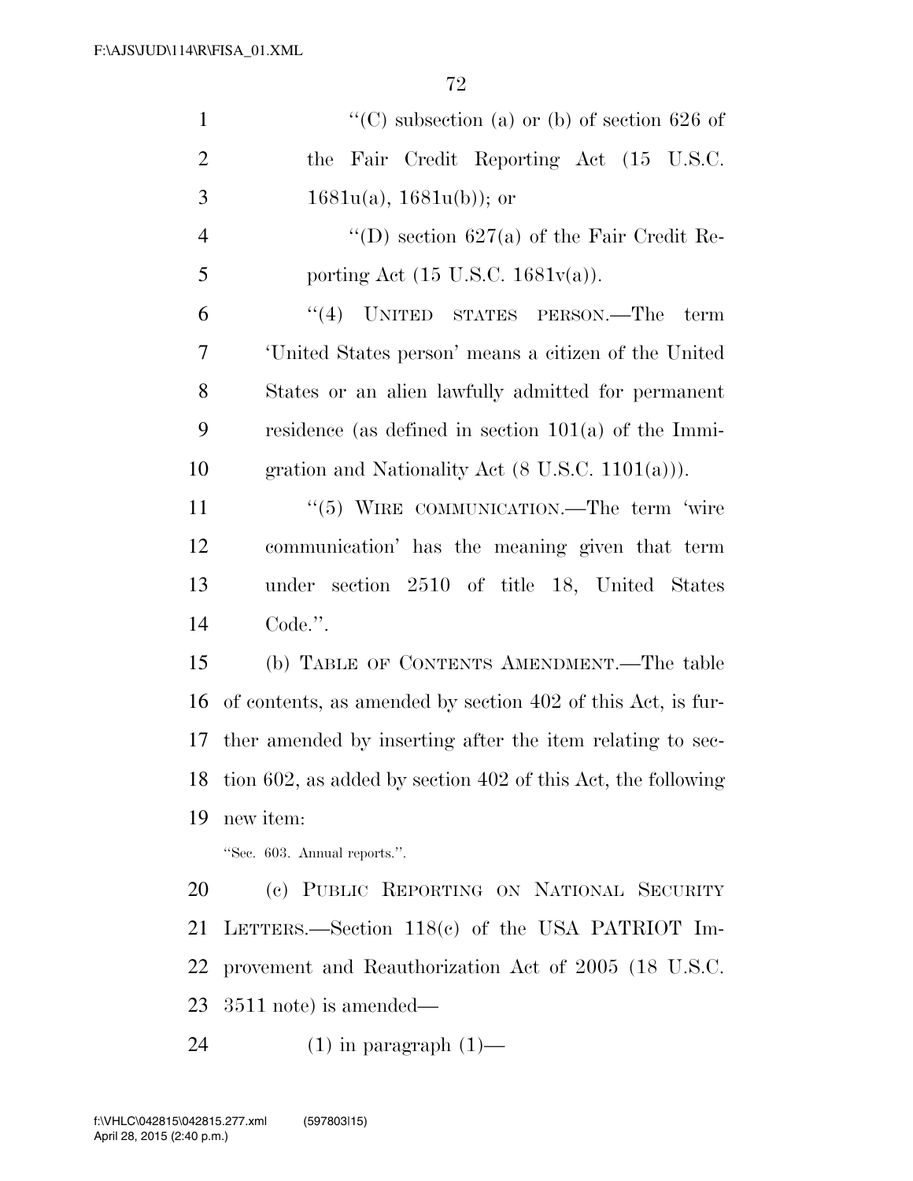''(C) subsection (a) or (b) of section 626 of the Fair Credit Reporting Act (15 U.S.C. 1681u(a), 1681u(b)); or

''(D) section 627(a) of the Fair Credit Reporting Act (15 U.S.C. 1681v(a)).

''(4) UNITED STATES PERSON.—The term 'United States person' means a citizen of the United States or an alien lawfully admitted for permanent residence (as defined in section 101(a) of the Immigration and Nationality Act (8 U.S.C. 1101(a))).

''(5) WIRE COMMUNICATION.—The term 'wire communication' has the meaning given that term under section 2510 of title 18, United States Code.''.

(b) TABLE OF CONTENTS AMENDMENT.—The table of contents, as amended by section 402 of this Act, is further amended by inserting after the item relating to section 602, as added by section 402 of this Act, the following new item:

''Sec. 603. Annual reports.''.

(c) PUBLIC REPORTING ON NATIONAL SECURITY LETTERS.—Section 118(c) of the USA PATRIOT Improvement and Reauthorization Act of 2005 (18 U.S.C. 3511 note) is amended—

(1) in paragraph (1)—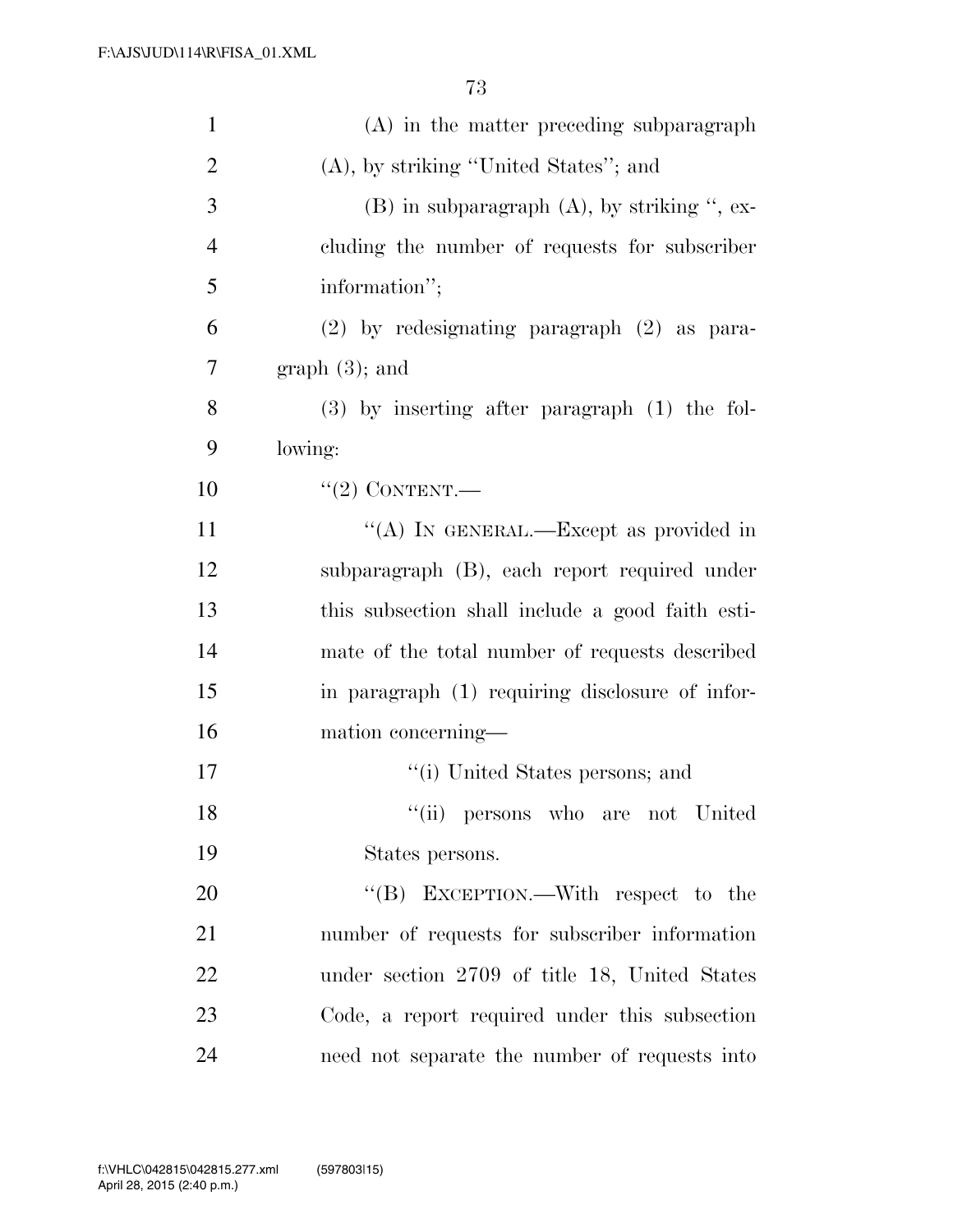(A) in the matter preceding subparagraph (A), by striking "United States"; and

(B) in subparagraph (A), by striking ", excluding the number of requests for subscriber information";

(2) by redesignating paragraph (2) as paragraph (3); and

(3) by inserting after paragraph (1) the following:

"(2) CONTENT.—

"(A) IN GENERAL.—Except as provided in subparagraph (B), each report required under this subsection shall include a good faith estimate of the total number of requests described in paragraph (1) requiring disclosure of information concerning—

"(i) United States persons; and

"(ii) persons who are not United States persons.

"(B) EXCEPTION.—With respect to the number of requests for subscriber information under section 2709 of title 18, United States Code, a report required under this subsection need not separate the number of requests into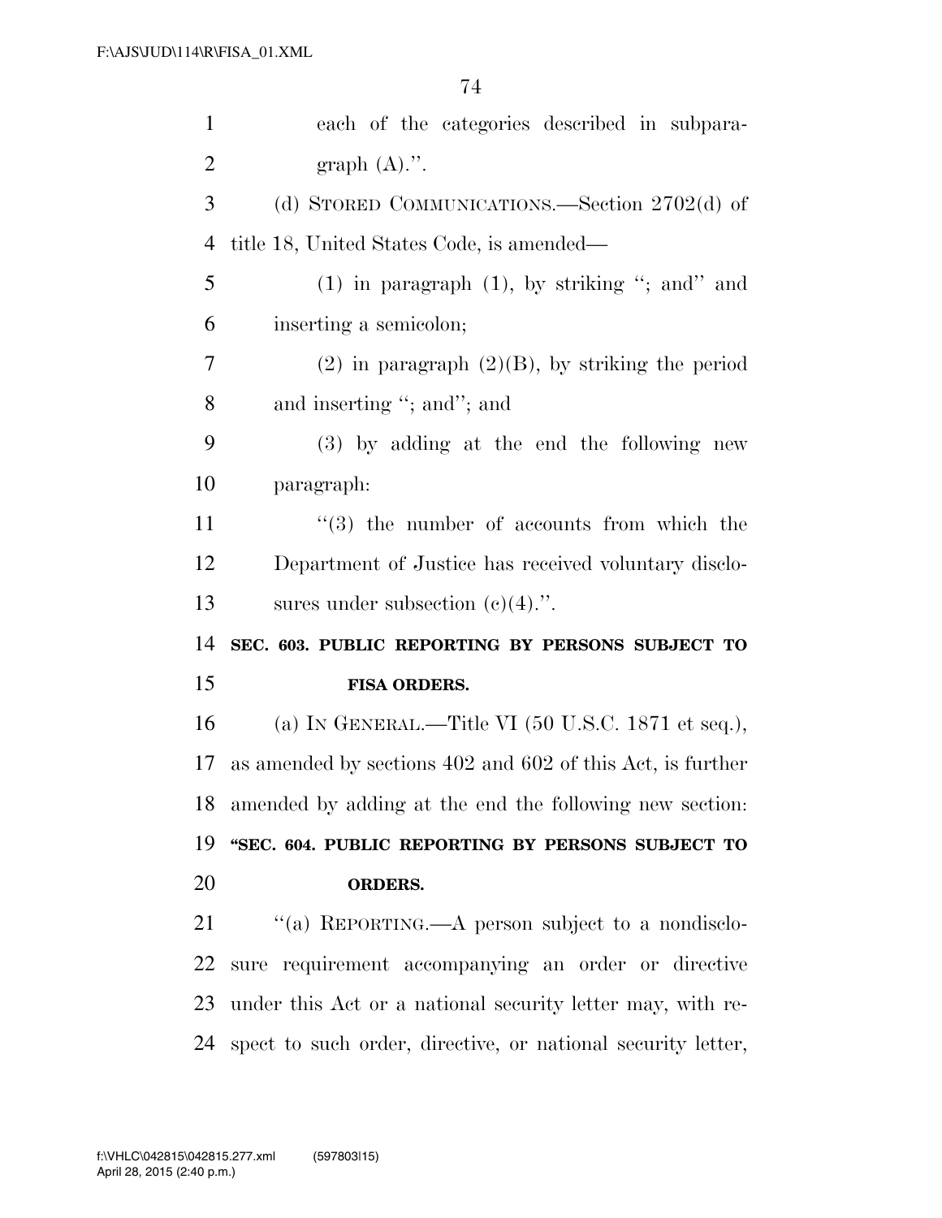each of the categories described in subparagraph (A).''.

(d) STORED COMMUNICATIONS.—Section 2702(d) of title 18, United States Code, is amended—

(1) in paragraph (1), by striking ''; and'' and inserting a semicolon;

(2) in paragraph (2)(B), by striking the period and inserting ''; and''; and

(3) by adding at the end the following new paragraph:

''(3) the number of accounts from which the Department of Justice has received voluntary disclosures under subsection (c)(4).''.

**SEC. 603. PUBLIC REPORTING BY PERSONS SUBJECT TO FISA ORDERS.**

(a) IN GENERAL.—Title VI (50 U.S.C. 1871 et seq.), as amended by sections 402 and 602 of this Act, is further amended by adding at the end the following new section:

**''SEC. 604. PUBLIC REPORTING BY PERSONS SUBJECT TO ORDERS.**

''(a) REPORTING.—A person subject to a nondisclosure requirement accompanying an order or directive under this Act or a national security letter may, with respect to such order, directive, or national security letter,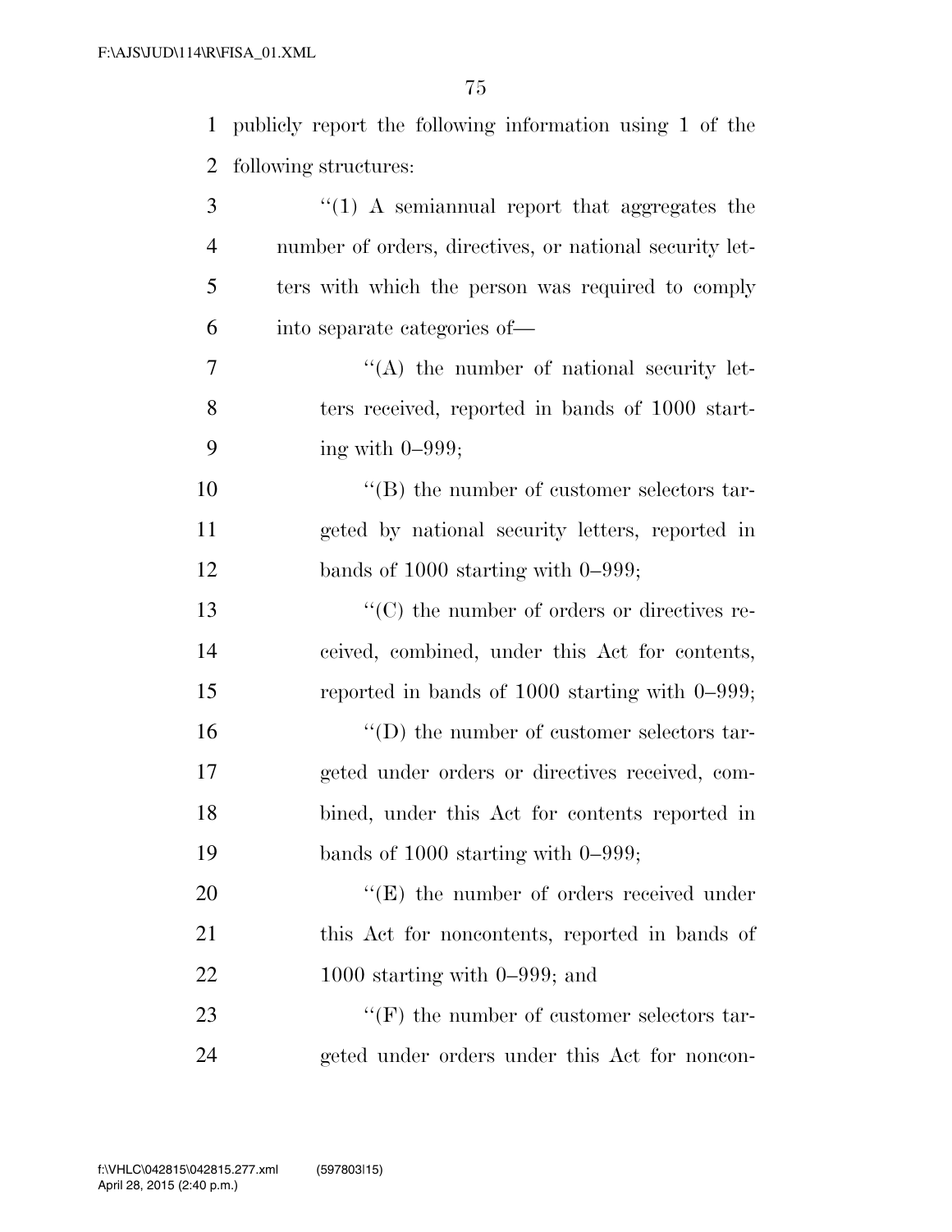publicly report the following information using 1 of the following structures:

"(1) A semiannual report that aggregates the number of orders, directives, or national security letters with which the person was required to comply into separate categories of—

"(A) the number of national security letters received, reported in bands of 1000 starting with 0–999;

"(B) the number of customer selectors targeted by national security letters, reported in bands of 1000 starting with 0–999;

"(C) the number of orders or directives received, combined, under this Act for contents, reported in bands of 1000 starting with 0–999;

"(D) the number of customer selectors targeted under orders or directives received, combined, under this Act for contents reported in bands of 1000 starting with 0–999;

"(E) the number of orders received under this Act for noncontents, reported in bands of 1000 starting with 0–999; and

"(F) the number of customer selectors targeted under orders under this Act for noncon-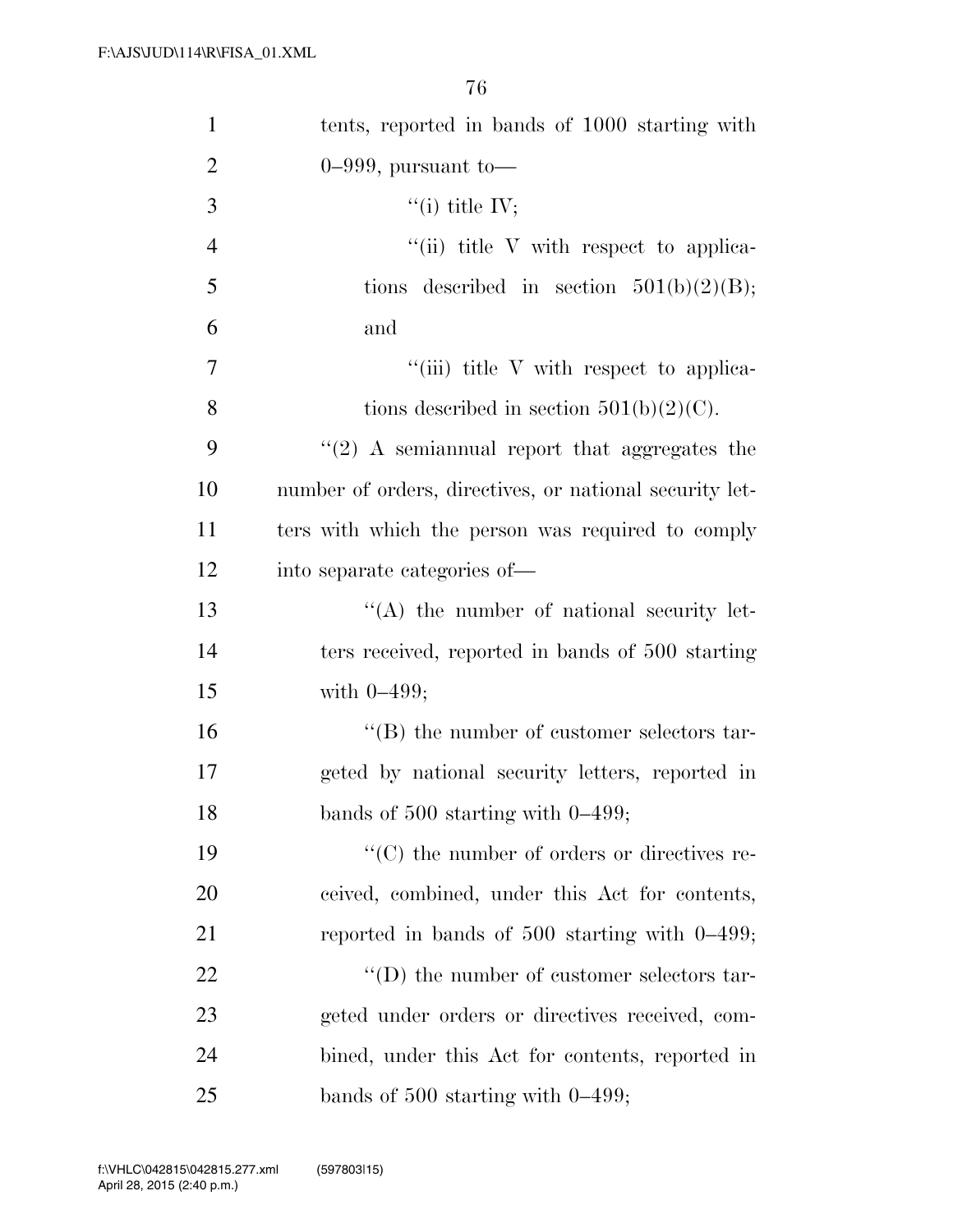tents, reported in bands of 1000 starting with 0–999, pursuant to—

“(i) title IV;

“(ii) title V with respect to applications described in section 501(b)(2)(B); and

“(iii) title V with respect to applications described in section 501(b)(2)(C).

“(2) A semiannual report that aggregates the number of orders, directives, or national security letters with which the person was required to comply into separate categories of—

“(A) the number of national security letters received, reported in bands of 500 starting with 0–499;

“(B) the number of customer selectors targeted by national security letters, reported in bands of 500 starting with 0–499;

“(C) the number of orders or directives received, combined, under this Act for contents, reported in bands of 500 starting with 0–499;

“(D) the number of customer selectors targeted under orders or directives received, combined, under this Act for contents, reported in bands of 500 starting with 0–499;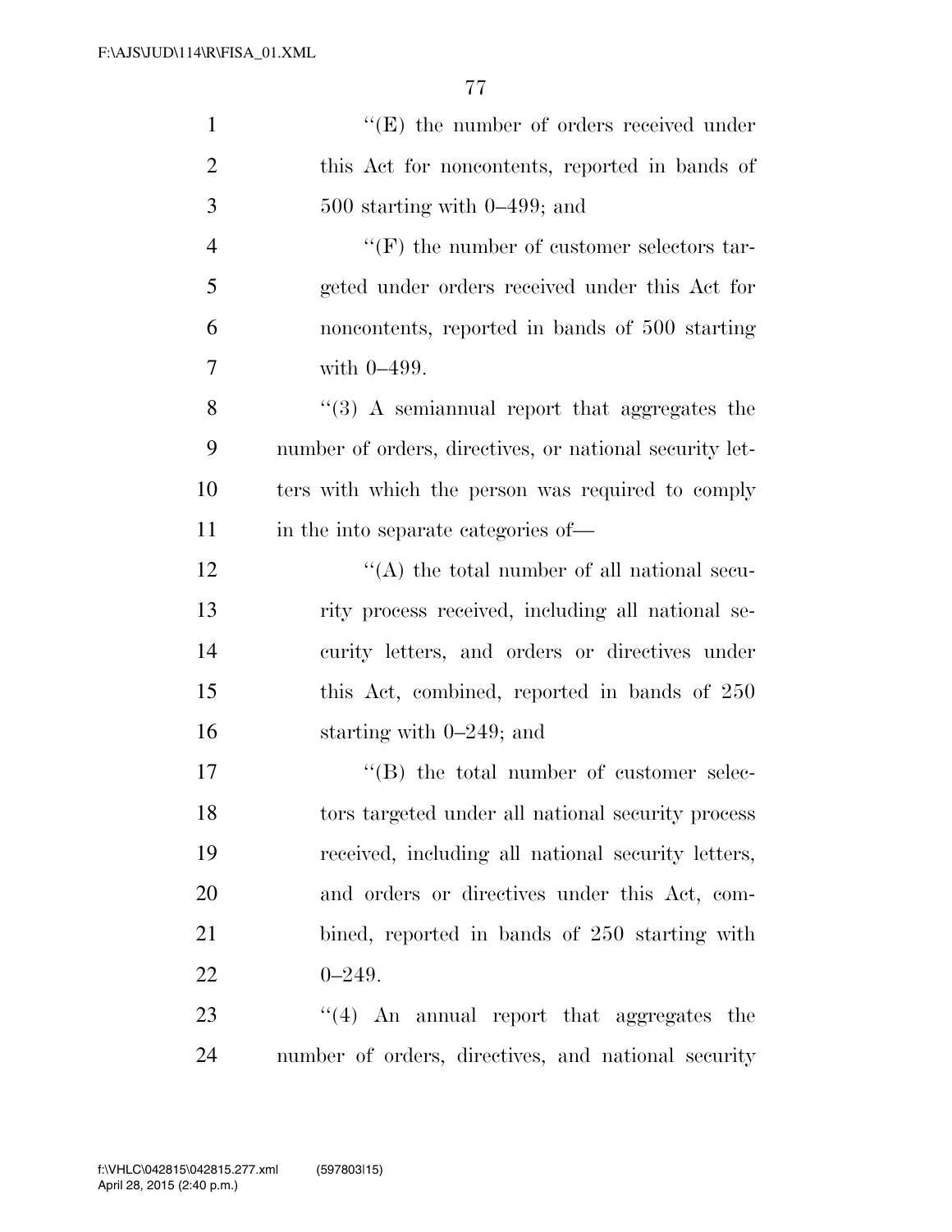''(E) the number of orders received under this Act for noncontents, reported in bands of 500 starting with 0–499; and

''(F) the number of customer selectors targeted under orders received under this Act for noncontents, reported in bands of 500 starting with 0–499.

''(3) A semiannual report that aggregates the number of orders, directives, or national security letters with which the person was required to comply in the into separate categories of—

''(A) the total number of all national security process received, including all national security letters, and orders or directives under this Act, combined, reported in bands of 250 starting with 0–249; and

''(B) the total number of customer selectors targeted under all national security process received, including all national security letters, and orders or directives under this Act, combined, reported in bands of 250 starting with 0–249.

''(4) An annual report that aggregates the number of orders, directives, and national security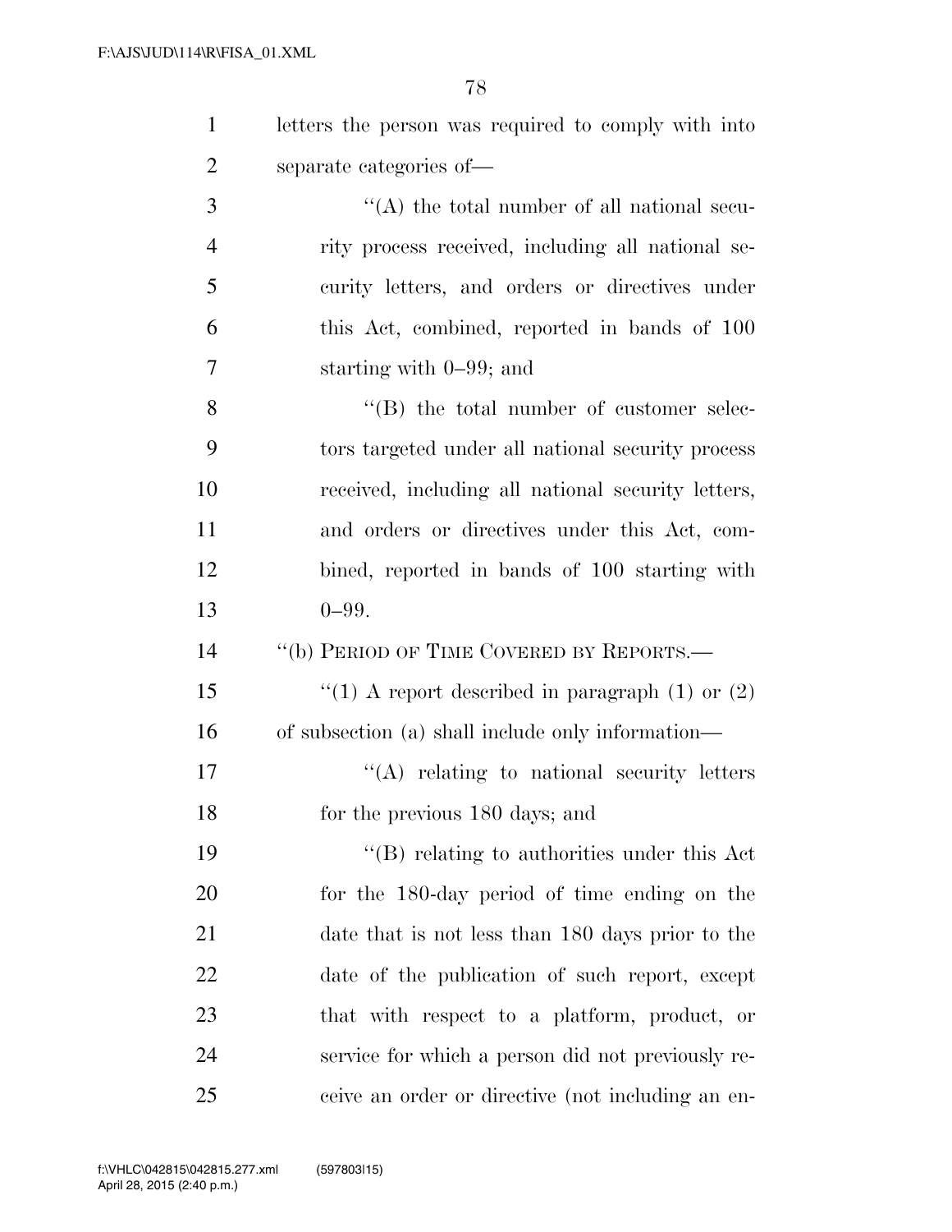letters the person was required to comply with into separate categories of—

''(A) the total number of all national security process received, including all national security letters, and orders or directives under this Act, combined, reported in bands of 100 starting with 0–99; and

''(B) the total number of customer selectors targeted under all national security process received, including all national security letters, and orders or directives under this Act, combined, reported in bands of 100 starting with 0–99.

''(b) PERIOD OF TIME COVERED BY REPORTS.—

''(1) A report described in paragraph (1) or (2) of subsection (a) shall include only information—

''(A) relating to national security letters for the previous 180 days; and

''(B) relating to authorities under this Act for the 180-day period of time ending on the date that is not less than 180 days prior to the date of the publication of such report, except that with respect to a platform, product, or service for which a person did not previously receive an order or directive (not including an en-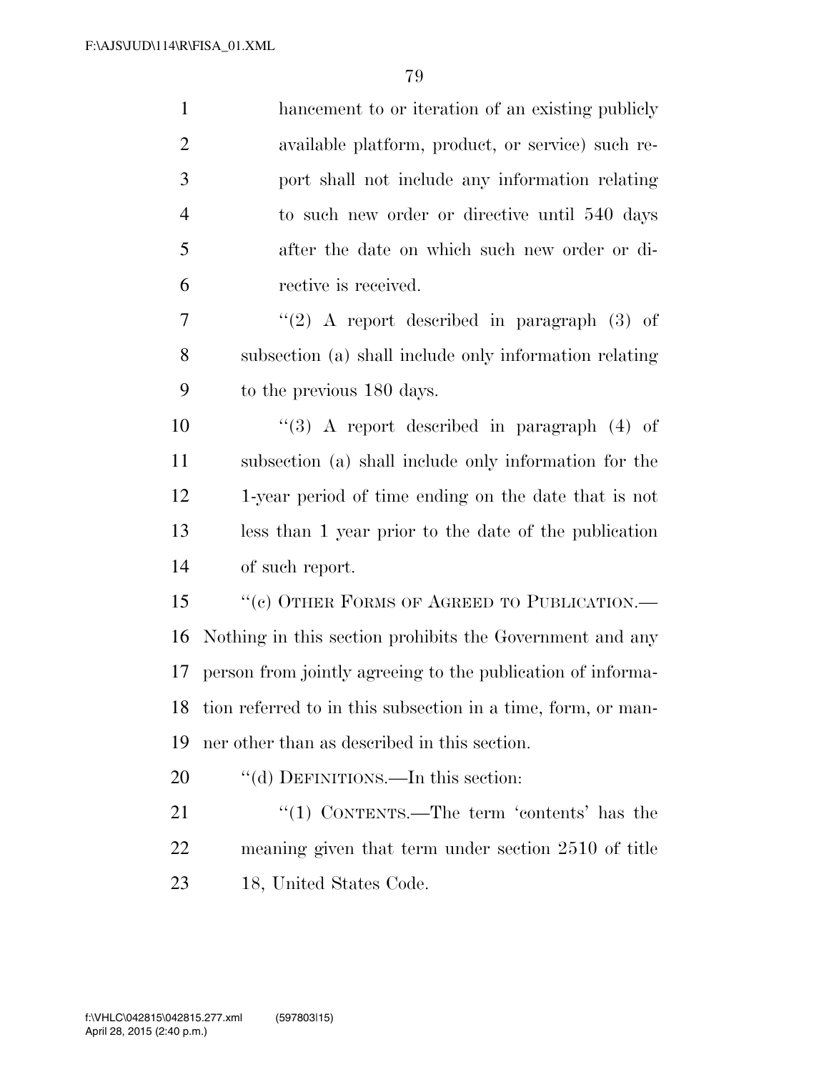hancement to or iteration of an existing publicly available platform, product, or service) such report shall not include any information relating to such new order or directive until 540 days after the date on which such new order or directive is received.

''(2) A report described in paragraph (3) of subsection (a) shall include only information relating to the previous 180 days.

''(3) A report described in paragraph (4) of subsection (a) shall include only information for the 1-year period of time ending on the date that is not less than 1 year prior to the date of the publication of such report.

''(c) OTHER FORMS OF AGREED TO PUBLICATION.—Nothing in this section prohibits the Government and any person from jointly agreeing to the publication of information referred to in this subsection in a time, form, or manner other than as described in this section.

''(d) DEFINITIONS.—In this section:

''(1) CONTENTS.—The term 'contents' has the meaning given that term under section 2510 of title 18, United States Code.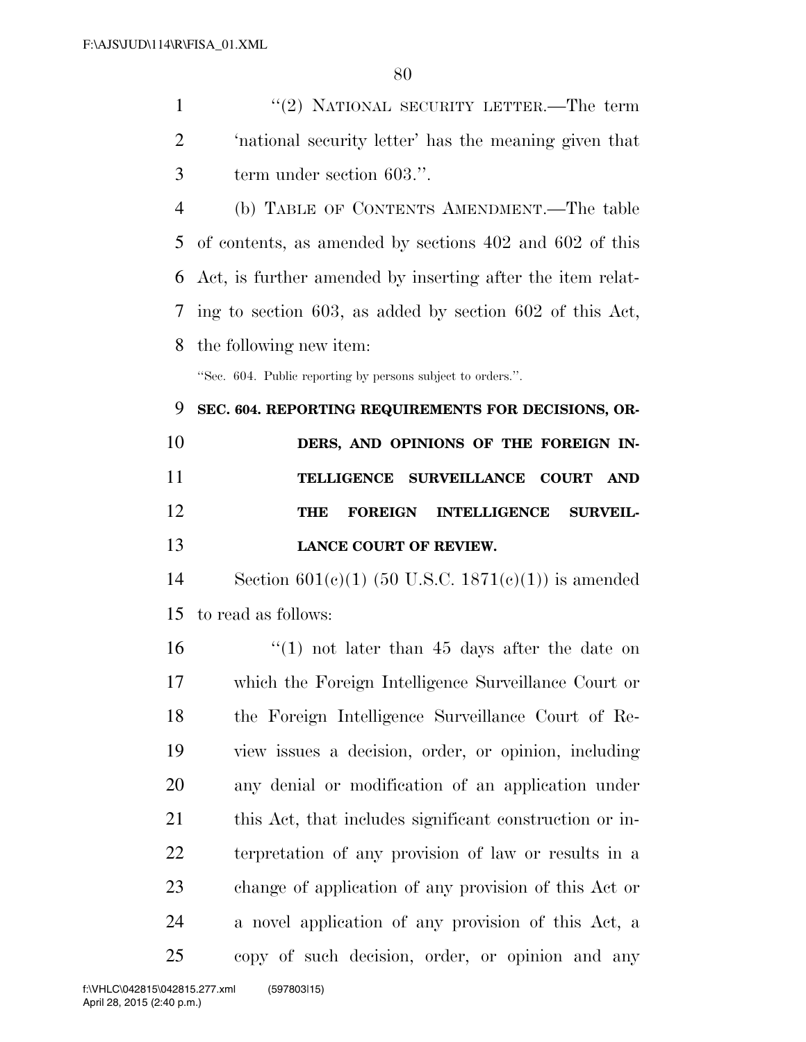"(2) NATIONAL SECURITY LETTER.—The term 'national security letter' has the meaning given that term under section 603.".

(b) TABLE OF CONTENTS AMENDMENT.—The table of contents, as amended by sections 402 and 602 of this Act, is further amended by inserting after the item relating to section 603, as added by section 602 of this Act, the following new item:

"Sec. 604. Public reporting by persons subject to orders.".

**SEC. 604. REPORTING REQUIREMENTS FOR DECISIONS, ORDERS, AND OPINIONS OF THE FOREIGN INTELLIGENCE SURVEILLANCE COURT AND THE FOREIGN INTELLIGENCE SURVEILLANCE COURT OF REVIEW.**

Section 601(c)(1) (50 U.S.C. 1871(c)(1)) is amended to read as follows:

"(1) not later than 45 days after the date on which the Foreign Intelligence Surveillance Court or the Foreign Intelligence Surveillance Court of Review issues a decision, order, or opinion, including any denial or modification of an application under this Act, that includes significant construction or interpretation of any provision of law or results in a change of application of any provision of this Act or a novel application of any provision of this Act, a copy of such decision, order, or opinion and any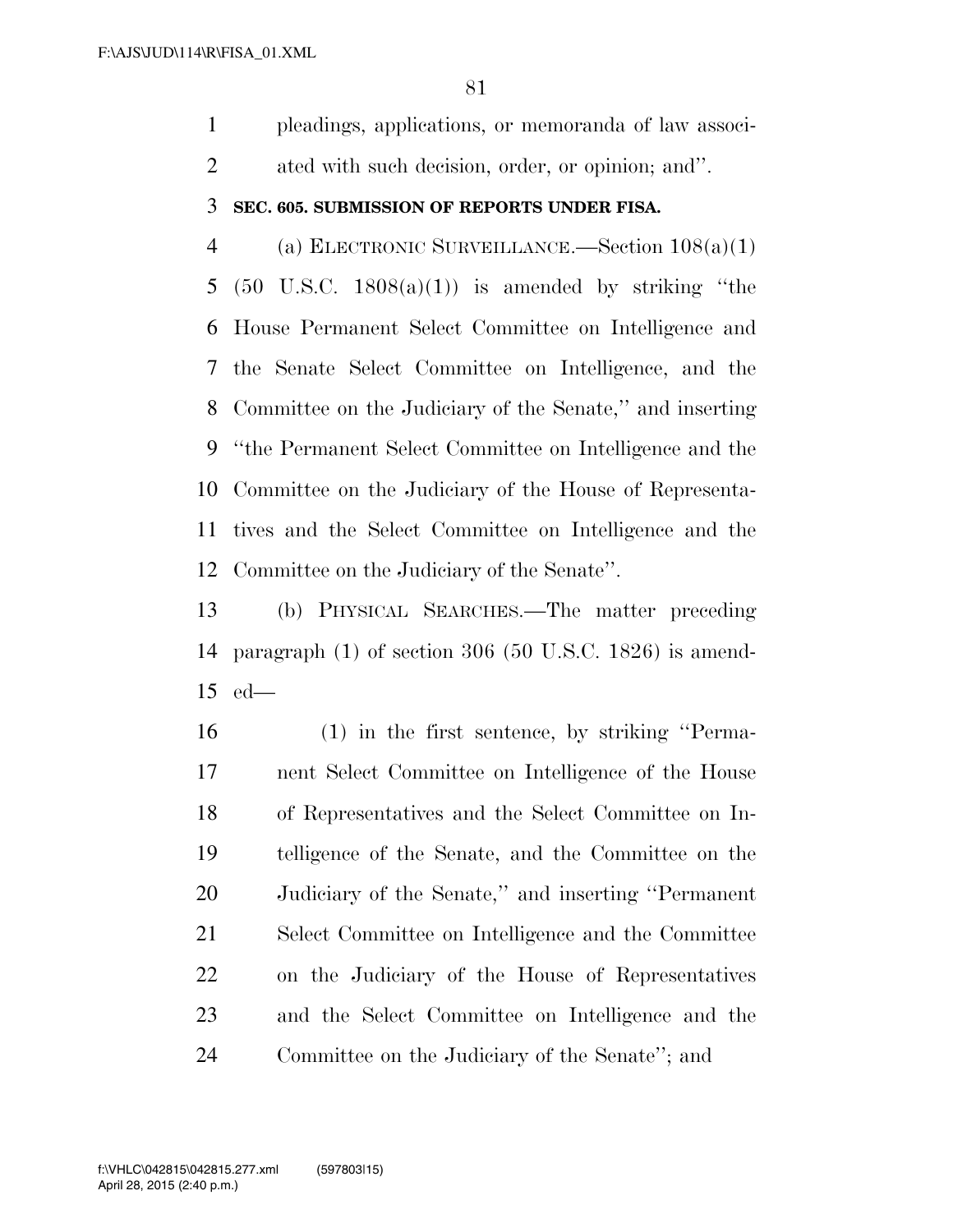pleadings, applications, or memoranda of law associated with such decision, order, or opinion; and''.

**SEC. 605. SUBMISSION OF REPORTS UNDER FISA.**

(a) ELECTRONIC SURVEILLANCE.—Section 108(a)(1) (50 U.S.C. 1808(a)(1)) is amended by striking ''the House Permanent Select Committee on Intelligence and the Senate Select Committee on Intelligence, and the Committee on the Judiciary of the Senate,'' and inserting ''the Permanent Select Committee on Intelligence and the Committee on the Judiciary of the House of Representatives and the Select Committee on Intelligence and the Committee on the Judiciary of the Senate''.

(b) PHYSICAL SEARCHES.—The matter preceding paragraph (1) of section 306 (50 U.S.C. 1826) is amended—

(1) in the first sentence, by striking ''Permanent Select Committee on Intelligence of the House of Representatives and the Select Committee on Intelligence of the Senate, and the Committee on the Judiciary of the Senate,'' and inserting ''Permanent Select Committee on Intelligence and the Committee on the Judiciary of the House of Representatives and the Select Committee on Intelligence and the Committee on the Judiciary of the Senate''; and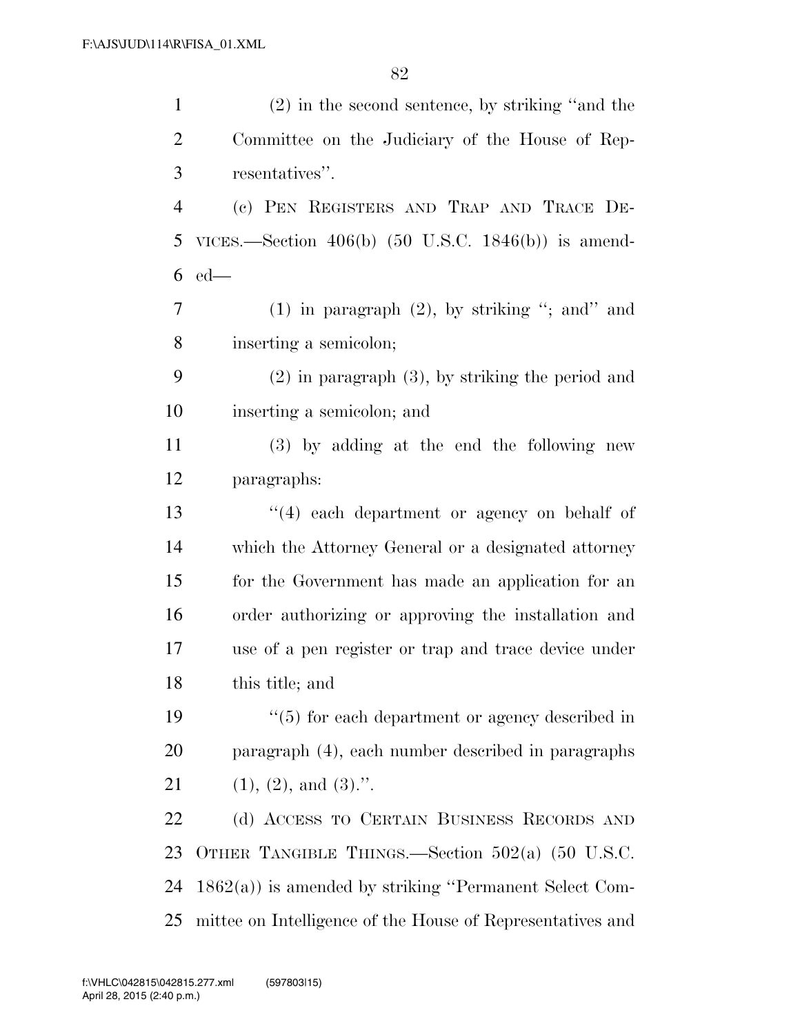(2) in the second sentence, by striking "and the Committee on the Judiciary of the House of Representatives".

(c) PEN REGISTERS AND TRAP AND TRACE DEVICES.—Section 406(b) (50 U.S.C. 1846(b)) is amended—

(1) in paragraph (2), by striking "; and" and inserting a semicolon;

(2) in paragraph (3), by striking the period and inserting a semicolon; and

(3) by adding at the end the following new paragraphs:

"(4) each department or agency on behalf of which the Attorney General or a designated attorney for the Government has made an application for an order authorizing or approving the installation and use of a pen register or trap and trace device under this title; and

"(5) for each department or agency described in paragraph (4), each number described in paragraphs (1), (2), and (3).".

(d) ACCESS TO CERTAIN BUSINESS RECORDS AND OTHER TANGIBLE THINGS.—Section 502(a) (50 U.S.C. 1862(a)) is amended by striking "Permanent Select Committee on Intelligence of the House of Representatives and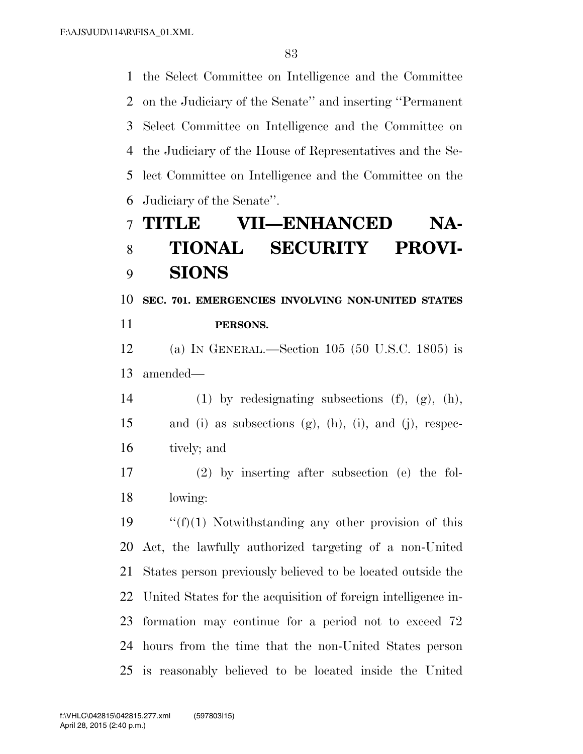the Select Committee on Intelligence and the Committee on the Judiciary of the Senate'' and inserting ''Permanent Select Committee on Intelligence and the Committee on the Judiciary of the House of Representatives and the Select Committee on Intelligence and the Committee on the Judiciary of the Senate''.

# TITLE VII—ENHANCED NATIONAL SECURITY PROVISIONS

## SEC. 701. EMERGENCIES INVOLVING NON-UNITED STATES PERSONS.

(a) IN GENERAL.—Section 105 (50 U.S.C. 1805) is amended—

(1) by redesignating subsections (f), (g), (h), and (i) as subsections (g), (h), (i), and (j), respectively; and

(2) by inserting after subsection (e) the following:

''(f)(1) Notwithstanding any other provision of this Act, the lawfully authorized targeting of a non-United States person previously believed to be located outside the United States for the acquisition of foreign intelligence information may continue for a period not to exceed 72 hours from the time that the non-United States person is reasonably believed to be located inside the United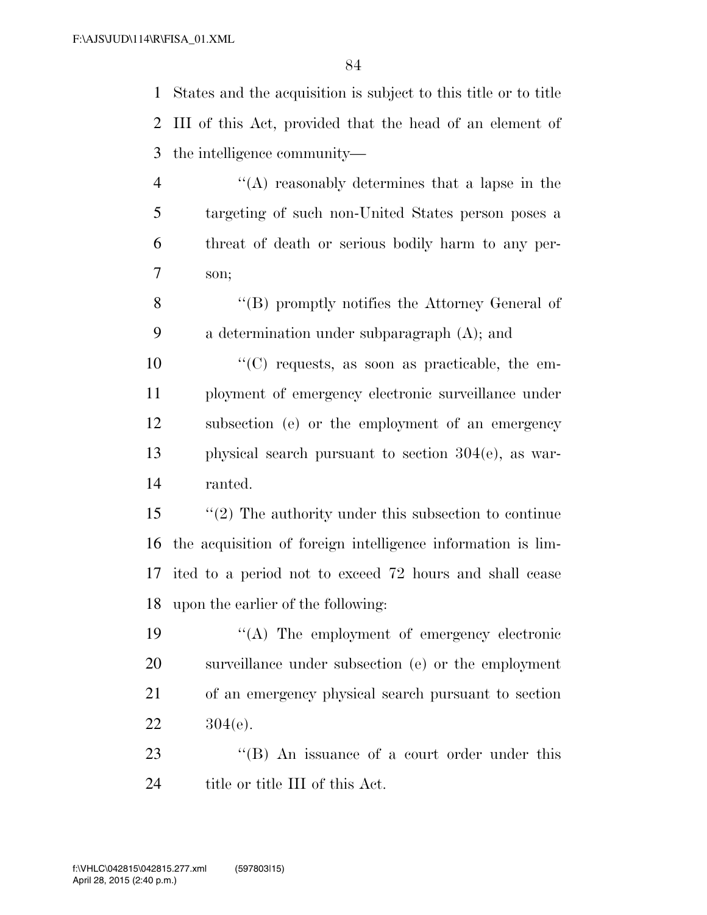States and the acquisition is subject to this title or to title III of this Act, provided that the head of an element of the intelligence community—

''(A) reasonably determines that a lapse in the targeting of such non-United States person poses a threat of death or serious bodily harm to any person;

''(B) promptly notifies the Attorney General of a determination under subparagraph (A); and

''(C) requests, as soon as practicable, the employment of emergency electronic surveillance under subsection (e) or the employment of an emergency physical search pursuant to section 304(e), as warranted.

''(2) The authority under this subsection to continue the acquisition of foreign intelligence information is limited to a period not to exceed 72 hours and shall cease upon the earlier of the following:

''(A) The employment of emergency electronic surveillance under subsection (e) or the employment of an emergency physical search pursuant to section 304(e).

''(B) An issuance of a court order under this title or title III of this Act.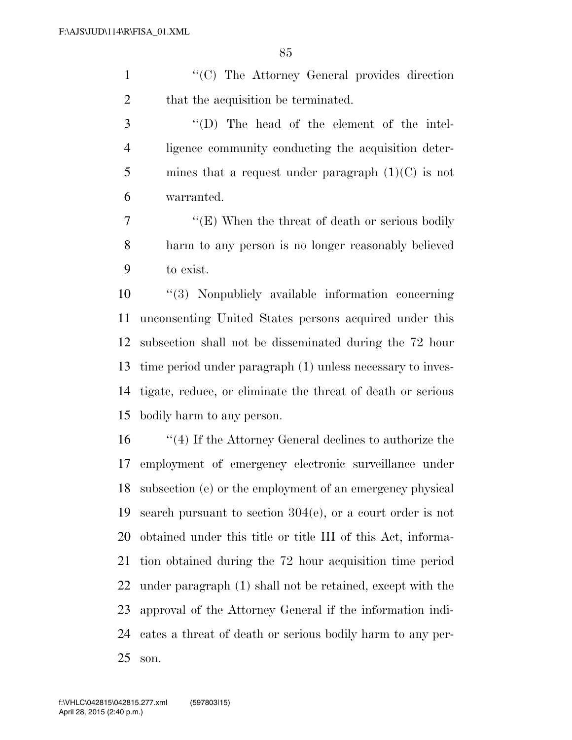''(C) The Attorney General provides direction that the acquisition be terminated.

''(D) The head of the element of the intelligence community conducting the acquisition determines that a request under paragraph (1)(C) is not warranted.

''(E) When the threat of death or serious bodily harm to any person is no longer reasonably believed to exist.

''(3) Nonpublicly available information concerning unconsenting United States persons acquired under this subsection shall not be disseminated during the 72 hour time period under paragraph (1) unless necessary to investigate, reduce, or eliminate the threat of death or serious bodily harm to any person.

''(4) If the Attorney General declines to authorize the employment of emergency electronic surveillance under subsection (e) or the employment of an emergency physical search pursuant to section 304(e), or a court order is not obtained under this title or title III of this Act, information obtained during the 72 hour acquisition time period under paragraph (1) shall not be retained, except with the approval of the Attorney General if the information indicates a threat of death or serious bodily harm to any person.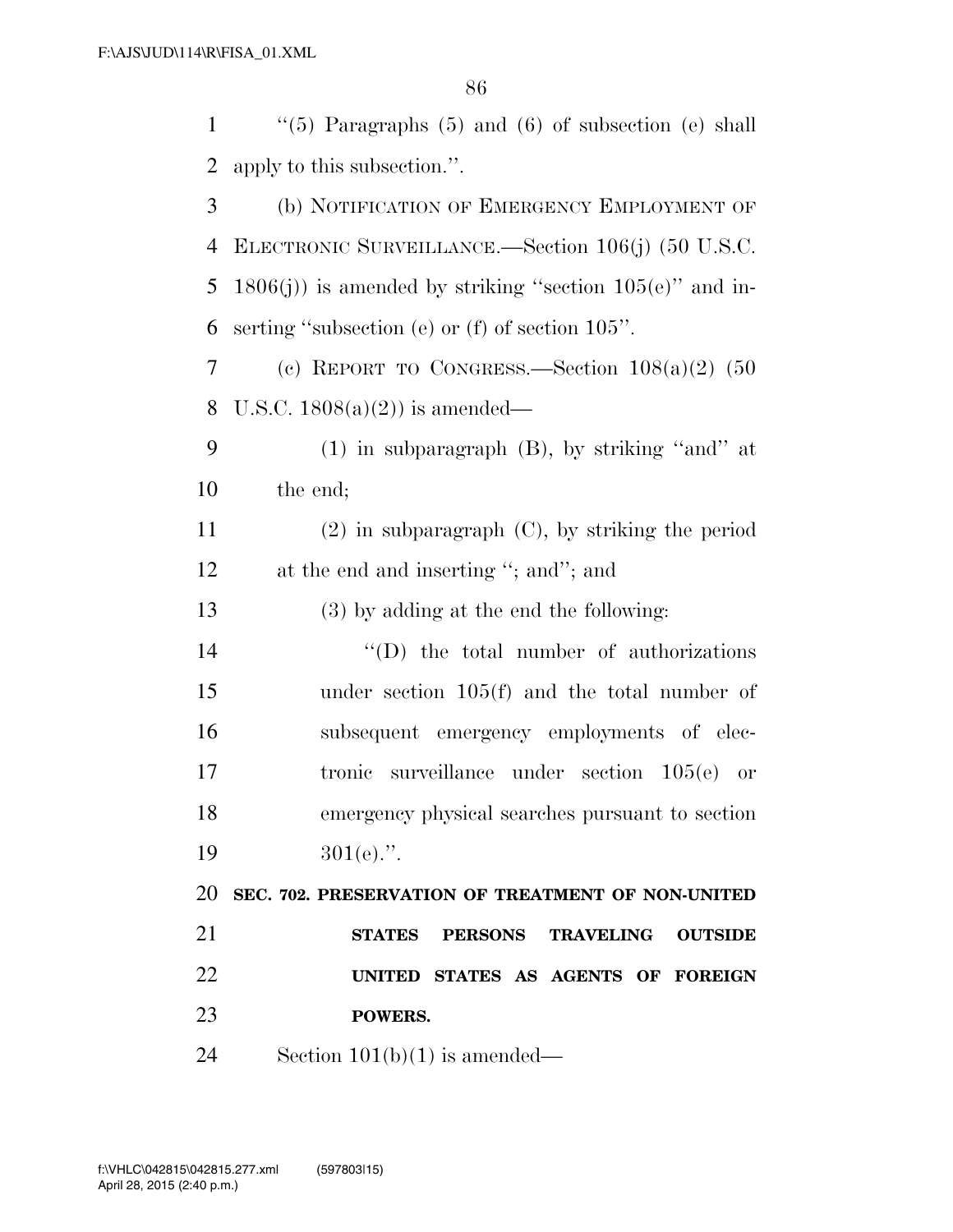"(5) Paragraphs (5) and (6) of subsection (e) shall apply to this subsection.".

(b) NOTIFICATION OF EMERGENCY EMPLOYMENT OF ELECTRONIC SURVEILLANCE.—Section 106(j) (50 U.S.C. 1806(j)) is amended by striking "section 105(e)" and inserting "subsection (e) or (f) of section 105".

(c) REPORT TO CONGRESS.—Section 108(a)(2) (50 U.S.C. 1808(a)(2)) is amended—

(1) in subparagraph (B), by striking "and" at the end;

(2) in subparagraph (C), by striking the period at the end and inserting "; and"; and

(3) by adding at the end the following:

"(D) the total number of authorizations under section 105(f) and the total number of subsequent emergency employments of electronic surveillance under section 105(e) or emergency physical searches pursuant to section 301(e).".

**SEC. 702. PRESERVATION OF TREATMENT OF NON-UNITED STATES PERSONS TRAVELING OUTSIDE UNITED STATES AS AGENTS OF FOREIGN POWERS.**

Section 101(b)(1) is amended—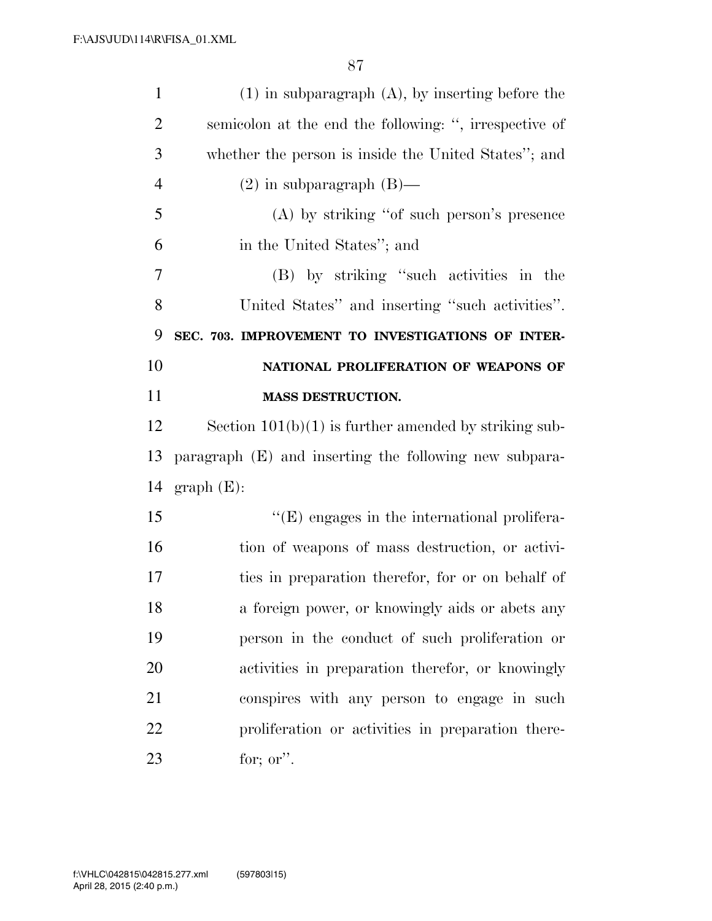(1) in subparagraph (A), by inserting before the semicolon at the end the following: ", irrespective of whether the person is inside the United States"; and

(2) in subparagraph (B)—

(A) by striking "of such person's presence in the United States"; and

(B) by striking "such activities in the United States" and inserting "such activities".

**SEC. 703. IMPROVEMENT TO INVESTIGATIONS OF INTERNATIONAL PROLIFERATION OF WEAPONS OF MASS DESTRUCTION.**

Section 101(b)(1) is further amended by striking subparagraph (E) and inserting the following new subparagraph (E):

"(E) engages in the international proliferation of weapons of mass destruction, or activities in preparation therefor, for or on behalf of a foreign power, or knowingly aids or abets any person in the conduct of such proliferation or activities in preparation therefor, or knowingly conspires with any person to engage in such proliferation or activities in preparation therefor; or".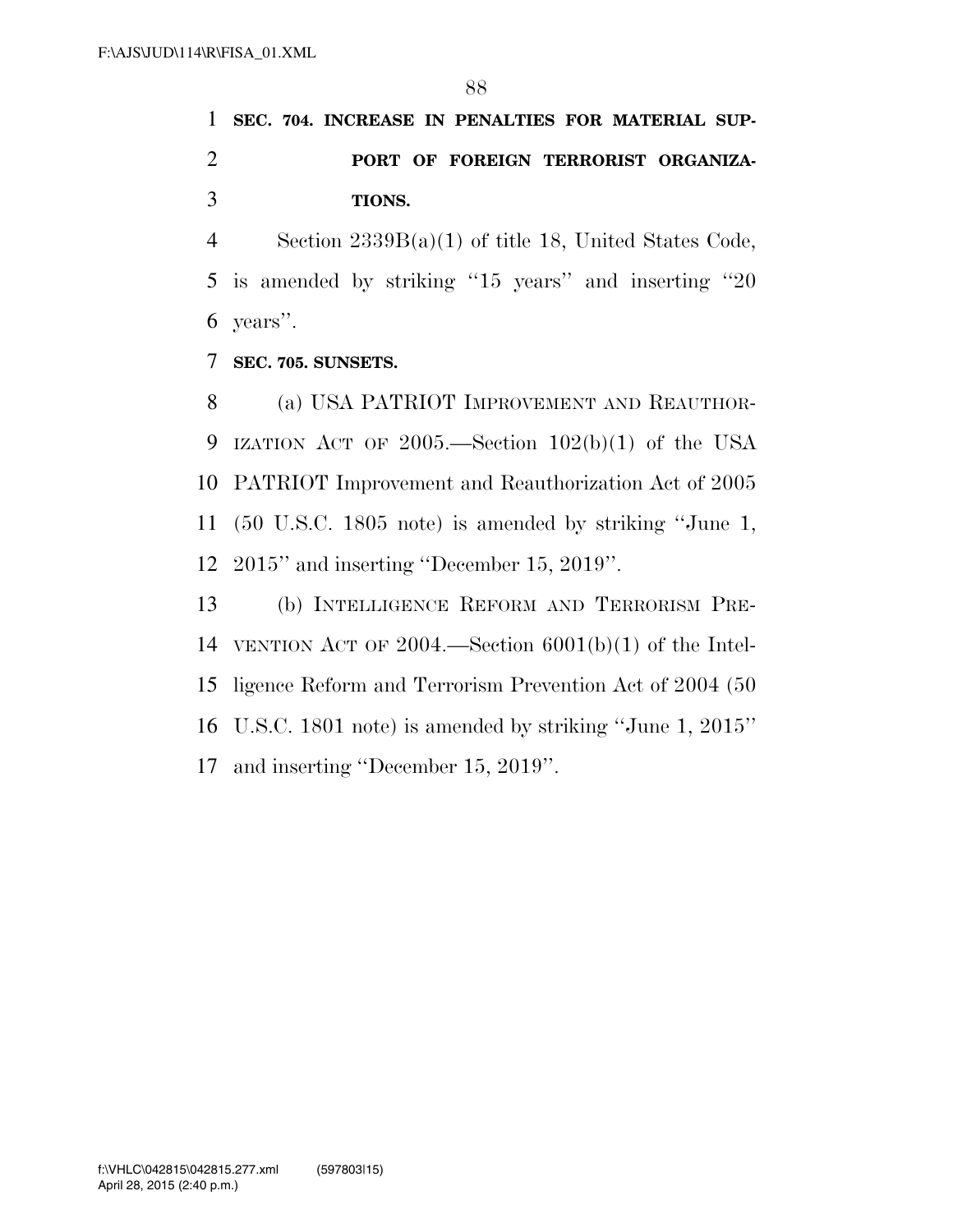**SEC. 704. INCREASE IN PENALTIES FOR MATERIAL SUPPORT OF FOREIGN TERRORIST ORGANIZATIONS.**

Section 2339B(a)(1) of title 18, United States Code, is amended by striking ''15 years'' and inserting ''20 years''.

**SEC. 705. SUNSETS.**

(a) USA PATRIOT IMPROVEMENT AND REAUTHORIZATION ACT OF 2005.—Section 102(b)(1) of the USA PATRIOT Improvement and Reauthorization Act of 2005 (50 U.S.C. 1805 note) is amended by striking ''June 1, 2015'' and inserting ''December 15, 2019''.

(b) INTELLIGENCE REFORM AND TERRORISM PREVENTION ACT OF 2004.—Section 6001(b)(1) of the Intelligence Reform and Terrorism Prevention Act of 2004 (50 U.S.C. 1801 note) is amended by striking ''June 1, 2015'' and inserting ''December 15, 2019''.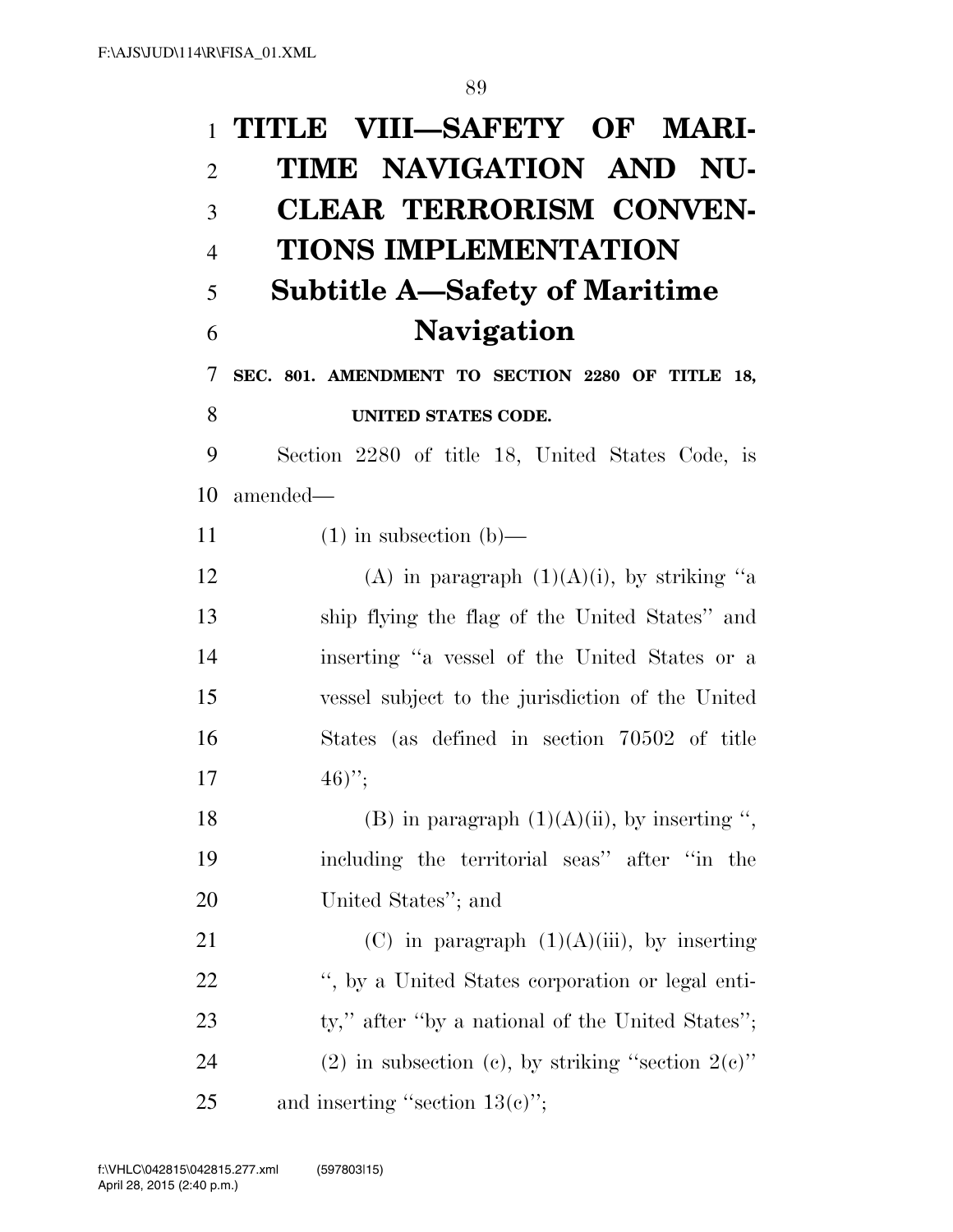# TITLE VIII—SAFETY OF MARITIME NAVIGATION AND NUCLEAR TERRORISM CONVENTIONS IMPLEMENTATION

## Subtitle A—Safety of Maritime Navigation

### SEC. 801. AMENDMENT TO SECTION 2280 OF TITLE 18, UNITED STATES CODE.

Section 2280 of title 18, United States Code, is amended—

(1) in subsection (b)—

(A) in paragraph (1)(A)(i), by striking "a ship flying the flag of the United States" and inserting "a vessel of the United States or a vessel subject to the jurisdiction of the United States (as defined in section 70502 of title 46)";

(B) in paragraph (1)(A)(ii), by inserting ", including the territorial seas" after "in the United States"; and

(C) in paragraph (1)(A)(iii), by inserting ", by a United States corporation or legal entity," after "by a national of the United States";

(2) in subsection (c), by striking "section 2(c)" and inserting "section 13(c)";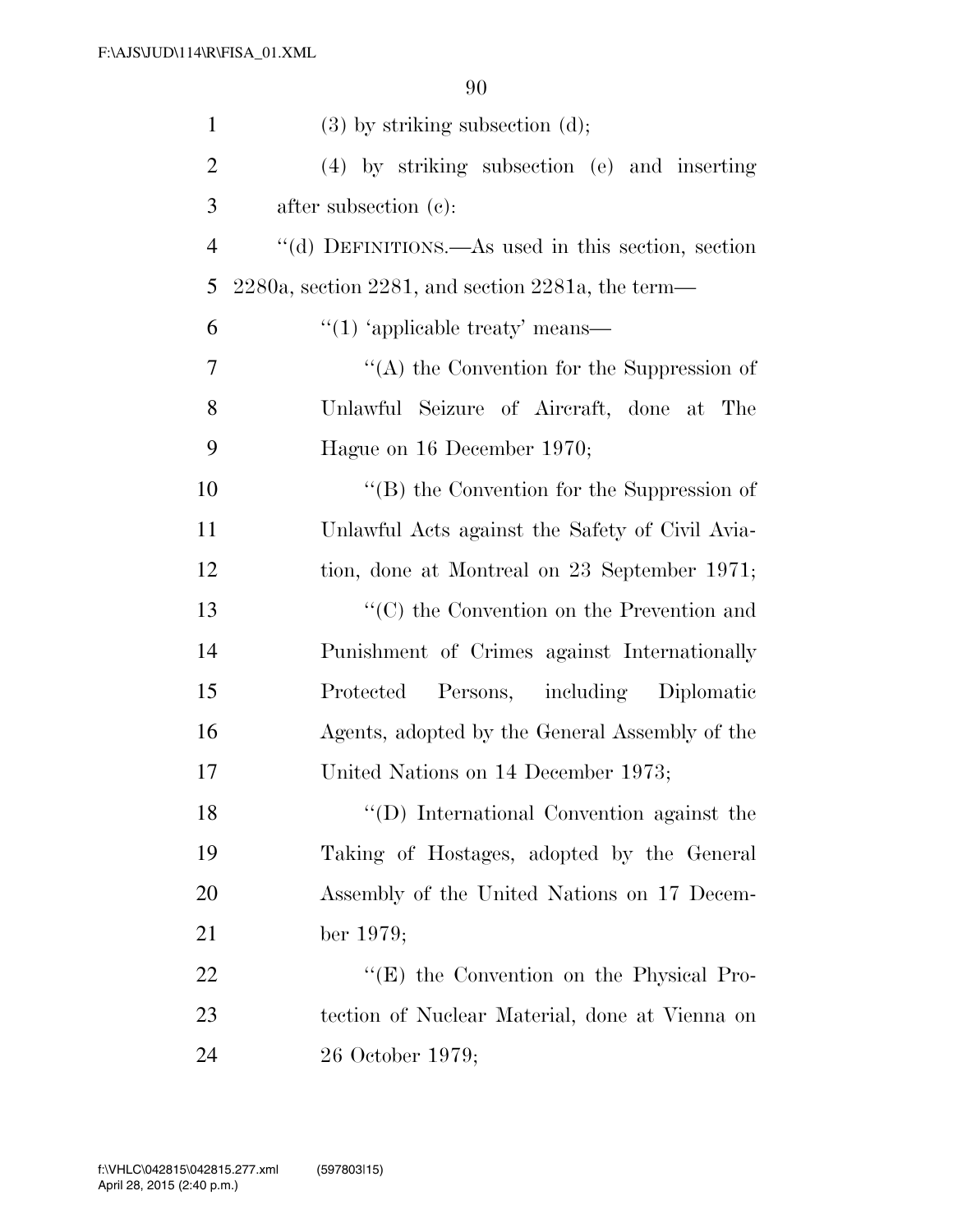(3) by striking subsection (d);

(4) by striking subsection (e) and inserting after subsection (c):

''(d) DEFINITIONS.—As used in this section, section 2280a, section 2281, and section 2281a, the term—

''(1) 'applicable treaty' means—

''(A) the Convention for the Suppression of Unlawful Seizure of Aircraft, done at The Hague on 16 December 1970;

''(B) the Convention for the Suppression of Unlawful Acts against the Safety of Civil Aviation, done at Montreal on 23 September 1971;

''(C) the Convention on the Prevention and Punishment of Crimes against Internationally Protected Persons, including Diplomatic Agents, adopted by the General Assembly of the United Nations on 14 December 1973;

''(D) International Convention against the Taking of Hostages, adopted by the General Assembly of the United Nations on 17 December 1979;

''(E) the Convention on the Physical Protection of Nuclear Material, done at Vienna on 26 October 1979;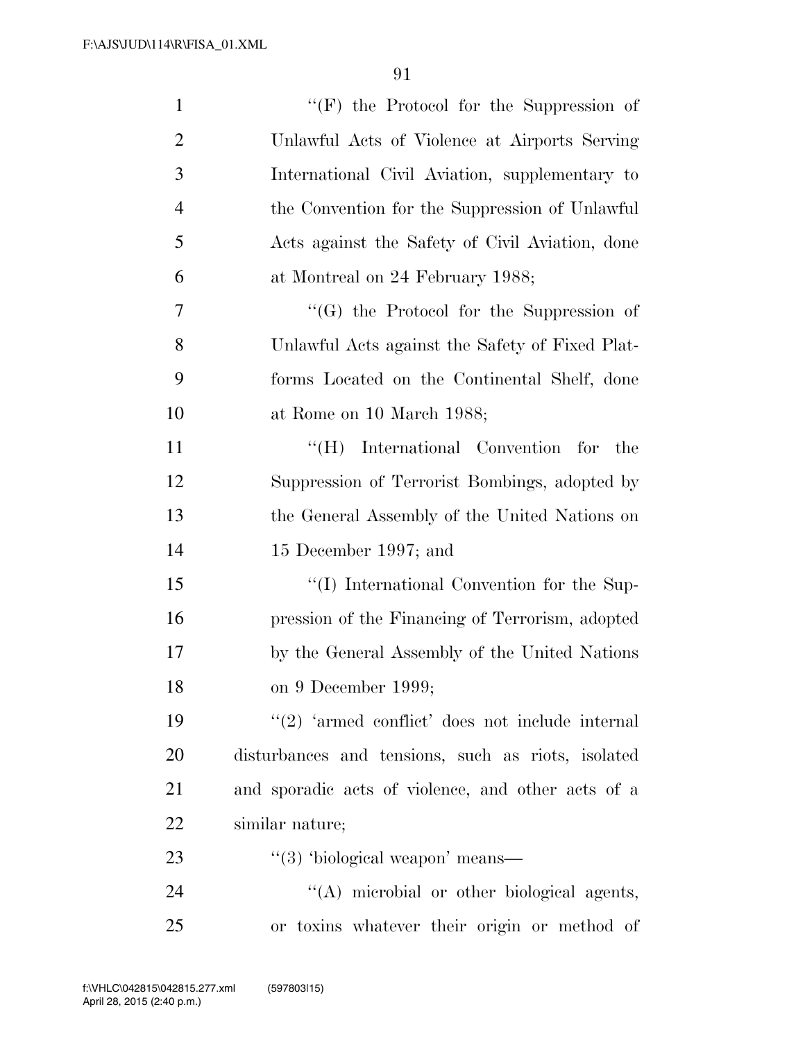''(F) the Protocol for the Suppression of Unlawful Acts of Violence at Airports Serving International Civil Aviation, supplementary to the Convention for the Suppression of Unlawful Acts against the Safety of Civil Aviation, done at Montreal on 24 February 1988;

''(G) the Protocol for the Suppression of Unlawful Acts against the Safety of Fixed Platforms Located on the Continental Shelf, done at Rome on 10 March 1988;

''(H) International Convention for the Suppression of Terrorist Bombings, adopted by the General Assembly of the United Nations on 15 December 1997; and

''(I) International Convention for the Suppression of the Financing of Terrorism, adopted by the General Assembly of the United Nations on 9 December 1999;

''(2) 'armed conflict' does not include internal disturbances and tensions, such as riots, isolated and sporadic acts of violence, and other acts of a similar nature;

''(3) 'biological weapon' means—

''(A) microbial or other biological agents, or toxins whatever their origin or method of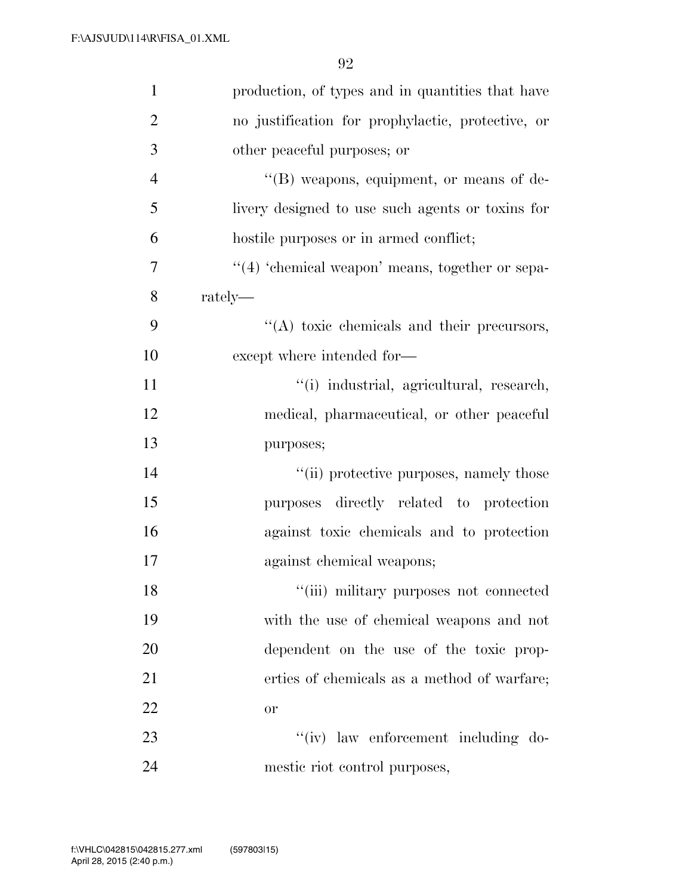production, of types and in quantities that have no justification for prophylactic, protective, or other peaceful purposes; or

''(B) weapons, equipment, or means of delivery designed to use such agents or toxins for hostile purposes or in armed conflict;

''(4) 'chemical weapon' means, together or separately—

''(A) toxic chemicals and their precursors, except where intended for—

''(i) industrial, agricultural, research, medical, pharmaceutical, or other peaceful purposes;

''(ii) protective purposes, namely those purposes directly related to protection against toxic chemicals and to protection against chemical weapons;

''(iii) military purposes not connected with the use of chemical weapons and not dependent on the use of the toxic properties of chemicals as a method of warfare; or

''(iv) law enforcement including domestic riot control purposes,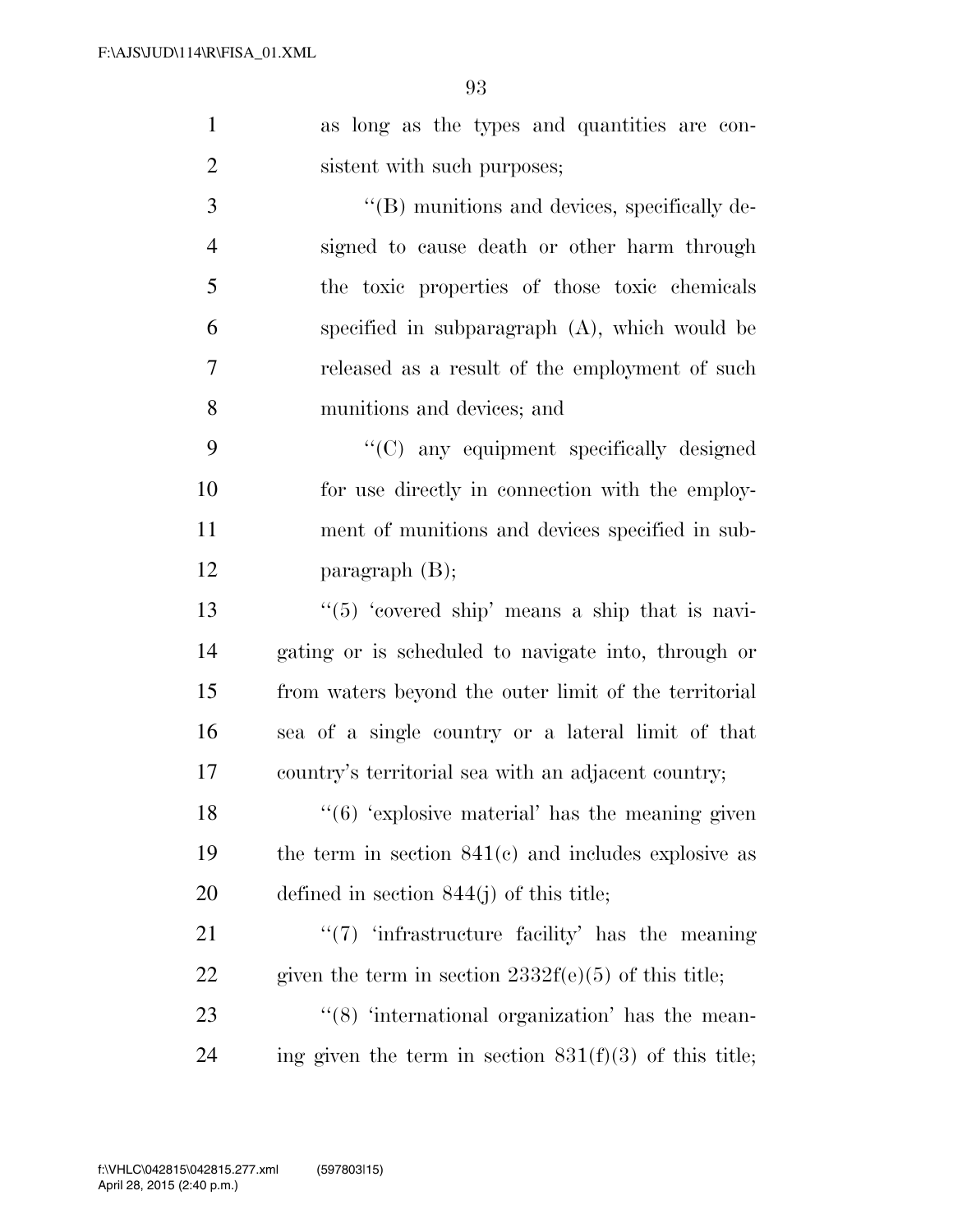as long as the types and quantities are consistent with such purposes;

''(B) munitions and devices, specifically designed to cause death or other harm through the toxic properties of those toxic chemicals specified in subparagraph (A), which would be released as a result of the employment of such munitions and devices; and

''(C) any equipment specifically designed for use directly in connection with the employment of munitions and devices specified in subparagraph (B);

''(5) 'covered ship' means a ship that is navigating or is scheduled to navigate into, through or from waters beyond the outer limit of the territorial sea of a single country or a lateral limit of that country's territorial sea with an adjacent country;

''(6) 'explosive material' has the meaning given the term in section 841(c) and includes explosive as defined in section 844(j) of this title;

''(7) 'infrastructure facility' has the meaning given the term in section 2332f(e)(5) of this title;

''(8) 'international organization' has the meaning given the term in section 831(f)(3) of this title;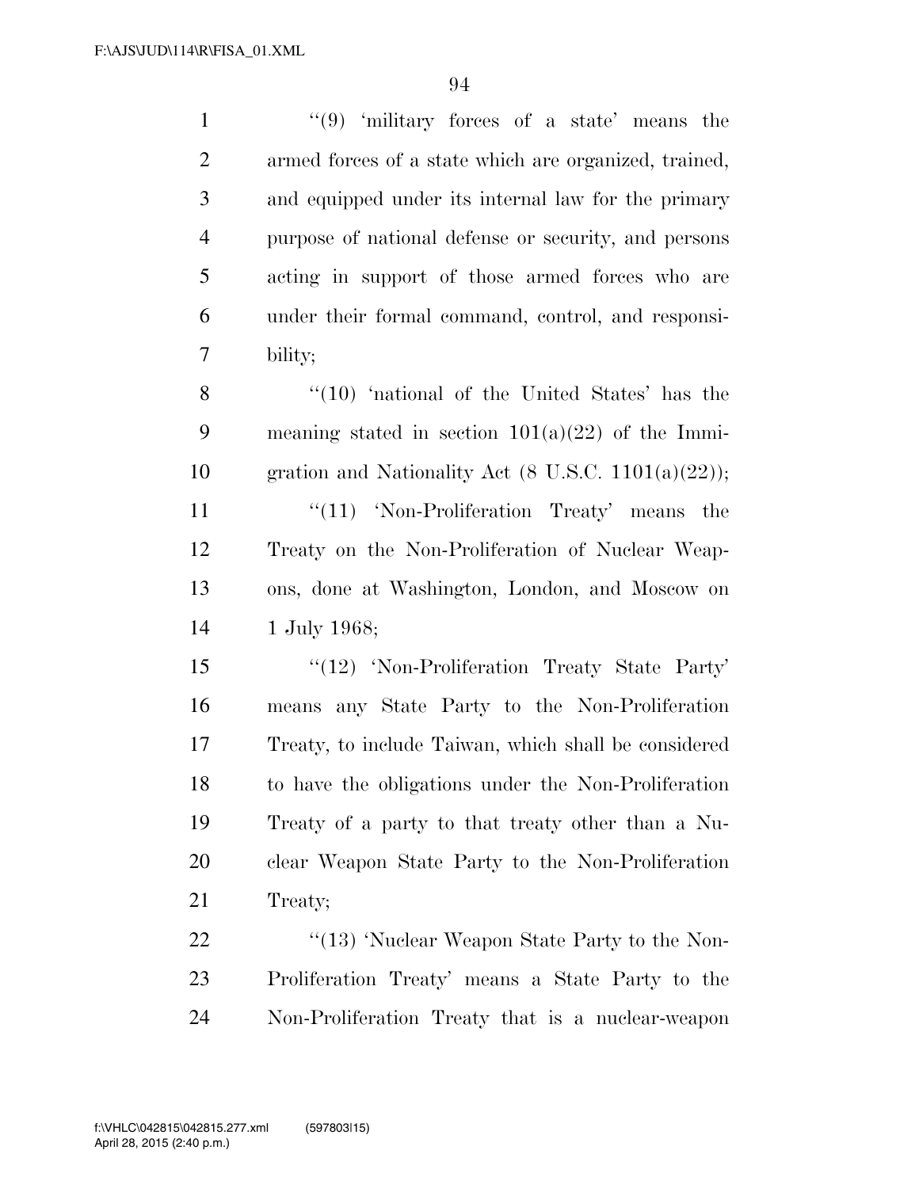''(9) 'military forces of a state' means the armed forces of a state which are organized, trained, and equipped under its internal law for the primary purpose of national defense or security, and persons acting in support of those armed forces who are under their formal command, control, and responsibility;

''(10) 'national of the United States' has the meaning stated in section 101(a)(22) of the Immigration and Nationality Act (8 U.S.C. 1101(a)(22));

''(11) 'Non-Proliferation Treaty' means the Treaty on the Non-Proliferation of Nuclear Weapons, done at Washington, London, and Moscow on 1 July 1968;

''(12) 'Non-Proliferation Treaty State Party' means any State Party to the Non-Proliferation Treaty, to include Taiwan, which shall be considered to have the obligations under the Non-Proliferation Treaty of a party to that treaty other than a Nuclear Weapon State Party to the Non-Proliferation Treaty;

''(13) 'Nuclear Weapon State Party to the Non-Proliferation Treaty' means a State Party to the Non-Proliferation Treaty that is a nuclear-weapon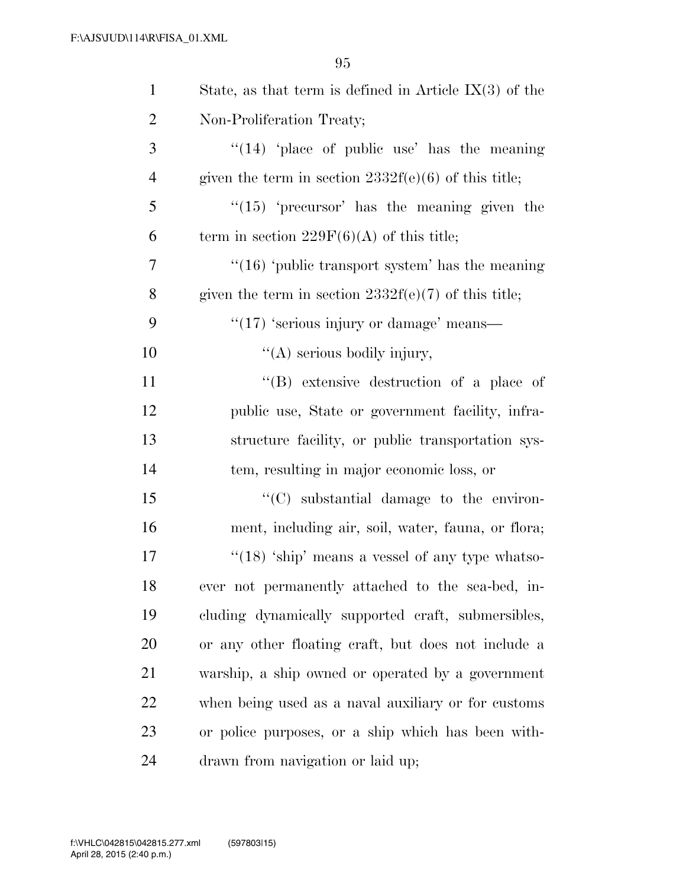State, as that term is defined in Article IX(3) of the Non-Proliferation Treaty;

''(14) 'place of public use' has the meaning given the term in section 2332f(e)(6) of this title;

''(15) 'precursor' has the meaning given the term in section 229F(6)(A) of this title;

''(16) 'public transport system' has the meaning given the term in section 2332f(e)(7) of this title;

''(17) 'serious injury or damage' means—

''(A) serious bodily injury,

''(B) extensive destruction of a place of public use, State or government facility, infrastructure facility, or public transportation system, resulting in major economic loss, or

''(C) substantial damage to the environment, including air, soil, water, fauna, or flora;

''(18) 'ship' means a vessel of any type whatsoever not permanently attached to the sea-bed, including dynamically supported craft, submersibles, or any other floating craft, but does not include a warship, a ship owned or operated by a government when being used as a naval auxiliary or for customs or police purposes, or a ship which has been withdrawn from navigation or laid up;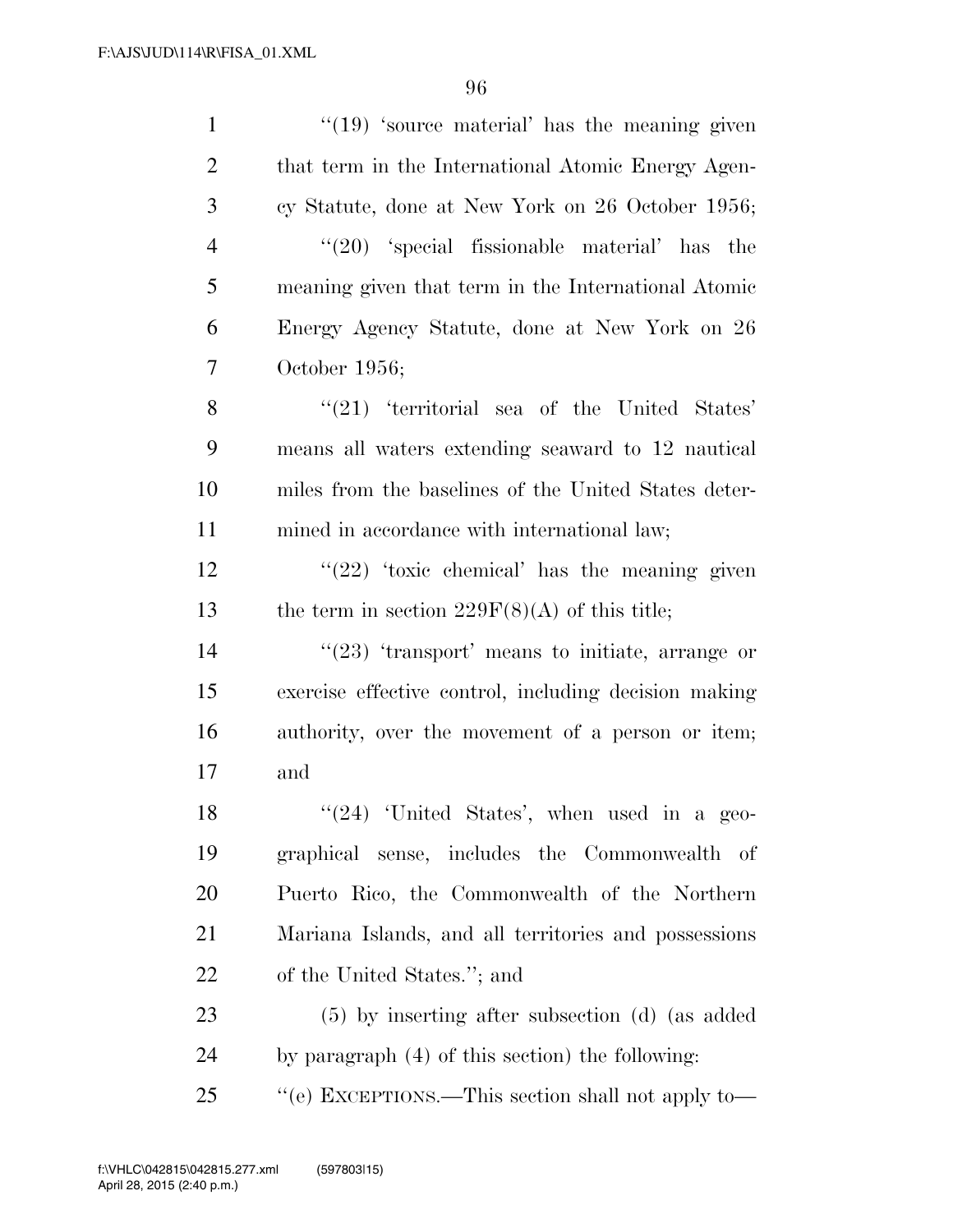''(19) 'source material' has the meaning given that term in the International Atomic Energy Agency Statute, done at New York on 26 October 1956;

''(20) 'special fissionable material' has the meaning given that term in the International Atomic Energy Agency Statute, done at New York on 26 October 1956;

''(21) 'territorial sea of the United States' means all waters extending seaward to 12 nautical miles from the baselines of the United States determined in accordance with international law;

''(22) 'toxic chemical' has the meaning given the term in section 229F(8)(A) of this title;

''(23) 'transport' means to initiate, arrange or exercise effective control, including decision making authority, over the movement of a person or item; and

''(24) 'United States', when used in a geographical sense, includes the Commonwealth of Puerto Rico, the Commonwealth of the Northern Mariana Islands, and all territories and possessions of the United States.''; and

(5) by inserting after subsection (d) (as added by paragraph (4) of this section) the following:

''(e) EXCEPTIONS.—This section shall not apply to—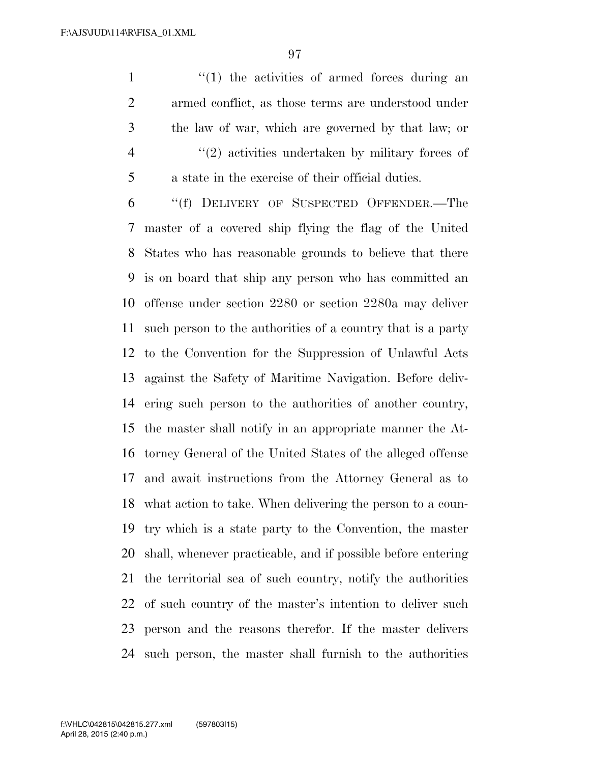"(1) the activities of armed forces during an armed conflict, as those terms are understood under the law of war, which are governed by that law; or

"(2) activities undertaken by military forces of a state in the exercise of their official duties.

"(f) DELIVERY OF SUSPECTED OFFENDER.—The master of a covered ship flying the flag of the United States who has reasonable grounds to believe that there is on board that ship any person who has committed an offense under section 2280 or section 2280a may deliver such person to the authorities of a country that is a party to the Convention for the Suppression of Unlawful Acts against the Safety of Maritime Navigation. Before delivering such person to the authorities of another country, the master shall notify in an appropriate manner the Attorney General of the United States of the alleged offense and await instructions from the Attorney General as to what action to take. When delivering the person to a country which is a state party to the Convention, the master shall, whenever practicable, and if possible before entering the territorial sea of such country, notify the authorities of such country of the master's intention to deliver such person and the reasons therefor. If the master delivers such person, the master shall furnish to the authorities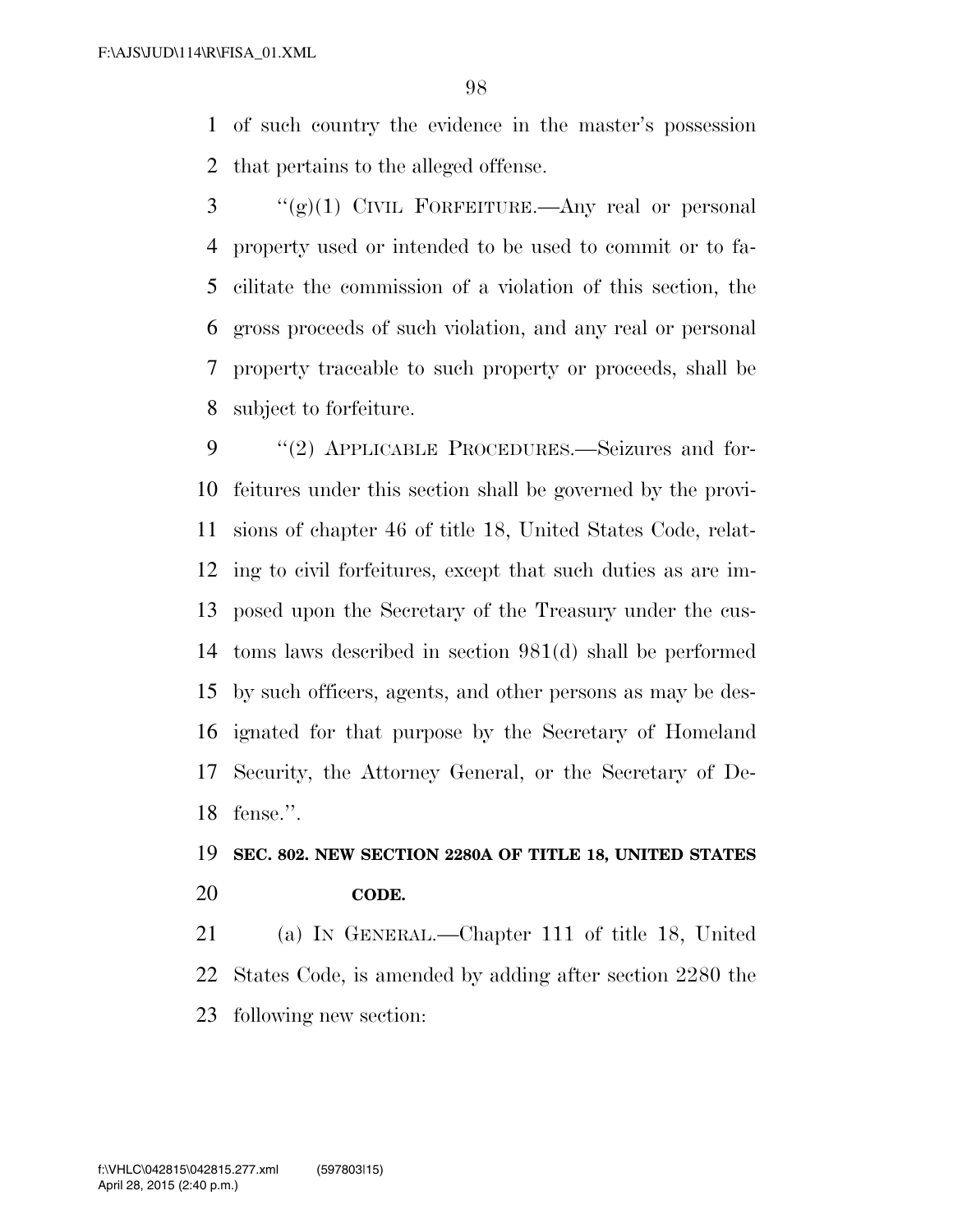of such country the evidence in the master's possession that pertains to the alleged offense.

"(g)(1) CIVIL FORFEITURE.—Any real or personal property used or intended to be used to commit or to facilitate the commission of a violation of this section, the gross proceeds of such violation, and any real or personal property traceable to such property or proceeds, shall be subject to forfeiture.

"(2) APPLICABLE PROCEDURES.—Seizures and forfeitures under this section shall be governed by the provisions of chapter 46 of title 18, United States Code, relating to civil forfeitures, except that such duties as are imposed upon the Secretary of the Treasury under the customs laws described in section 981(d) shall be performed by such officers, agents, and other persons as may be designated for that purpose by the Secretary of Homeland Security, the Attorney General, or the Secretary of Defense.".

**SEC. 802. NEW SECTION 2280A OF TITLE 18, UNITED STATES CODE.**

(a) IN GENERAL.—Chapter 111 of title 18, United States Code, is amended by adding after section 2280 the following new section: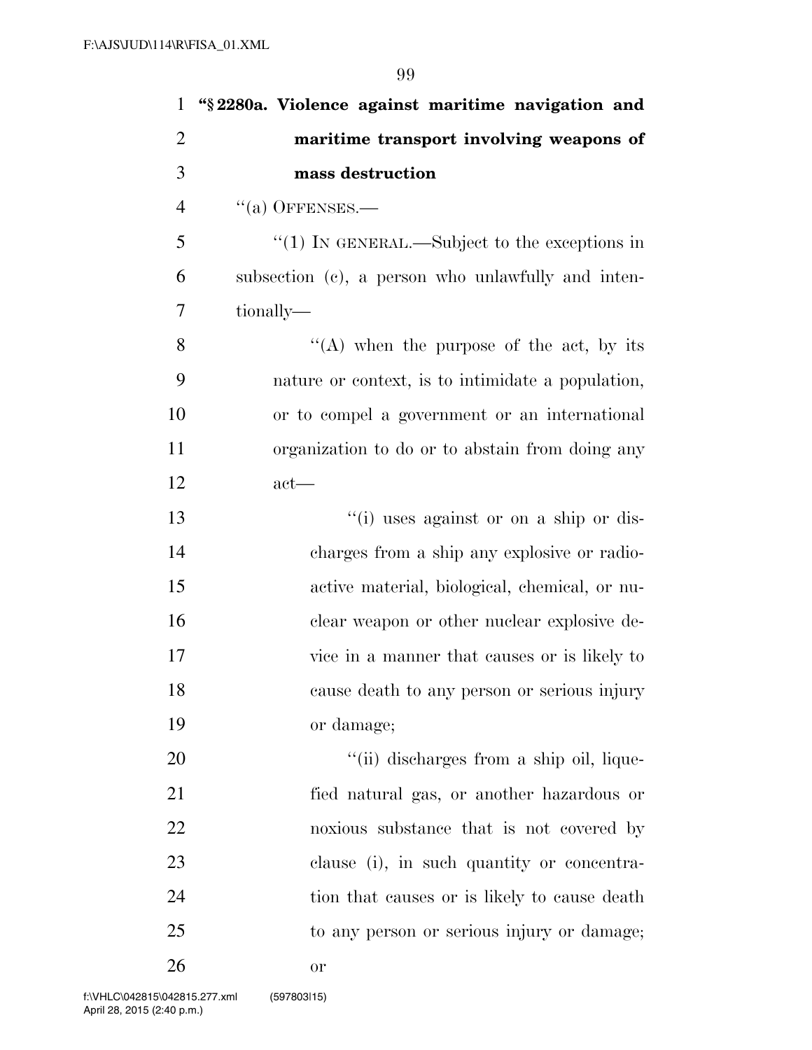**"§ 2280a. Violence against maritime navigation and maritime transport involving weapons of mass destruction**

"(a) OFFENSES.—

"(1) IN GENERAL.—Subject to the exceptions in subsection (c), a person who unlawfully and intentionally—

"(A) when the purpose of the act, by its nature or context, is to intimidate a population, or to compel a government or an international organization to do or to abstain from doing any act—

"(i) uses against or on a ship or discharges from a ship any explosive or radioactive material, biological, chemical, or nuclear weapon or other nuclear explosive device in a manner that causes or is likely to cause death to any person or serious injury or damage;

"(ii) discharges from a ship oil, liquefied natural gas, or another hazardous or noxious substance that is not covered by clause (i), in such quantity or concentration that causes or is likely to cause death to any person or serious injury or damage; or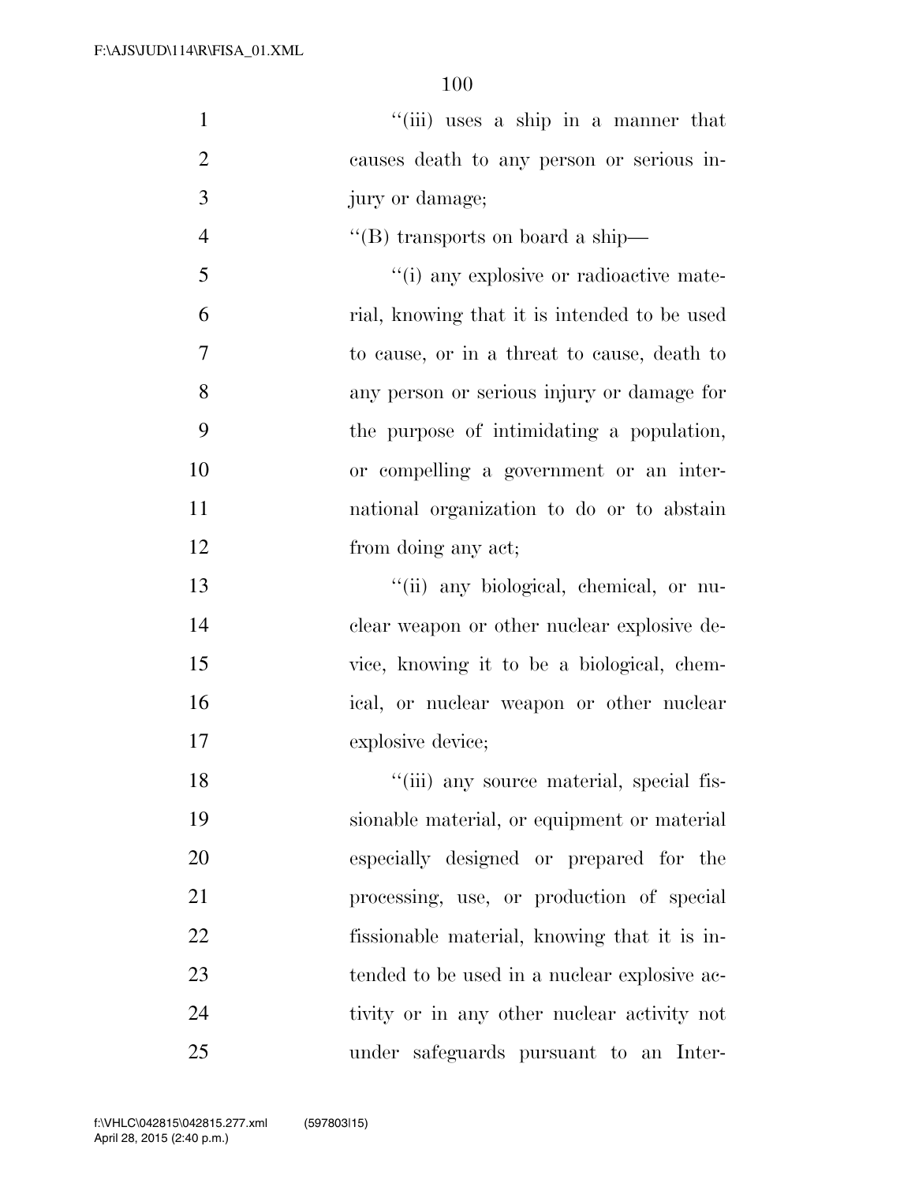''(iii) uses a ship in a manner that causes death to any person or serious injury or damage;

''(B) transports on board a ship—

''(i) any explosive or radioactive material, knowing that it is intended to be used to cause, or in a threat to cause, death to any person or serious injury or damage for the purpose of intimidating a population, or compelling a government or an international organization to do or to abstain from doing any act;

''(ii) any biological, chemical, or nuclear weapon or other nuclear explosive device, knowing it to be a biological, chemical, or nuclear weapon or other nuclear explosive device;

''(iii) any source material, special fissionable material, or equipment or material especially designed or prepared for the processing, use, or production of special fissionable material, knowing that it is intended to be used in a nuclear explosive activity or in any other nuclear activity not under safeguards pursuant to an Inter-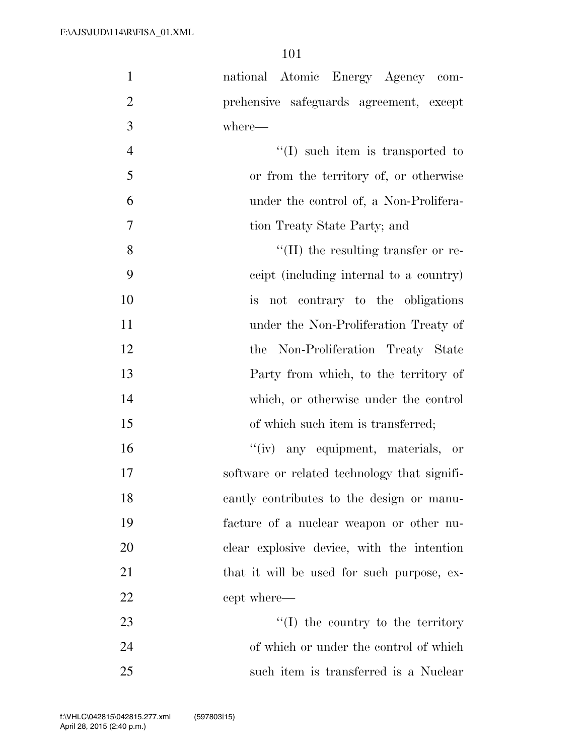national Atomic Energy Agency comprehensive safeguards agreement, except where—

''(I) such item is transported to or from the territory of, or otherwise under the control of, a Non-Proliferation Treaty State Party; and

''(II) the resulting transfer or receipt (including internal to a country) is not contrary to the obligations under the Non-Proliferation Treaty of the Non-Proliferation Treaty State Party from which, to the territory of which, or otherwise under the control of which such item is transferred;

''(iv) any equipment, materials, or software or related technology that significantly contributes to the design or manufacture of a nuclear weapon or other nuclear explosive device, with the intention that it will be used for such purpose, except where—

''(I) the country to the territory of which or under the control of which such item is transferred is a Nuclear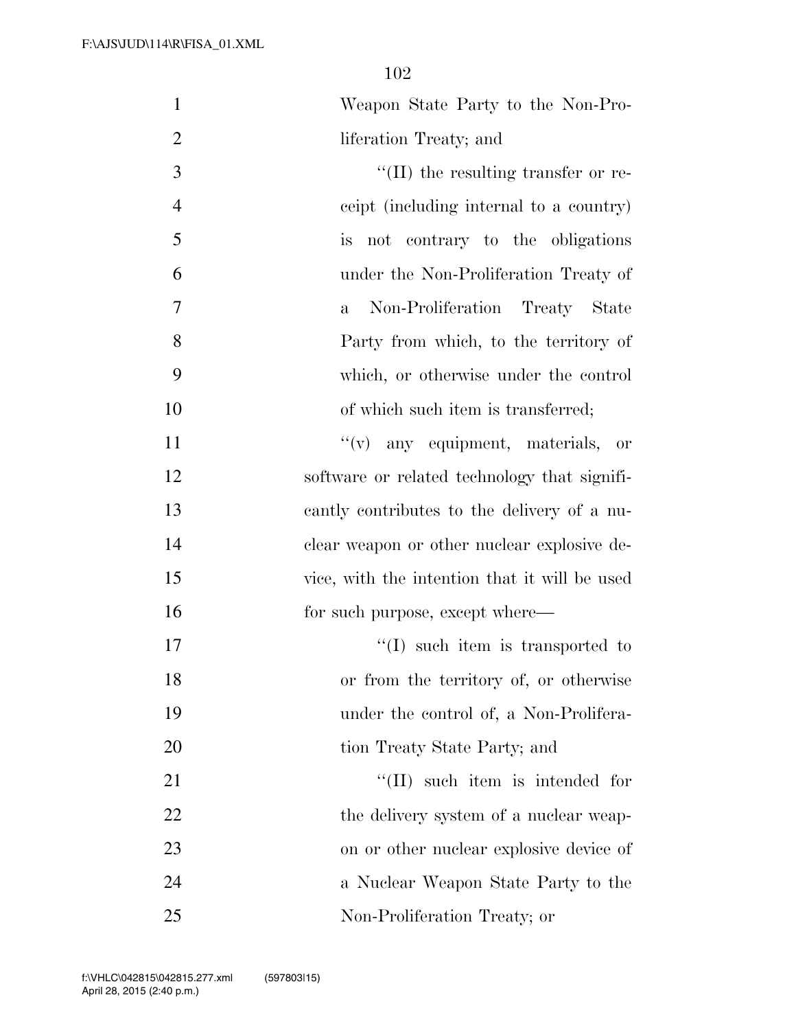Weapon State Party to the Non-Proliferation Treaty; and

''(II) the resulting transfer or receipt (including internal to a country) is not contrary to the obligations under the Non-Proliferation Treaty of a Non-Proliferation Treaty State Party from which, to the territory of which, or otherwise under the control of which such item is transferred;

''(v) any equipment, materials, or software or related technology that significantly contributes to the delivery of a nuclear weapon or other nuclear explosive device, with the intention that it will be used for such purpose, except where—

''(I) such item is transported to or from the territory of, or otherwise under the control of, a Non-Proliferation Treaty State Party; and

''(II) such item is intended for the delivery system of a nuclear weapon or other nuclear explosive device of a Nuclear Weapon State Party to the Non-Proliferation Treaty; or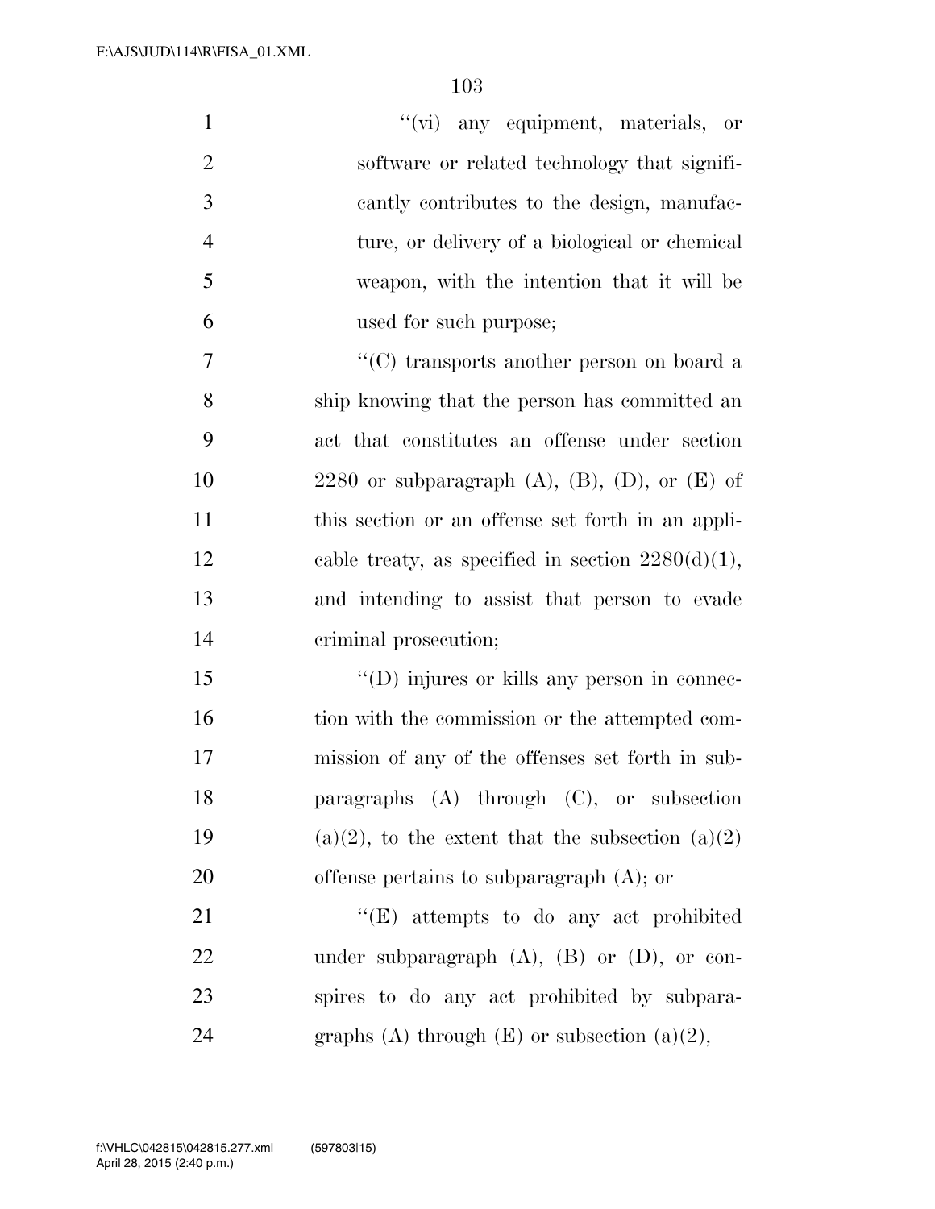''(vi) any equipment, materials, or software or related technology that significantly contributes to the design, manufacture, or delivery of a biological or chemical weapon, with the intention that it will be used for such purpose;

''(C) transports another person on board a ship knowing that the person has committed an act that constitutes an offense under section 2280 or subparagraph (A), (B), (D), or (E) of this section or an offense set forth in an applicable treaty, as specified in section 2280(d)(1), and intending to assist that person to evade criminal prosecution;

''(D) injures or kills any person in connection with the commission or the attempted commission of any of the offenses set forth in subparagraphs (A) through (C), or subsection (a)(2), to the extent that the subsection (a)(2) offense pertains to subparagraph (A); or

''(E) attempts to do any act prohibited under subparagraph (A), (B) or (D), or conspires to do any act prohibited by subparagraphs (A) through (E) or subsection (a)(2),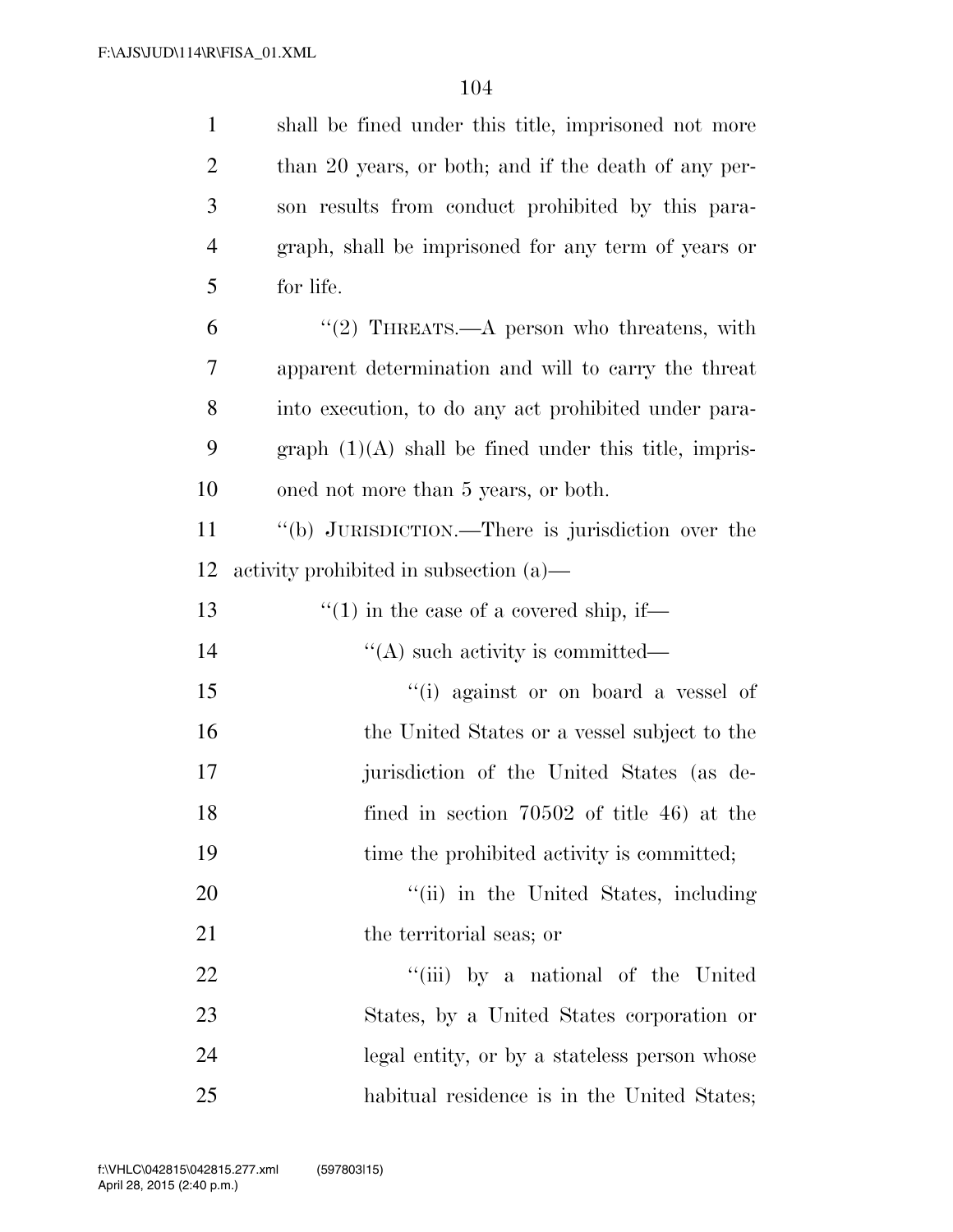shall be fined under this title, imprisoned not more than 20 years, or both; and if the death of any person results from conduct prohibited by this paragraph, shall be imprisoned for any term of years or for life.

"(2) THREATS.—A person who threatens, with apparent determination and will to carry the threat into execution, to do any act prohibited under paragraph (1)(A) shall be fined under this title, imprisoned not more than 5 years, or both.

"(b) JURISDICTION.—There is jurisdiction over the activity prohibited in subsection (a)—

"(1) in the case of a covered ship, if—

"(A) such activity is committed—

"(i) against or on board a vessel of the United States or a vessel subject to the jurisdiction of the United States (as defined in section 70502 of title 46) at the time the prohibited activity is committed;

"(ii) in the United States, including the territorial seas; or

"(iii) by a national of the United States, by a United States corporation or legal entity, or by a stateless person whose habitual residence is in the United States;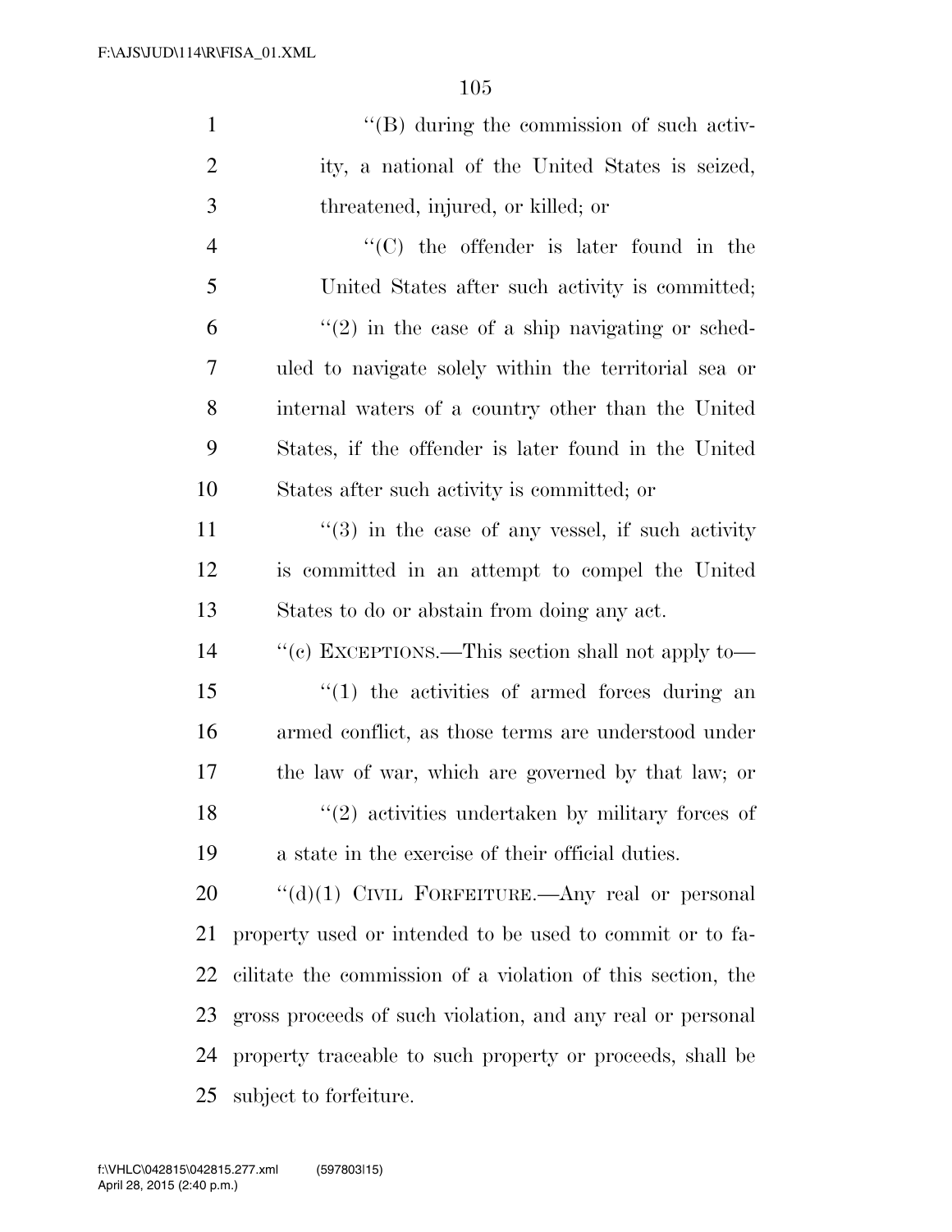''(B) during the commission of such activity, a national of the United States is seized, threatened, injured, or killed; or

''(C) the offender is later found in the United States after such activity is committed;

''(2) in the case of a ship navigating or scheduled to navigate solely within the territorial sea or internal waters of a country other than the United States, if the offender is later found in the United States after such activity is committed; or

''(3) in the case of any vessel, if such activity is committed in an attempt to compel the United States to do or abstain from doing any act.

''(c) EXCEPTIONS.—This section shall not apply to—

''(1) the activities of armed forces during an armed conflict, as those terms are understood under the law of war, which are governed by that law; or

''(2) activities undertaken by military forces of a state in the exercise of their official duties.

''(d)(1) CIVIL FORFEITURE.—Any real or personal property used or intended to be used to commit or to facilitate the commission of a violation of this section, the gross proceeds of such violation, and any real or personal property traceable to such property or proceeds, shall be subject to forfeiture.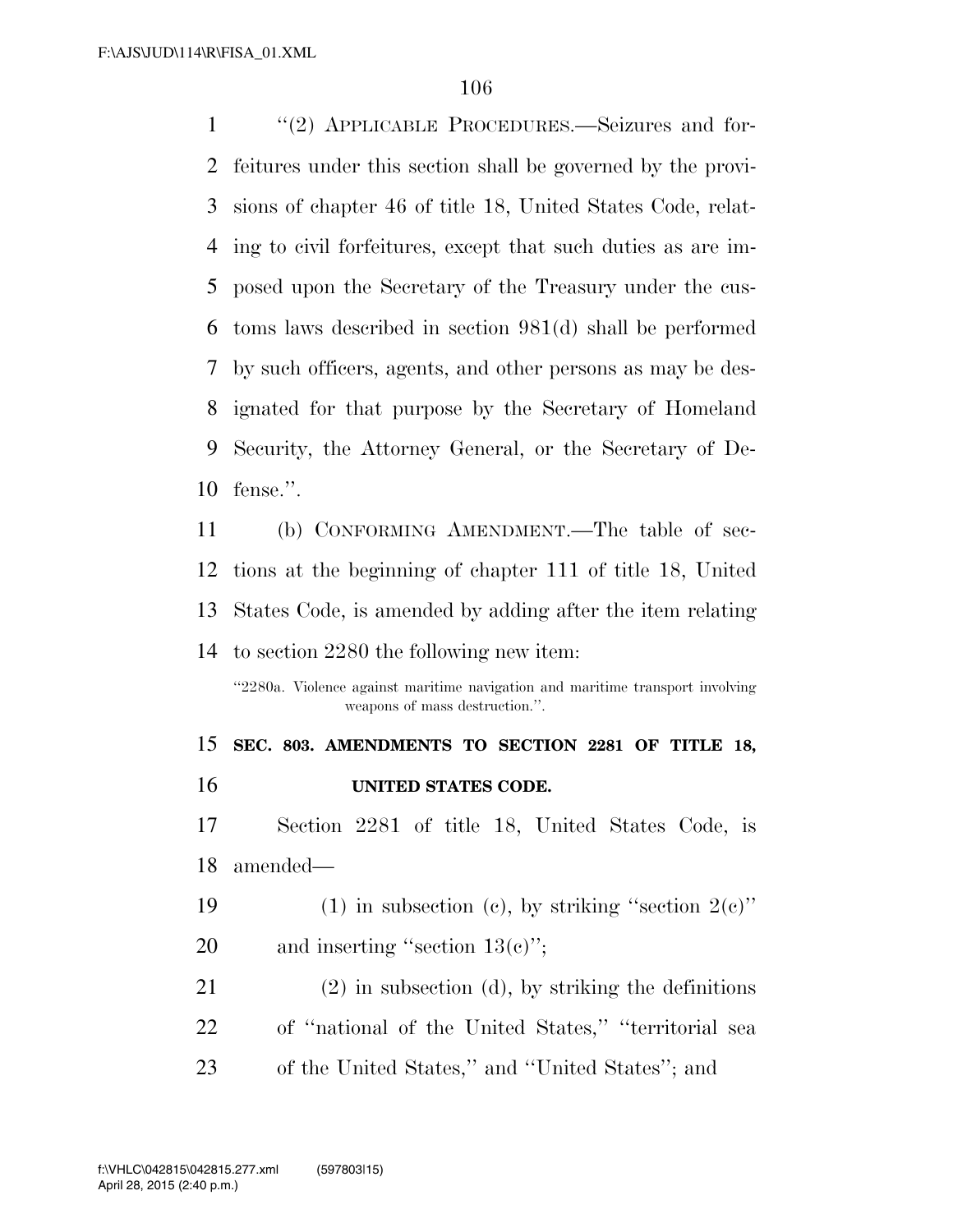"(2) APPLICABLE PROCEDURES.—Seizures and forfeitures under this section shall be governed by the provisions of chapter 46 of title 18, United States Code, relating to civil forfeitures, except that such duties as are imposed upon the Secretary of the Treasury under the customs laws described in section 981(d) shall be performed by such officers, agents, and other persons as may be designated for that purpose by the Secretary of Homeland Security, the Attorney General, or the Secretary of Defense.".

(b) CONFORMING AMENDMENT.—The table of sections at the beginning of chapter 111 of title 18, United States Code, is amended by adding after the item relating to section 2280 the following new item:

"2280a. Violence against maritime navigation and maritime transport involving weapons of mass destruction.".

**SEC. 803. AMENDMENTS TO SECTION 2281 OF TITLE 18, UNITED STATES CODE.**

Section 2281 of title 18, United States Code, is amended—

(1) in subsection (c), by striking "section 2(c)" and inserting "section 13(c)";

(2) in subsection (d), by striking the definitions of "national of the United States," "territorial sea of the United States," and "United States"; and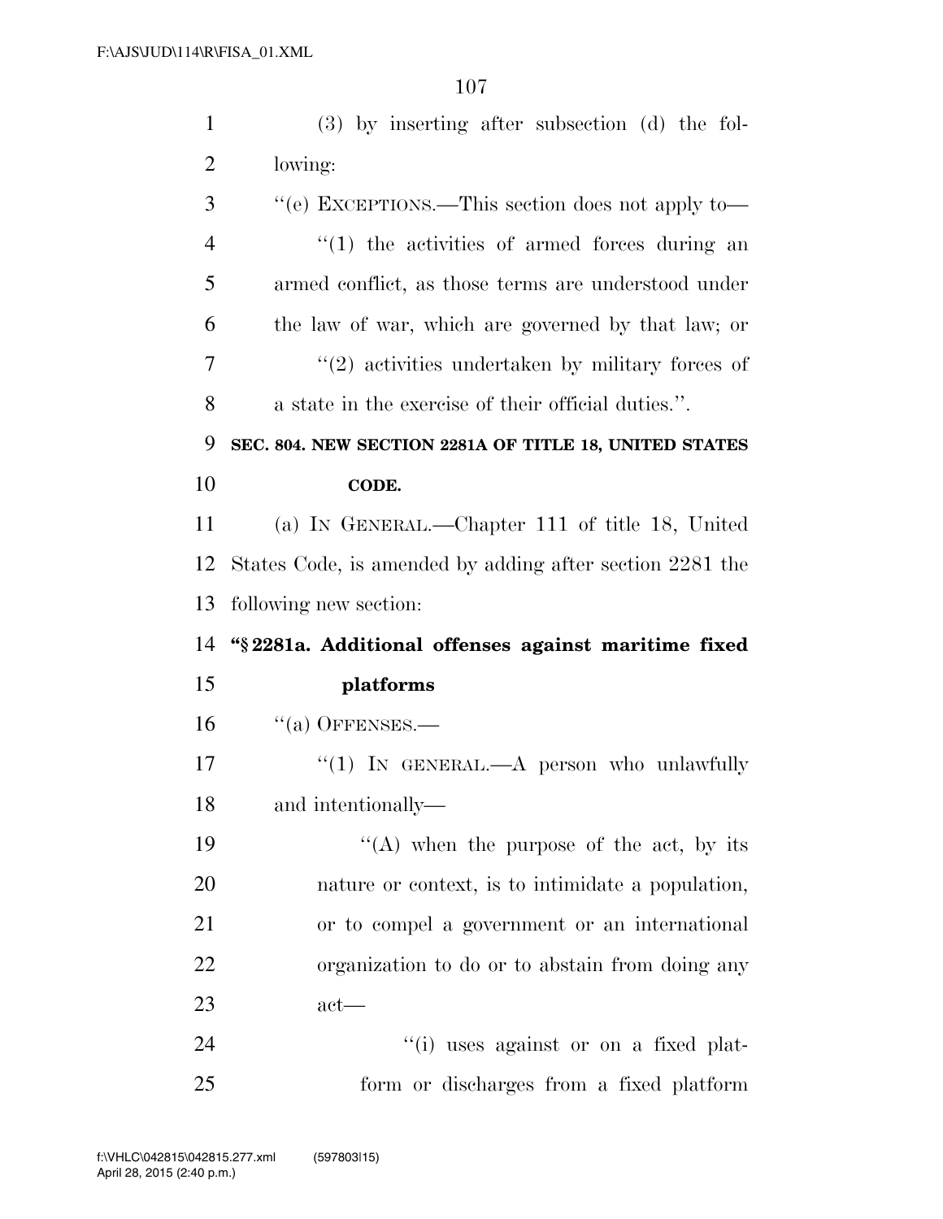(3) by inserting after subsection (d) the following:

"(e) EXCEPTIONS.—This section does not apply to—

"(1) the activities of armed forces during an armed conflict, as those terms are understood under the law of war, which are governed by that law; or

"(2) activities undertaken by military forces of a state in the exercise of their official duties.".

**SEC. 804. NEW SECTION 2281A OF TITLE 18, UNITED STATES CODE.**

(a) IN GENERAL.—Chapter 111 of title 18, United States Code, is amended by adding after section 2281 the following new section:

**"§ 2281a. Additional offenses against maritime fixed platforms**

"(a) OFFENSES.—

"(1) IN GENERAL.—A person who unlawfully and intentionally—

"(A) when the purpose of the act, by its nature or context, is to intimidate a population, or to compel a government or an international organization to do or to abstain from doing any act—

"(i) uses against or on a fixed platform or discharges from a fixed platform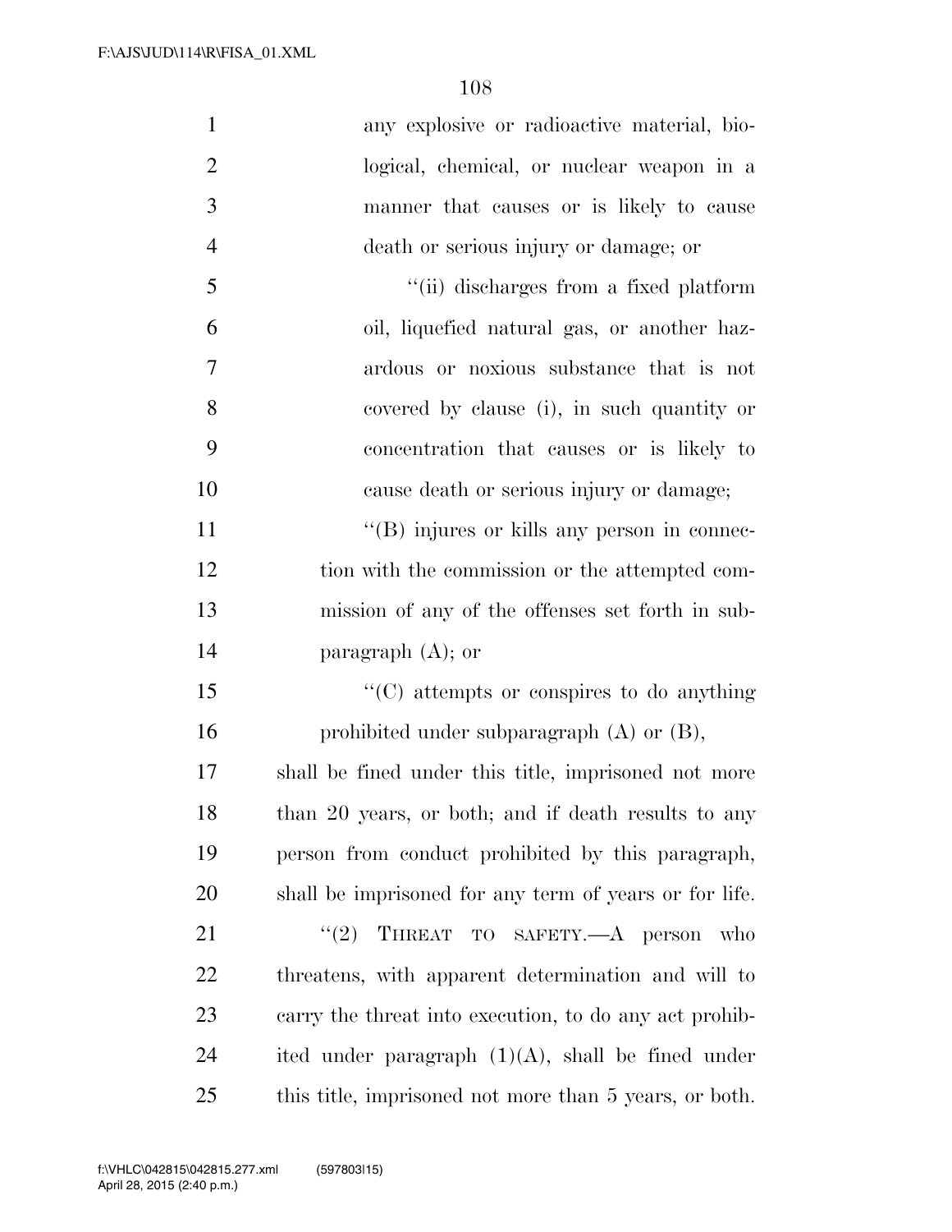any explosive or radioactive material, biological, chemical, or nuclear weapon in a manner that causes or is likely to cause death or serious injury or damage; or

"(ii) discharges from a fixed platform oil, liquefied natural gas, or another hazardous or noxious substance that is not covered by clause (i), in such quantity or concentration that causes or is likely to cause death or serious injury or damage;

"(B) injures or kills any person in connection with the commission or the attempted commission of any of the offenses set forth in subparagraph (A); or

"(C) attempts or conspires to do anything prohibited under subparagraph (A) or (B),

shall be fined under this title, imprisoned not more than 20 years, or both; and if death results to any person from conduct prohibited by this paragraph, shall be imprisoned for any term of years or for life.

"(2) THREAT TO SAFETY.—A person who threatens, with apparent determination and will to carry the threat into execution, to do any act prohibited under paragraph (1)(A), shall be fined under this title, imprisoned not more than 5 years, or both.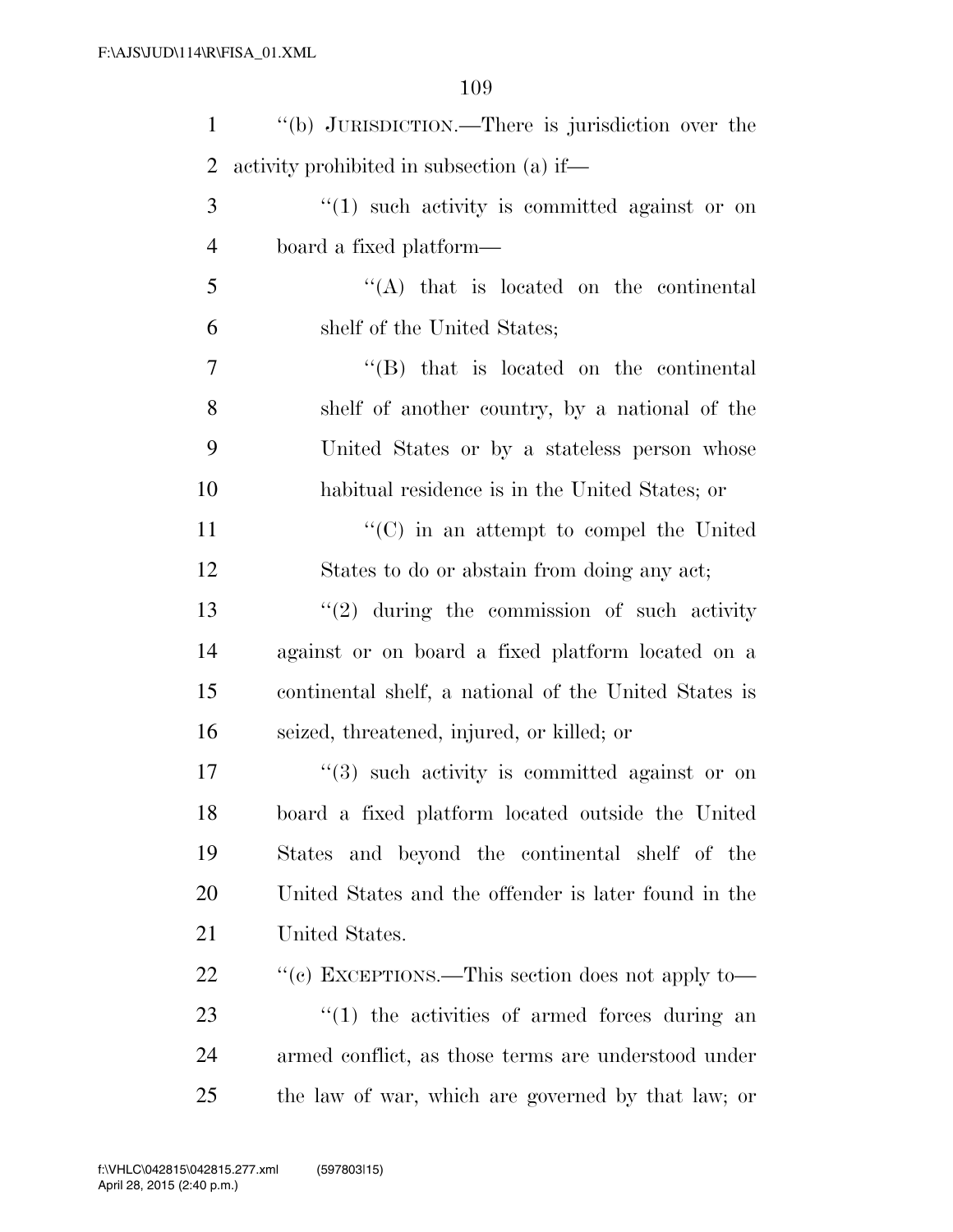''(b) JURISDICTION.—There is jurisdiction over the activity prohibited in subsection (a) if—

''(1) such activity is committed against or on board a fixed platform—

''(A) that is located on the continental shelf of the United States;

''(B) that is located on the continental shelf of another country, by a national of the United States or by a stateless person whose habitual residence is in the United States; or

''(C) in an attempt to compel the United States to do or abstain from doing any act;

''(2) during the commission of such activity against or on board a fixed platform located on a continental shelf, a national of the United States is seized, threatened, injured, or killed; or

''(3) such activity is committed against or on board a fixed platform located outside the United States and beyond the continental shelf of the United States and the offender is later found in the United States.

''(c) EXCEPTIONS.—This section does not apply to—

''(1) the activities of armed forces during an armed conflict, as those terms are understood under the law of war, which are governed by that law; or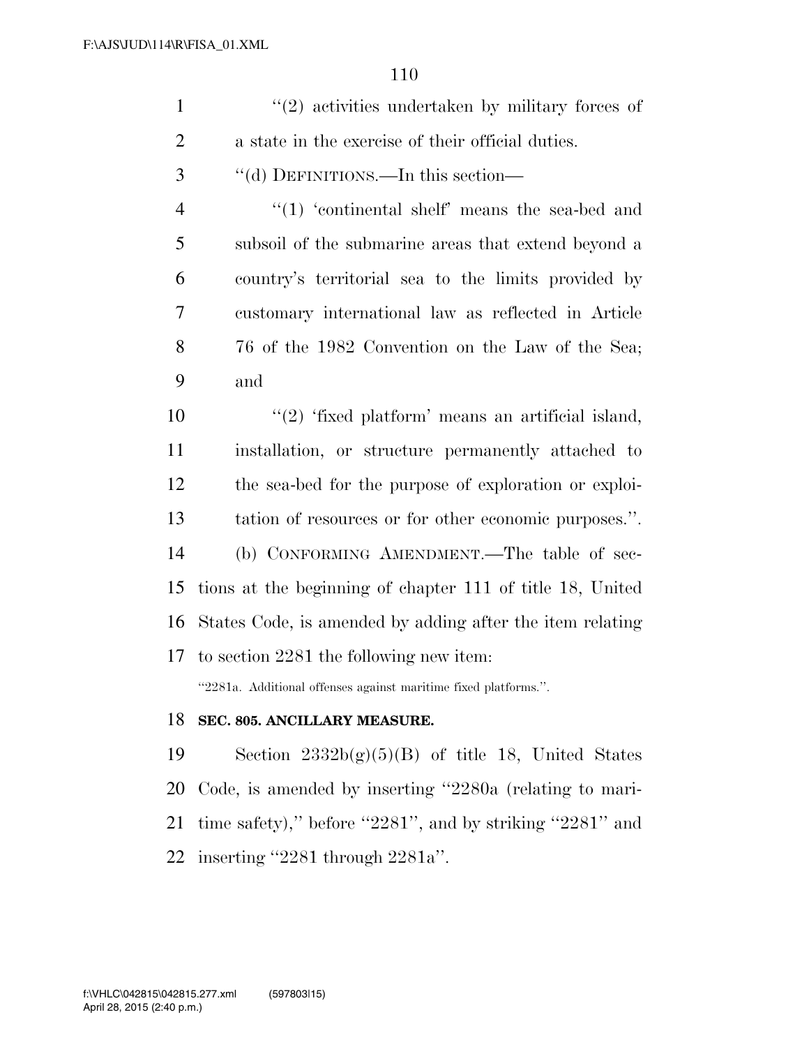''(2) activities undertaken by military forces of a state in the exercise of their official duties.

''(d) DEFINITIONS.—In this section—

''(1) 'continental shelf' means the sea-bed and subsoil of the submarine areas that extend beyond a country's territorial sea to the limits provided by customary international law as reflected in Article 76 of the 1982 Convention on the Law of the Sea; and

''(2) 'fixed platform' means an artificial island, installation, or structure permanently attached to the sea-bed for the purpose of exploration or exploitation of resources or for other economic purposes.''.

(b) CONFORMING AMENDMENT.—The table of sections at the beginning of chapter 111 of title 18, United States Code, is amended by adding after the item relating to section 2281 the following new item:

''2281a. Additional offenses against maritime fixed platforms.''.

**SEC. 805. ANCILLARY MEASURE.**

Section 2332b(g)(5)(B) of title 18, United States Code, is amended by inserting ''2280a (relating to maritime safety),'' before ''2281'', and by striking ''2281'' and inserting ''2281 through 2281a''.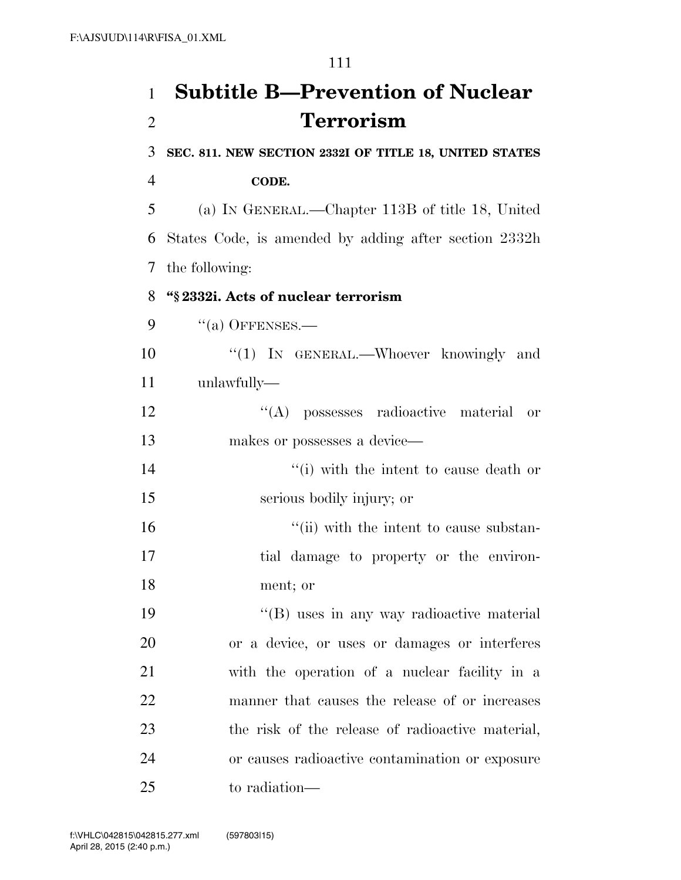# Subtitle B—Prevention of Nuclear Terrorism

**SEC. 811. NEW SECTION 2332I OF TITLE 18, UNITED STATES CODE.**

(a) IN GENERAL.—Chapter 113B of title 18, United States Code, is amended by adding after section 2332h the following:

**"§ 2332i. Acts of nuclear terrorism**

"(a) OFFENSES.—

"(1) IN GENERAL.—Whoever knowingly and unlawfully—

"(A) possesses radioactive material or makes or possesses a device—

"(i) with the intent to cause death or serious bodily injury; or

"(ii) with the intent to cause substantial damage to property or the environment; or

"(B) uses in any way radioactive material or a device, or uses or damages or interferes with the operation of a nuclear facility in a manner that causes the release of or increases the risk of the release of radioactive material, or causes radioactive contamination or exposure to radiation—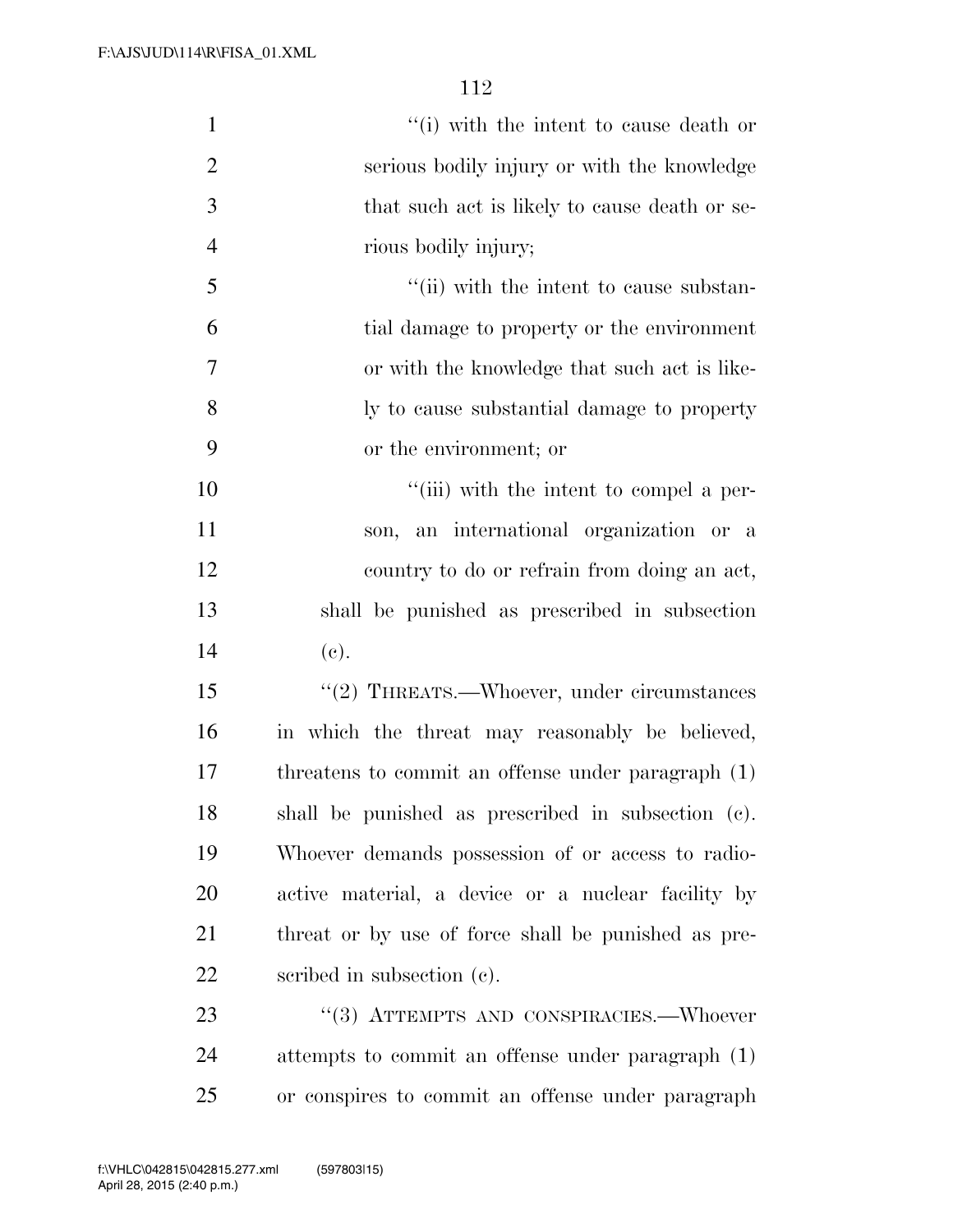''(i) with the intent to cause death or serious bodily injury or with the knowledge that such act is likely to cause death or serious bodily injury;

''(ii) with the intent to cause substantial damage to property or the environment or with the knowledge that such act is likely to cause substantial damage to property or the environment; or

''(iii) with the intent to compel a person, an international organization or a country to do or refrain from doing an act,

shall be punished as prescribed in subsection (c).

''(2) THREATS.—Whoever, under circumstances in which the threat may reasonably be believed, threatens to commit an offense under paragraph (1) shall be punished as prescribed in subsection (c). Whoever demands possession of or access to radioactive material, a device or a nuclear facility by threat or by use of force shall be punished as prescribed in subsection (c).

''(3) ATTEMPTS AND CONSPIRACIES.—Whoever attempts to commit an offense under paragraph (1) or conspires to commit an offense under paragraph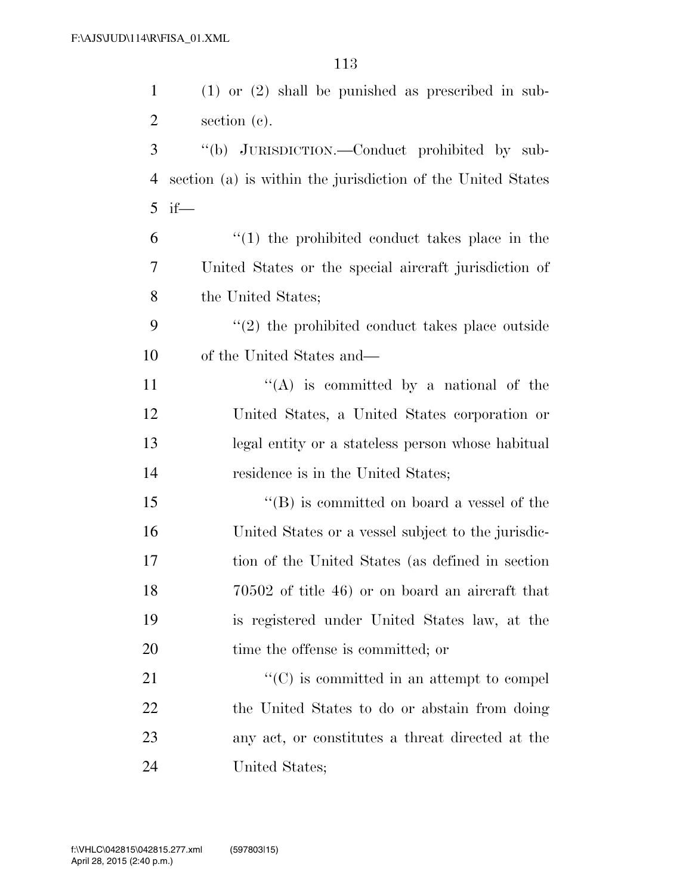(1) or (2) shall be punished as prescribed in subsection (c).

"(b) JURISDICTION.—Conduct prohibited by subsection (a) is within the jurisdiction of the United States if—

"(1) the prohibited conduct takes place in the United States or the special aircraft jurisdiction of the United States;

"(2) the prohibited conduct takes place outside of the United States and—

"(A) is committed by a national of the United States, a United States corporation or legal entity or a stateless person whose habitual residence is in the United States;

"(B) is committed on board a vessel of the United States or a vessel subject to the jurisdiction of the United States (as defined in section 70502 of title 46) or on board an aircraft that is registered under United States law, at the time the offense is committed; or

"(C) is committed in an attempt to compel the United States to do or abstain from doing any act, or constitutes a threat directed at the United States;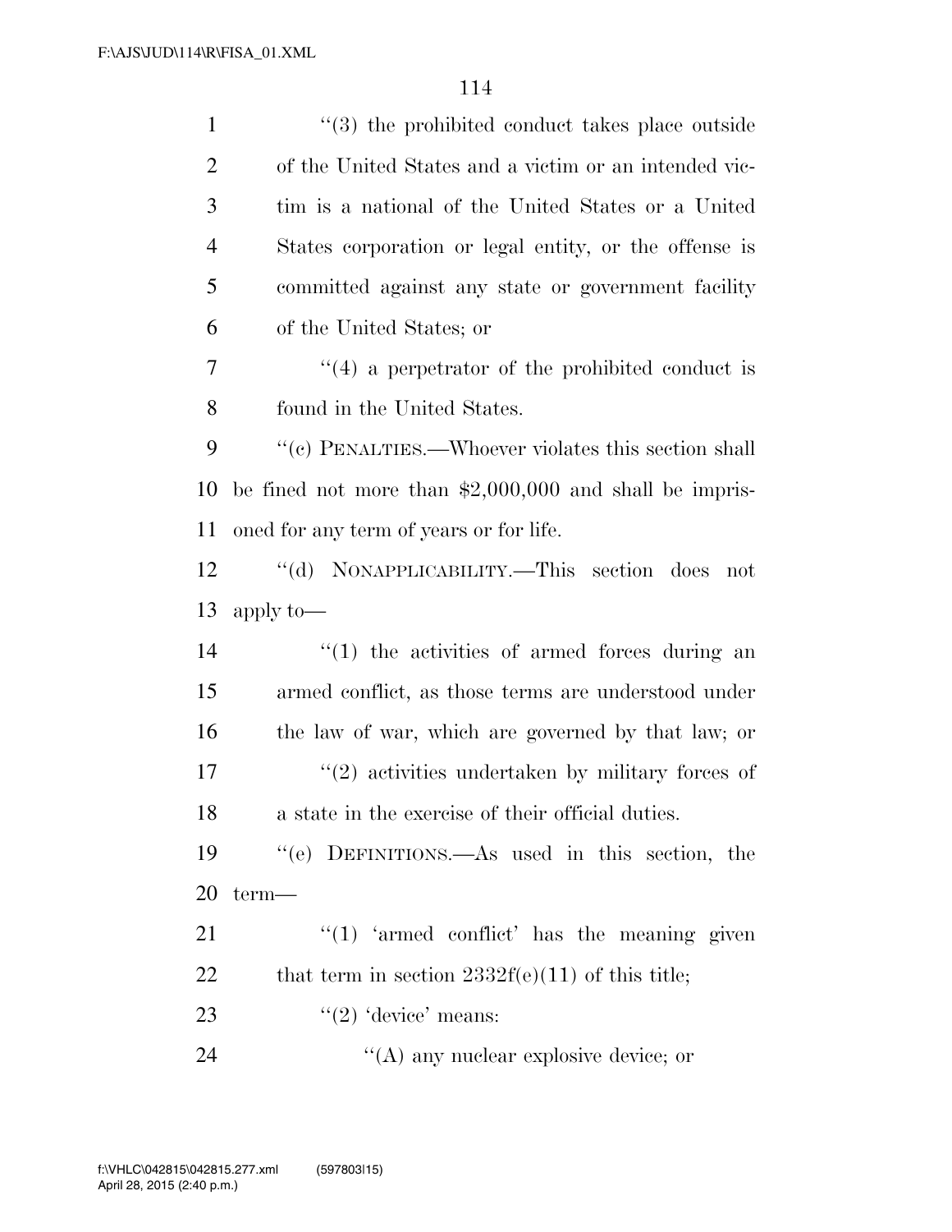''(3) the prohibited conduct takes place outside of the United States and a victim or an intended victim is a national of the United States or a United States corporation or legal entity, or the offense is committed against any state or government facility of the United States; or

''(4) a perpetrator of the prohibited conduct is found in the United States.

''(c) PENALTIES.—Whoever violates this section shall be fined not more than $2,000,000 and shall be imprisoned for any term of years or for life.

''(d) NONAPPLICABILITY.—This section does not apply to—

''(1) the activities of armed forces during an armed conflict, as those terms are understood under the law of war, which are governed by that law; or

''(2) activities undertaken by military forces of a state in the exercise of their official duties.

''(e) DEFINITIONS.—As used in this section, the term—

''(1) 'armed conflict' has the meaning given that term in section 2332f(e)(11) of this title;

''(2) 'device' means:

''(A) any nuclear explosive device; or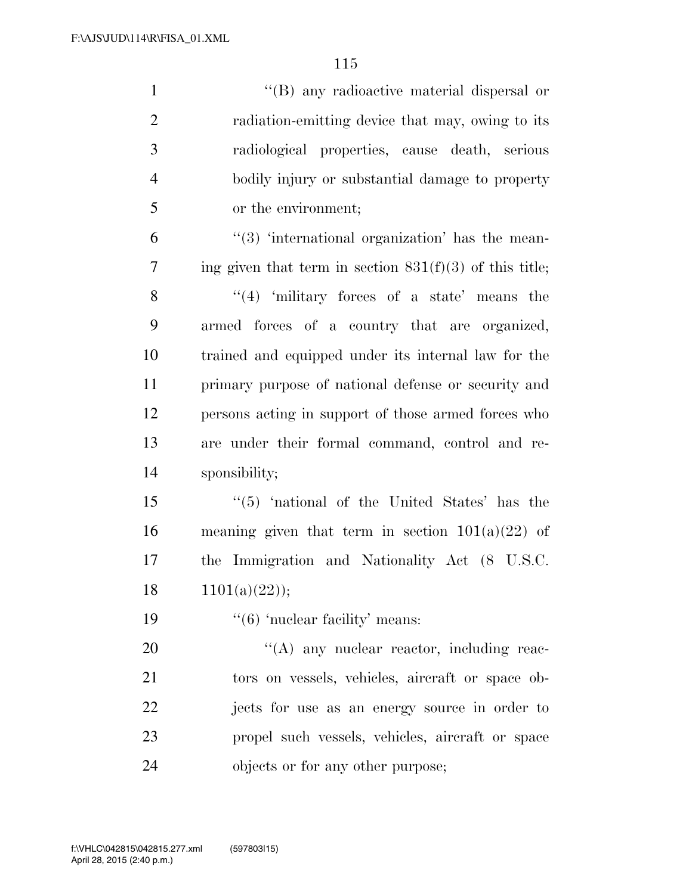''(B) any radioactive material dispersal or radiation-emitting device that may, owing to its radiological properties, cause death, serious bodily injury or substantial damage to property or the environment;

''(3) 'international organization' has the meaning given that term in section 831(f)(3) of this title;

''(4) 'military forces of a state' means the armed forces of a country that are organized, trained and equipped under its internal law for the primary purpose of national defense or security and persons acting in support of those armed forces who are under their formal command, control and responsibility;

''(5) 'national of the United States' has the meaning given that term in section 101(a)(22) of the Immigration and Nationality Act (8 U.S.C. 1101(a)(22));

''(6) 'nuclear facility' means:

''(A) any nuclear reactor, including reactors on vessels, vehicles, aircraft or space objects for use as an energy source in order to propel such vessels, vehicles, aircraft or space objects or for any other purpose;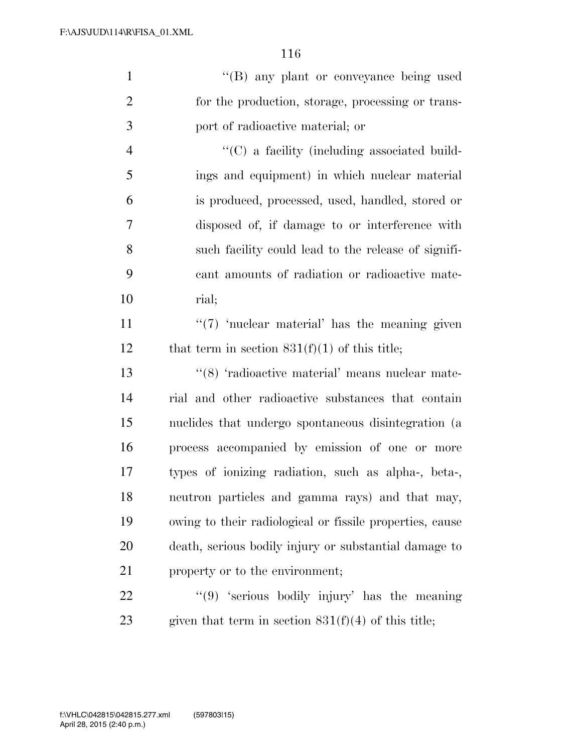''(B) any plant or conveyance being used for the production, storage, processing or transport of radioactive material; or

''(C) a facility (including associated buildings and equipment) in which nuclear material is produced, processed, used, handled, stored or disposed of, if damage to or interference with such facility could lead to the release of significant amounts of radiation or radioactive material;

''(7) 'nuclear material' has the meaning given that term in section 831(f)(1) of this title;

''(8) 'radioactive material' means nuclear material and other radioactive substances that contain nuclides that undergo spontaneous disintegration (a process accompanied by emission of one or more types of ionizing radiation, such as alpha-, beta-, neutron particles and gamma rays) and that may, owing to their radiological or fissile properties, cause death, serious bodily injury or substantial damage to property or to the environment;

''(9) 'serious bodily injury' has the meaning given that term in section 831(f)(4) of this title;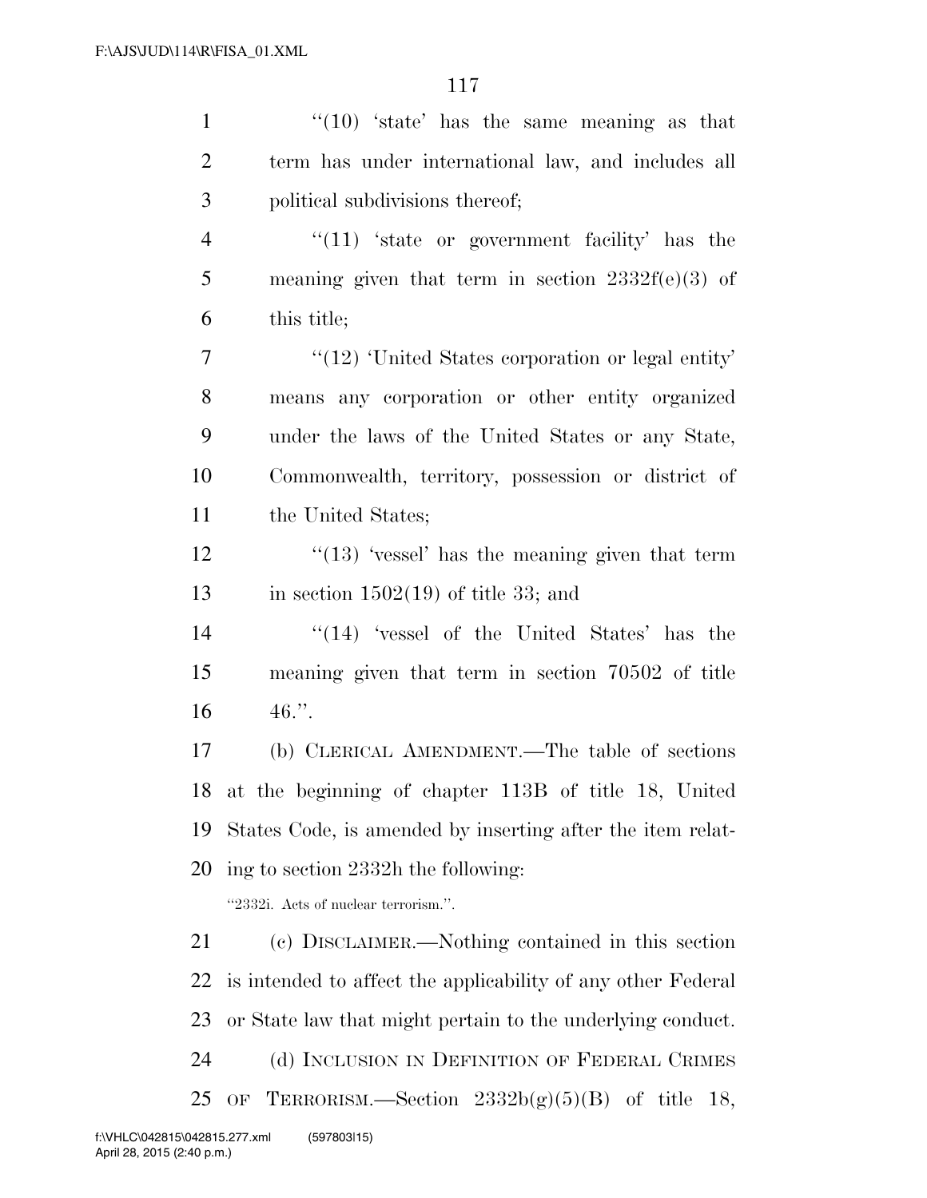''(10) 'state' has the same meaning as that term has under international law, and includes all political subdivisions thereof;

''(11) 'state or government facility' has the meaning given that term in section 2332f(e)(3) of this title;

''(12) 'United States corporation or legal entity' means any corporation or other entity organized under the laws of the United States or any State, Commonwealth, territory, possession or district of the United States;

''(13) 'vessel' has the meaning given that term in section 1502(19) of title 33; and

''(14) 'vessel of the United States' has the meaning given that term in section 70502 of title 46.''.

(b) CLERICAL AMENDMENT.—The table of sections at the beginning of chapter 113B of title 18, United States Code, is amended by inserting after the item relating to section 2332h the following:

''2332i. Acts of nuclear terrorism.''.

(c) DISCLAIMER.—Nothing contained in this section is intended to affect the applicability of any other Federal or State law that might pertain to the underlying conduct.

(d) INCLUSION IN DEFINITION OF FEDERAL CRIMES OF TERRORISM.—Section 2332b(g)(5)(B) of title 18,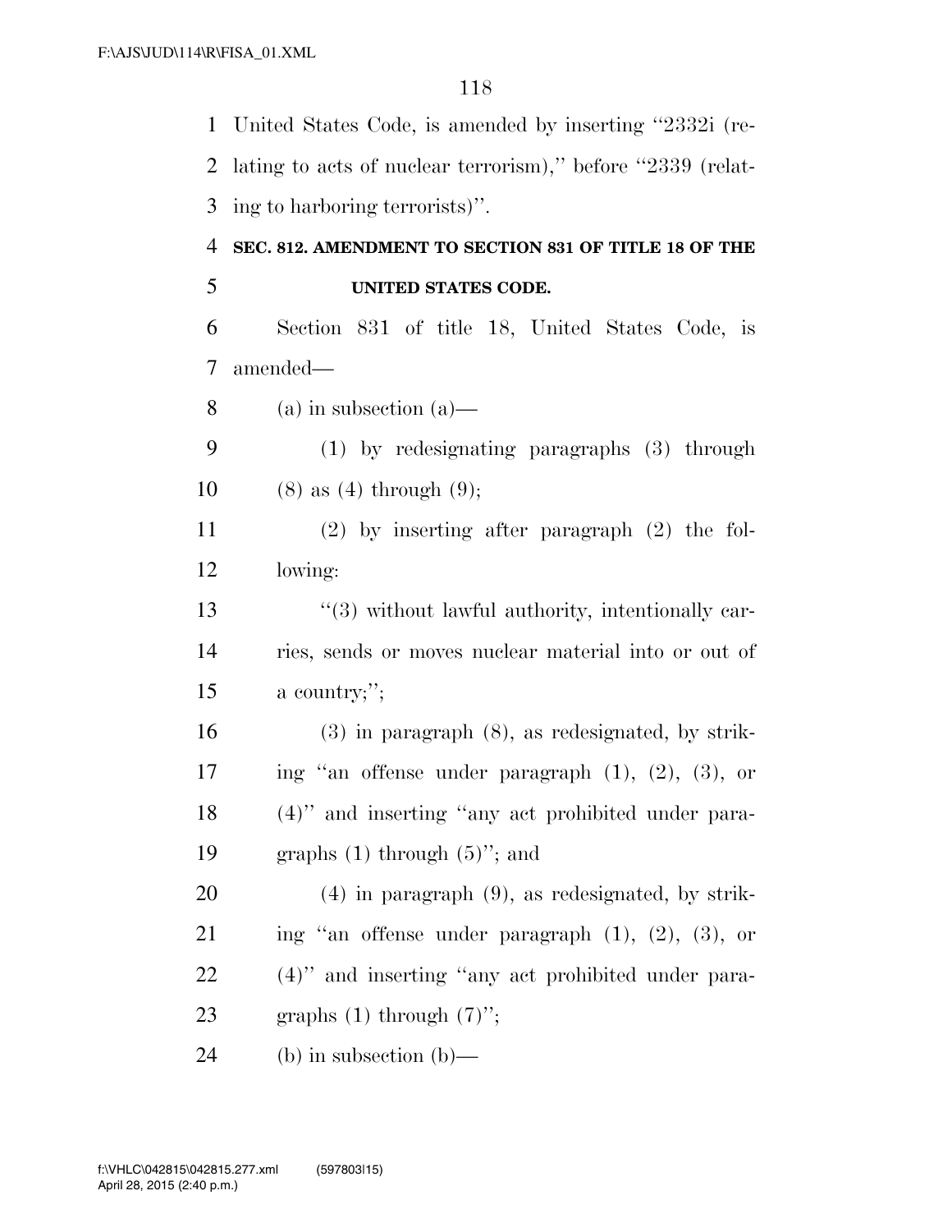United States Code, is amended by inserting ''2332i (relating to acts of nuclear terrorism),'' before ''2339 (relating to harboring terrorists)''.

**SEC. 812. AMENDMENT TO SECTION 831 OF TITLE 18 OF THE UNITED STATES CODE.**

Section 831 of title 18, United States Code, is amended—

(a) in subsection (a)—

(1) by redesignating paragraphs (3) through (8) as (4) through (9);

(2) by inserting after paragraph (2) the following:

''(3) without lawful authority, intentionally carries, sends or moves nuclear material into or out of a country;'';

(3) in paragraph (8), as redesignated, by striking ''an offense under paragraph (1), (2), (3), or (4)'' and inserting ''any act prohibited under paragraphs (1) through (5)''; and

(4) in paragraph (9), as redesignated, by striking ''an offense under paragraph (1), (2), (3), or (4)'' and inserting ''any act prohibited under paragraphs (1) through (7)'';

(b) in subsection (b)—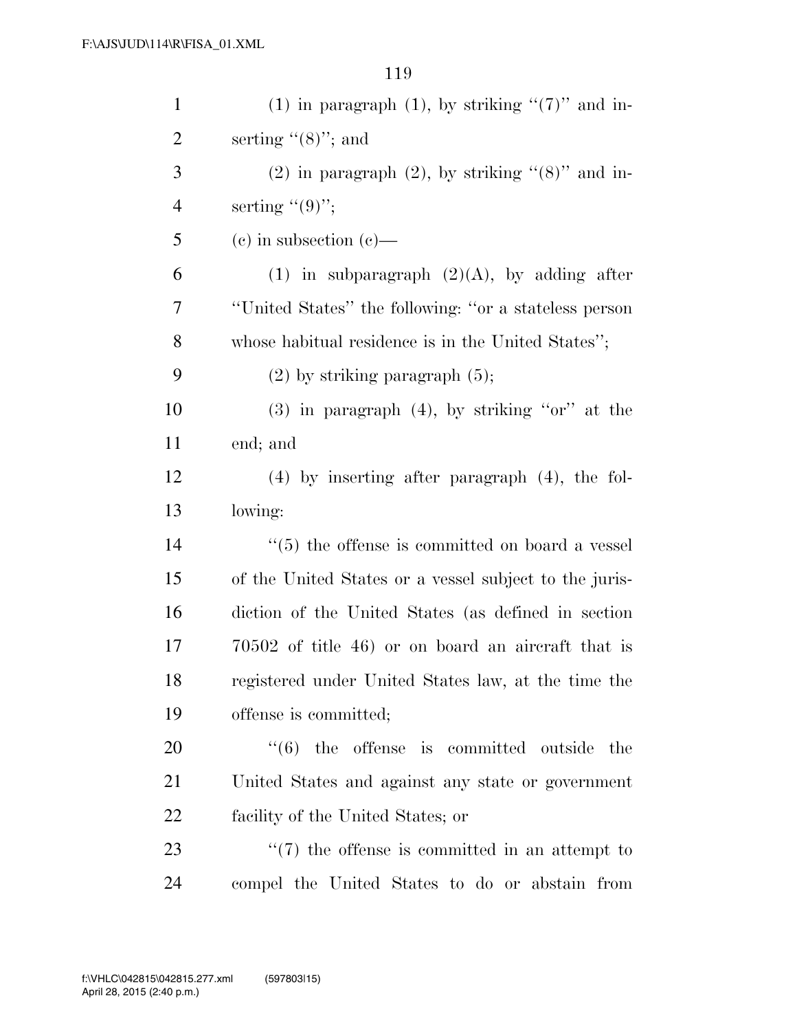(1) in paragraph (1), by striking ''(7)'' and inserting ''(8)''; and

(2) in paragraph (2), by striking ''(8)'' and inserting ''(9)'';

(c) in subsection (c)—

(1) in subparagraph (2)(A), by adding after ''United States'' the following: ''or a stateless person whose habitual residence is in the United States'';

(2) by striking paragraph (5);

(3) in paragraph (4), by striking ''or'' at the end; and

(4) by inserting after paragraph (4), the following:

''(5) the offense is committed on board a vessel of the United States or a vessel subject to the jurisdiction of the United States (as defined in section 70502 of title 46) or on board an aircraft that is registered under United States law, at the time the offense is committed;

''(6) the offense is committed outside the United States and against any state or government facility of the United States; or

''(7) the offense is committed in an attempt to compel the United States to do or abstain from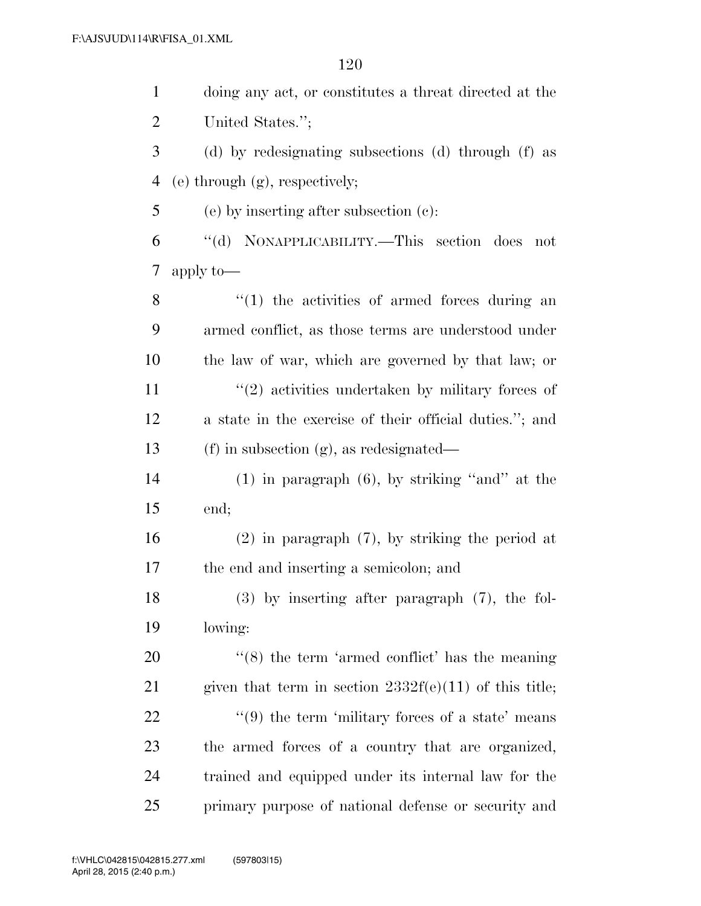doing any act, or constitutes a threat directed at the United States.'';

(d) by redesignating subsections (d) through (f) as (e) through (g), respectively;

(e) by inserting after subsection (c):

''(d) NONAPPLICABILITY.—This section does not apply to—

''(1) the activities of armed forces during an armed conflict, as those terms are understood under the law of war, which are governed by that law; or

''(2) activities undertaken by military forces of a state in the exercise of their official duties.''; and

(f) in subsection (g), as redesignated—

(1) in paragraph (6), by striking ''and'' at the end;

(2) in paragraph (7), by striking the period at the end and inserting a semicolon; and

(3) by inserting after paragraph (7), the following:

''(8) the term 'armed conflict' has the meaning given that term in section 2332f(e)(11) of this title;

''(9) the term 'military forces of a state' means the armed forces of a country that are organized, trained and equipped under its internal law for the primary purpose of national defense or security and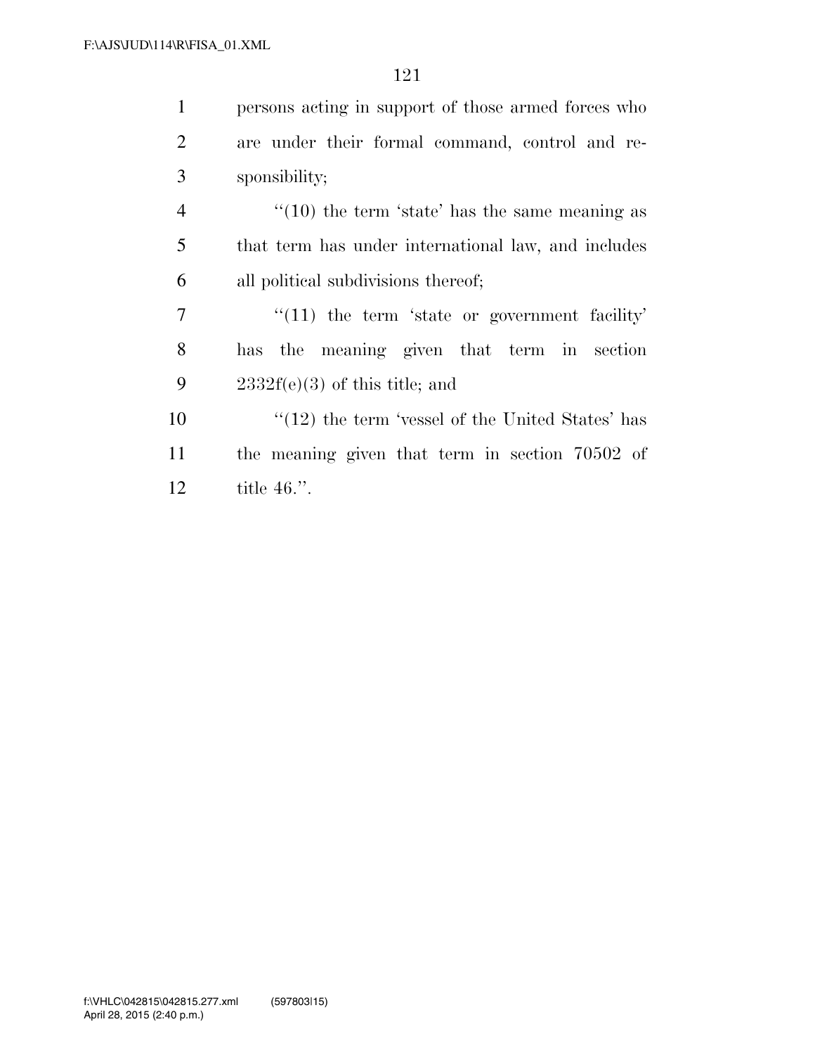persons acting in support of those armed forces who are under their formal command, control and responsibility;

"(10) the term 'state' has the same meaning as that term has under international law, and includes all political subdivisions thereof;

"(11) the term 'state or government facility' has the meaning given that term in section 2332f(e)(3) of this title; and

"(12) the term 'vessel of the United States' has the meaning given that term in section 70502 of title 46.".